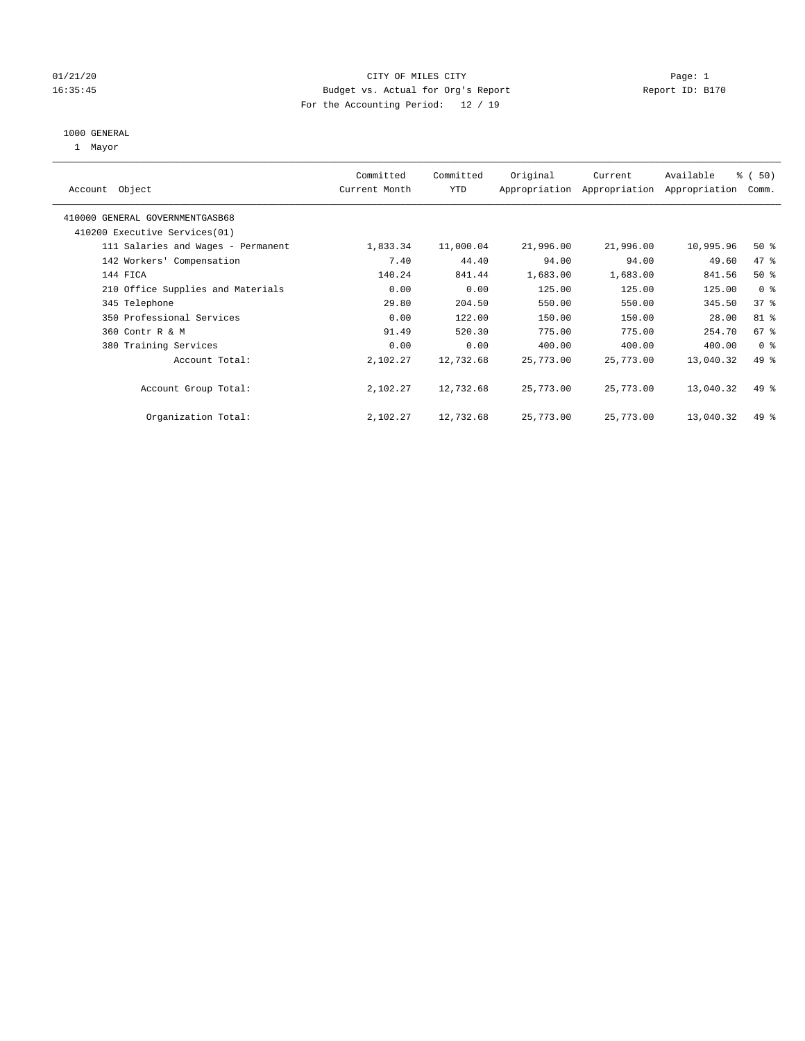01/21/20 CITY OF MILES CITY Page: 1
16:35:45 Budget vs. Actual for Org's Report Report ID: B170
For the Accounting Period: 12 / 19

1000 GENERAL
1 Mayor

| Account Object | Committed Current Month | Committed YTD | Original Appropriation | Current Appropriation | Available Appropriation | % ( 50) Comm. |
|---|---|---|---|---|---|---|
| 410000 GENERAL GOVERNMENTGASB68 | | | | | | |
| 410200 Executive Services(01) | | | | | | |
| 111 Salaries and Wages - Permanent | 1,833.34 | 11,000.04 | 21,996.00 | 21,996.00 | 10,995.96 | 50 % |
| 142 Workers' Compensation | 7.40 | 44.40 | 94.00 | 94.00 | 49.60 | 47 % |
| 144 FICA | 140.24 | 841.44 | 1,683.00 | 1,683.00 | 841.56 | 50 % |
| 210 Office Supplies and Materials | 0.00 | 0.00 | 125.00 | 125.00 | 125.00 | 0 % |
| 345 Telephone | 29.80 | 204.50 | 550.00 | 550.00 | 345.50 | 37 % |
| 350 Professional Services | 0.00 | 122.00 | 150.00 | 150.00 | 28.00 | 81 % |
| 360 Contr R & M | 91.49 | 520.30 | 775.00 | 775.00 | 254.70 | 67 % |
| 380 Training Services | 0.00 | 0.00 | 400.00 | 400.00 | 400.00 | 0 % |
| Account Total: | 2,102.27 | 12,732.68 | 25,773.00 | 25,773.00 | 13,040.32 | 49 % |
| Account Group Total: | 2,102.27 | 12,732.68 | 25,773.00 | 25,773.00 | 13,040.32 | 49 % |
| Organization Total: | 2,102.27 | 12,732.68 | 25,773.00 | 25,773.00 | 13,040.32 | 49 % |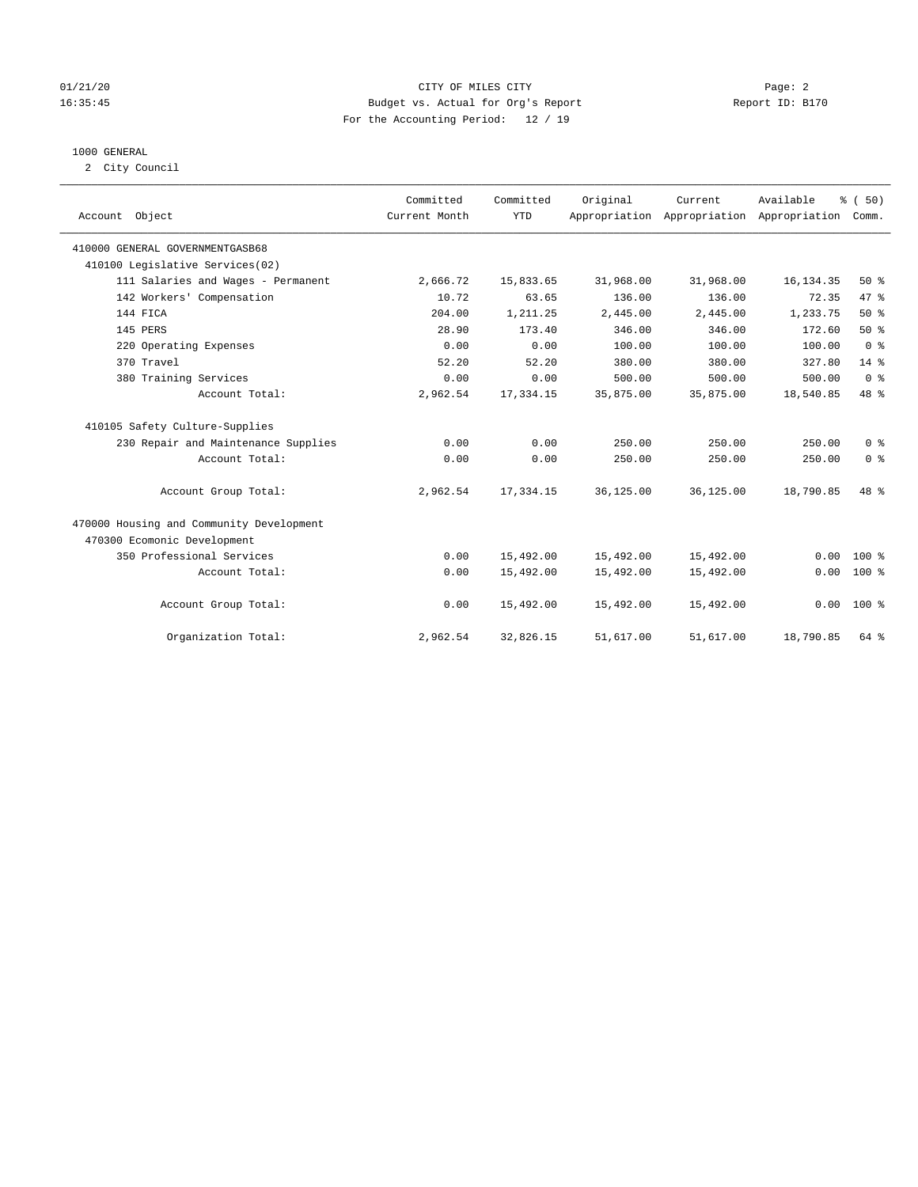01/21/20 CITY OF MILES CITY
16:35:45 Budget vs. Actual for Org's Report Report ID: B170
For the Accounting Period: 12 / 19

1000 GENERAL
2 City Council

| Account Object | Committed Current Month | Committed YTD | Original Appropriation | Current Appropriation | Available Appropriation | % ( 50) Comm. |
|---|---|---|---|---|---|---|
| 410000 GENERAL GOVERNMENTGASB68 | | | | | | |
| 410100 Legislative Services(02) | | | | | | |
| 111 Salaries and Wages - Permanent | 2,666.72 | 15,833.65 | 31,968.00 | 31,968.00 | 16,134.35 | 50 % |
| 142 Workers' Compensation | 10.72 | 63.65 | 136.00 | 136.00 | 72.35 | 47 % |
| 144 FICA | 204.00 | 1,211.25 | 2,445.00 | 2,445.00 | 1,233.75 | 50 % |
| 145 PERS | 28.90 | 173.40 | 346.00 | 346.00 | 172.60 | 50 % |
| 220 Operating Expenses | 0.00 | 0.00 | 100.00 | 100.00 | 100.00 | 0 % |
| 370 Travel | 52.20 | 52.20 | 380.00 | 380.00 | 327.80 | 14 % |
| 380 Training Services | 0.00 | 0.00 | 500.00 | 500.00 | 500.00 | 0 % |
| Account Total: | 2,962.54 | 17,334.15 | 35,875.00 | 35,875.00 | 18,540.85 | 48 % |
| 410105 Safety Culture-Supplies | | | | | | |
| 230 Repair and Maintenance Supplies | 0.00 | 0.00 | 250.00 | 250.00 | 250.00 | 0 % |
| Account Total: | 0.00 | 0.00 | 250.00 | 250.00 | 250.00 | 0 % |
| Account Group Total: | 2,962.54 | 17,334.15 | 36,125.00 | 36,125.00 | 18,790.85 | 48 % |
| 470000 Housing and Community Development | | | | | | |
| 470300 Ecomonic Development | | | | | | |
| 350 Professional Services | 0.00 | 15,492.00 | 15,492.00 | 15,492.00 | 0.00 | 100 % |
| Account Total: | 0.00 | 15,492.00 | 15,492.00 | 15,492.00 | 0.00 | 100 % |
| Account Group Total: | 0.00 | 15,492.00 | 15,492.00 | 15,492.00 | 0.00 | 100 % |
| Organization Total: | 2,962.54 | 32,826.15 | 51,617.00 | 51,617.00 | 18,790.85 | 64 % |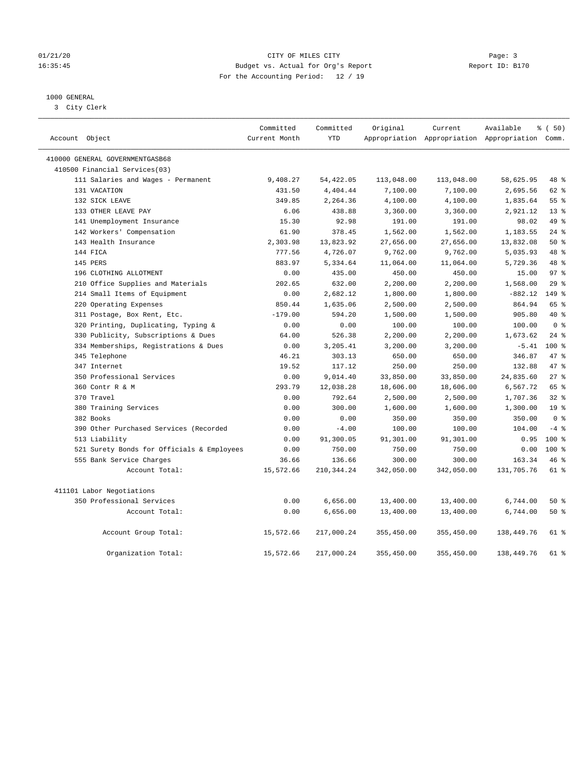CITY OF MILES CITY
Budget vs. Actual for Org's Report
For the Accounting Period: 12 / 19

01/21/20
16:35:45

Report ID: B170

1000 GENERAL
3 City Clerk

| Account Object | Committed Current Month | Committed YTD | Original Appropriation | Current Appropriation | Available Appropriation | % ( 50) Comm. |
|---|---|---|---|---|---|---|
| 410000 GENERAL GOVERNMENTGASB68 | | | | | | |
| 410500 Financial Services(03) | | | | | | |
| 111 Salaries and Wages - Permanent | 9,408.27 | 54,422.05 | 113,048.00 | 113,048.00 | 58,625.95 | 48 % |
| 131 VACATION | 431.50 | 4,404.44 | 7,100.00 | 7,100.00 | 2,695.56 | 62 % |
| 132 SICK LEAVE | 349.85 | 2,264.36 | 4,100.00 | 4,100.00 | 1,835.64 | 55 % |
| 133 OTHER LEAVE PAY | 6.06 | 438.88 | 3,360.00 | 3,360.00 | 2,921.12 | 13 % |
| 141 Unemployment Insurance | 15.30 | 92.98 | 191.00 | 191.00 | 98.02 | 49 % |
| 142 Workers' Compensation | 61.90 | 378.45 | 1,562.00 | 1,562.00 | 1,183.55 | 24 % |
| 143 Health Insurance | 2,303.98 | 13,823.92 | 27,656.00 | 27,656.00 | 13,832.08 | 50 % |
| 144 FICA | 777.56 | 4,726.07 | 9,762.00 | 9,762.00 | 5,035.93 | 48 % |
| 145 PERS | 883.97 | 5,334.64 | 11,064.00 | 11,064.00 | 5,729.36 | 48 % |
| 196 CLOTHING ALLOTMENT | 0.00 | 435.00 | 450.00 | 450.00 | 15.00 | 97 % |
| 210 Office Supplies and Materials | 202.65 | 632.00 | 2,200.00 | 2,200.00 | 1,568.00 | 29 % |
| 214 Small Items of Equipment | 0.00 | 2,682.12 | 1,800.00 | 1,800.00 | -882.12 | 149 % |
| 220 Operating Expenses | 850.44 | 1,635.06 | 2,500.00 | 2,500.00 | 864.94 | 65 % |
| 311 Postage, Box Rent, Etc. | -179.00 | 594.20 | 1,500.00 | 1,500.00 | 905.80 | 40 % |
| 320 Printing, Duplicating, Typing & | 0.00 | 0.00 | 100.00 | 100.00 | 100.00 | 0 % |
| 330 Publicity, Subscriptions & Dues | 64.00 | 526.38 | 2,200.00 | 2,200.00 | 1,673.62 | 24 % |
| 334 Memberships, Registrations & Dues | 0.00 | 3,205.41 | 3,200.00 | 3,200.00 | -5.41 | 100 % |
| 345 Telephone | 46.21 | 303.13 | 650.00 | 650.00 | 346.87 | 47 % |
| 347 Internet | 19.52 | 117.12 | 250.00 | 250.00 | 132.88 | 47 % |
| 350 Professional Services | 0.00 | 9,014.40 | 33,850.00 | 33,850.00 | 24,835.60 | 27 % |
| 360 Contr R & M | 293.79 | 12,038.28 | 18,606.00 | 18,606.00 | 6,567.72 | 65 % |
| 370 Travel | 0.00 | 792.64 | 2,500.00 | 2,500.00 | 1,707.36 | 32 % |
| 380 Training Services | 0.00 | 300.00 | 1,600.00 | 1,600.00 | 1,300.00 | 19 % |
| 382 Books | 0.00 | 0.00 | 350.00 | 350.00 | 350.00 | 0 % |
| 390 Other Purchased Services (Recorded | 0.00 | -4.00 | 100.00 | 100.00 | 104.00 | -4 % |
| 513 Liability | 0.00 | 91,300.05 | 91,301.00 | 91,301.00 | 0.95 | 100 % |
| 521 Surety Bonds for Officials & Employees | 0.00 | 750.00 | 750.00 | 750.00 | 0.00 | 100 % |
| 555 Bank Service Charges | 36.66 | 136.66 | 300.00 | 300.00 | 163.34 | 46 % |
| Account Total: | 15,572.66 | 210,344.24 | 342,050.00 | 342,050.00 | 131,705.76 | 61 % |
| 411101 Labor Negotiations | | | | | | |
| 350 Professional Services | 0.00 | 6,656.00 | 13,400.00 | 13,400.00 | 6,744.00 | 50 % |
| Account Total: | 0.00 | 6,656.00 | 13,400.00 | 13,400.00 | 6,744.00 | 50 % |
| Account Group Total: | 15,572.66 | 217,000.24 | 355,450.00 | 355,450.00 | 138,449.76 | 61 % |
| Organization Total: | 15,572.66 | 217,000.24 | 355,450.00 | 355,450.00 | 138,449.76 | 61 % |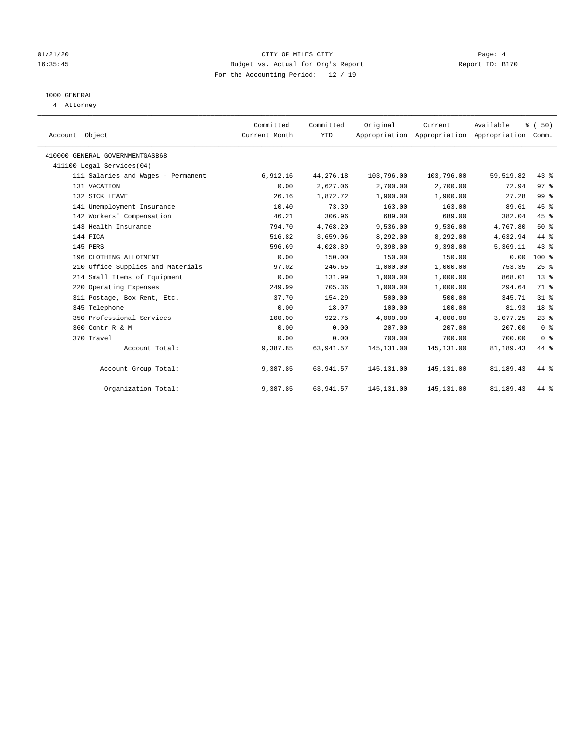01/21/20 CITY OF MILES CITY
16:35:45 Budget vs. Actual for Org's Report Report ID: B170
For the Accounting Period: 12 / 19

1000 GENERAL
4 Attorney

| Account Object | Committed Current Month | Committed YTD | Original Appropriation | Current Appropriation | Available Appropriation | % ( 50) Comm. |
|---|---|---|---|---|---|---|
| 410000 GENERAL GOVERNMENTGASB68 | | | | | | |
| 411100 Legal Services(04) | | | | | | |
| 111 Salaries and Wages - Permanent | 6,912.16 | 44,276.18 | 103,796.00 | 103,796.00 | 59,519.82 | 43 % |
| 131 VACATION | 0.00 | 2,627.06 | 2,700.00 | 2,700.00 | 72.94 | 97 % |
| 132 SICK LEAVE | 26.16 | 1,872.72 | 1,900.00 | 1,900.00 | 27.28 | 99 % |
| 141 Unemployment Insurance | 10.40 | 73.39 | 163.00 | 163.00 | 89.61 | 45 % |
| 142 Workers' Compensation | 46.21 | 306.96 | 689.00 | 689.00 | 382.04 | 45 % |
| 143 Health Insurance | 794.70 | 4,768.20 | 9,536.00 | 9,536.00 | 4,767.80 | 50 % |
| 144 FICA | 516.82 | 3,659.06 | 8,292.00 | 8,292.00 | 4,632.94 | 44 % |
| 145 PERS | 596.69 | 4,028.89 | 9,398.00 | 9,398.00 | 5,369.11 | 43 % |
| 196 CLOTHING ALLOTMENT | 0.00 | 150.00 | 150.00 | 150.00 | 0.00 | 100 % |
| 210 Office Supplies and Materials | 97.02 | 246.65 | 1,000.00 | 1,000.00 | 753.35 | 25 % |
| 214 Small Items of Equipment | 0.00 | 131.99 | 1,000.00 | 1,000.00 | 868.01 | 13 % |
| 220 Operating Expenses | 249.99 | 705.36 | 1,000.00 | 1,000.00 | 294.64 | 71 % |
| 311 Postage, Box Rent, Etc. | 37.70 | 154.29 | 500.00 | 500.00 | 345.71 | 31 % |
| 345 Telephone | 0.00 | 18.07 | 100.00 | 100.00 | 81.93 | 18 % |
| 350 Professional Services | 100.00 | 922.75 | 4,000.00 | 4,000.00 | 3,077.25 | 23 % |
| 360 Contr R & M | 0.00 | 0.00 | 207.00 | 207.00 | 207.00 | 0 % |
| 370 Travel | 0.00 | 0.00 | 700.00 | 700.00 | 700.00 | 0 % |
| Account Total: | 9,387.85 | 63,941.57 | 145,131.00 | 145,131.00 | 81,189.43 | 44 % |
| Account Group Total: | 9,387.85 | 63,941.57 | 145,131.00 | 145,131.00 | 81,189.43 | 44 % |
| Organization Total: | 9,387.85 | 63,941.57 | 145,131.00 | 145,131.00 | 81,189.43 | 44 % |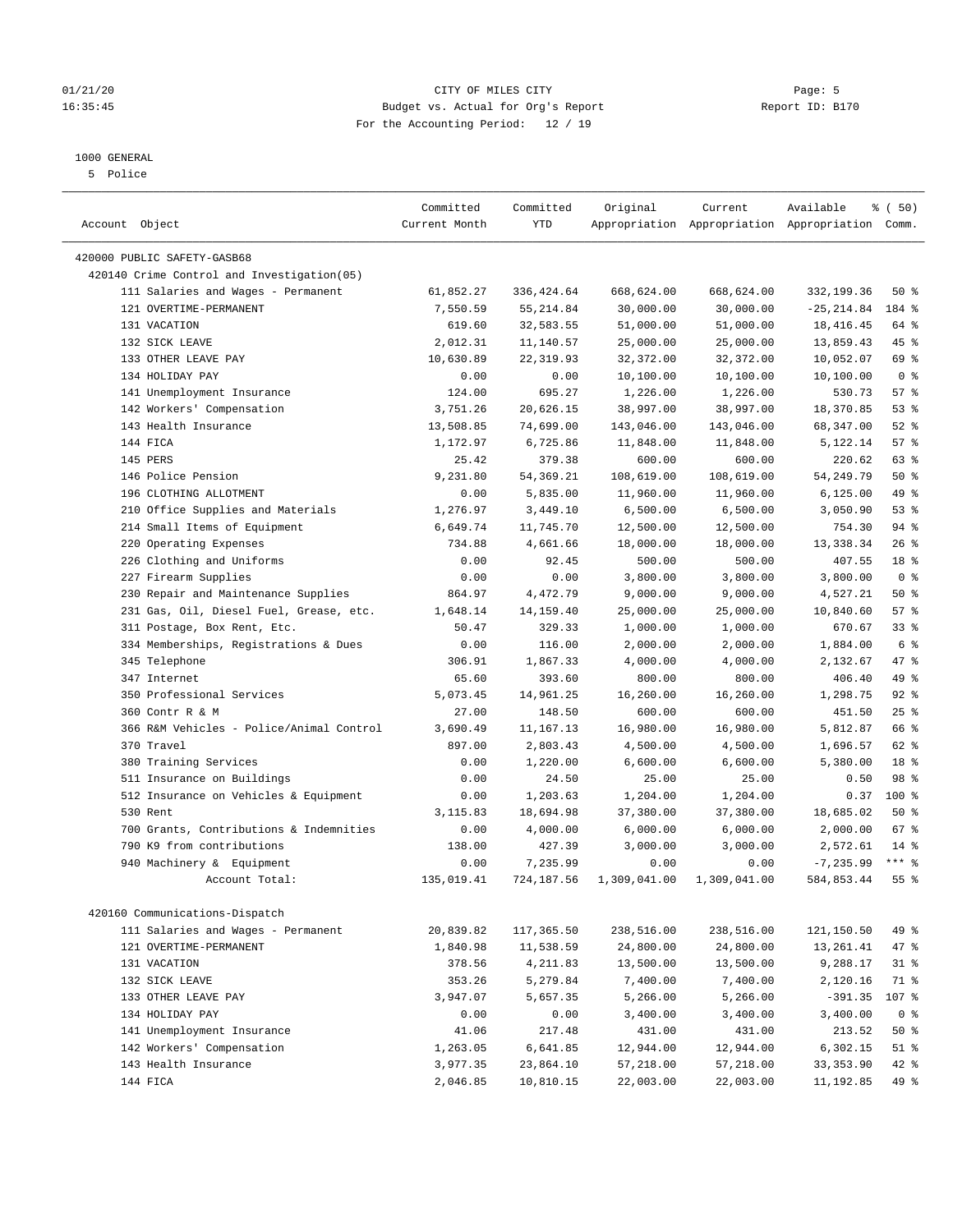CITY OF MILES CITY
Budget vs. Actual for Org's Report
For the Accounting Period: 12 / 19

01/21/20
16:35:45

Report ID: B170

1000 GENERAL
5 Police

| Account Object | Committed Current Month | Committed YTD | Original Appropriation | Current Appropriation | Available Appropriation | % ( 50) Comm. |
|---|---|---|---|---|---|---|
| 420000 PUBLIC SAFETY-GASB68 | | | | | | |
| 420140 Crime Control and Investigation(05) | | | | | | |
| 111 Salaries and Wages - Permanent | 61,852.27 | 336,424.64 | 668,624.00 | 668,624.00 | 332,199.36 | 50 % |
| 121 OVERTIME-PERMANENT | 7,550.59 | 55,214.84 | 30,000.00 | 30,000.00 | -25,214.84 | 184 % |
| 131 VACATION | 619.60 | 32,583.55 | 51,000.00 | 51,000.00 | 18,416.45 | 64 % |
| 132 SICK LEAVE | 2,012.31 | 11,140.57 | 25,000.00 | 25,000.00 | 13,859.43 | 45 % |
| 133 OTHER LEAVE PAY | 10,630.89 | 22,319.93 | 32,372.00 | 32,372.00 | 10,052.07 | 69 % |
| 134 HOLIDAY PAY | 0.00 | 0.00 | 10,100.00 | 10,100.00 | 10,100.00 | 0 % |
| 141 Unemployment Insurance | 124.00 | 695.27 | 1,226.00 | 1,226.00 | 530.73 | 57 % |
| 142 Workers' Compensation | 3,751.26 | 20,626.15 | 38,997.00 | 38,997.00 | 18,370.85 | 53 % |
| 143 Health Insurance | 13,508.85 | 74,699.00 | 143,046.00 | 143,046.00 | 68,347.00 | 52 % |
| 144 FICA | 1,172.97 | 6,725.86 | 11,848.00 | 11,848.00 | 5,122.14 | 57 % |
| 145 PERS | 25.42 | 379.38 | 600.00 | 600.00 | 220.62 | 63 % |
| 146 Police Pension | 9,231.80 | 54,369.21 | 108,619.00 | 108,619.00 | 54,249.79 | 50 % |
| 196 CLOTHING ALLOTMENT | 0.00 | 5,835.00 | 11,960.00 | 11,960.00 | 6,125.00 | 49 % |
| 210 Office Supplies and Materials | 1,276.97 | 3,449.10 | 6,500.00 | 6,500.00 | 3,050.90 | 53 % |
| 214 Small Items of Equipment | 6,649.74 | 11,745.70 | 12,500.00 | 12,500.00 | 754.30 | 94 % |
| 220 Operating Expenses | 734.88 | 4,661.66 | 18,000.00 | 18,000.00 | 13,338.34 | 26 % |
| 226 Clothing and Uniforms | 0.00 | 92.45 | 500.00 | 500.00 | 407.55 | 18 % |
| 227 Firearm Supplies | 0.00 | 0.00 | 3,800.00 | 3,800.00 | 3,800.00 | 0 % |
| 230 Repair and Maintenance Supplies | 864.97 | 4,472.79 | 9,000.00 | 9,000.00 | 4,527.21 | 50 % |
| 231 Gas, Oil, Diesel Fuel, Grease, etc. | 1,648.14 | 14,159.40 | 25,000.00 | 25,000.00 | 10,840.60 | 57 % |
| 311 Postage, Box Rent, Etc. | 50.47 | 329.33 | 1,000.00 | 1,000.00 | 670.67 | 33 % |
| 334 Memberships, Registrations & Dues | 0.00 | 116.00 | 2,000.00 | 2,000.00 | 1,884.00 | 6 % |
| 345 Telephone | 306.91 | 1,867.33 | 4,000.00 | 4,000.00 | 2,132.67 | 47 % |
| 347 Internet | 65.60 | 393.60 | 800.00 | 800.00 | 406.40 | 49 % |
| 350 Professional Services | 5,073.45 | 14,961.25 | 16,260.00 | 16,260.00 | 1,298.75 | 92 % |
| 360 Contr R & M | 27.00 | 148.50 | 600.00 | 600.00 | 451.50 | 25 % |
| 366 R&M Vehicles - Police/Animal Control | 3,690.49 | 11,167.13 | 16,980.00 | 16,980.00 | 5,812.87 | 66 % |
| 370 Travel | 897.00 | 2,803.43 | 4,500.00 | 4,500.00 | 1,696.57 | 62 % |
| 380 Training Services | 0.00 | 1,220.00 | 6,600.00 | 6,600.00 | 5,380.00 | 18 % |
| 511 Insurance on Buildings | 0.00 | 24.50 | 25.00 | 25.00 | 0.50 | 98 % |
| 512 Insurance on Vehicles & Equipment | 0.00 | 1,203.63 | 1,204.00 | 1,204.00 | 0.37 | 100 % |
| 530 Rent | 3,115.83 | 18,694.98 | 37,380.00 | 37,380.00 | 18,685.02 | 50 % |
| 700 Grants, Contributions & Indemnities | 0.00 | 4,000.00 | 6,000.00 | 6,000.00 | 2,000.00 | 67 % |
| 790 K9 from contributions | 138.00 | 427.39 | 3,000.00 | 3,000.00 | 2,572.61 | 14 % |
| 940 Machinery & Equipment | 0.00 | 7,235.99 | 0.00 | 0.00 | -7,235.99 | *** % |
| Account Total: | 135,019.41 | 724,187.56 | 1,309,041.00 | 1,309,041.00 | 584,853.44 | 55 % |
| 420160 Communications-Dispatch | | | | | | |
| 111 Salaries and Wages - Permanent | 20,839.82 | 117,365.50 | 238,516.00 | 238,516.00 | 121,150.50 | 49 % |
| 121 OVERTIME-PERMANENT | 1,840.98 | 11,538.59 | 24,800.00 | 24,800.00 | 13,261.41 | 47 % |
| 131 VACATION | 378.56 | 4,211.83 | 13,500.00 | 13,500.00 | 9,288.17 | 31 % |
| 132 SICK LEAVE | 353.26 | 5,279.84 | 7,400.00 | 7,400.00 | 2,120.16 | 71 % |
| 133 OTHER LEAVE PAY | 3,947.07 | 5,657.35 | 5,266.00 | 5,266.00 | -391.35 | 107 % |
| 134 HOLIDAY PAY | 0.00 | 0.00 | 3,400.00 | 3,400.00 | 3,400.00 | 0 % |
| 141 Unemployment Insurance | 41.06 | 217.48 | 431.00 | 431.00 | 213.52 | 50 % |
| 142 Workers' Compensation | 1,263.05 | 6,641.85 | 12,944.00 | 12,944.00 | 6,302.15 | 51 % |
| 143 Health Insurance | 3,977.35 | 23,864.10 | 57,218.00 | 57,218.00 | 33,353.90 | 42 % |
| 144 FICA | 2,046.85 | 10,810.15 | 22,003.00 | 22,003.00 | 11,192.85 | 49 % |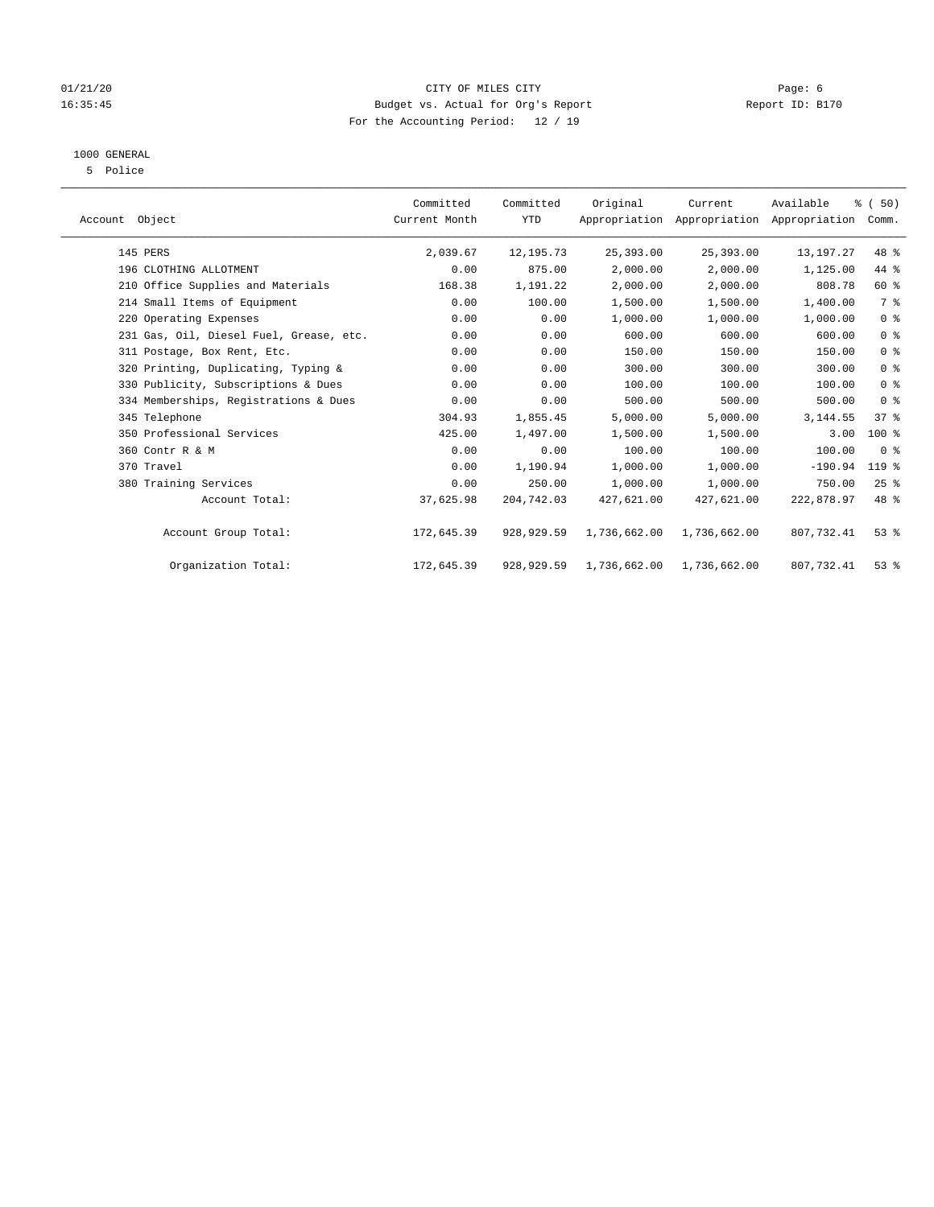CITY OF MILES CITY

Budget vs. Actual for Org's Report

For the Accounting Period: 12 / 19

01/21/20 16:35:45 — Page: 6 — Report ID: B170

1000 GENERAL

5 Police

| Account Object | Committed Current Month | Committed YTD | Original Appropriation | Current Appropriation | Available Appropriation | % ( 50) Comm. |
|---|---|---|---|---|---|---|
| 145 PERS | 2,039.67 | 12,195.73 | 25,393.00 | 25,393.00 | 13,197.27 | 48 % |
| 196 CLOTHING ALLOTMENT | 0.00 | 875.00 | 2,000.00 | 2,000.00 | 1,125.00 | 44 % |
| 210 Office Supplies and Materials | 168.38 | 1,191.22 | 2,000.00 | 2,000.00 | 808.78 | 60 % |
| 214 Small Items of Equipment | 0.00 | 100.00 | 1,500.00 | 1,500.00 | 1,400.00 | 7 % |
| 220 Operating Expenses | 0.00 | 0.00 | 1,000.00 | 1,000.00 | 1,000.00 | 0 % |
| 231 Gas, Oil, Diesel Fuel, Grease, etc. | 0.00 | 0.00 | 600.00 | 600.00 | 600.00 | 0 % |
| 311 Postage, Box Rent, Etc. | 0.00 | 0.00 | 150.00 | 150.00 | 150.00 | 0 % |
| 320 Printing, Duplicating, Typing & | 0.00 | 0.00 | 300.00 | 300.00 | 300.00 | 0 % |
| 330 Publicity, Subscriptions & Dues | 0.00 | 0.00 | 100.00 | 100.00 | 100.00 | 0 % |
| 334 Memberships, Registrations & Dues | 0.00 | 0.00 | 500.00 | 500.00 | 500.00 | 0 % |
| 345 Telephone | 304.93 | 1,855.45 | 5,000.00 | 5,000.00 | 3,144.55 | 37 % |
| 350 Professional Services | 425.00 | 1,497.00 | 1,500.00 | 1,500.00 | 3.00 | 100 % |
| 360 Contr R & M | 0.00 | 0.00 | 100.00 | 100.00 | 100.00 | 0 % |
| 370 Travel | 0.00 | 1,190.94 | 1,000.00 | 1,000.00 | -190.94 | 119 % |
| 380 Training Services | 0.00 | 250.00 | 1,000.00 | 1,000.00 | 750.00 | 25 % |
| Account Total: | 37,625.98 | 204,742.03 | 427,621.00 | 427,621.00 | 222,878.97 | 48 % |
| Account Group Total: | 172,645.39 | 928,929.59 | 1,736,662.00 | 1,736,662.00 | 807,732.41 | 53 % |
| Organization Total: | 172,645.39 | 928,929.59 | 1,736,662.00 | 1,736,662.00 | 807,732.41 | 53 % |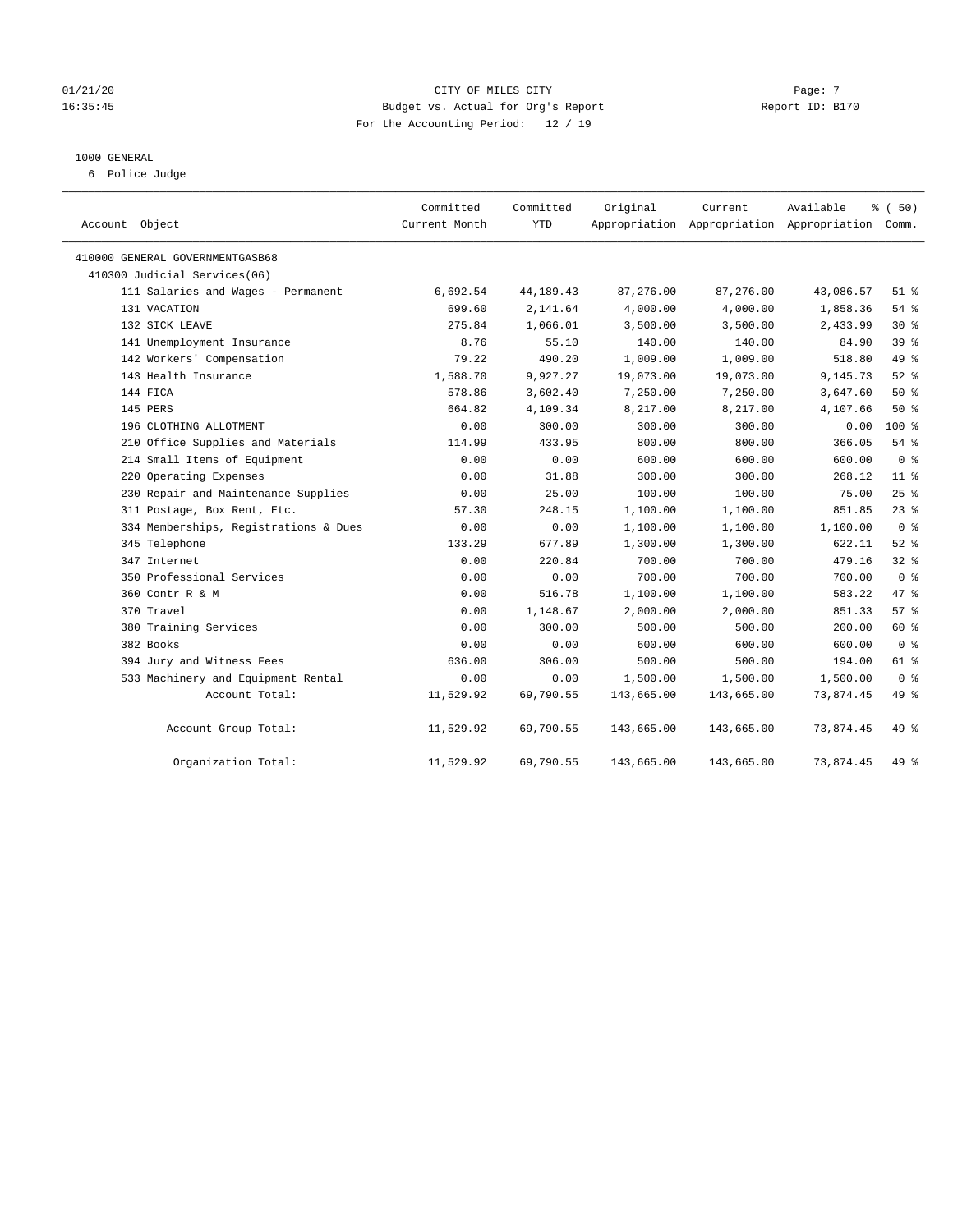01/21/20 CITY OF MILES CITY
16:35:45 Budget vs. Actual for Org's Report Report ID: B170
For the Accounting Period: 12 / 19

1000 GENERAL
6 Police Judge

| Account Object | Committed Current Month | Committed YTD | Original Appropriation | Current Appropriation | Available Appropriation | % ( 50) Comm. |
|---|---|---|---|---|---|---|
| 410000 GENERAL GOVERNMENTGASB68 | | | | | | |
| 410300 Judicial Services(06) | | | | | | |
| 111 Salaries and Wages - Permanent | 6,692.54 | 44,189.43 | 87,276.00 | 87,276.00 | 43,086.57 | 51 % |
| 131 VACATION | 699.60 | 2,141.64 | 4,000.00 | 4,000.00 | 1,858.36 | 54 % |
| 132 SICK LEAVE | 275.84 | 1,066.01 | 3,500.00 | 3,500.00 | 2,433.99 | 30 % |
| 141 Unemployment Insurance | 8.76 | 55.10 | 140.00 | 140.00 | 84.90 | 39 % |
| 142 Workers' Compensation | 79.22 | 490.20 | 1,009.00 | 1,009.00 | 518.80 | 49 % |
| 143 Health Insurance | 1,588.70 | 9,927.27 | 19,073.00 | 19,073.00 | 9,145.73 | 52 % |
| 144 FICA | 578.86 | 3,602.40 | 7,250.00 | 7,250.00 | 3,647.60 | 50 % |
| 145 PERS | 664.82 | 4,109.34 | 8,217.00 | 8,217.00 | 4,107.66 | 50 % |
| 196 CLOTHING ALLOTMENT | 0.00 | 300.00 | 300.00 | 300.00 | 0.00 | 100 % |
| 210 Office Supplies and Materials | 114.99 | 433.95 | 800.00 | 800.00 | 366.05 | 54 % |
| 214 Small Items of Equipment | 0.00 | 0.00 | 600.00 | 600.00 | 600.00 | 0 % |
| 220 Operating Expenses | 0.00 | 31.88 | 300.00 | 300.00 | 268.12 | 11 % |
| 230 Repair and Maintenance Supplies | 0.00 | 25.00 | 100.00 | 100.00 | 75.00 | 25 % |
| 311 Postage, Box Rent, Etc. | 57.30 | 248.15 | 1,100.00 | 1,100.00 | 851.85 | 23 % |
| 334 Memberships, Registrations & Dues | 0.00 | 0.00 | 1,100.00 | 1,100.00 | 1,100.00 | 0 % |
| 345 Telephone | 133.29 | 677.89 | 1,300.00 | 1,300.00 | 622.11 | 52 % |
| 347 Internet | 0.00 | 220.84 | 700.00 | 700.00 | 479.16 | 32 % |
| 350 Professional Services | 0.00 | 0.00 | 700.00 | 700.00 | 700.00 | 0 % |
| 360 Contr R & M | 0.00 | 516.78 | 1,100.00 | 1,100.00 | 583.22 | 47 % |
| 370 Travel | 0.00 | 1,148.67 | 2,000.00 | 2,000.00 | 851.33 | 57 % |
| 380 Training Services | 0.00 | 300.00 | 500.00 | 500.00 | 200.00 | 60 % |
| 382 Books | 0.00 | 0.00 | 600.00 | 600.00 | 600.00 | 0 % |
| 394 Jury and Witness Fees | 636.00 | 306.00 | 500.00 | 500.00 | 194.00 | 61 % |
| 533 Machinery and Equipment Rental | 0.00 | 0.00 | 1,500.00 | 1,500.00 | 1,500.00 | 0 % |
| Account Total: | 11,529.92 | 69,790.55 | 143,665.00 | 143,665.00 | 73,874.45 | 49 % |
| Account Group Total: | 11,529.92 | 69,790.55 | 143,665.00 | 143,665.00 | 73,874.45 | 49 % |
| Organization Total: | 11,529.92 | 69,790.55 | 143,665.00 | 143,665.00 | 73,874.45 | 49 % |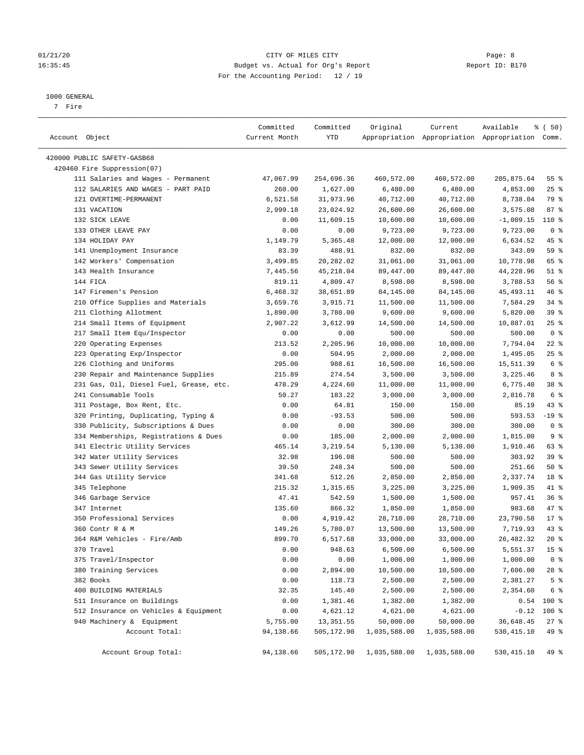01/21/20 CITY OF MILES CITY
16:35:45 Budget vs. Actual for Org's Report Report ID: B170
For the Accounting Period: 12 / 19

1000 GENERAL
7 Fire

| Account Object | Committed Current Month | Committed YTD | Original Appropriation | Current Appropriation | Available Appropriation | % ( 50) Comm. |
|---|---|---|---|---|---|---|
| 420000 PUBLIC SAFETY-GASB68 | | | | | | |
| 420460 Fire Suppression(07) | | | | | | |
| 111 Salaries and Wages - Permanent | 47,067.99 | 254,696.36 | 460,572.00 | 460,572.00 | 205,875.64 | 55 % |
| 112 SALARIES AND WAGES - PART PAID | 260.00 | 1,627.00 | 6,480.00 | 6,480.00 | 4,853.00 | 25 % |
| 121 OVERTIME-PERMANENT | 6,521.58 | 31,973.96 | 40,712.00 | 40,712.00 | 8,738.04 | 79 % |
| 131 VACATION | 2,999.18 | 23,024.92 | 26,600.00 | 26,600.00 | 3,575.08 | 87 % |
| 132 SICK LEAVE | 0.00 | 11,609.15 | 10,600.00 | 10,600.00 | -1,009.15 | 110 % |
| 133 OTHER LEAVE PAY | 0.00 | 0.00 | 9,723.00 | 9,723.00 | 9,723.00 | 0 % |
| 134 HOLIDAY PAY | 1,149.79 | 5,365.48 | 12,000.00 | 12,000.00 | 6,634.52 | 45 % |
| 141 Unemployment Insurance | 83.39 | 488.91 | 832.00 | 832.00 | 343.09 | 59 % |
| 142 Workers' Compensation | 3,499.85 | 20,282.02 | 31,061.00 | 31,061.00 | 10,778.98 | 65 % |
| 143 Health Insurance | 7,445.56 | 45,218.04 | 89,447.00 | 89,447.00 | 44,228.96 | 51 % |
| 144 FICA | 819.11 | 4,809.47 | 8,598.00 | 8,598.00 | 3,788.53 | 56 % |
| 147 Firemen's Pension | 6,468.32 | 38,651.89 | 84,145.00 | 84,145.00 | 45,493.11 | 46 % |
| 210 Office Supplies and Materials | 3,659.76 | 3,915.71 | 11,500.00 | 11,500.00 | 7,584.29 | 34 % |
| 211 Clothing Allotment | 1,890.00 | 3,780.00 | 9,600.00 | 9,600.00 | 5,820.00 | 39 % |
| 214 Small Items of Equipment | 2,907.22 | 3,612.99 | 14,500.00 | 14,500.00 | 10,887.01 | 25 % |
| 217 Small Item Equ/Inspector | 0.00 | 0.00 | 500.00 | 500.00 | 500.00 | 0 % |
| 220 Operating Expenses | 213.52 | 2,205.96 | 10,000.00 | 10,000.00 | 7,794.04 | 22 % |
| 223 Operating Exp/Inspector | 0.00 | 504.95 | 2,000.00 | 2,000.00 | 1,495.05 | 25 % |
| 226 Clothing and Uniforms | 295.00 | 988.61 | 16,500.00 | 16,500.00 | 15,511.39 | 6 % |
| 230 Repair and Maintenance Supplies | 215.89 | 274.54 | 3,500.00 | 3,500.00 | 3,225.46 | 8 % |
| 231 Gas, Oil, Diesel Fuel, Grease, etc. | 478.29 | 4,224.60 | 11,000.00 | 11,000.00 | 6,775.40 | 38 % |
| 241 Consumable Tools | 50.27 | 183.22 | 3,000.00 | 3,000.00 | 2,816.78 | 6 % |
| 311 Postage, Box Rent, Etc. | 0.00 | 64.81 | 150.00 | 150.00 | 85.19 | 43 % |
| 320 Printing, Duplicating, Typing & | 0.00 | -93.53 | 500.00 | 500.00 | 593.53 | -19 % |
| 330 Publicity, Subscriptions & Dues | 0.00 | 0.00 | 300.00 | 300.00 | 300.00 | 0 % |
| 334 Memberships, Registrations & Dues | 0.00 | 185.00 | 2,000.00 | 2,000.00 | 1,815.00 | 9 % |
| 341 Electric Utility Services | 465.14 | 3,219.54 | 5,130.00 | 5,130.00 | 1,910.46 | 63 % |
| 342 Water Utility Services | 32.98 | 196.08 | 500.00 | 500.00 | 303.92 | 39 % |
| 343 Sewer Utility Services | 39.50 | 248.34 | 500.00 | 500.00 | 251.66 | 50 % |
| 344 Gas Utility Service | 341.68 | 512.26 | 2,850.00 | 2,850.00 | 2,337.74 | 18 % |
| 345 Telephone | 215.32 | 1,315.65 | 3,225.00 | 3,225.00 | 1,909.35 | 41 % |
| 346 Garbage Service | 47.41 | 542.59 | 1,500.00 | 1,500.00 | 957.41 | 36 % |
| 347 Internet | 135.60 | 866.32 | 1,850.00 | 1,850.00 | 983.68 | 47 % |
| 350 Professional Services | 0.00 | 4,919.42 | 28,710.00 | 28,710.00 | 23,790.58 | 17 % |
| 360 Contr R & M | 149.26 | 5,780.07 | 13,500.00 | 13,500.00 | 7,719.93 | 43 % |
| 364 R&M Vehicles - Fire/Amb | 899.70 | 6,517.68 | 33,000.00 | 33,000.00 | 26,482.32 | 20 % |
| 370 Travel | 0.00 | 948.63 | 6,500.00 | 6,500.00 | 5,551.37 | 15 % |
| 375 Travel/Inspector | 0.00 | 0.00 | 1,000.00 | 1,000.00 | 1,000.00 | 0 % |
| 380 Training Services | 0.00 | 2,894.00 | 10,500.00 | 10,500.00 | 7,606.00 | 28 % |
| 382 Books | 0.00 | 118.73 | 2,500.00 | 2,500.00 | 2,381.27 | 5 % |
| 400 BUILDING MATERIALS | 32.35 | 145.40 | 2,500.00 | 2,500.00 | 2,354.60 | 6 % |
| 511 Insurance on Buildings | 0.00 | 1,381.46 | 1,382.00 | 1,382.00 | 0.54 | 100 % |
| 512 Insurance on Vehicles & Equipment | 0.00 | 4,621.12 | 4,621.00 | 4,621.00 | -0.12 | 100 % |
| 940 Machinery & Equipment | 5,755.00 | 13,351.55 | 50,000.00 | 50,000.00 | 36,648.45 | 27 % |
| Account Total: | 94,138.66 | 505,172.90 | 1,035,588.00 | 1,035,588.00 | 530,415.10 | 49 % |
| Account Group Total: | 94,138.66 | 505,172.90 | 1,035,588.00 | 1,035,588.00 | 530,415.10 | 49 % |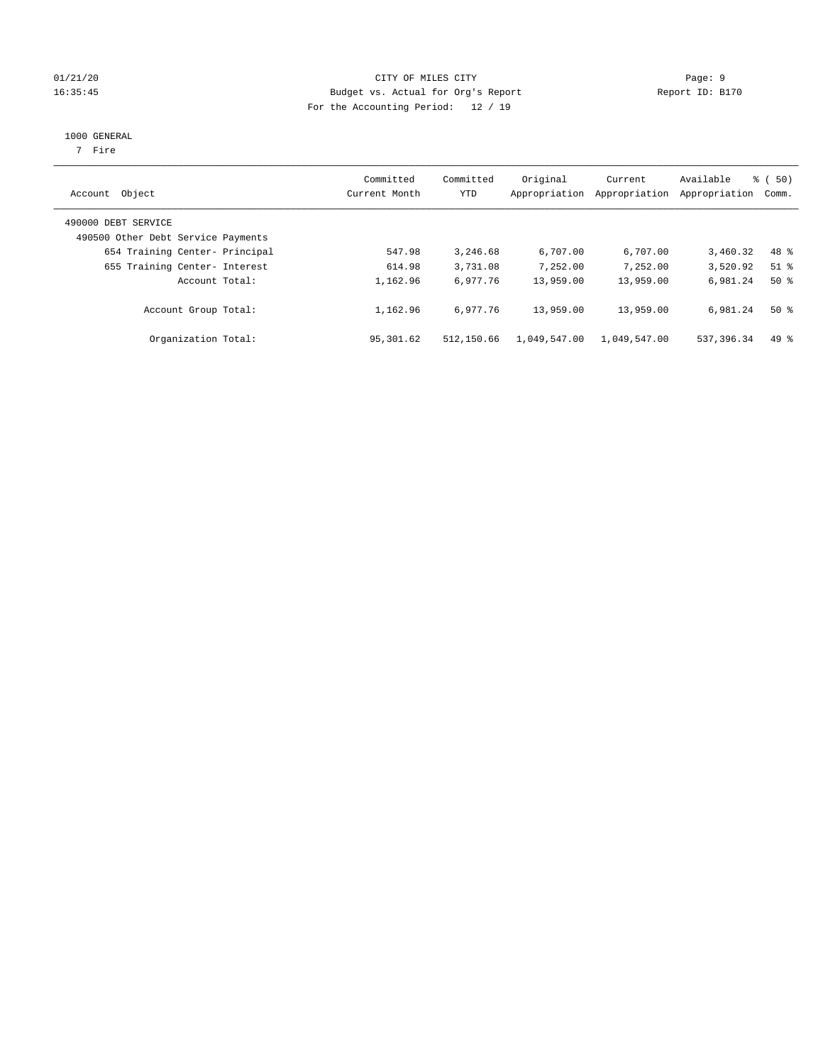CITY OF MILES CITY

Budget vs. Actual for Org's Report

For the Accounting Period: 12 / 19

Report ID: B170

1000 GENERAL

7 Fire

| Account Object | Committed Current Month | Committed YTD | Original Appropriation | Current Appropriation | Available Appropriation | % ( 50) Comm. |
|---|---|---|---|---|---|---|
| 490000 DEBT SERVICE | | | | | | |
| 490500 Other Debt Service Payments | | | | | | |
| 654 Training Center- Principal | 547.98 | 3,246.68 | 6,707.00 | 6,707.00 | 3,460.32 | 48 % |
| 655 Training Center- Interest | 614.98 | 3,731.08 | 7,252.00 | 7,252.00 | 3,520.92 | 51 % |
| Account Total: | 1,162.96 | 6,977.76 | 13,959.00 | 13,959.00 | 6,981.24 | 50 % |
| Account Group Total: | 1,162.96 | 6,977.76 | 13,959.00 | 13,959.00 | 6,981.24 | 50 % |
| Organization Total: | 95,301.62 | 512,150.66 | 1,049,547.00 | 1,049,547.00 | 537,396.34 | 49 % |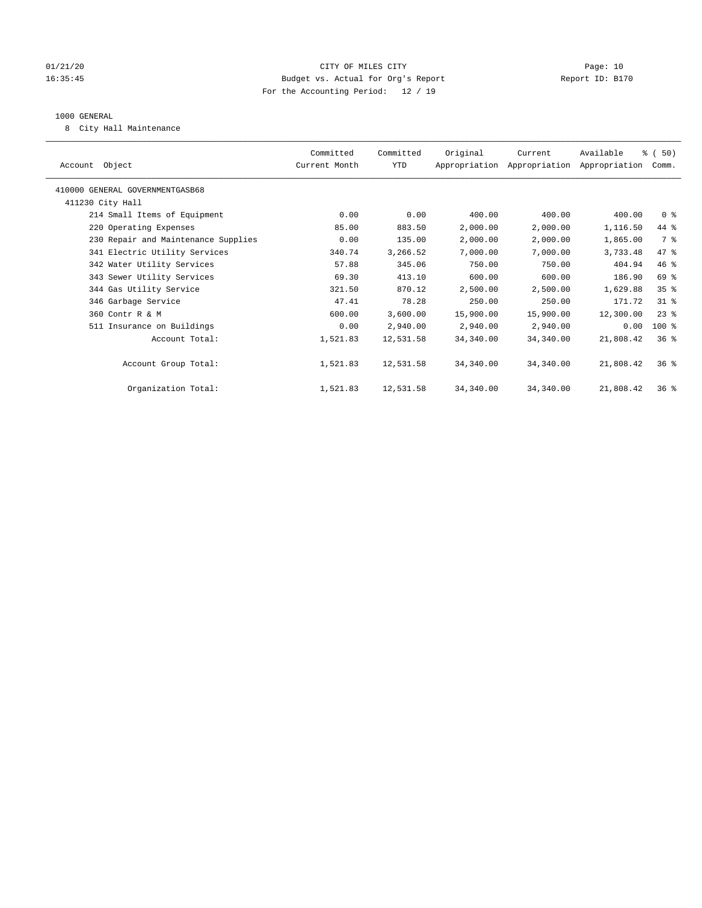01/21/20 CITY OF MILES CITY
16:35:45 Budget vs. Actual for Org's Report Report ID: B170
For the Accounting Period: 12 / 19

1000 GENERAL
8 City Hall Maintenance

| Account Object | Committed Current Month | Committed YTD | Original Appropriation | Current Appropriation | Available Appropriation | % ( 50) Comm. |
|---|---|---|---|---|---|---|
| 410000 GENERAL GOVERNMENTGASB68 | | | | | | |
| 411230 City Hall | | | | | | |
| 214 Small Items of Equipment | 0.00 | 0.00 | 400.00 | 400.00 | 400.00 | 0 % |
| 220 Operating Expenses | 85.00 | 883.50 | 2,000.00 | 2,000.00 | 1,116.50 | 44 % |
| 230 Repair and Maintenance Supplies | 0.00 | 135.00 | 2,000.00 | 2,000.00 | 1,865.00 | 7 % |
| 341 Electric Utility Services | 340.74 | 3,266.52 | 7,000.00 | 7,000.00 | 3,733.48 | 47 % |
| 342 Water Utility Services | 57.88 | 345.06 | 750.00 | 750.00 | 404.94 | 46 % |
| 343 Sewer Utility Services | 69.30 | 413.10 | 600.00 | 600.00 | 186.90 | 69 % |
| 344 Gas Utility Service | 321.50 | 870.12 | 2,500.00 | 2,500.00 | 1,629.88 | 35 % |
| 346 Garbage Service | 47.41 | 78.28 | 250.00 | 250.00 | 171.72 | 31 % |
| 360 Contr R & M | 600.00 | 3,600.00 | 15,900.00 | 15,900.00 | 12,300.00 | 23 % |
| 511 Insurance on Buildings | 0.00 | 2,940.00 | 2,940.00 | 2,940.00 | 0.00 | 100 % |
| Account Total: | 1,521.83 | 12,531.58 | 34,340.00 | 34,340.00 | 21,808.42 | 36 % |
| Account Group Total: | 1,521.83 | 12,531.58 | 34,340.00 | 34,340.00 | 21,808.42 | 36 % |
| Organization Total: | 1,521.83 | 12,531.58 | 34,340.00 | 34,340.00 | 21,808.42 | 36 % |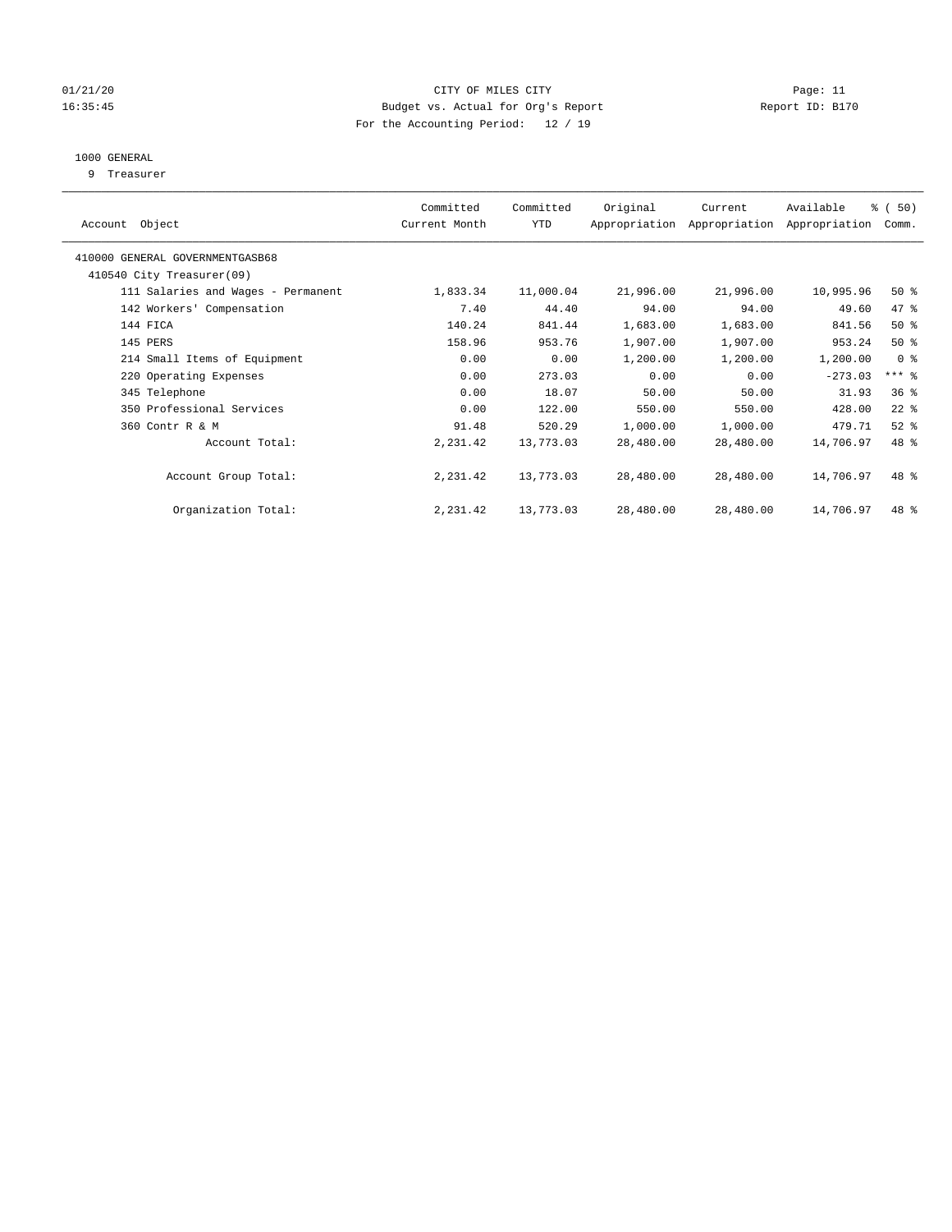CITY OF MILES CITY

Budget vs. Actual for Org's Report

For the Accounting Period: 12 / 19

01/21/20 16:35:45 — Page: 11 — Report ID: B170

1000 GENERAL

9 Treasurer

| Account Object | Committed Current Month | Committed YTD | Original Appropriation | Current Appropriation | Available Appropriation | % ( 50) Comm. |
|---|---|---|---|---|---|---|
| 410000 GENERAL GOVERNMENTGASB68 | | | | | | |
| 410540 City Treasurer(09) | | | | | | |
| 111 Salaries and Wages - Permanent | 1,833.34 | 11,000.04 | 21,996.00 | 21,996.00 | 10,995.96 | 50 % |
| 142 Workers' Compensation | 7.40 | 44.40 | 94.00 | 94.00 | 49.60 | 47 % |
| 144 FICA | 140.24 | 841.44 | 1,683.00 | 1,683.00 | 841.56 | 50 % |
| 145 PERS | 158.96 | 953.76 | 1,907.00 | 1,907.00 | 953.24 | 50 % |
| 214 Small Items of Equipment | 0.00 | 0.00 | 1,200.00 | 1,200.00 | 1,200.00 | 0 % |
| 220 Operating Expenses | 0.00 | 273.03 | 0.00 | 0.00 | -273.03 | *** % |
| 345 Telephone | 0.00 | 18.07 | 50.00 | 50.00 | 31.93 | 36 % |
| 350 Professional Services | 0.00 | 122.00 | 550.00 | 550.00 | 428.00 | 22 % |
| 360 Contr R & M | 91.48 | 520.29 | 1,000.00 | 1,000.00 | 479.71 | 52 % |
| Account Total: | 2,231.42 | 13,773.03 | 28,480.00 | 28,480.00 | 14,706.97 | 48 % |
| Account Group Total: | 2,231.42 | 13,773.03 | 28,480.00 | 28,480.00 | 14,706.97 | 48 % |
| Organization Total: | 2,231.42 | 13,773.03 | 28,480.00 | 28,480.00 | 14,706.97 | 48 % |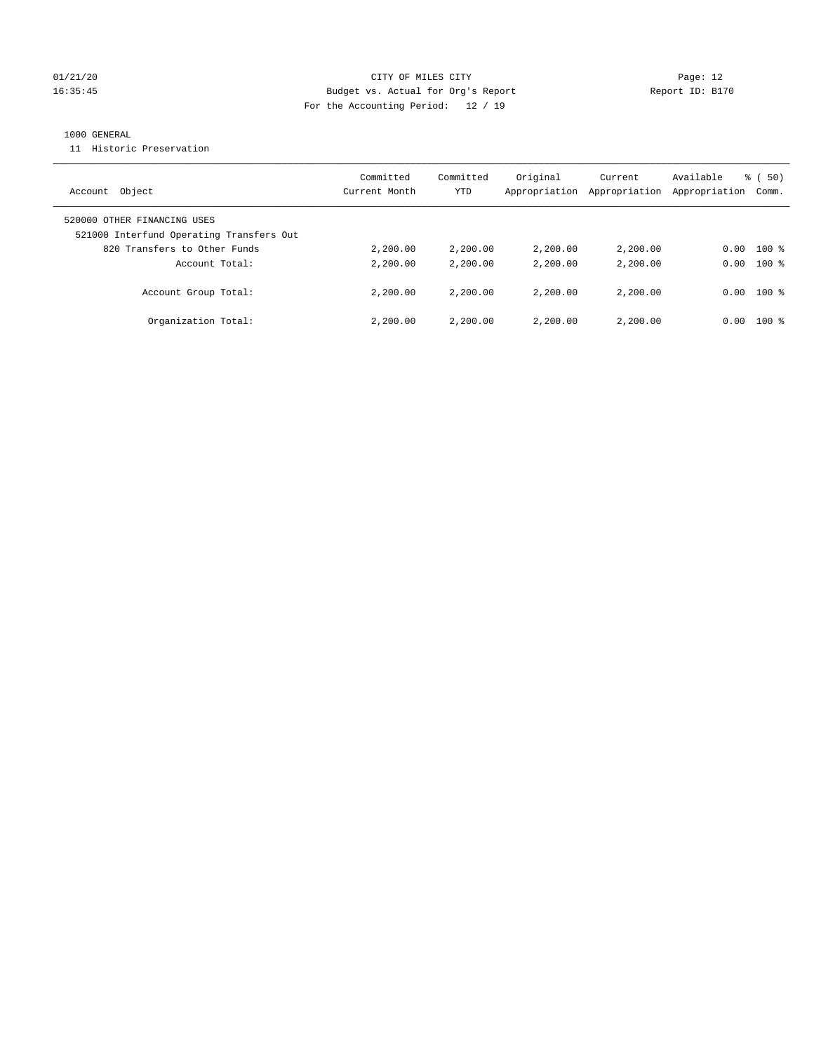CITY OF MILES CITY
Budget vs. Actual for Org's Report
For the Accounting Period: 12 / 19

1000 GENERAL
11 Historic Preservation

| Account Object | Committed Current Month | Committed YTD | Original Appropriation | Current Appropriation | Available Appropriation | % ( 50) Comm. |
|---|---|---|---|---|---|---|
| 520000 OTHER FINANCING USES | | | | | | |
| 521000 Interfund Operating Transfers Out | | | | | | |
| 820 Transfers to Other Funds | 2,200.00 | 2,200.00 | 2,200.00 | 2,200.00 | 0.00 | 100 % |
| Account Total: | 2,200.00 | 2,200.00 | 2,200.00 | 2,200.00 | 0.00 | 100 % |
| Account Group Total: | 2,200.00 | 2,200.00 | 2,200.00 | 2,200.00 | 0.00 | 100 % |
| Organization Total: | 2,200.00 | 2,200.00 | 2,200.00 | 2,200.00 | 0.00 | 100 % |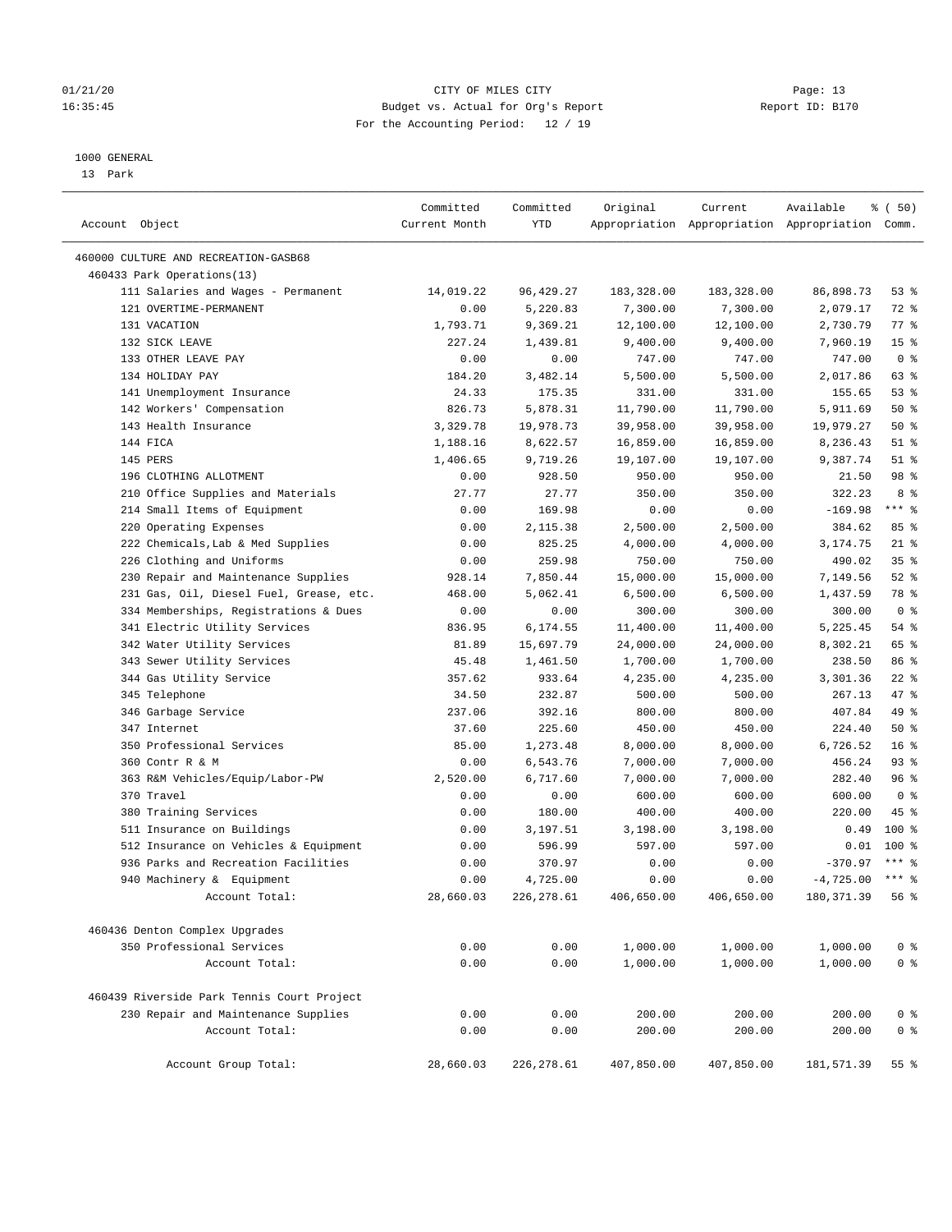01/21/20 CITY OF MILES CITY
16:35:45 Budget vs. Actual for Org's Report Report ID: B170
For the Accounting Period: 12 / 19

1000 GENERAL
13 Park

| Account Object | Committed Current Month | Committed YTD | Original Appropriation | Current Appropriation | Available Appropriation | % ( 50) Comm. |
|---|---|---|---|---|---|---|
| 460000 CULTURE AND RECREATION-GASB68 | | | | | | |
| 460433 Park Operations(13) | | | | | | |
| 111 Salaries and Wages - Permanent | 14,019.22 | 96,429.27 | 183,328.00 | 183,328.00 | 86,898.73 | 53 % |
| 121 OVERTIME-PERMANENT | 0.00 | 5,220.83 | 7,300.00 | 7,300.00 | 2,079.17 | 72 % |
| 131 VACATION | 1,793.71 | 9,369.21 | 12,100.00 | 12,100.00 | 2,730.79 | 77 % |
| 132 SICK LEAVE | 227.24 | 1,439.81 | 9,400.00 | 9,400.00 | 7,960.19 | 15 % |
| 133 OTHER LEAVE PAY | 0.00 | 0.00 | 747.00 | 747.00 | 747.00 | 0 % |
| 134 HOLIDAY PAY | 184.20 | 3,482.14 | 5,500.00 | 5,500.00 | 2,017.86 | 63 % |
| 141 Unemployment Insurance | 24.33 | 175.35 | 331.00 | 331.00 | 155.65 | 53 % |
| 142 Workers' Compensation | 826.73 | 5,878.31 | 11,790.00 | 11,790.00 | 5,911.69 | 50 % |
| 143 Health Insurance | 3,329.78 | 19,978.73 | 39,958.00 | 39,958.00 | 19,979.27 | 50 % |
| 144 FICA | 1,188.16 | 8,622.57 | 16,859.00 | 16,859.00 | 8,236.43 | 51 % |
| 145 PERS | 1,406.65 | 9,719.26 | 19,107.00 | 19,107.00 | 9,387.74 | 51 % |
| 196 CLOTHING ALLOTMENT | 0.00 | 928.50 | 950.00 | 950.00 | 21.50 | 98 % |
| 210 Office Supplies and Materials | 27.77 | 27.77 | 350.00 | 350.00 | 322.23 | 8 % |
| 214 Small Items of Equipment | 0.00 | 169.98 | 0.00 | 0.00 | -169.98 | *** % |
| 220 Operating Expenses | 0.00 | 2,115.38 | 2,500.00 | 2,500.00 | 384.62 | 85 % |
| 222 Chemicals,Lab & Med Supplies | 0.00 | 825.25 | 4,000.00 | 4,000.00 | 3,174.75 | 21 % |
| 226 Clothing and Uniforms | 0.00 | 259.98 | 750.00 | 750.00 | 490.02 | 35 % |
| 230 Repair and Maintenance Supplies | 928.14 | 7,850.44 | 15,000.00 | 15,000.00 | 7,149.56 | 52 % |
| 231 Gas, Oil, Diesel Fuel, Grease, etc. | 468.00 | 5,062.41 | 6,500.00 | 6,500.00 | 1,437.59 | 78 % |
| 334 Memberships, Registrations & Dues | 0.00 | 0.00 | 300.00 | 300.00 | 300.00 | 0 % |
| 341 Electric Utility Services | 836.95 | 6,174.55 | 11,400.00 | 11,400.00 | 5,225.45 | 54 % |
| 342 Water Utility Services | 81.89 | 15,697.79 | 24,000.00 | 24,000.00 | 8,302.21 | 65 % |
| 343 Sewer Utility Services | 45.48 | 1,461.50 | 1,700.00 | 1,700.00 | 238.50 | 86 % |
| 344 Gas Utility Service | 357.62 | 933.64 | 4,235.00 | 4,235.00 | 3,301.36 | 22 % |
| 345 Telephone | 34.50 | 232.87 | 500.00 | 500.00 | 267.13 | 47 % |
| 346 Garbage Service | 237.06 | 392.16 | 800.00 | 800.00 | 407.84 | 49 % |
| 347 Internet | 37.60 | 225.60 | 450.00 | 450.00 | 224.40 | 50 % |
| 350 Professional Services | 85.00 | 1,273.48 | 8,000.00 | 8,000.00 | 6,726.52 | 16 % |
| 360 Contr R & M | 0.00 | 6,543.76 | 7,000.00 | 7,000.00 | 456.24 | 93 % |
| 363 R&M Vehicles/Equip/Labor-PW | 2,520.00 | 6,717.60 | 7,000.00 | 7,000.00 | 282.40 | 96 % |
| 370 Travel | 0.00 | 0.00 | 600.00 | 600.00 | 600.00 | 0 % |
| 380 Training Services | 0.00 | 180.00 | 400.00 | 400.00 | 220.00 | 45 % |
| 511 Insurance on Buildings | 0.00 | 3,197.51 | 3,198.00 | 3,198.00 | 0.49 | 100 % |
| 512 Insurance on Vehicles & Equipment | 0.00 | 596.99 | 597.00 | 597.00 | 0.01 | 100 % |
| 936 Parks and Recreation Facilities | 0.00 | 370.97 | 0.00 | 0.00 | -370.97 | *** % |
| 940 Machinery & Equipment | 0.00 | 4,725.00 | 0.00 | 0.00 | -4,725.00 | *** % |
| Account Total: | 28,660.03 | 226,278.61 | 406,650.00 | 406,650.00 | 180,371.39 | 56 % |
| 460436 Denton Complex Upgrades | | | | | | |
| 350 Professional Services | 0.00 | 0.00 | 1,000.00 | 1,000.00 | 1,000.00 | 0 % |
| Account Total: | 0.00 | 0.00 | 1,000.00 | 1,000.00 | 1,000.00 | 0 % |
| 460439 Riverside Park Tennis Court Project | | | | | | |
| 230 Repair and Maintenance Supplies | 0.00 | 0.00 | 200.00 | 200.00 | 200.00 | 0 % |
| Account Total: | 0.00 | 0.00 | 200.00 | 200.00 | 200.00 | 0 % |
| Account Group Total: | 28,660.03 | 226,278.61 | 407,850.00 | 407,850.00 | 181,571.39 | 55 % |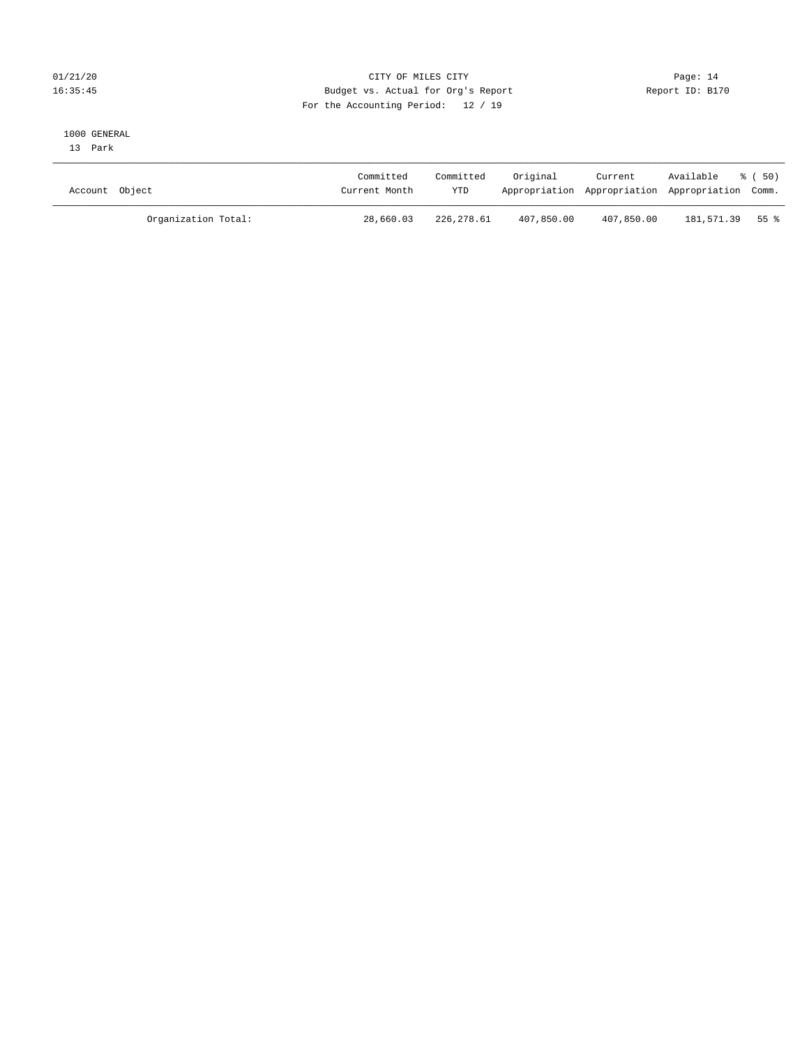CITY OF MILES CITY
Budget vs. Actual for Org's Report
For the Accounting Period: 12 / 19

01/21/20
16:35:45

Page: 14
Report ID: B170

1000 GENERAL
13 Park

| Account Object | Committed Current Month | Committed YTD | Original Appropriation | Current Appropriation | Available Appropriation | % ( 50) Comm. |
|---|---|---|---|---|---|---|
| Organization Total: | 28,660.03 | 226,278.61 | 407,850.00 | 407,850.00 | 181,571.39 | 55 % |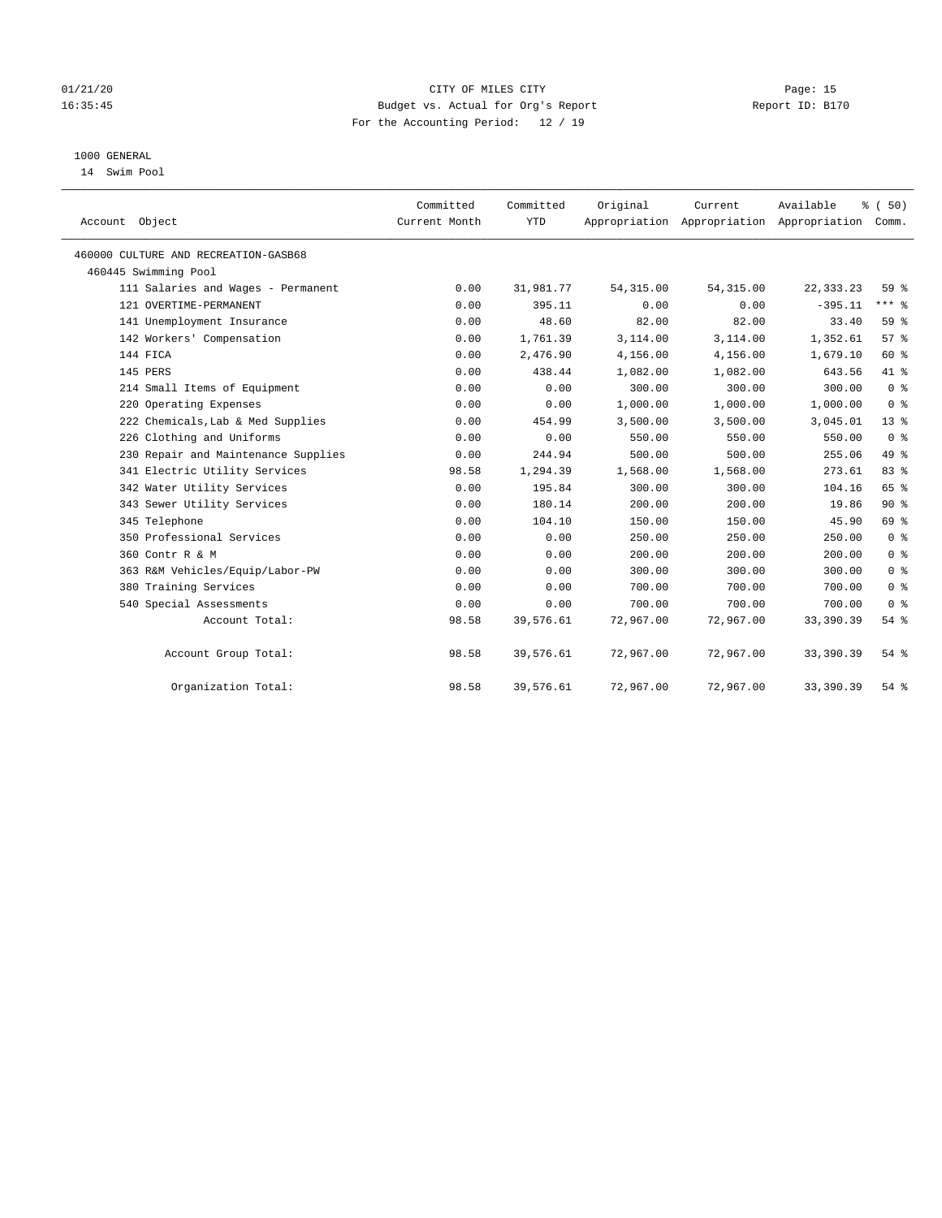CITY OF MILES CITY
Budget vs. Actual for Org's Report
For the Accounting Period: 12 / 19

01/21/20
16:35:45
Report ID: B170

1000 GENERAL
14 Swim Pool

| Account Object | Committed Current Month | Committed YTD | Original Appropriation | Current Appropriation | Available Appropriation | % ( 50) Comm. |
|---|---|---|---|---|---|---|
| 460000 CULTURE AND RECREATION-GASB68 | | | | | | |
| 460445 Swimming Pool | | | | | | |
| 111 Salaries and Wages - Permanent | 0.00 | 31,981.77 | 54,315.00 | 54,315.00 | 22,333.23 | 59 % |
| 121 OVERTIME-PERMANENT | 0.00 | 395.11 | 0.00 | 0.00 | -395.11 | *** % |
| 141 Unemployment Insurance | 0.00 | 48.60 | 82.00 | 82.00 | 33.40 | 59 % |
| 142 Workers' Compensation | 0.00 | 1,761.39 | 3,114.00 | 3,114.00 | 1,352.61 | 57 % |
| 144 FICA | 0.00 | 2,476.90 | 4,156.00 | 4,156.00 | 1,679.10 | 60 % |
| 145 PERS | 0.00 | 438.44 | 1,082.00 | 1,082.00 | 643.56 | 41 % |
| 214 Small Items of Equipment | 0.00 | 0.00 | 300.00 | 300.00 | 300.00 | 0 % |
| 220 Operating Expenses | 0.00 | 0.00 | 1,000.00 | 1,000.00 | 1,000.00 | 0 % |
| 222 Chemicals,Lab & Med Supplies | 0.00 | 454.99 | 3,500.00 | 3,500.00 | 3,045.01 | 13 % |
| 226 Clothing and Uniforms | 0.00 | 0.00 | 550.00 | 550.00 | 550.00 | 0 % |
| 230 Repair and Maintenance Supplies | 0.00 | 244.94 | 500.00 | 500.00 | 255.06 | 49 % |
| 341 Electric Utility Services | 98.58 | 1,294.39 | 1,568.00 | 1,568.00 | 273.61 | 83 % |
| 342 Water Utility Services | 0.00 | 195.84 | 300.00 | 300.00 | 104.16 | 65 % |
| 343 Sewer Utility Services | 0.00 | 180.14 | 200.00 | 200.00 | 19.86 | 90 % |
| 345 Telephone | 0.00 | 104.10 | 150.00 | 150.00 | 45.90 | 69 % |
| 350 Professional Services | 0.00 | 0.00 | 250.00 | 250.00 | 250.00 | 0 % |
| 360 Contr R & M | 0.00 | 0.00 | 200.00 | 200.00 | 200.00 | 0 % |
| 363 R&M Vehicles/Equip/Labor-PW | 0.00 | 0.00 | 300.00 | 300.00 | 300.00 | 0 % |
| 380 Training Services | 0.00 | 0.00 | 700.00 | 700.00 | 700.00 | 0 % |
| 540 Special Assessments | 0.00 | 0.00 | 700.00 | 700.00 | 700.00 | 0 % |
| Account Total: | 98.58 | 39,576.61 | 72,967.00 | 72,967.00 | 33,390.39 | 54 % |
| Account Group Total: | 98.58 | 39,576.61 | 72,967.00 | 72,967.00 | 33,390.39 | 54 % |
| Organization Total: | 98.58 | 39,576.61 | 72,967.00 | 72,967.00 | 33,390.39 | 54 % |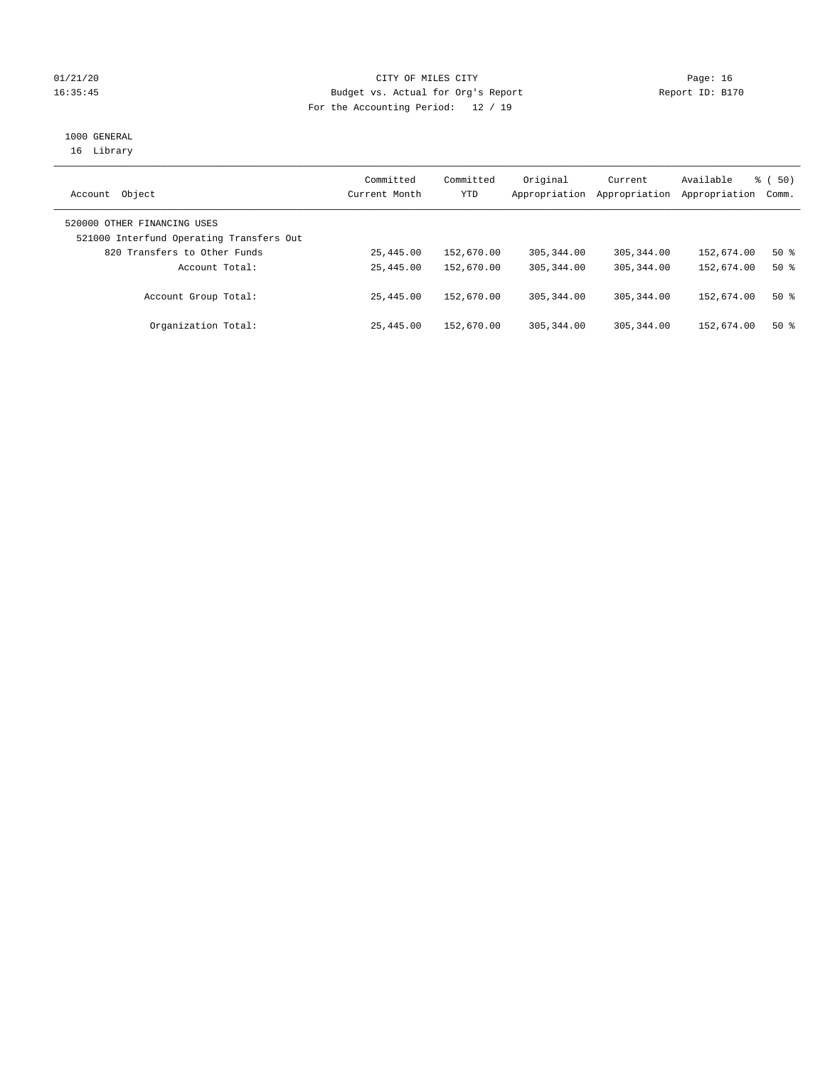01/21/20 CITY OF MILES CITY
16:35:45 Budget vs. Actual for Org's Report Report ID: B170
For the Accounting Period: 12 / 19

1000 GENERAL
16 Library

| Account Object | Committed Current Month | Committed YTD | Original Appropriation | Current Appropriation | Available Appropriation | % ( 50) Comm. |
|---|---|---|---|---|---|---|
| 520000 OTHER FINANCING USES | | | | | | |
| 521000 Interfund Operating Transfers Out | | | | | | |
| 820 Transfers to Other Funds | 25,445.00 | 152,670.00 | 305,344.00 | 305,344.00 | 152,674.00 | 50 % |
| Account Total: | 25,445.00 | 152,670.00 | 305,344.00 | 305,344.00 | 152,674.00 | 50 % |
| Account Group Total: | 25,445.00 | 152,670.00 | 305,344.00 | 305,344.00 | 152,674.00 | 50 % |
| Organization Total: | 25,445.00 | 152,670.00 | 305,344.00 | 305,344.00 | 152,674.00 | 50 % |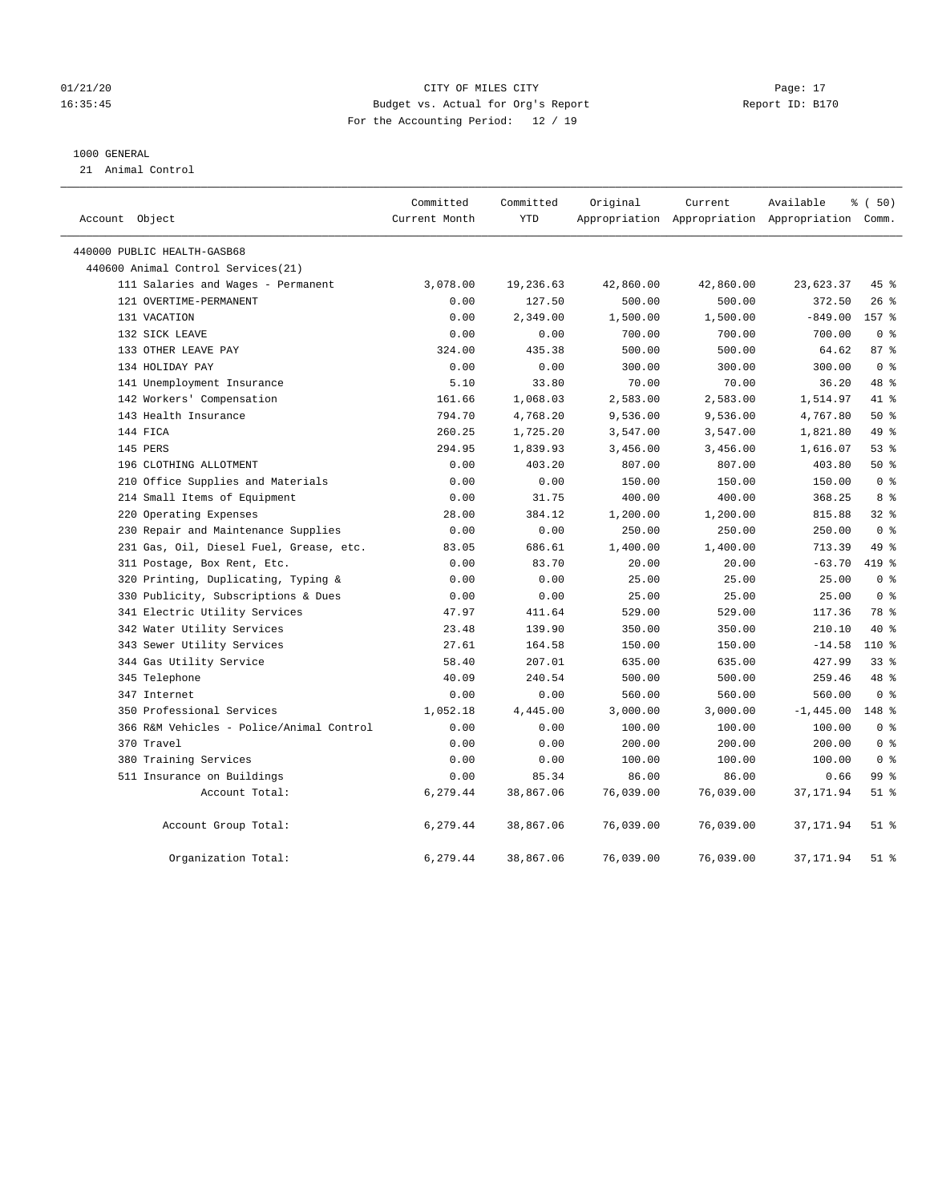01/21/20 CITY OF MILES CITY Page: 17
16:35:45 Budget vs. Actual for Org's Report Report ID: B170
For the Accounting Period: 12 / 19

1000 GENERAL
21 Animal Control

| Account Object | Committed Current Month | Committed YTD | Original Appropriation | Current Appropriation | Available Appropriation | % ( 50) Comm. |
|---|---|---|---|---|---|---|
| 440000 PUBLIC HEALTH-GASB68 | | | | | | |
| 440600 Animal Control Services(21) | | | | | | |
| 111 Salaries and Wages - Permanent | 3,078.00 | 19,236.63 | 42,860.00 | 42,860.00 | 23,623.37 | 45 % |
| 121 OVERTIME-PERMANENT | 0.00 | 127.50 | 500.00 | 500.00 | 372.50 | 26 % |
| 131 VACATION | 0.00 | 2,349.00 | 1,500.00 | 1,500.00 | -849.00 | 157 % |
| 132 SICK LEAVE | 0.00 | 0.00 | 700.00 | 700.00 | 700.00 | 0 % |
| 133 OTHER LEAVE PAY | 324.00 | 435.38 | 500.00 | 500.00 | 64.62 | 87 % |
| 134 HOLIDAY PAY | 0.00 | 0.00 | 300.00 | 300.00 | 300.00 | 0 % |
| 141 Unemployment Insurance | 5.10 | 33.80 | 70.00 | 70.00 | 36.20 | 48 % |
| 142 Workers' Compensation | 161.66 | 1,068.03 | 2,583.00 | 2,583.00 | 1,514.97 | 41 % |
| 143 Health Insurance | 794.70 | 4,768.20 | 9,536.00 | 9,536.00 | 4,767.80 | 50 % |
| 144 FICA | 260.25 | 1,725.20 | 3,547.00 | 3,547.00 | 1,821.80 | 49 % |
| 145 PERS | 294.95 | 1,839.93 | 3,456.00 | 3,456.00 | 1,616.07 | 53 % |
| 196 CLOTHING ALLOTMENT | 0.00 | 403.20 | 807.00 | 807.00 | 403.80 | 50 % |
| 210 Office Supplies and Materials | 0.00 | 0.00 | 150.00 | 150.00 | 150.00 | 0 % |
| 214 Small Items of Equipment | 0.00 | 31.75 | 400.00 | 400.00 | 368.25 | 8 % |
| 220 Operating Expenses | 28.00 | 384.12 | 1,200.00 | 1,200.00 | 815.88 | 32 % |
| 230 Repair and Maintenance Supplies | 0.00 | 0.00 | 250.00 | 250.00 | 250.00 | 0 % |
| 231 Gas, Oil, Diesel Fuel, Grease, etc. | 83.05 | 686.61 | 1,400.00 | 1,400.00 | 713.39 | 49 % |
| 311 Postage, Box Rent, Etc. | 0.00 | 83.70 | 20.00 | 20.00 | -63.70 | 419 % |
| 320 Printing, Duplicating, Typing & | 0.00 | 0.00 | 25.00 | 25.00 | 25.00 | 0 % |
| 330 Publicity, Subscriptions & Dues | 0.00 | 0.00 | 25.00 | 25.00 | 25.00 | 0 % |
| 341 Electric Utility Services | 47.97 | 411.64 | 529.00 | 529.00 | 117.36 | 78 % |
| 342 Water Utility Services | 23.48 | 139.90 | 350.00 | 350.00 | 210.10 | 40 % |
| 343 Sewer Utility Services | 27.61 | 164.58 | 150.00 | 150.00 | -14.58 | 110 % |
| 344 Gas Utility Service | 58.40 | 207.01 | 635.00 | 635.00 | 427.99 | 33 % |
| 345 Telephone | 40.09 | 240.54 | 500.00 | 500.00 | 259.46 | 48 % |
| 347 Internet | 0.00 | 0.00 | 560.00 | 560.00 | 560.00 | 0 % |
| 350 Professional Services | 1,052.18 | 4,445.00 | 3,000.00 | 3,000.00 | -1,445.00 | 148 % |
| 366 R&M Vehicles - Police/Animal Control | 0.00 | 0.00 | 100.00 | 100.00 | 100.00 | 0 % |
| 370 Travel | 0.00 | 0.00 | 200.00 | 200.00 | 200.00 | 0 % |
| 380 Training Services | 0.00 | 0.00 | 100.00 | 100.00 | 100.00 | 0 % |
| 511 Insurance on Buildings | 0.00 | 85.34 | 86.00 | 86.00 | 0.66 | 99 % |
| Account Total: | 6,279.44 | 38,867.06 | 76,039.00 | 76,039.00 | 37,171.94 | 51 % |
| Account Group Total: | 6,279.44 | 38,867.06 | 76,039.00 | 76,039.00 | 37,171.94 | 51 % |
| Organization Total: | 6,279.44 | 38,867.06 | 76,039.00 | 76,039.00 | 37,171.94 | 51 % |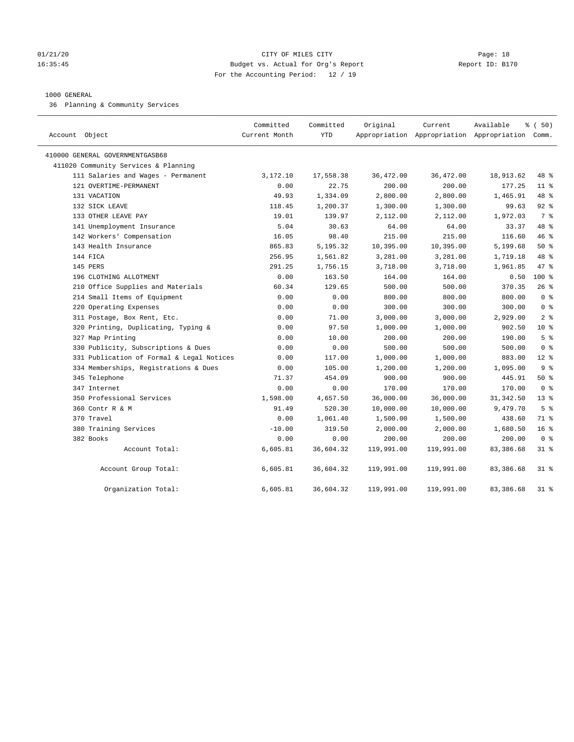01/21/20 CITY OF MILES CITY Page: 18
16:35:45 Budget vs. Actual for Org's Report Report ID: B170
For the Accounting Period: 12 / 19

1000 GENERAL
36 Planning & Community Services

| Account Object | Committed Current Month | Committed YTD | Original Appropriation | Current Appropriation | Available Appropriation | % ( 50) Comm. |
|---|---|---|---|---|---|---|
| 410000 GENERAL GOVERNMENTGASB68 | | | | | | |
| 411020 Community Services & Planning | | | | | | |
| 111 Salaries and Wages - Permanent | 3,172.10 | 17,558.38 | 36,472.00 | 36,472.00 | 18,913.62 | 48 % |
| 121 OVERTIME-PERMANENT | 0.00 | 22.75 | 200.00 | 200.00 | 177.25 | 11 % |
| 131 VACATION | 49.93 | 1,334.09 | 2,800.00 | 2,800.00 | 1,465.91 | 48 % |
| 132 SICK LEAVE | 118.45 | 1,200.37 | 1,300.00 | 1,300.00 | 99.63 | 92 % |
| 133 OTHER LEAVE PAY | 19.01 | 139.97 | 2,112.00 | 2,112.00 | 1,972.03 | 7 % |
| 141 Unemployment Insurance | 5.04 | 30.63 | 64.00 | 64.00 | 33.37 | 48 % |
| 142 Workers' Compensation | 16.05 | 98.40 | 215.00 | 215.00 | 116.60 | 46 % |
| 143 Health Insurance | 865.83 | 5,195.32 | 10,395.00 | 10,395.00 | 5,199.68 | 50 % |
| 144 FICA | 256.95 | 1,561.82 | 3,281.00 | 3,281.00 | 1,719.18 | 48 % |
| 145 PERS | 291.25 | 1,756.15 | 3,718.00 | 3,718.00 | 1,961.85 | 47 % |
| 196 CLOTHING ALLOTMENT | 0.00 | 163.50 | 164.00 | 164.00 | 0.50 | 100 % |
| 210 Office Supplies and Materials | 60.34 | 129.65 | 500.00 | 500.00 | 370.35 | 26 % |
| 214 Small Items of Equipment | 0.00 | 0.00 | 800.00 | 800.00 | 800.00 | 0 % |
| 220 Operating Expenses | 0.00 | 0.00 | 300.00 | 300.00 | 300.00 | 0 % |
| 311 Postage, Box Rent, Etc. | 0.00 | 71.00 | 3,000.00 | 3,000.00 | 2,929.00 | 2 % |
| 320 Printing, Duplicating, Typing & | 0.00 | 97.50 | 1,000.00 | 1,000.00 | 902.50 | 10 % |
| 327 Map Printing | 0.00 | 10.00 | 200.00 | 200.00 | 190.00 | 5 % |
| 330 Publicity, Subscriptions & Dues | 0.00 | 0.00 | 500.00 | 500.00 | 500.00 | 0 % |
| 331 Publication of Formal & Legal Notices | 0.00 | 117.00 | 1,000.00 | 1,000.00 | 883.00 | 12 % |
| 334 Memberships, Registrations & Dues | 0.00 | 105.00 | 1,200.00 | 1,200.00 | 1,095.00 | 9 % |
| 345 Telephone | 71.37 | 454.09 | 900.00 | 900.00 | 445.91 | 50 % |
| 347 Internet | 0.00 | 0.00 | 170.00 | 170.00 | 170.00 | 0 % |
| 350 Professional Services | 1,598.00 | 4,657.50 | 36,000.00 | 36,000.00 | 31,342.50 | 13 % |
| 360 Contr R & M | 91.49 | 520.30 | 10,000.00 | 10,000.00 | 9,479.70 | 5 % |
| 370 Travel | 0.00 | 1,061.40 | 1,500.00 | 1,500.00 | 438.60 | 71 % |
| 380 Training Services | -10.00 | 319.50 | 2,000.00 | 2,000.00 | 1,680.50 | 16 % |
| 382 Books | 0.00 | 0.00 | 200.00 | 200.00 | 200.00 | 0 % |
| Account Total: | 6,605.81 | 36,604.32 | 119,991.00 | 119,991.00 | 83,386.68 | 31 % |
| Account Group Total: | 6,605.81 | 36,604.32 | 119,991.00 | 119,991.00 | 83,386.68 | 31 % |
| Organization Total: | 6,605.81 | 36,604.32 | 119,991.00 | 119,991.00 | 83,386.68 | 31 % |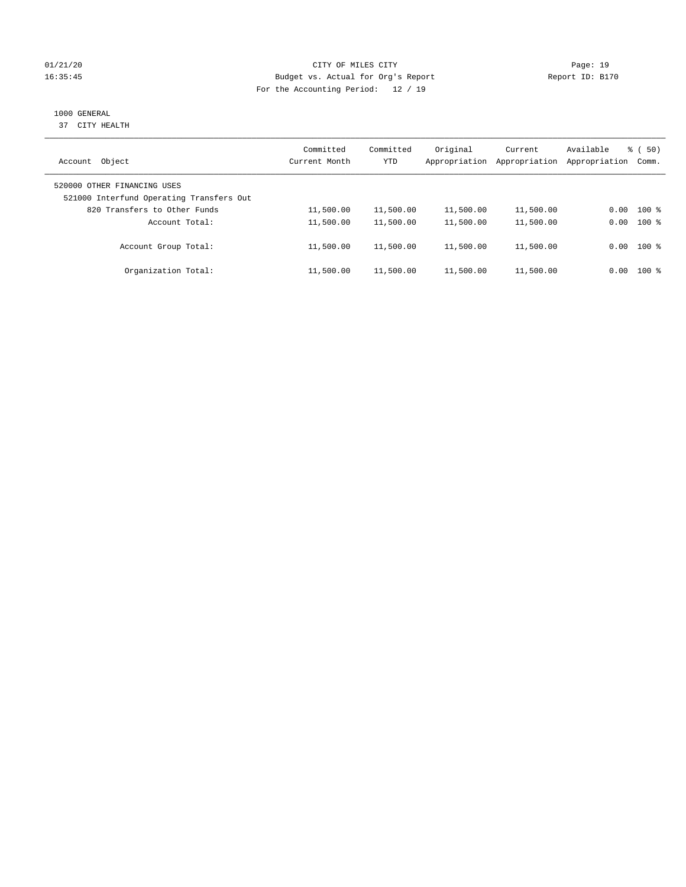CITY OF MILES CITY
Budget vs. Actual for Org's Report
For the Accounting Period: 12 / 19

01/21/20
16:35:45

Page: 19
Report ID: B170

1000 GENERAL
37 CITY HEALTH

| Account Object | Committed Current Month | Committed YTD | Original Appropriation | Current Appropriation | Available Appropriation | % ( 50) Comm. |
|---|---|---|---|---|---|---|
| 520000 OTHER FINANCING USES | | | | | | |
| 521000 Interfund Operating Transfers Out | | | | | | |
| 820 Transfers to Other Funds | 11,500.00 | 11,500.00 | 11,500.00 | 11,500.00 | 0.00 | 100 % |
| Account Total: | 11,500.00 | 11,500.00 | 11,500.00 | 11,500.00 | 0.00 | 100 % |
| Account Group Total: | 11,500.00 | 11,500.00 | 11,500.00 | 11,500.00 | 0.00 | 100 % |
| Organization Total: | 11,500.00 | 11,500.00 | 11,500.00 | 11,500.00 | 0.00 | 100 % |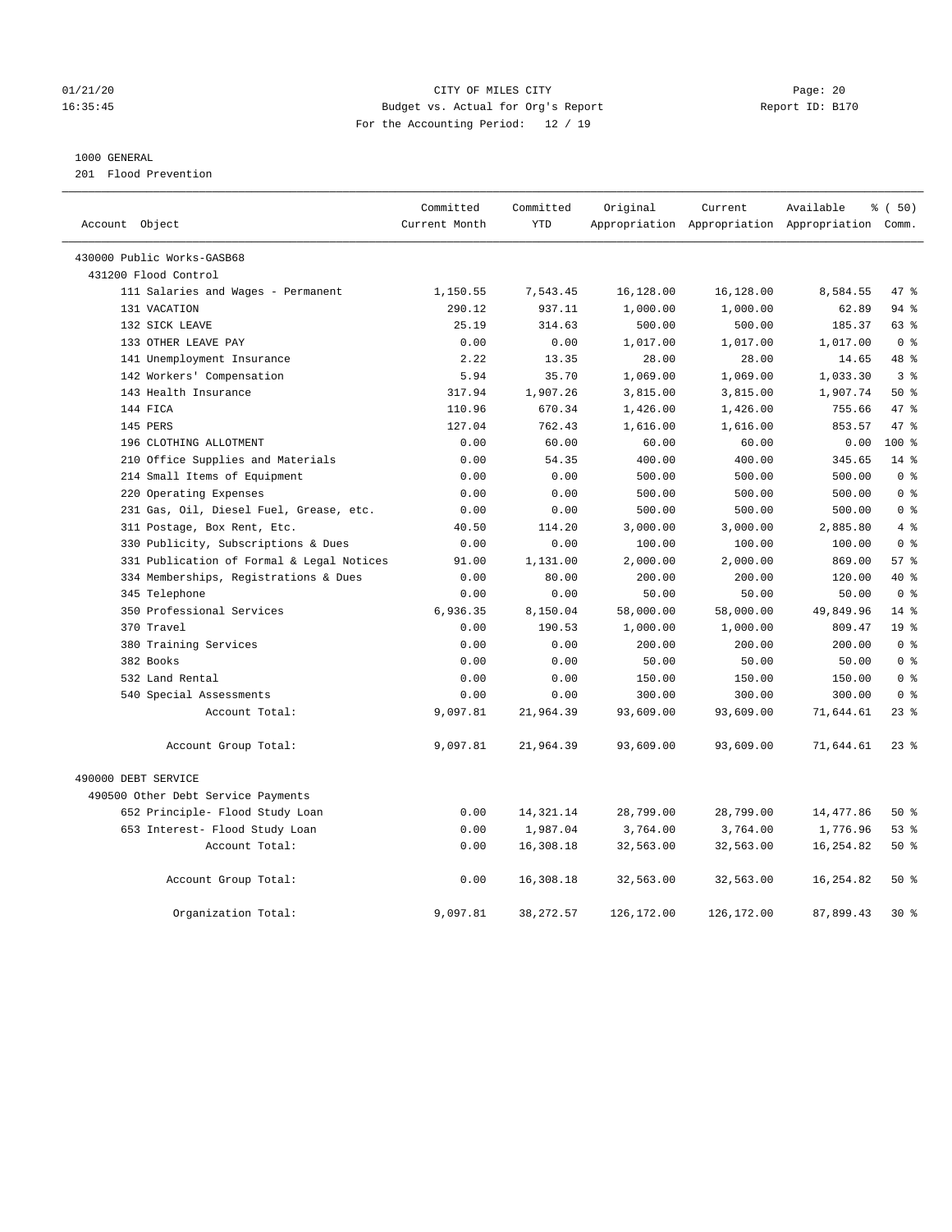CITY OF MILES CITY
Budget vs. Actual for Org's Report
For the Accounting Period: 12 / 19

01/21/20
16:35:45

Report ID: B170

1000 GENERAL
201 Flood Prevention

| Account Object | Committed Current Month | Committed YTD | Original Appropriation | Current Appropriation | Available Appropriation | % ( 50) Comm. |
|---|---|---|---|---|---|---|
| 430000 Public Works-GASB68 | | | | | | |
| 431200 Flood Control | | | | | | |
| 111 Salaries and Wages - Permanent | 1,150.55 | 7,543.45 | 16,128.00 | 16,128.00 | 8,584.55 | 47 % |
| 131 VACATION | 290.12 | 937.11 | 1,000.00 | 1,000.00 | 62.89 | 94 % |
| 132 SICK LEAVE | 25.19 | 314.63 | 500.00 | 500.00 | 185.37 | 63 % |
| 133 OTHER LEAVE PAY | 0.00 | 0.00 | 1,017.00 | 1,017.00 | 1,017.00 | 0 % |
| 141 Unemployment Insurance | 2.22 | 13.35 | 28.00 | 28.00 | 14.65 | 48 % |
| 142 Workers' Compensation | 5.94 | 35.70 | 1,069.00 | 1,069.00 | 1,033.30 | 3 % |
| 143 Health Insurance | 317.94 | 1,907.26 | 3,815.00 | 3,815.00 | 1,907.74 | 50 % |
| 144 FICA | 110.96 | 670.34 | 1,426.00 | 1,426.00 | 755.66 | 47 % |
| 145 PERS | 127.04 | 762.43 | 1,616.00 | 1,616.00 | 853.57 | 47 % |
| 196 CLOTHING ALLOTMENT | 0.00 | 60.00 | 60.00 | 60.00 | 0.00 | 100 % |
| 210 Office Supplies and Materials | 0.00 | 54.35 | 400.00 | 400.00 | 345.65 | 14 % |
| 214 Small Items of Equipment | 0.00 | 0.00 | 500.00 | 500.00 | 500.00 | 0 % |
| 220 Operating Expenses | 0.00 | 0.00 | 500.00 | 500.00 | 500.00 | 0 % |
| 231 Gas, Oil, Diesel Fuel, Grease, etc. | 0.00 | 0.00 | 500.00 | 500.00 | 500.00 | 0 % |
| 311 Postage, Box Rent, Etc. | 40.50 | 114.20 | 3,000.00 | 3,000.00 | 2,885.80 | 4 % |
| 330 Publicity, Subscriptions & Dues | 0.00 | 0.00 | 100.00 | 100.00 | 100.00 | 0 % |
| 331 Publication of Formal & Legal Notices | 91.00 | 1,131.00 | 2,000.00 | 2,000.00 | 869.00 | 57 % |
| 334 Memberships, Registrations & Dues | 0.00 | 80.00 | 200.00 | 200.00 | 120.00 | 40 % |
| 345 Telephone | 0.00 | 0.00 | 50.00 | 50.00 | 50.00 | 0 % |
| 350 Professional Services | 6,936.35 | 8,150.04 | 58,000.00 | 58,000.00 | 49,849.96 | 14 % |
| 370 Travel | 0.00 | 190.53 | 1,000.00 | 1,000.00 | 809.47 | 19 % |
| 380 Training Services | 0.00 | 0.00 | 200.00 | 200.00 | 200.00 | 0 % |
| 382 Books | 0.00 | 0.00 | 50.00 | 50.00 | 50.00 | 0 % |
| 532 Land Rental | 0.00 | 0.00 | 150.00 | 150.00 | 150.00 | 0 % |
| 540 Special Assessments | 0.00 | 0.00 | 300.00 | 300.00 | 300.00 | 0 % |
| Account Total: | 9,097.81 | 21,964.39 | 93,609.00 | 93,609.00 | 71,644.61 | 23 % |
| Account Group Total: | 9,097.81 | 21,964.39 | 93,609.00 | 93,609.00 | 71,644.61 | 23 % |
| 490000 DEBT SERVICE | | | | | | |
| 490500 Other Debt Service Payments | | | | | | |
| 652 Principle- Flood Study Loan | 0.00 | 14,321.14 | 28,799.00 | 28,799.00 | 14,477.86 | 50 % |
| 653 Interest- Flood Study Loan | 0.00 | 1,987.04 | 3,764.00 | 3,764.00 | 1,776.96 | 53 % |
| Account Total: | 0.00 | 16,308.18 | 32,563.00 | 32,563.00 | 16,254.82 | 50 % |
| Account Group Total: | 0.00 | 16,308.18 | 32,563.00 | 32,563.00 | 16,254.82 | 50 % |
| Organization Total: | 9,097.81 | 38,272.57 | 126,172.00 | 126,172.00 | 87,899.43 | 30 % |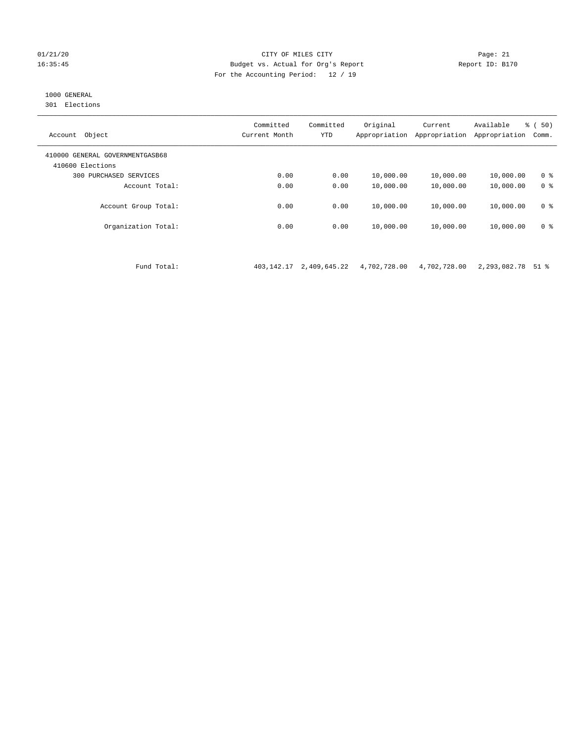CITY OF MILES CITY
Budget vs. Actual for Org's Report
For the Accounting Period: 12 / 19

01/21/20
16:35:45

Report ID: B170

1000 GENERAL
301 Elections

| Account Object | Committed Current Month | Committed YTD | Original Appropriation | Current Appropriation | Available Appropriation | % ( 50) Comm. |
|---|---|---|---|---|---|---|
| 410000 GENERAL GOVERNMENTGASB68 | | | | | | |
| 410600 Elections | | | | | | |
| 300 PURCHASED SERVICES | 0.00 | 0.00 | 10,000.00 | 10,000.00 | 10,000.00 | 0 % |
| Account Total: | 0.00 | 0.00 | 10,000.00 | 10,000.00 | 10,000.00 | 0 % |
| Account Group Total: | 0.00 | 0.00 | 10,000.00 | 10,000.00 | 10,000.00 | 0 % |
| Organization Total: | 0.00 | 0.00 | 10,000.00 | 10,000.00 | 10,000.00 | 0 % |
| Fund Total: | 403,142.17 | 2,409,645.22 | 4,702,728.00 | 4,702,728.00 | 2,293,082.78 | 51 % |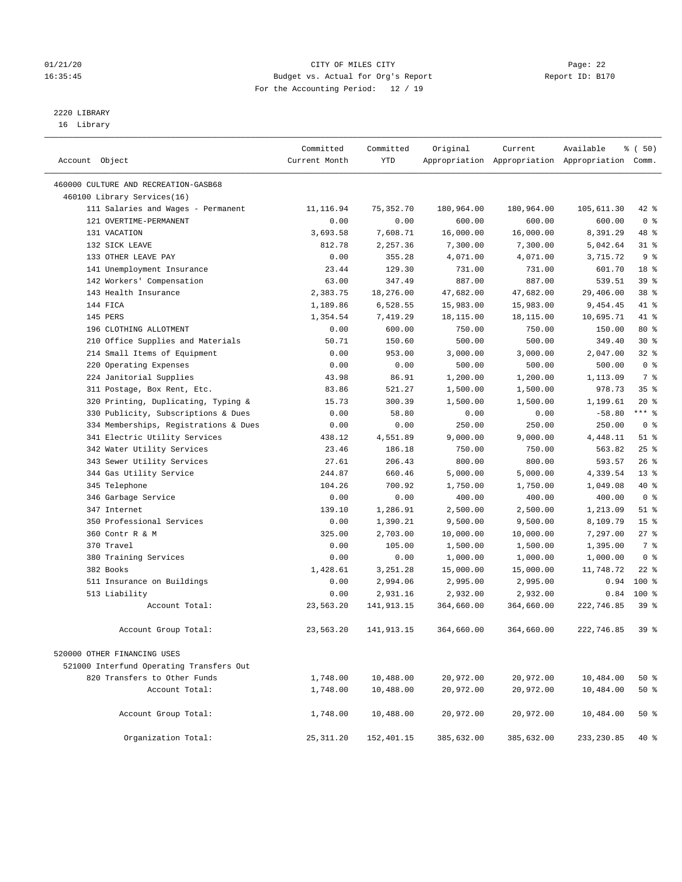01/21/20 CITY OF MILES CITY
16:35:45 Budget vs. Actual for Org's Report Report ID: B170
For the Accounting Period: 12 / 19

2220 LIBRARY
16 Library

| Account Object | Committed Current Month | Committed YTD | Original Appropriation | Current Appropriation | Available Appropriation | % ( 50) Comm. |
|---|---|---|---|---|---|---|
| 460000 CULTURE AND RECREATION-GASB68 | | | | | | |
| 460100 Library Services(16) | | | | | | |
| 111 Salaries and Wages - Permanent | 11,116.94 | 75,352.70 | 180,964.00 | 180,964.00 | 105,611.30 | 42 % |
| 121 OVERTIME-PERMANENT | 0.00 | 0.00 | 600.00 | 600.00 | 600.00 | 0 % |
| 131 VACATION | 3,693.58 | 7,608.71 | 16,000.00 | 16,000.00 | 8,391.29 | 48 % |
| 132 SICK LEAVE | 812.78 | 2,257.36 | 7,300.00 | 7,300.00 | 5,042.64 | 31 % |
| 133 OTHER LEAVE PAY | 0.00 | 355.28 | 4,071.00 | 4,071.00 | 3,715.72 | 9 % |
| 141 Unemployment Insurance | 23.44 | 129.30 | 731.00 | 731.00 | 601.70 | 18 % |
| 142 Workers' Compensation | 63.00 | 347.49 | 887.00 | 887.00 | 539.51 | 39 % |
| 143 Health Insurance | 2,383.75 | 18,276.00 | 47,682.00 | 47,682.00 | 29,406.00 | 38 % |
| 144 FICA | 1,189.86 | 6,528.55 | 15,983.00 | 15,983.00 | 9,454.45 | 41 % |
| 145 PERS | 1,354.54 | 7,419.29 | 18,115.00 | 18,115.00 | 10,695.71 | 41 % |
| 196 CLOTHING ALLOTMENT | 0.00 | 600.00 | 750.00 | 750.00 | 150.00 | 80 % |
| 210 Office Supplies and Materials | 50.71 | 150.60 | 500.00 | 500.00 | 349.40 | 30 % |
| 214 Small Items of Equipment | 0.00 | 953.00 | 3,000.00 | 3,000.00 | 2,047.00 | 32 % |
| 220 Operating Expenses | 0.00 | 0.00 | 500.00 | 500.00 | 500.00 | 0 % |
| 224 Janitorial Supplies | 43.98 | 86.91 | 1,200.00 | 1,200.00 | 1,113.09 | 7 % |
| 311 Postage, Box Rent, Etc. | 83.86 | 521.27 | 1,500.00 | 1,500.00 | 978.73 | 35 % |
| 320 Printing, Duplicating, Typing & | 15.73 | 300.39 | 1,500.00 | 1,500.00 | 1,199.61 | 20 % |
| 330 Publicity, Subscriptions & Dues | 0.00 | 58.80 | 0.00 | 0.00 | -58.80 | *** % |
| 334 Memberships, Registrations & Dues | 0.00 | 0.00 | 250.00 | 250.00 | 250.00 | 0 % |
| 341 Electric Utility Services | 438.12 | 4,551.89 | 9,000.00 | 9,000.00 | 4,448.11 | 51 % |
| 342 Water Utility Services | 23.46 | 186.18 | 750.00 | 750.00 | 563.82 | 25 % |
| 343 Sewer Utility Services | 27.61 | 206.43 | 800.00 | 800.00 | 593.57 | 26 % |
| 344 Gas Utility Service | 244.87 | 660.46 | 5,000.00 | 5,000.00 | 4,339.54 | 13 % |
| 345 Telephone | 104.26 | 700.92 | 1,750.00 | 1,750.00 | 1,049.08 | 40 % |
| 346 Garbage Service | 0.00 | 0.00 | 400.00 | 400.00 | 400.00 | 0 % |
| 347 Internet | 139.10 | 1,286.91 | 2,500.00 | 2,500.00 | 1,213.09 | 51 % |
| 350 Professional Services | 0.00 | 1,390.21 | 9,500.00 | 9,500.00 | 8,109.79 | 15 % |
| 360 Contr R & M | 325.00 | 2,703.00 | 10,000.00 | 10,000.00 | 7,297.00 | 27 % |
| 370 Travel | 0.00 | 105.00 | 1,500.00 | 1,500.00 | 1,395.00 | 7 % |
| 380 Training Services | 0.00 | 0.00 | 1,000.00 | 1,000.00 | 1,000.00 | 0 % |
| 382 Books | 1,428.61 | 3,251.28 | 15,000.00 | 15,000.00 | 11,748.72 | 22 % |
| 511 Insurance on Buildings | 0.00 | 2,994.06 | 2,995.00 | 2,995.00 | 0.94 | 100 % |
| 513 Liability | 0.00 | 2,931.16 | 2,932.00 | 2,932.00 | 0.84 | 100 % |
| Account Total: | 23,563.20 | 141,913.15 | 364,660.00 | 364,660.00 | 222,746.85 | 39 % |
| Account Group Total: | 23,563.20 | 141,913.15 | 364,660.00 | 364,660.00 | 222,746.85 | 39 % |
| 520000 OTHER FINANCING USES | | | | | | |
| 521000 Interfund Operating Transfers Out | | | | | | |
| 820 Transfers to Other Funds | 1,748.00 | 10,488.00 | 20,972.00 | 20,972.00 | 10,484.00 | 50 % |
| Account Total: | 1,748.00 | 10,488.00 | 20,972.00 | 20,972.00 | 10,484.00 | 50 % |
| Account Group Total: | 1,748.00 | 10,488.00 | 20,972.00 | 20,972.00 | 10,484.00 | 50 % |
| Organization Total: | 25,311.20 | 152,401.15 | 385,632.00 | 385,632.00 | 233,230.85 | 40 % |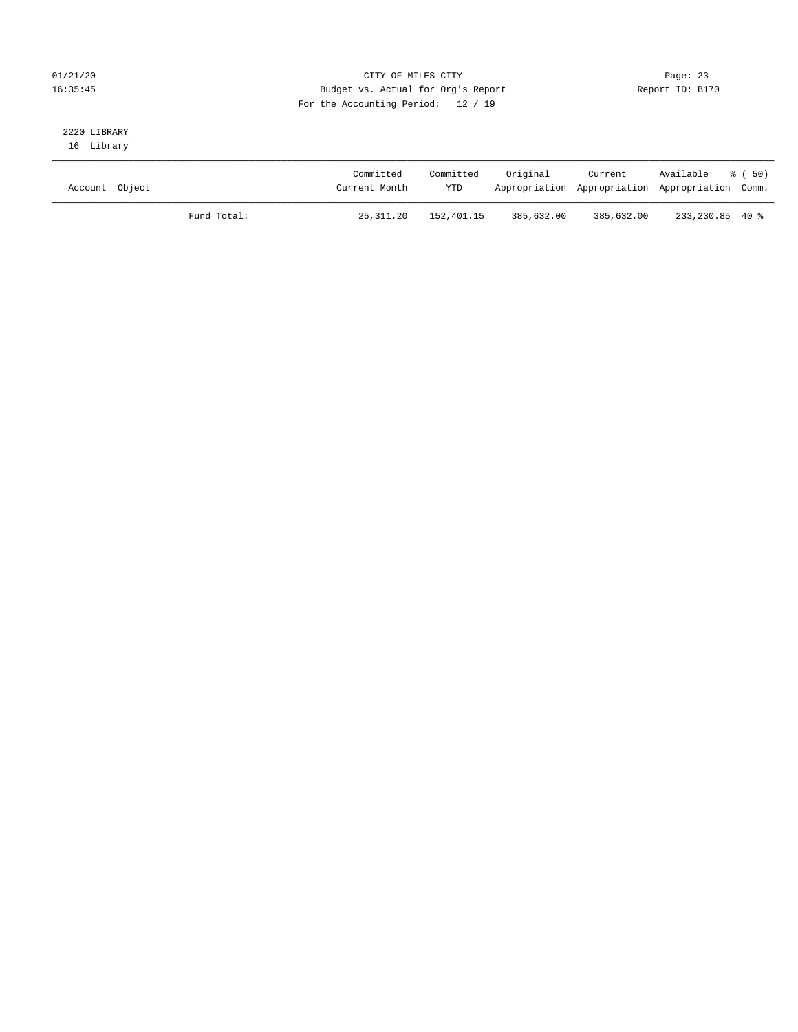CITY OF MILES CITY
Budget vs. Actual for Org's Report
For the Accounting Period: 12 / 19

01/21/20
16:35:45

Page: 23
Report ID: B170

2220 LIBRARY
16 Library

| Account Object | | Committed Current Month | Committed YTD | Original Appropriation | Current Appropriation | Available Appropriation | % ( 50) Comm. |
|---|---|---|---|---|---|---|---|
| | Fund Total: | 25,311.20 | 152,401.15 | 385,632.00 | 385,632.00 | 233,230.85 | 40 % |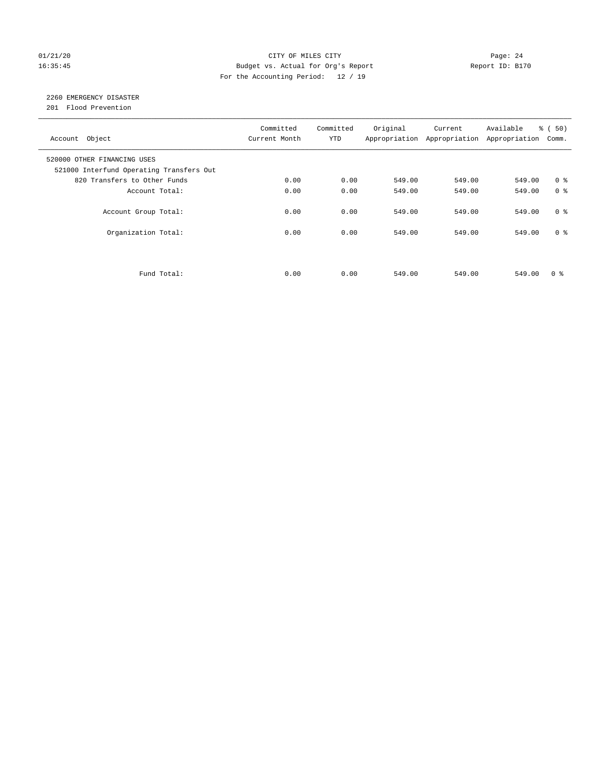CITY OF MILES CITY
Budget vs. Actual for Org's Report
For the Accounting Period: 12 / 19

01/21/20
16:35:45

Page: 24
Report ID: B170

2260 EMERGENCY DISASTER
201 Flood Prevention

| Account Object | Committed Current Month | Committed YTD | Original Appropriation | Current Appropriation | Available Appropriation | % ( 50) Comm. |
|---|---|---|---|---|---|---|
| 520000 OTHER FINANCING USES | | | | | | |
| 521000 Interfund Operating Transfers Out | | | | | | |
| 820 Transfers to Other Funds | 0.00 | 0.00 | 549.00 | 549.00 | 549.00 | 0 % |
| Account Total: | 0.00 | 0.00 | 549.00 | 549.00 | 549.00 | 0 % |
| Account Group Total: | 0.00 | 0.00 | 549.00 | 549.00 | 549.00 | 0 % |
| Organization Total: | 0.00 | 0.00 | 549.00 | 549.00 | 549.00 | 0 % |
| Fund Total: | 0.00 | 0.00 | 549.00 | 549.00 | 549.00 | 0 % |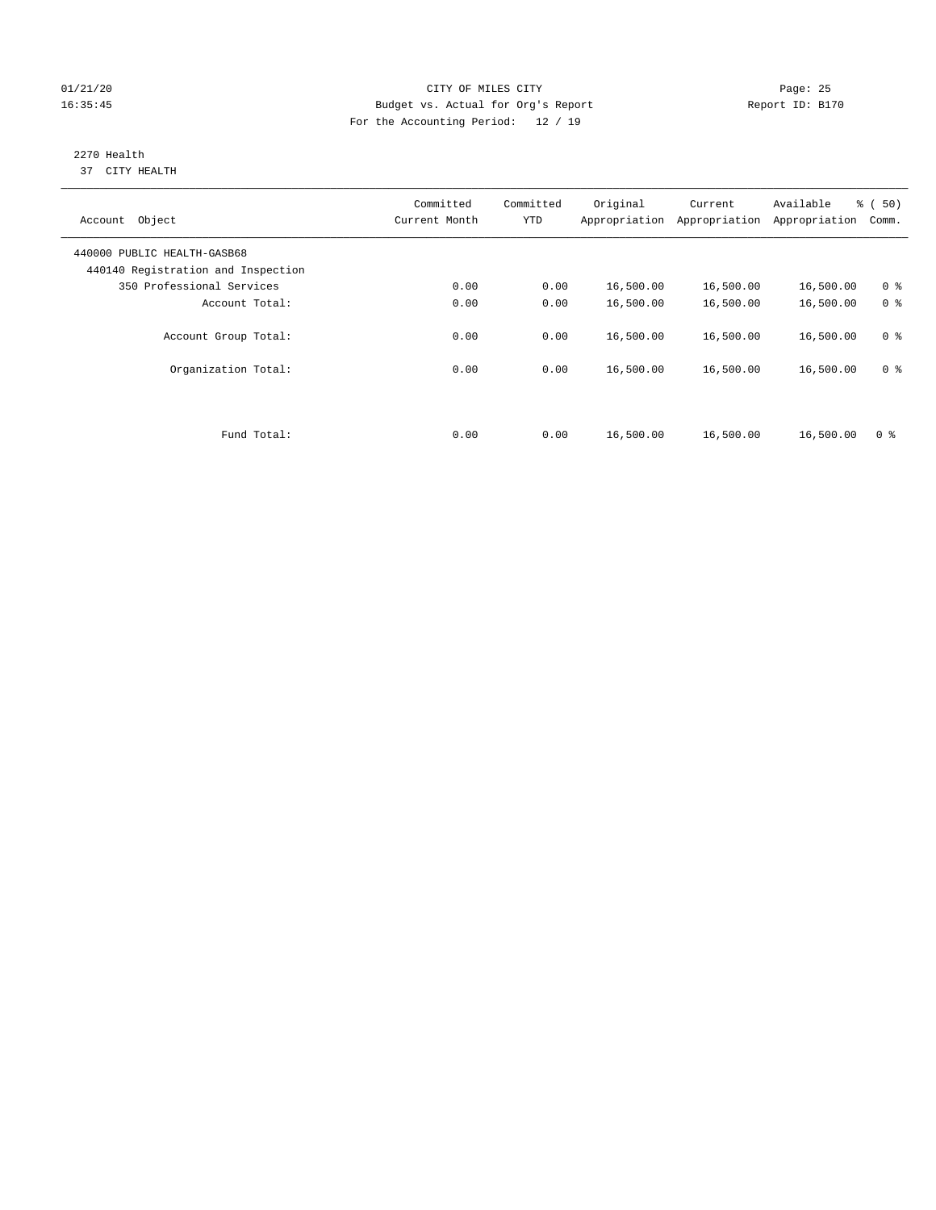01/21/20 CITY OF MILES CITY

16:35:45 Budget vs. Actual for Org's Report Report ID: B170

For the Accounting Period: 12 / 19

2270 Health

37 CITY HEALTH

| Account Object | Committed Current Month | Committed YTD | Original Appropriation | Current Appropriation | Available Appropriation | % ( 50) Comm. |
|---|---|---|---|---|---|---|
| 440000 PUBLIC HEALTH-GASB68 | | | | | | |
| 440140 Registration and Inspection | | | | | | |
| 350 Professional Services | 0.00 | 0.00 | 16,500.00 | 16,500.00 | 16,500.00 | 0 % |
| Account Total: | 0.00 | 0.00 | 16,500.00 | 16,500.00 | 16,500.00 | 0 % |
| Account Group Total: | 0.00 | 0.00 | 16,500.00 | 16,500.00 | 16,500.00 | 0 % |
| Organization Total: | 0.00 | 0.00 | 16,500.00 | 16,500.00 | 16,500.00 | 0 % |
| Fund Total: | 0.00 | 0.00 | 16,500.00 | 16,500.00 | 16,500.00 | 0 % |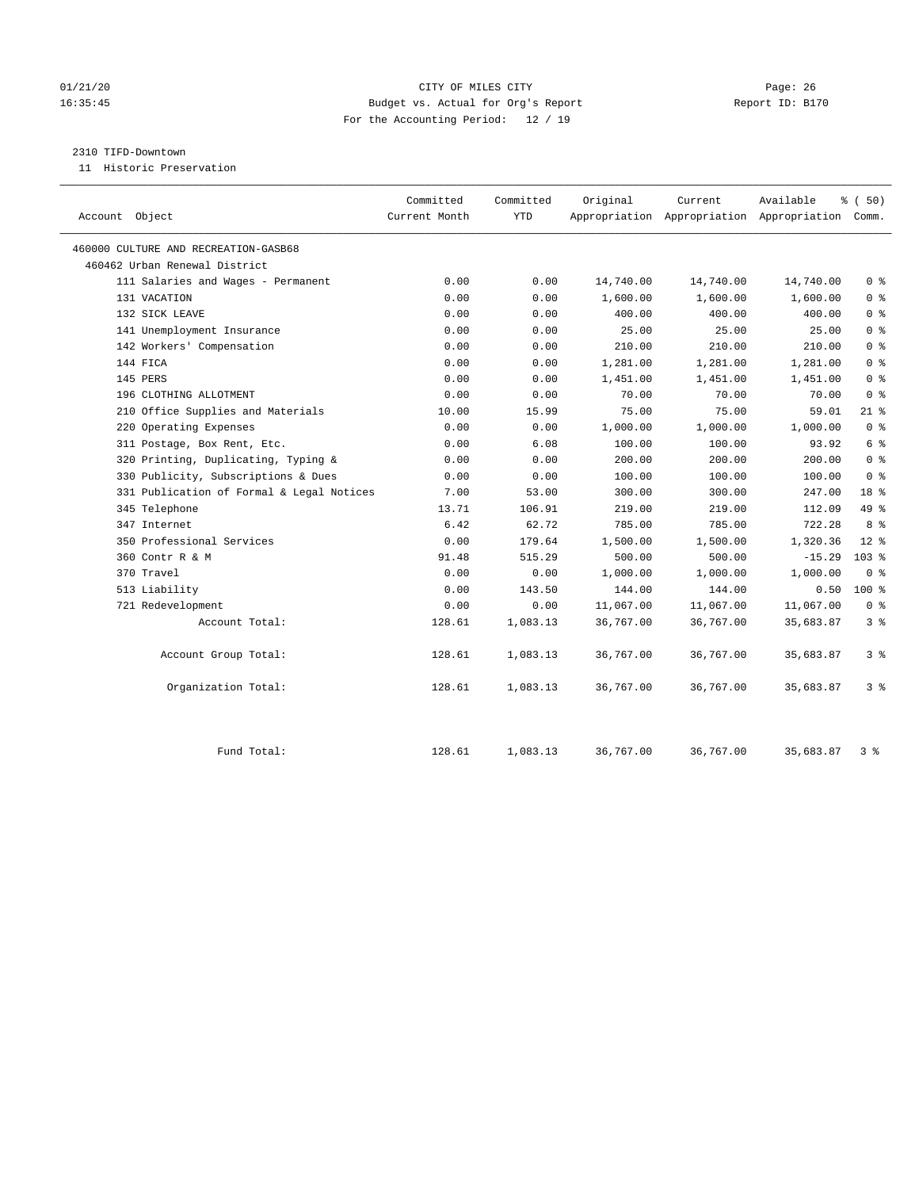CITY OF MILES CITY
Budget vs. Actual for Org's Report
For the Accounting Period: 12 / 19

01/21/20
16:35:45

Report ID: B170

2310 TIFD-Downtown
11 Historic Preservation

| Account Object | Committed Current Month | Committed YTD | Original Appropriation | Current Appropriation | Available Appropriation | % ( 50) Comm. |
|---|---|---|---|---|---|---|
| 460000 CULTURE AND RECREATION-GASB68 | | | | | | |
| 460462 Urban Renewal District | | | | | | |
| 111 Salaries and Wages - Permanent | 0.00 | 0.00 | 14,740.00 | 14,740.00 | 14,740.00 | 0 % |
| 131 VACATION | 0.00 | 0.00 | 1,600.00 | 1,600.00 | 1,600.00 | 0 % |
| 132 SICK LEAVE | 0.00 | 0.00 | 400.00 | 400.00 | 400.00 | 0 % |
| 141 Unemployment Insurance | 0.00 | 0.00 | 25.00 | 25.00 | 25.00 | 0 % |
| 142 Workers' Compensation | 0.00 | 0.00 | 210.00 | 210.00 | 210.00 | 0 % |
| 144 FICA | 0.00 | 0.00 | 1,281.00 | 1,281.00 | 1,281.00 | 0 % |
| 145 PERS | 0.00 | 0.00 | 1,451.00 | 1,451.00 | 1,451.00 | 0 % |
| 196 CLOTHING ALLOTMENT | 0.00 | 0.00 | 70.00 | 70.00 | 70.00 | 0 % |
| 210 Office Supplies and Materials | 10.00 | 15.99 | 75.00 | 75.00 | 59.01 | 21 % |
| 220 Operating Expenses | 0.00 | 0.00 | 1,000.00 | 1,000.00 | 1,000.00 | 0 % |
| 311 Postage, Box Rent, Etc. | 0.00 | 6.08 | 100.00 | 100.00 | 93.92 | 6 % |
| 320 Printing, Duplicating, Typing & | 0.00 | 0.00 | 200.00 | 200.00 | 200.00 | 0 % |
| 330 Publicity, Subscriptions & Dues | 0.00 | 0.00 | 100.00 | 100.00 | 100.00 | 0 % |
| 331 Publication of Formal & Legal Notices | 7.00 | 53.00 | 300.00 | 300.00 | 247.00 | 18 % |
| 345 Telephone | 13.71 | 106.91 | 219.00 | 219.00 | 112.09 | 49 % |
| 347 Internet | 6.42 | 62.72 | 785.00 | 785.00 | 722.28 | 8 % |
| 350 Professional Services | 0.00 | 179.64 | 1,500.00 | 1,500.00 | 1,320.36 | 12 % |
| 360 Contr R & M | 91.48 | 515.29 | 500.00 | 500.00 | -15.29 | 103 % |
| 370 Travel | 0.00 | 0.00 | 1,000.00 | 1,000.00 | 1,000.00 | 0 % |
| 513 Liability | 0.00 | 143.50 | 144.00 | 144.00 | 0.50 | 100 % |
| 721 Redevelopment | 0.00 | 0.00 | 11,067.00 | 11,067.00 | 11,067.00 | 0 % |
| Account Total: | 128.61 | 1,083.13 | 36,767.00 | 36,767.00 | 35,683.87 | 3 % |
| Account Group Total: | 128.61 | 1,083.13 | 36,767.00 | 36,767.00 | 35,683.87 | 3 % |
| Organization Total: | 128.61 | 1,083.13 | 36,767.00 | 36,767.00 | 35,683.87 | 3 % |
| Fund Total: | 128.61 | 1,083.13 | 36,767.00 | 36,767.00 | 35,683.87 | 3 % |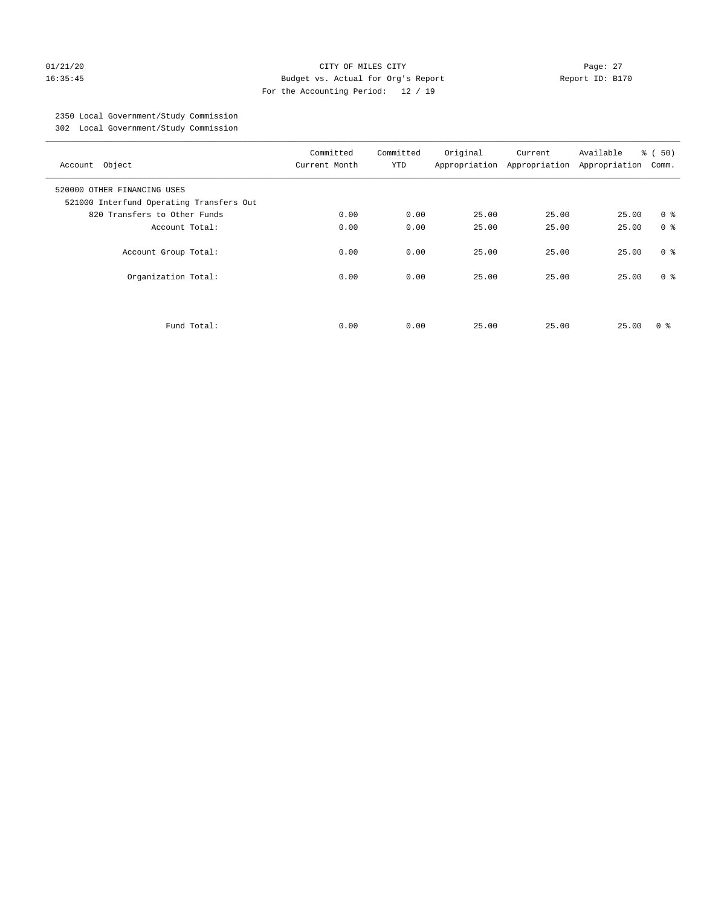CITY OF MILES CITY
Budget vs. Actual for Org's Report
For the Accounting Period: 12 / 19

01/21/20
16:35:45

Report ID: B170

2350 Local Government/Study Commission
302 Local Government/Study Commission

| Account Object | Committed Current Month | Committed YTD | Original Appropriation | Current Appropriation | Available Appropriation | % ( 50) Comm. |
|---|---|---|---|---|---|---|
| 520000 OTHER FINANCING USES | | | | | | |
| 521000 Interfund Operating Transfers Out | | | | | | |
| 820 Transfers to Other Funds | 0.00 | 0.00 | 25.00 | 25.00 | 25.00 | 0 % |
| Account Total: | 0.00 | 0.00 | 25.00 | 25.00 | 25.00 | 0 % |
| Account Group Total: | 0.00 | 0.00 | 25.00 | 25.00 | 25.00 | 0 % |
| Organization Total: | 0.00 | 0.00 | 25.00 | 25.00 | 25.00 | 0 % |
| Fund Total: | 0.00 | 0.00 | 25.00 | 25.00 | 25.00 | 0 % |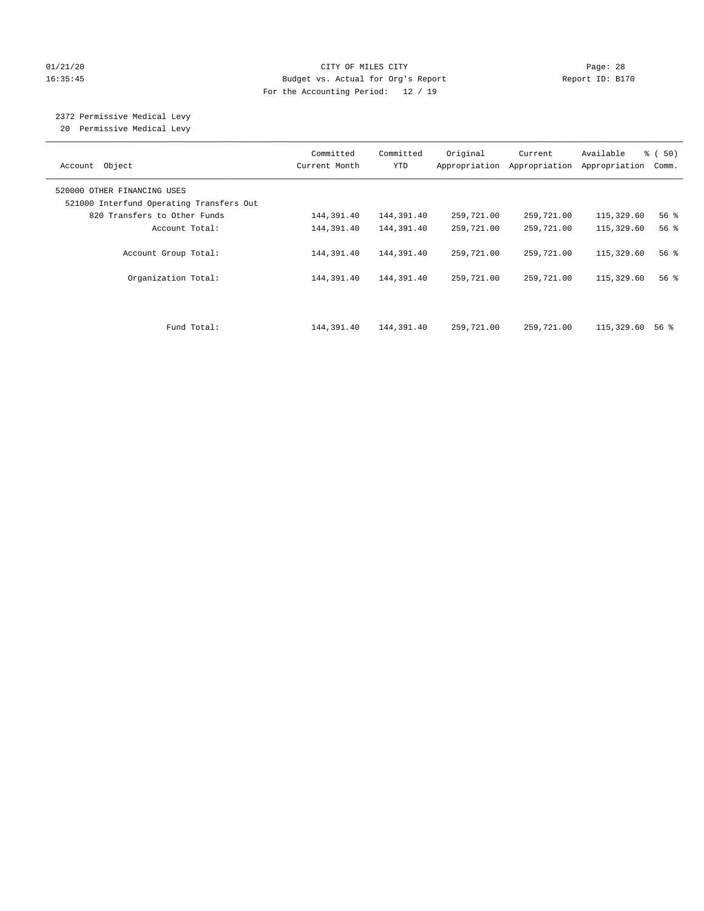01/21/20 CITY OF MILES CITY Page: 28
16:35:45 Budget vs. Actual for Org's Report Report ID: B170
For the Accounting Period: 12 / 19

2372 Permissive Medical Levy
20 Permissive Medical Levy

| Account Object | Committed Current Month | Committed YTD | Original Appropriation | Current Appropriation | Available Appropriation | % ( 50) Comm. |
|---|---|---|---|---|---|---|
| 520000 OTHER FINANCING USES | | | | | | |
| 521000 Interfund Operating Transfers Out | | | | | | |
| 820 Transfers to Other Funds | 144,391.40 | 144,391.40 | 259,721.00 | 259,721.00 | 115,329.60 | 56 % |
| Account Total: | 144,391.40 | 144,391.40 | 259,721.00 | 259,721.00 | 115,329.60 | 56 % |
| Account Group Total: | 144,391.40 | 144,391.40 | 259,721.00 | 259,721.00 | 115,329.60 | 56 % |
| Organization Total: | 144,391.40 | 144,391.40 | 259,721.00 | 259,721.00 | 115,329.60 | 56 % |
| Fund Total: | 144,391.40 | 144,391.40 | 259,721.00 | 259,721.00 | 115,329.60 | 56 % |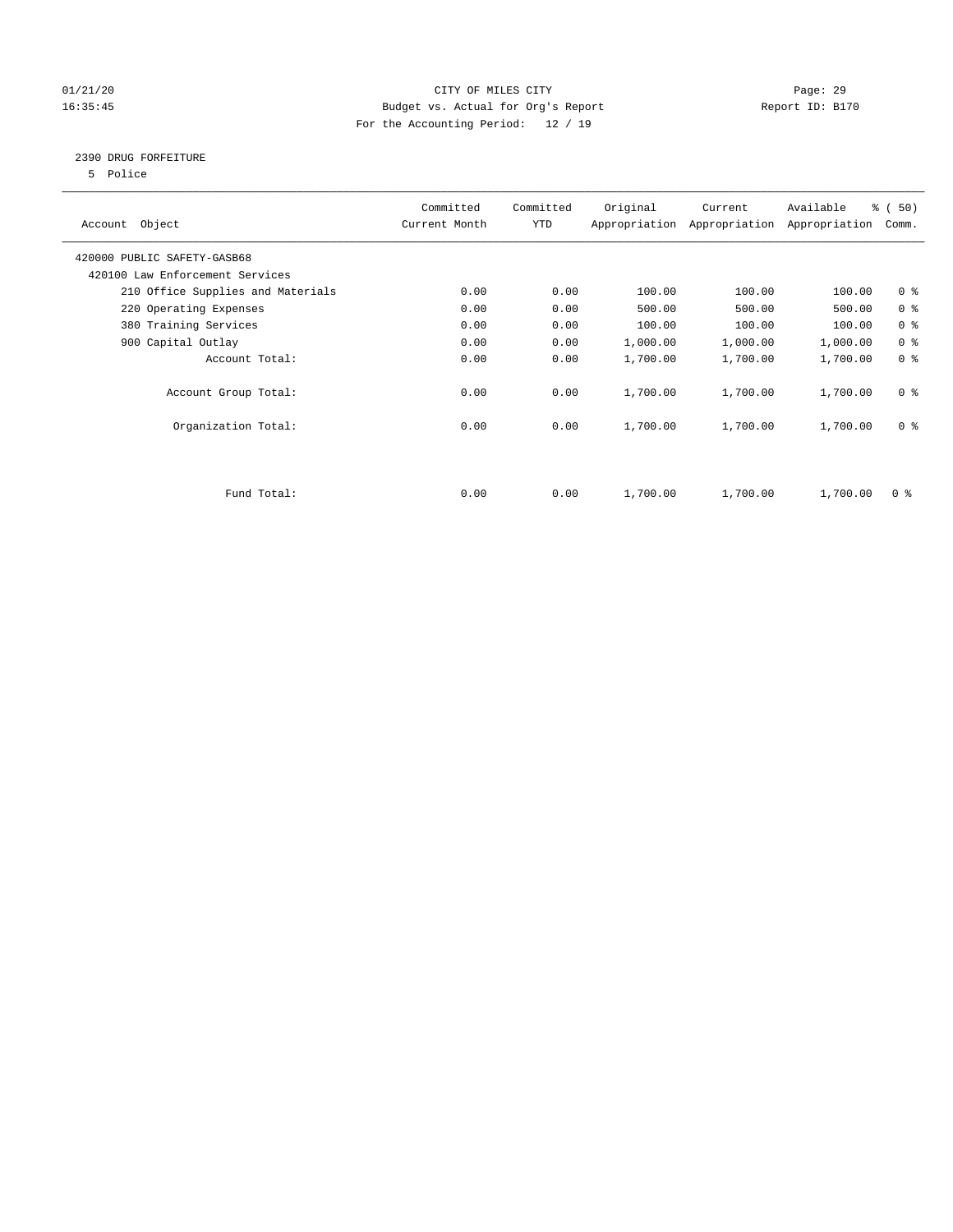01/21/20 CITY OF MILES CITY
16:35:45 Budget vs. Actual for Org's Report Report ID: B170
For the Accounting Period: 12 / 19

2390 DRUG FORFEITURE
5 Police

| Account Object | Committed Current Month | Committed YTD | Original Appropriation | Current Appropriation | Available Appropriation | % ( 50) Comm. |
|---|---|---|---|---|---|---|
| 420000 PUBLIC SAFETY-GASB68 | | | | | | |
| 420100 Law Enforcement Services | | | | | | |
| 210 Office Supplies and Materials | 0.00 | 0.00 | 100.00 | 100.00 | 100.00 | 0 % |
| 220 Operating Expenses | 0.00 | 0.00 | 500.00 | 500.00 | 500.00 | 0 % |
| 380 Training Services | 0.00 | 0.00 | 100.00 | 100.00 | 100.00 | 0 % |
| 900 Capital Outlay | 0.00 | 0.00 | 1,000.00 | 1,000.00 | 1,000.00 | 0 % |
| Account Total: | 0.00 | 0.00 | 1,700.00 | 1,700.00 | 1,700.00 | 0 % |
| Account Group Total: | 0.00 | 0.00 | 1,700.00 | 1,700.00 | 1,700.00 | 0 % |
| Organization Total: | 0.00 | 0.00 | 1,700.00 | 1,700.00 | 1,700.00 | 0 % |
| Fund Total: | 0.00 | 0.00 | 1,700.00 | 1,700.00 | 1,700.00 | 0 % |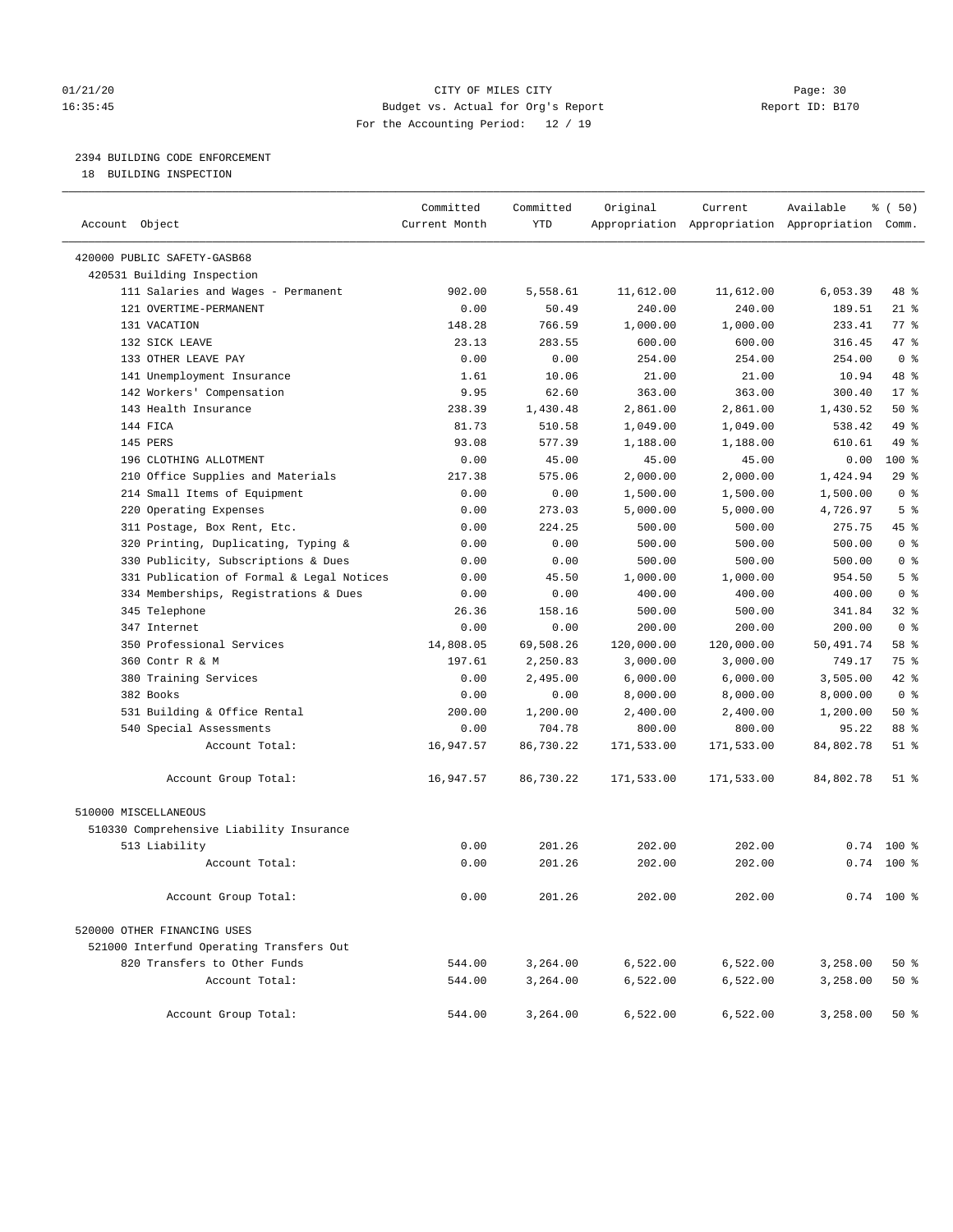01/21/20 CITY OF MILES CITY
16:35:45 Budget vs. Actual for Org's Report Report ID: B170
For the Accounting Period: 12 / 19

2394 BUILDING CODE ENFORCEMENT
18 BUILDING INSPECTION

| Account Object | Committed Current Month | Committed YTD | Original Appropriation | Current Appropriation | Available Appropriation | % ( 50) Comm. |
|---|---|---|---|---|---|---|
| 420000 PUBLIC SAFETY-GASB68 | | | | | | |
| 420531 Building Inspection | | | | | | |
| 111 Salaries and Wages - Permanent | 902.00 | 5,558.61 | 11,612.00 | 11,612.00 | 6,053.39 | 48 % |
| 121 OVERTIME-PERMANENT | 0.00 | 50.49 | 240.00 | 240.00 | 189.51 | 21 % |
| 131 VACATION | 148.28 | 766.59 | 1,000.00 | 1,000.00 | 233.41 | 77 % |
| 132 SICK LEAVE | 23.13 | 283.55 | 600.00 | 600.00 | 316.45 | 47 % |
| 133 OTHER LEAVE PAY | 0.00 | 0.00 | 254.00 | 254.00 | 254.00 | 0 % |
| 141 Unemployment Insurance | 1.61 | 10.06 | 21.00 | 21.00 | 10.94 | 48 % |
| 142 Workers' Compensation | 9.95 | 62.60 | 363.00 | 363.00 | 300.40 | 17 % |
| 143 Health Insurance | 238.39 | 1,430.48 | 2,861.00 | 2,861.00 | 1,430.52 | 50 % |
| 144 FICA | 81.73 | 510.58 | 1,049.00 | 1,049.00 | 538.42 | 49 % |
| 145 PERS | 93.08 | 577.39 | 1,188.00 | 1,188.00 | 610.61 | 49 % |
| 196 CLOTHING ALLOTMENT | 0.00 | 45.00 | 45.00 | 45.00 | 0.00 | 100 % |
| 210 Office Supplies and Materials | 217.38 | 575.06 | 2,000.00 | 2,000.00 | 1,424.94 | 29 % |
| 214 Small Items of Equipment | 0.00 | 0.00 | 1,500.00 | 1,500.00 | 1,500.00 | 0 % |
| 220 Operating Expenses | 0.00 | 273.03 | 5,000.00 | 5,000.00 | 4,726.97 | 5 % |
| 311 Postage, Box Rent, Etc. | 0.00 | 224.25 | 500.00 | 500.00 | 275.75 | 45 % |
| 320 Printing, Duplicating, Typing & | 0.00 | 0.00 | 500.00 | 500.00 | 500.00 | 0 % |
| 330 Publicity, Subscriptions & Dues | 0.00 | 0.00 | 500.00 | 500.00 | 500.00 | 0 % |
| 331 Publication of Formal & Legal Notices | 0.00 | 45.50 | 1,000.00 | 1,000.00 | 954.50 | 5 % |
| 334 Memberships, Registrations & Dues | 0.00 | 0.00 | 400.00 | 400.00 | 400.00 | 0 % |
| 345 Telephone | 26.36 | 158.16 | 500.00 | 500.00 | 341.84 | 32 % |
| 347 Internet | 0.00 | 0.00 | 200.00 | 200.00 | 200.00 | 0 % |
| 350 Professional Services | 14,808.05 | 69,508.26 | 120,000.00 | 120,000.00 | 50,491.74 | 58 % |
| 360 Contr R & M | 197.61 | 2,250.83 | 3,000.00 | 3,000.00 | 749.17 | 75 % |
| 380 Training Services | 0.00 | 2,495.00 | 6,000.00 | 6,000.00 | 3,505.00 | 42 % |
| 382 Books | 0.00 | 0.00 | 8,000.00 | 8,000.00 | 8,000.00 | 0 % |
| 531 Building & Office Rental | 200.00 | 1,200.00 | 2,400.00 | 2,400.00 | 1,200.00 | 50 % |
| 540 Special Assessments | 0.00 | 704.78 | 800.00 | 800.00 | 95.22 | 88 % |
| Account Total: | 16,947.57 | 86,730.22 | 171,533.00 | 171,533.00 | 84,802.78 | 51 % |
| Account Group Total: | 16,947.57 | 86,730.22 | 171,533.00 | 171,533.00 | 84,802.78 | 51 % |
| 510000 MISCELLANEOUS | | | | | | |
| 510330 Comprehensive Liability Insurance | | | | | | |
| 513 Liability | 0.00 | 201.26 | 202.00 | 202.00 | 0.74 | 100 % |
| Account Total: | 0.00 | 201.26 | 202.00 | 202.00 | 0.74 | 100 % |
| Account Group Total: | 0.00 | 201.26 | 202.00 | 202.00 | 0.74 | 100 % |
| 520000 OTHER FINANCING USES | | | | | | |
| 521000 Interfund Operating Transfers Out | | | | | | |
| 820 Transfers to Other Funds | 544.00 | 3,264.00 | 6,522.00 | 6,522.00 | 3,258.00 | 50 % |
| Account Total: | 544.00 | 3,264.00 | 6,522.00 | 6,522.00 | 3,258.00 | 50 % |
| Account Group Total: | 544.00 | 3,264.00 | 6,522.00 | 6,522.00 | 3,258.00 | 50 % |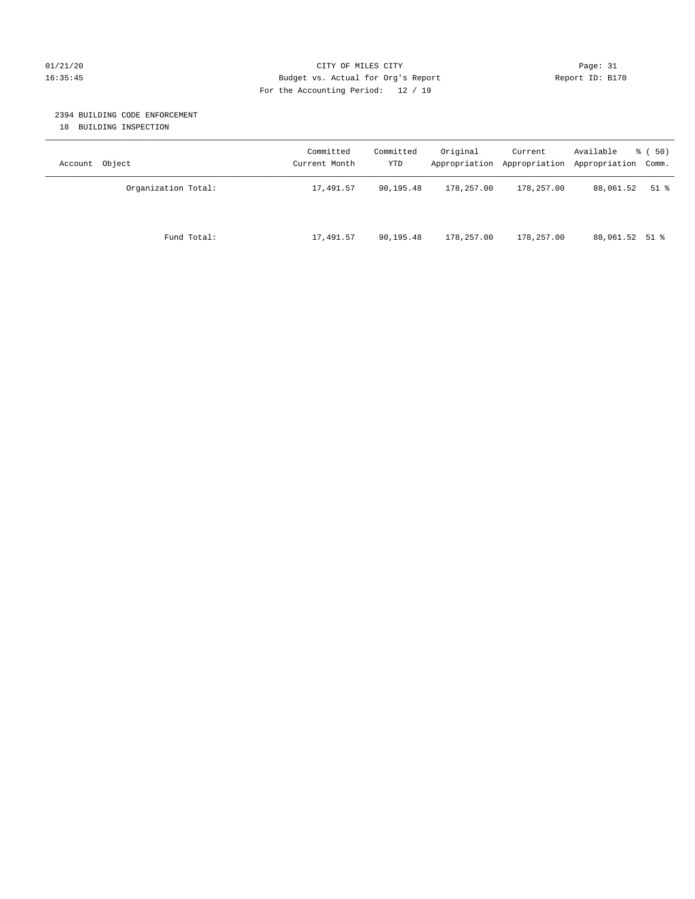01/21/20 CITY OF MILES CITY
16:35:45 Budget vs. Actual for Org's Report Report ID: B170
For the Accounting Period: 12 / 19

2394 BUILDING CODE ENFORCEMENT
18 BUILDING INSPECTION

| Account Object | Committed Current Month | Committed YTD | Original Appropriation | Current Appropriation | Available Appropriation | % ( 50) Comm. |
|---|---|---|---|---|---|---|
| Organization Total: | 17,491.57 | 90,195.48 | 178,257.00 | 178,257.00 | 88,061.52 | 51 % |
| Fund Total: | 17,491.57 | 90,195.48 | 178,257.00 | 178,257.00 | 88,061.52 | 51 % |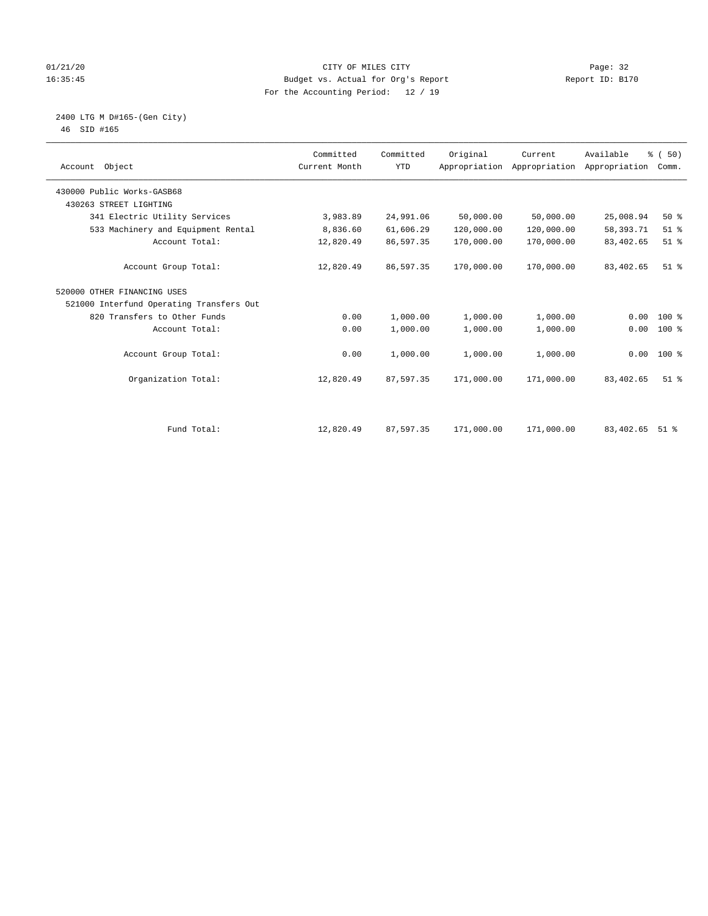01/21/20 CITY OF MILES CITY
16:35:45 Budget vs. Actual for Org's Report Report ID: B170
For the Accounting Period: 12 / 19

2400 LTG M D#165-(Gen City)
46 SID #165

| Account Object | Committed Current Month | Committed YTD | Original Appropriation | Current Appropriation | Available Appropriation | % ( 50) Comm. |
|---|---|---|---|---|---|---|
| 430000 Public Works-GASB68 | | | | | | |
| 430263 STREET LIGHTING | | | | | | |
| 341 Electric Utility Services | 3,983.89 | 24,991.06 | 50,000.00 | 50,000.00 | 25,008.94 | 50 % |
| 533 Machinery and Equipment Rental | 8,836.60 | 61,606.29 | 120,000.00 | 120,000.00 | 58,393.71 | 51 % |
| Account Total: | 12,820.49 | 86,597.35 | 170,000.00 | 170,000.00 | 83,402.65 | 51 % |
| Account Group Total: | 12,820.49 | 86,597.35 | 170,000.00 | 170,000.00 | 83,402.65 | 51 % |
| 520000 OTHER FINANCING USES | | | | | | |
| 521000 Interfund Operating Transfers Out | | | | | | |
| 820 Transfers to Other Funds | 0.00 | 1,000.00 | 1,000.00 | 1,000.00 | 0.00 | 100 % |
| Account Total: | 0.00 | 1,000.00 | 1,000.00 | 1,000.00 | 0.00 | 100 % |
| Account Group Total: | 0.00 | 1,000.00 | 1,000.00 | 1,000.00 | 0.00 | 100 % |
| Organization Total: | 12,820.49 | 87,597.35 | 171,000.00 | 171,000.00 | 83,402.65 | 51 % |
| Fund Total: | 12,820.49 | 87,597.35 | 171,000.00 | 171,000.00 | 83,402.65 | 51 % |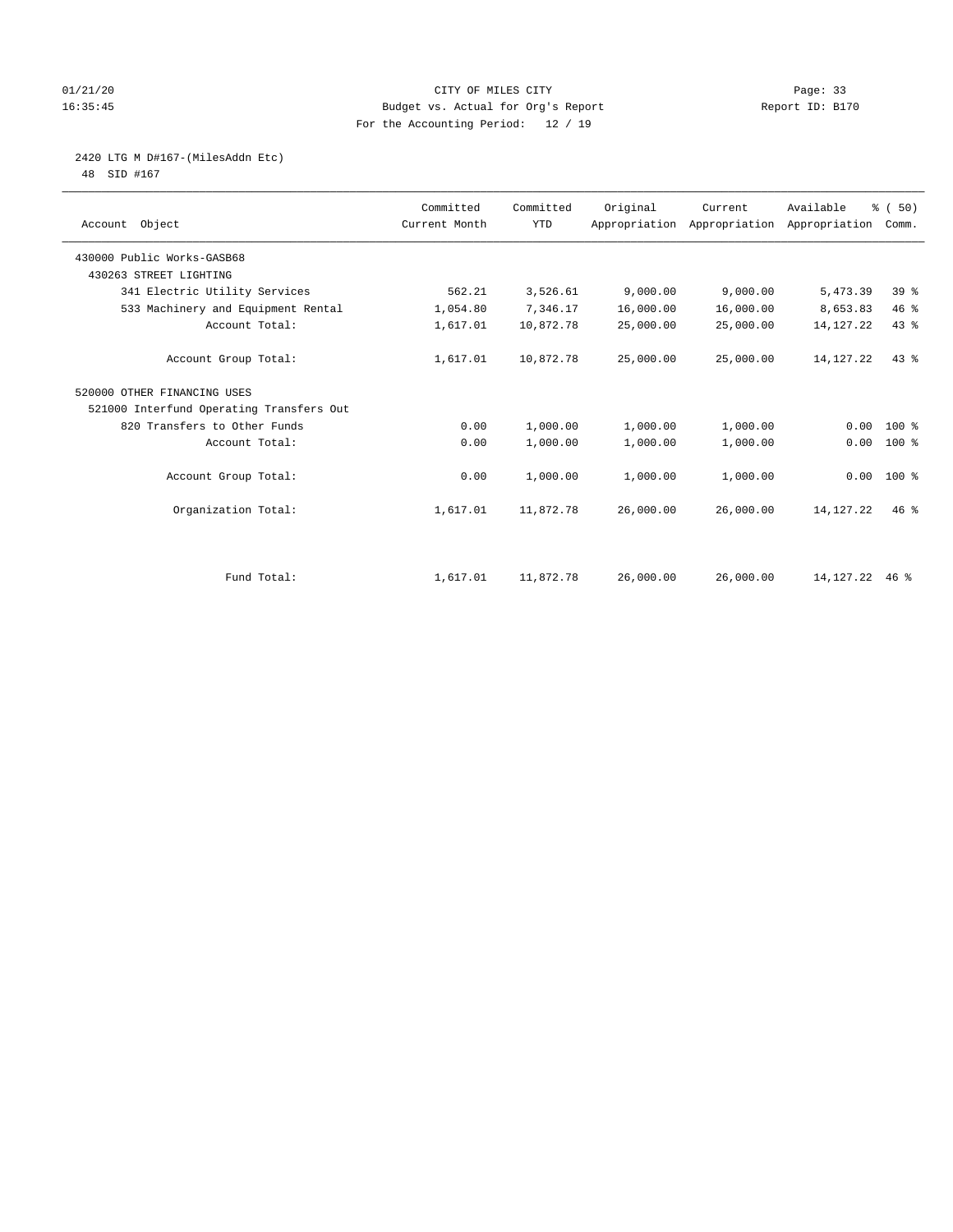# CITY OF MILES CITY

Budget vs. Actual for Org's Report

For the Accounting Period: 12 / 19

01/21/20 16:35:45 — Page: 33 — Report ID: B170

## 2420 LTG M D#167-(MilesAddn Etc)

48 SID #167

| Account Object | Committed Current Month | Committed YTD | Original Appropriation | Current Appropriation | Available Appropriation | % ( 50) Comm. |
|---|---|---|---|---|---|---|
| 430000 Public Works-GASB68 | | | | | | |
| 430263 STREET LIGHTING | | | | | | |
| 341 Electric Utility Services | 562.21 | 3,526.61 | 9,000.00 | 9,000.00 | 5,473.39 | 39 % |
| 533 Machinery and Equipment Rental | 1,054.80 | 7,346.17 | 16,000.00 | 16,000.00 | 8,653.83 | 46 % |
| Account Total: | 1,617.01 | 10,872.78 | 25,000.00 | 25,000.00 | 14,127.22 | 43 % |
| Account Group Total: | 1,617.01 | 10,872.78 | 25,000.00 | 25,000.00 | 14,127.22 | 43 % |
| 520000 OTHER FINANCING USES | | | | | | |
| 521000 Interfund Operating Transfers Out | | | | | | |
| 820 Transfers to Other Funds | 0.00 | 1,000.00 | 1,000.00 | 1,000.00 | 0.00 | 100 % |
| Account Total: | 0.00 | 1,000.00 | 1,000.00 | 1,000.00 | 0.00 | 100 % |
| Account Group Total: | 0.00 | 1,000.00 | 1,000.00 | 1,000.00 | 0.00 | 100 % |
| Organization Total: | 1,617.01 | 11,872.78 | 26,000.00 | 26,000.00 | 14,127.22 | 46 % |
| Fund Total: | 1,617.01 | 11,872.78 | 26,000.00 | 26,000.00 | 14,127.22 | 46 % |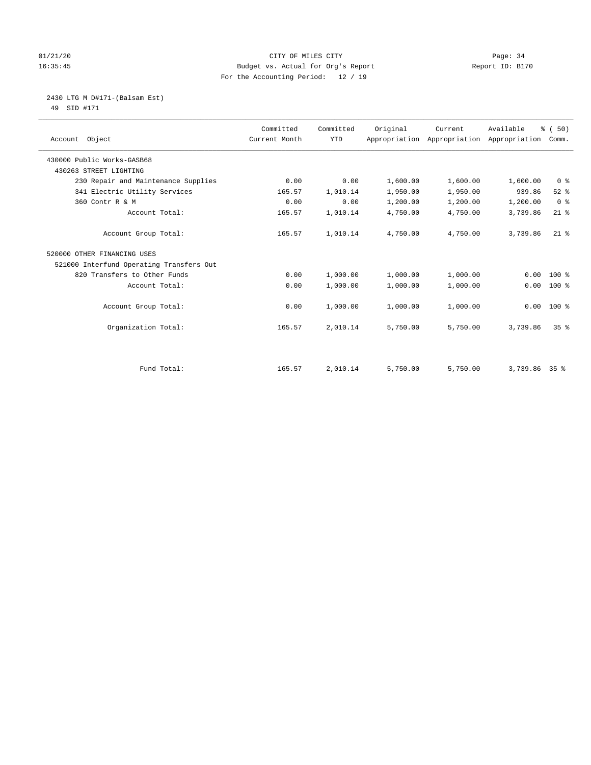01/21/20 CITY OF MILES CITY Page: 34
16:35:45 Budget vs. Actual for Org's Report Report ID: B170
For the Accounting Period: 12 / 19

2430 LTG M D#171-(Balsam Est)
49 SID #171

| Account Object | Committed Current Month | Committed YTD | Original Appropriation | Current Appropriation | Available Appropriation | % ( 50) Comm. |
|---|---|---|---|---|---|---|
| 430000 Public Works-GASB68 | | | | | | |
| 430263 STREET LIGHTING | | | | | | |
| 230 Repair and Maintenance Supplies | 0.00 | 0.00 | 1,600.00 | 1,600.00 | 1,600.00 | 0 % |
| 341 Electric Utility Services | 165.57 | 1,010.14 | 1,950.00 | 1,950.00 | 939.86 | 52 % |
| 360 Contr R & M | 0.00 | 0.00 | 1,200.00 | 1,200.00 | 1,200.00 | 0 % |
| Account Total: | 165.57 | 1,010.14 | 4,750.00 | 4,750.00 | 3,739.86 | 21 % |
| Account Group Total: | 165.57 | 1,010.14 | 4,750.00 | 4,750.00 | 3,739.86 | 21 % |
| 520000 OTHER FINANCING USES | | | | | | |
| 521000 Interfund Operating Transfers Out | | | | | | |
| 820 Transfers to Other Funds | 0.00 | 1,000.00 | 1,000.00 | 1,000.00 | 0.00 | 100 % |
| Account Total: | 0.00 | 1,000.00 | 1,000.00 | 1,000.00 | 0.00 | 100 % |
| Account Group Total: | 0.00 | 1,000.00 | 1,000.00 | 1,000.00 | 0.00 | 100 % |
| Organization Total: | 165.57 | 2,010.14 | 5,750.00 | 5,750.00 | 3,739.86 | 35 % |
| Fund Total: | 165.57 | 2,010.14 | 5,750.00 | 5,750.00 | 3,739.86 | 35 % |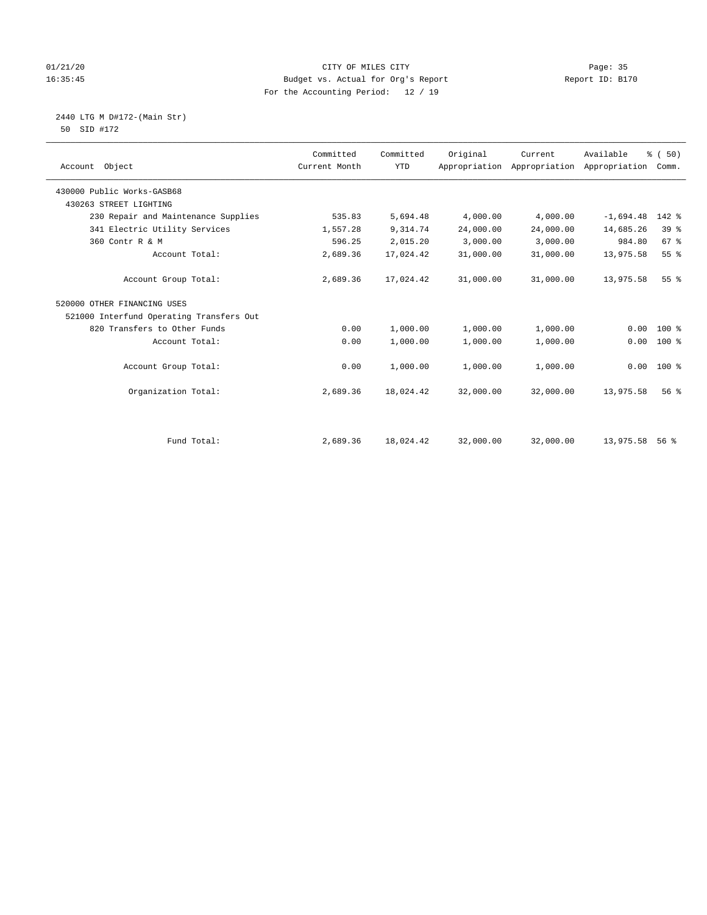01/21/20 CITY OF MILES CITY
16:35:45 Budget vs. Actual for Org's Report Report ID: B170
For the Accounting Period: 12 / 19

2440 LTG M D#172-(Main Str)
50 SID #172

| Account Object | Committed Current Month | Committed YTD | Original Appropriation | Current Appropriation | Available Appropriation | % ( 50) Comm. |
|---|---|---|---|---|---|---|
| 430000 Public Works-GASB68 | | | | | | |
| 430263 STREET LIGHTING | | | | | | |
| 230 Repair and Maintenance Supplies | 535.83 | 5,694.48 | 4,000.00 | 4,000.00 | -1,694.48 | 142 % |
| 341 Electric Utility Services | 1,557.28 | 9,314.74 | 24,000.00 | 24,000.00 | 14,685.26 | 39 % |
| 360 Contr R & M | 596.25 | 2,015.20 | 3,000.00 | 3,000.00 | 984.80 | 67 % |
| Account Total: | 2,689.36 | 17,024.42 | 31,000.00 | 31,000.00 | 13,975.58 | 55 % |
| Account Group Total: | 2,689.36 | 17,024.42 | 31,000.00 | 31,000.00 | 13,975.58 | 55 % |
| 520000 OTHER FINANCING USES | | | | | | |
| 521000 Interfund Operating Transfers Out | | | | | | |
| 820 Transfers to Other Funds | 0.00 | 1,000.00 | 1,000.00 | 1,000.00 | 0.00 | 100 % |
| Account Total: | 0.00 | 1,000.00 | 1,000.00 | 1,000.00 | 0.00 | 100 % |
| Account Group Total: | 0.00 | 1,000.00 | 1,000.00 | 1,000.00 | 0.00 | 100 % |
| Organization Total: | 2,689.36 | 18,024.42 | 32,000.00 | 32,000.00 | 13,975.58 | 56 % |
| Fund Total: | 2,689.36 | 18,024.42 | 32,000.00 | 32,000.00 | 13,975.58 | 56 % |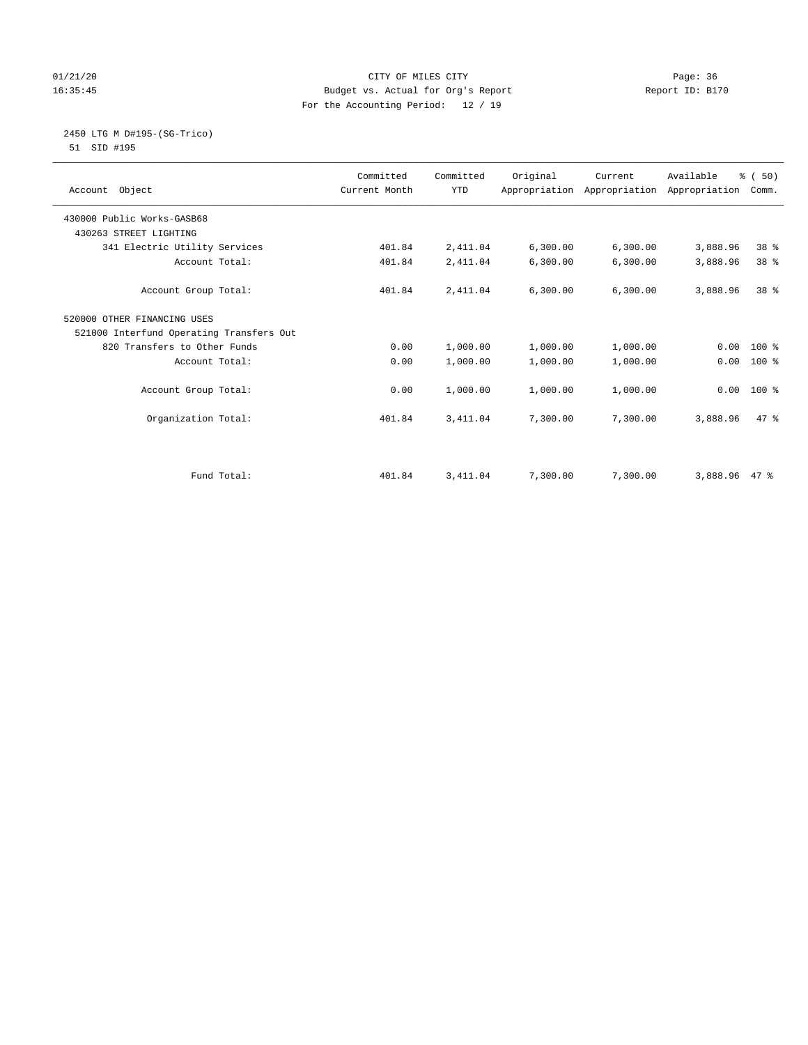CITY OF MILES CITY
Budget vs. Actual for Org's Report
For the Accounting Period: 12 / 19

01/21/20 16:35:45 — Page: 36 — Report ID: B170

## 2450 LTG M D#195-(SG-Trico)

51 SID #195

| Account Object | Committed Current Month | Committed YTD | Original Appropriation | Current Appropriation | Available Appropriation | % ( 50) Comm. |
|---|---|---|---|---|---|---|
| 430000 Public Works-GASB68 | | | | | | |
| 430263 STREET LIGHTING | | | | | | |
| 341 Electric Utility Services | 401.84 | 2,411.04 | 6,300.00 | 6,300.00 | 3,888.96 | 38 % |
| Account Total: | 401.84 | 2,411.04 | 6,300.00 | 6,300.00 | 3,888.96 | 38 % |
| Account Group Total: | 401.84 | 2,411.04 | 6,300.00 | 6,300.00 | 3,888.96 | 38 % |
| 520000 OTHER FINANCING USES | | | | | | |
| 521000 Interfund Operating Transfers Out | | | | | | |
| 820 Transfers to Other Funds | 0.00 | 1,000.00 | 1,000.00 | 1,000.00 | 0.00 | 100 % |
| Account Total: | 0.00 | 1,000.00 | 1,000.00 | 1,000.00 | 0.00 | 100 % |
| Account Group Total: | 0.00 | 1,000.00 | 1,000.00 | 1,000.00 | 0.00 | 100 % |
| Organization Total: | 401.84 | 3,411.04 | 7,300.00 | 7,300.00 | 3,888.96 | 47 % |
| Fund Total: | 401.84 | 3,411.04 | 7,300.00 | 7,300.00 | 3,888.96 | 47 % |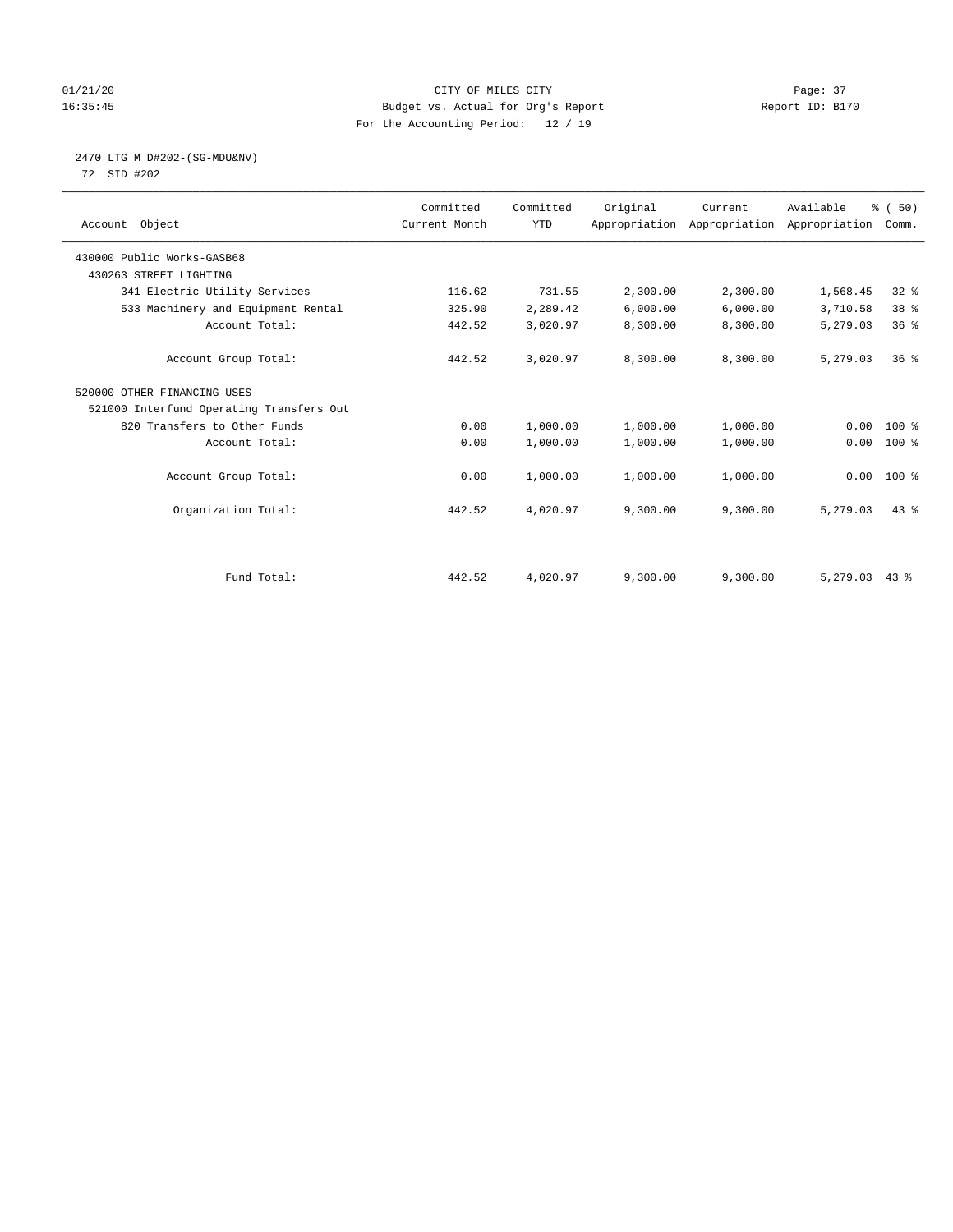01/21/20 CITY OF MILES CITY
16:35:45 Budget vs. Actual for Org's Report Report ID: B170
For the Accounting Period: 12 / 19

2470 LTG M D#202-(SG-MDU&NV)
72 SID #202

| Account Object | Committed Current Month | Committed YTD | Original Appropriation | Current Appropriation | Available Appropriation | % ( 50) Comm. |
|---|---|---|---|---|---|---|
| 430000 Public Works-GASB68 | | | | | | |
| 430263 STREET LIGHTING | | | | | | |
| 341 Electric Utility Services | 116.62 | 731.55 | 2,300.00 | 2,300.00 | 1,568.45 | 32 % |
| 533 Machinery and Equipment Rental | 325.90 | 2,289.42 | 6,000.00 | 6,000.00 | 3,710.58 | 38 % |
| Account Total: | 442.52 | 3,020.97 | 8,300.00 | 8,300.00 | 5,279.03 | 36 % |
| Account Group Total: | 442.52 | 3,020.97 | 8,300.00 | 8,300.00 | 5,279.03 | 36 % |
| 520000 OTHER FINANCING USES | | | | | | |
| 521000 Interfund Operating Transfers Out | | | | | | |
| 820 Transfers to Other Funds | 0.00 | 1,000.00 | 1,000.00 | 1,000.00 | 0.00 | 100 % |
| Account Total: | 0.00 | 1,000.00 | 1,000.00 | 1,000.00 | 0.00 | 100 % |
| Account Group Total: | 0.00 | 1,000.00 | 1,000.00 | 1,000.00 | 0.00 | 100 % |
| Organization Total: | 442.52 | 4,020.97 | 9,300.00 | 9,300.00 | 5,279.03 | 43 % |
| Fund Total: | 442.52 | 4,020.97 | 9,300.00 | 9,300.00 | 5,279.03 | 43 % |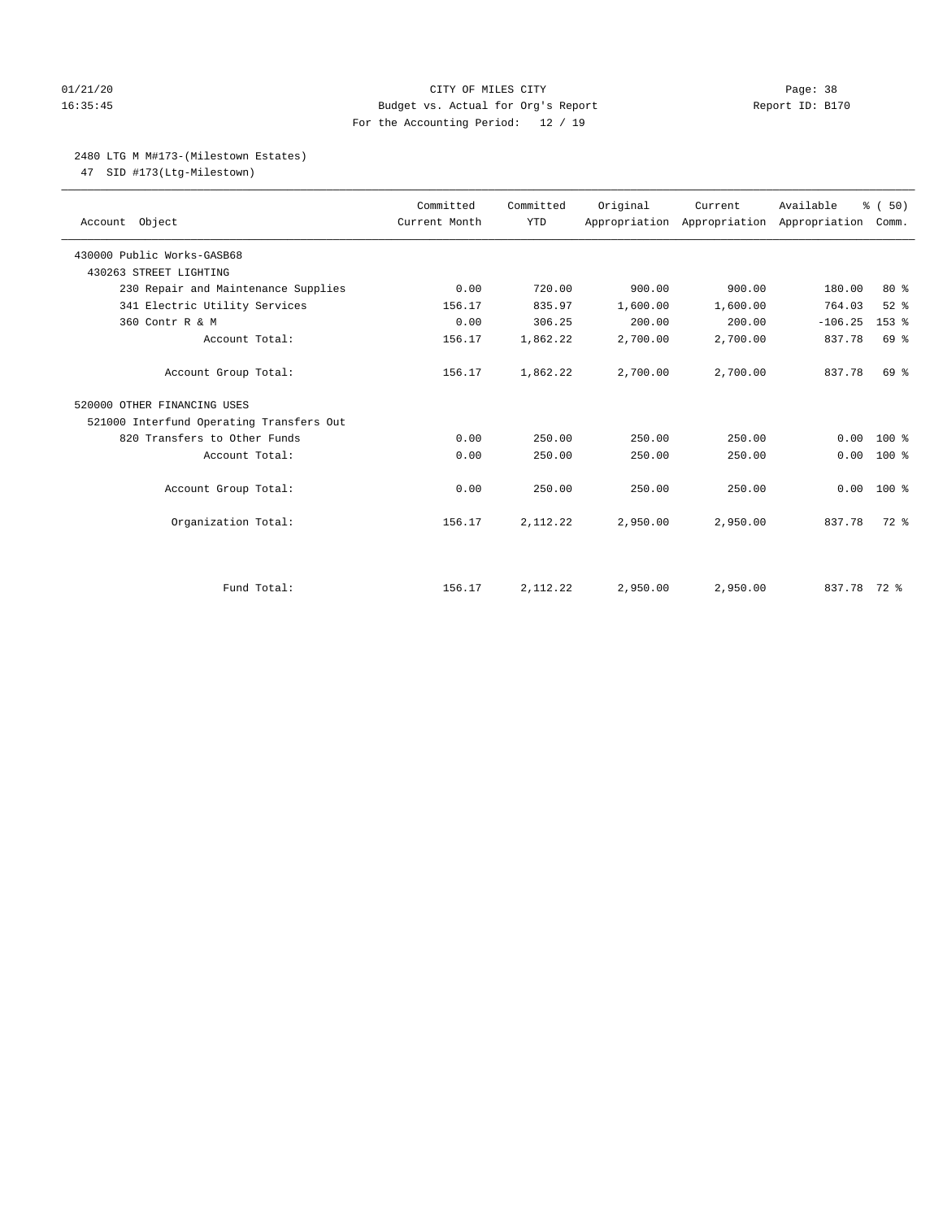CITY OF MILES CITY
Budget vs. Actual for Org's Report
For the Accounting Period: 12 / 19

01/21/20
16:35:45

Report ID: B170

## 2480 LTG M M#173-(Milestown Estates)

47 SID #173(Ltg-Milestown)

| Account Object | Committed Current Month | Committed YTD | Original Appropriation | Current Appropriation | Available Appropriation | % ( 50) Comm. |
|---|---|---|---|---|---|---|
| 430000 Public Works-GASB68 | | | | | | |
| 430263 STREET LIGHTING | | | | | | |
| 230 Repair and Maintenance Supplies | 0.00 | 720.00 | 900.00 | 900.00 | 180.00 | 80 % |
| 341 Electric Utility Services | 156.17 | 835.97 | 1,600.00 | 1,600.00 | 764.03 | 52 % |
| 360 Contr R & M | 0.00 | 306.25 | 200.00 | 200.00 | -106.25 | 153 % |
| Account Total: | 156.17 | 1,862.22 | 2,700.00 | 2,700.00 | 837.78 | 69 % |
| Account Group Total: | 156.17 | 1,862.22 | 2,700.00 | 2,700.00 | 837.78 | 69 % |
| 520000 OTHER FINANCING USES | | | | | | |
| 521000 Interfund Operating Transfers Out | | | | | | |
| 820 Transfers to Other Funds | 0.00 | 250.00 | 250.00 | 250.00 | 0.00 | 100 % |
| Account Total: | 0.00 | 250.00 | 250.00 | 250.00 | 0.00 | 100 % |
| Account Group Total: | 0.00 | 250.00 | 250.00 | 250.00 | 0.00 | 100 % |
| Organization Total: | 156.17 | 2,112.22 | 2,950.00 | 2,950.00 | 837.78 | 72 % |
| Fund Total: | 156.17 | 2,112.22 | 2,950.00 | 2,950.00 | 837.78 | 72 % |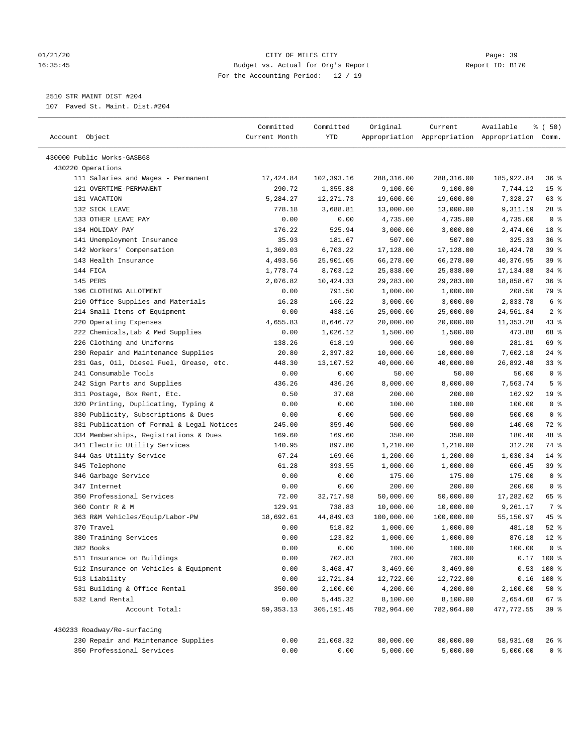CITY OF MILES CITY
Budget vs. Actual for Org's Report
For the Accounting Period: 12 / 19

01/21/20
16:35:45

Report ID: B170

2510 STR MAINT DIST #204
107 Paved St. Maint. Dist.#204

| Account Object | Committed Current Month | Committed YTD | Original Appropriation | Current Appropriation | Available Appropriation | % ( 50) Comm. |
|---|---|---|---|---|---|---|
| 430000 Public Works-GASB68 | | | | | | |
| 430220 Operations | | | | | | |
| 111 Salaries and Wages - Permanent | 17,424.84 | 102,393.16 | 288,316.00 | 288,316.00 | 185,922.84 | 36 % |
| 121 OVERTIME-PERMANENT | 290.72 | 1,355.88 | 9,100.00 | 9,100.00 | 7,744.12 | 15 % |
| 131 VACATION | 5,284.27 | 12,271.73 | 19,600.00 | 19,600.00 | 7,328.27 | 63 % |
| 132 SICK LEAVE | 778.18 | 3,688.81 | 13,000.00 | 13,000.00 | 9,311.19 | 28 % |
| 133 OTHER LEAVE PAY | 0.00 | 0.00 | 4,735.00 | 4,735.00 | 4,735.00 | 0 % |
| 134 HOLIDAY PAY | 176.22 | 525.94 | 3,000.00 | 3,000.00 | 2,474.06 | 18 % |
| 141 Unemployment Insurance | 35.93 | 181.67 | 507.00 | 507.00 | 325.33 | 36 % |
| 142 Workers' Compensation | 1,369.03 | 6,703.22 | 17,128.00 | 17,128.00 | 10,424.78 | 39 % |
| 143 Health Insurance | 4,493.56 | 25,901.05 | 66,278.00 | 66,278.00 | 40,376.95 | 39 % |
| 144 FICA | 1,778.74 | 8,703.12 | 25,838.00 | 25,838.00 | 17,134.88 | 34 % |
| 145 PERS | 2,076.82 | 10,424.33 | 29,283.00 | 29,283.00 | 18,858.67 | 36 % |
| 196 CLOTHING ALLOTMENT | 0.00 | 791.50 | 1,000.00 | 1,000.00 | 208.50 | 79 % |
| 210 Office Supplies and Materials | 16.28 | 166.22 | 3,000.00 | 3,000.00 | 2,833.78 | 6 % |
| 214 Small Items of Equipment | 0.00 | 438.16 | 25,000.00 | 25,000.00 | 24,561.84 | 2 % |
| 220 Operating Expenses | 4,655.83 | 8,646.72 | 20,000.00 | 20,000.00 | 11,353.28 | 43 % |
| 222 Chemicals,Lab & Med Supplies | 0.00 | 1,026.12 | 1,500.00 | 1,500.00 | 473.88 | 68 % |
| 226 Clothing and Uniforms | 138.26 | 618.19 | 900.00 | 900.00 | 281.81 | 69 % |
| 230 Repair and Maintenance Supplies | 20.80 | 2,397.82 | 10,000.00 | 10,000.00 | 7,602.18 | 24 % |
| 231 Gas, Oil, Diesel Fuel, Grease, etc. | 448.30 | 13,107.52 | 40,000.00 | 40,000.00 | 26,892.48 | 33 % |
| 241 Consumable Tools | 0.00 | 0.00 | 50.00 | 50.00 | 50.00 | 0 % |
| 242 Sign Parts and Supplies | 436.26 | 436.26 | 8,000.00 | 8,000.00 | 7,563.74 | 5 % |
| 311 Postage, Box Rent, Etc. | 0.50 | 37.08 | 200.00 | 200.00 | 162.92 | 19 % |
| 320 Printing, Duplicating, Typing & | 0.00 | 0.00 | 100.00 | 100.00 | 100.00 | 0 % |
| 330 Publicity, Subscriptions & Dues | 0.00 | 0.00 | 500.00 | 500.00 | 500.00 | 0 % |
| 331 Publication of Formal & Legal Notices | 245.00 | 359.40 | 500.00 | 500.00 | 140.60 | 72 % |
| 334 Memberships, Registrations & Dues | 169.60 | 169.60 | 350.00 | 350.00 | 180.40 | 48 % |
| 341 Electric Utility Services | 140.95 | 897.80 | 1,210.00 | 1,210.00 | 312.20 | 74 % |
| 344 Gas Utility Service | 67.24 | 169.66 | 1,200.00 | 1,200.00 | 1,030.34 | 14 % |
| 345 Telephone | 61.28 | 393.55 | 1,000.00 | 1,000.00 | 606.45 | 39 % |
| 346 Garbage Service | 0.00 | 0.00 | 175.00 | 175.00 | 175.00 | 0 % |
| 347 Internet | 0.00 | 0.00 | 200.00 | 200.00 | 200.00 | 0 % |
| 350 Professional Services | 72.00 | 32,717.98 | 50,000.00 | 50,000.00 | 17,282.02 | 65 % |
| 360 Contr R & M | 129.91 | 738.83 | 10,000.00 | 10,000.00 | 9,261.17 | 7 % |
| 363 R&M Vehicles/Equip/Labor-PW | 18,692.61 | 44,849.03 | 100,000.00 | 100,000.00 | 55,150.97 | 45 % |
| 370 Travel | 0.00 | 518.82 | 1,000.00 | 1,000.00 | 481.18 | 52 % |
| 380 Training Services | 0.00 | 123.82 | 1,000.00 | 1,000.00 | 876.18 | 12 % |
| 382 Books | 0.00 | 0.00 | 100.00 | 100.00 | 100.00 | 0 % |
| 511 Insurance on Buildings | 0.00 | 702.83 | 703.00 | 703.00 | 0.17 | 100 % |
| 512 Insurance on Vehicles & Equipment | 0.00 | 3,468.47 | 3,469.00 | 3,469.00 | 0.53 | 100 % |
| 513 Liability | 0.00 | 12,721.84 | 12,722.00 | 12,722.00 | 0.16 | 100 % |
| 531 Building & Office Rental | 350.00 | 2,100.00 | 4,200.00 | 4,200.00 | 2,100.00 | 50 % |
| 532 Land Rental | 0.00 | 5,445.32 | 8,100.00 | 8,100.00 | 2,654.68 | 67 % |
| Account Total: | 59,353.13 | 305,191.45 | 782,964.00 | 782,964.00 | 477,772.55 | 39 % |
| 430233 Roadway/Re-surfacing | | | | | | |
| 230 Repair and Maintenance Supplies | 0.00 | 21,068.32 | 80,000.00 | 80,000.00 | 58,931.68 | 26 % |
| 350 Professional Services | 0.00 | 0.00 | 5,000.00 | 5,000.00 | 5,000.00 | 0 % |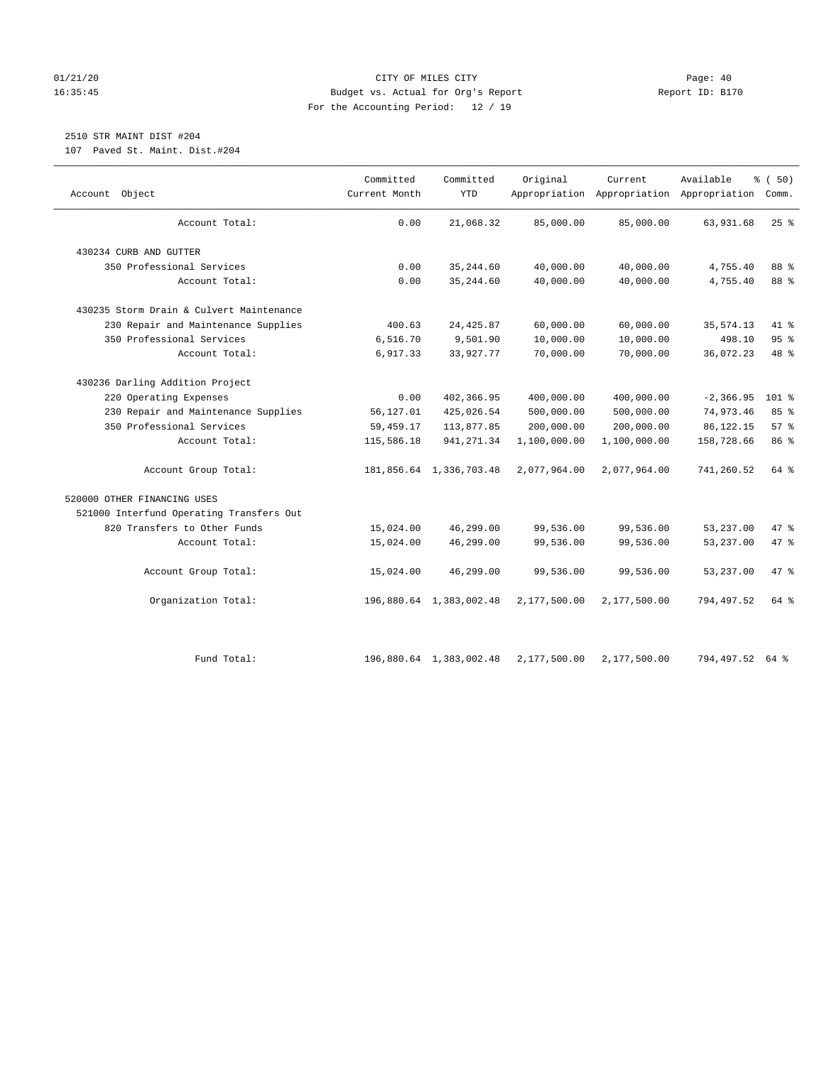CITY OF MILES CITY
Budget vs. Actual for Org's Report
For the Accounting Period: 12 / 19

01/21/20
16:35:45

Report ID: B170

2510 STR MAINT DIST #204
107 Paved St. Maint. Dist.#204

| Account Object | Committed Current Month | Committed YTD | Original Appropriation | Current Appropriation | Available Appropriation | % ( 50) Comm. |
|---|---|---|---|---|---|---|
| Account Total: | 0.00 | 21,068.32 | 85,000.00 | 85,000.00 | 63,931.68 | 25 % |
| 430234 CURB AND GUTTER | | | | | | |
| 350 Professional Services | 0.00 | 35,244.60 | 40,000.00 | 40,000.00 | 4,755.40 | 88 % |
| Account Total: | 0.00 | 35,244.60 | 40,000.00 | 40,000.00 | 4,755.40 | 88 % |
| 430235 Storm Drain & Culvert Maintenance | | | | | | |
| 230 Repair and Maintenance Supplies | 400.63 | 24,425.87 | 60,000.00 | 60,000.00 | 35,574.13 | 41 % |
| 350 Professional Services | 6,516.70 | 9,501.90 | 10,000.00 | 10,000.00 | 498.10 | 95 % |
| Account Total: | 6,917.33 | 33,927.77 | 70,000.00 | 70,000.00 | 36,072.23 | 48 % |
| 430236 Darling Addition Project | | | | | | |
| 220 Operating Expenses | 0.00 | 402,366.95 | 400,000.00 | 400,000.00 | -2,366.95 | 101 % |
| 230 Repair and Maintenance Supplies | 56,127.01 | 425,026.54 | 500,000.00 | 500,000.00 | 74,973.46 | 85 % |
| 350 Professional Services | 59,459.17 | 113,877.85 | 200,000.00 | 200,000.00 | 86,122.15 | 57 % |
| Account Total: | 115,586.18 | 941,271.34 | 1,100,000.00 | 1,100,000.00 | 158,728.66 | 86 % |
| Account Group Total: | 181,856.64 | 1,336,703.48 | 2,077,964.00 | 2,077,964.00 | 741,260.52 | 64 % |
| 520000 OTHER FINANCING USES | | | | | | |
| 521000 Interfund Operating Transfers Out | | | | | | |
| 820 Transfers to Other Funds | 15,024.00 | 46,299.00 | 99,536.00 | 99,536.00 | 53,237.00 | 47 % |
| Account Total: | 15,024.00 | 46,299.00 | 99,536.00 | 99,536.00 | 53,237.00 | 47 % |
| Account Group Total: | 15,024.00 | 46,299.00 | 99,536.00 | 99,536.00 | 53,237.00 | 47 % |
| Organization Total: | 196,880.64 | 1,383,002.48 | 2,177,500.00 | 2,177,500.00 | 794,497.52 | 64 % |
| Fund Total: | 196,880.64 | 1,383,002.48 | 2,177,500.00 | 2,177,500.00 | 794,497.52 | 64 % |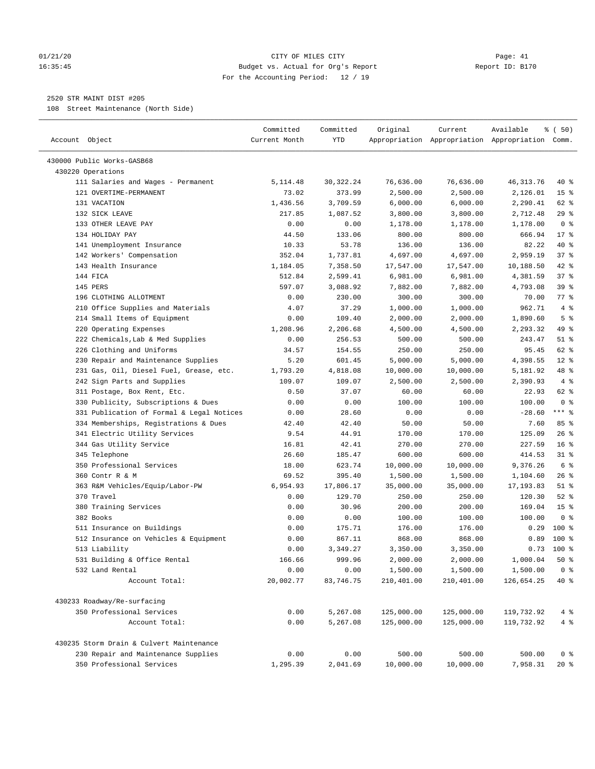## 2520 STR MAINT DIST #205

108 Street Maintenance (North Side)

| Account Object | Committed Current Month | Committed YTD | Original Appropriation | Current Appropriation | Available Appropriation | % ( 50) Comm. |
|---|---|---|---|---|---|---|
| 430000 Public Works-GASB68 | | | | | | |
| 430220 Operations | | | | | | |
| 111 Salaries and Wages - Permanent | 5,114.48 | 30,322.24 | 76,636.00 | 76,636.00 | 46,313.76 | 40 % |
| 121 OVERTIME-PERMANENT | 73.02 | 373.99 | 2,500.00 | 2,500.00 | 2,126.01 | 15 % |
| 131 VACATION | 1,436.56 | 3,709.59 | 6,000.00 | 6,000.00 | 2,290.41 | 62 % |
| 132 SICK LEAVE | 217.85 | 1,087.52 | 3,800.00 | 3,800.00 | 2,712.48 | 29 % |
| 133 OTHER LEAVE PAY | 0.00 | 0.00 | 1,178.00 | 1,178.00 | 1,178.00 | 0 % |
| 134 HOLIDAY PAY | 44.50 | 133.06 | 800.00 | 800.00 | 666.94 | 17 % |
| 141 Unemployment Insurance | 10.33 | 53.78 | 136.00 | 136.00 | 82.22 | 40 % |
| 142 Workers' Compensation | 352.04 | 1,737.81 | 4,697.00 | 4,697.00 | 2,959.19 | 37 % |
| 143 Health Insurance | 1,184.05 | 7,358.50 | 17,547.00 | 17,547.00 | 10,188.50 | 42 % |
| 144 FICA | 512.84 | 2,599.41 | 6,981.00 | 6,981.00 | 4,381.59 | 37 % |
| 145 PERS | 597.07 | 3,088.92 | 7,882.00 | 7,882.00 | 4,793.08 | 39 % |
| 196 CLOTHING ALLOTMENT | 0.00 | 230.00 | 300.00 | 300.00 | 70.00 | 77 % |
| 210 Office Supplies and Materials | 4.07 | 37.29 | 1,000.00 | 1,000.00 | 962.71 | 4 % |
| 214 Small Items of Equipment | 0.00 | 109.40 | 2,000.00 | 2,000.00 | 1,890.60 | 5 % |
| 220 Operating Expenses | 1,208.96 | 2,206.68 | 4,500.00 | 4,500.00 | 2,293.32 | 49 % |
| 222 Chemicals,Lab & Med Supplies | 0.00 | 256.53 | 500.00 | 500.00 | 243.47 | 51 % |
| 226 Clothing and Uniforms | 34.57 | 154.55 | 250.00 | 250.00 | 95.45 | 62 % |
| 230 Repair and Maintenance Supplies | 5.20 | 601.45 | 5,000.00 | 5,000.00 | 4,398.55 | 12 % |
| 231 Gas, Oil, Diesel Fuel, Grease, etc. | 1,793.20 | 4,818.08 | 10,000.00 | 10,000.00 | 5,181.92 | 48 % |
| 242 Sign Parts and Supplies | 109.07 | 109.07 | 2,500.00 | 2,500.00 | 2,390.93 | 4 % |
| 311 Postage, Box Rent, Etc. | 0.50 | 37.07 | 60.00 | 60.00 | 22.93 | 62 % |
| 330 Publicity, Subscriptions & Dues | 0.00 | 0.00 | 100.00 | 100.00 | 100.00 | 0 % |
| 331 Publication of Formal & Legal Notices | 0.00 | 28.60 | 0.00 | 0.00 | -28.60 | *** % |
| 334 Memberships, Registrations & Dues | 42.40 | 42.40 | 50.00 | 50.00 | 7.60 | 85 % |
| 341 Electric Utility Services | 9.54 | 44.91 | 170.00 | 170.00 | 125.09 | 26 % |
| 344 Gas Utility Service | 16.81 | 42.41 | 270.00 | 270.00 | 227.59 | 16 % |
| 345 Telephone | 26.60 | 185.47 | 600.00 | 600.00 | 414.53 | 31 % |
| 350 Professional Services | 18.00 | 623.74 | 10,000.00 | 10,000.00 | 9,376.26 | 6 % |
| 360 Contr R & M | 69.52 | 395.40 | 1,500.00 | 1,500.00 | 1,104.60 | 26 % |
| 363 R&M Vehicles/Equip/Labor-PW | 6,954.93 | 17,806.17 | 35,000.00 | 35,000.00 | 17,193.83 | 51 % |
| 370 Travel | 0.00 | 129.70 | 250.00 | 250.00 | 120.30 | 52 % |
| 380 Training Services | 0.00 | 30.96 | 200.00 | 200.00 | 169.04 | 15 % |
| 382 Books | 0.00 | 0.00 | 100.00 | 100.00 | 100.00 | 0 % |
| 511 Insurance on Buildings | 0.00 | 175.71 | 176.00 | 176.00 | 0.29 | 100 % |
| 512 Insurance on Vehicles & Equipment | 0.00 | 867.11 | 868.00 | 868.00 | 0.89 | 100 % |
| 513 Liability | 0.00 | 3,349.27 | 3,350.00 | 3,350.00 | 0.73 | 100 % |
| 531 Building & Office Rental | 166.66 | 999.96 | 2,000.00 | 2,000.00 | 1,000.04 | 50 % |
| 532 Land Rental | 0.00 | 0.00 | 1,500.00 | 1,500.00 | 1,500.00 | 0 % |
| Account Total: | 20,002.77 | 83,746.75 | 210,401.00 | 210,401.00 | 126,654.25 | 40 % |
| 430233 Roadway/Re-surfacing | | | | | | |
| 350 Professional Services | 0.00 | 5,267.08 | 125,000.00 | 125,000.00 | 119,732.92 | 4 % |
| Account Total: | 0.00 | 5,267.08 | 125,000.00 | 125,000.00 | 119,732.92 | 4 % |
| 430235 Storm Drain & Culvert Maintenance | | | | | | |
| 230 Repair and Maintenance Supplies | 0.00 | 0.00 | 500.00 | 500.00 | 500.00 | 0 % |
| 350 Professional Services | 1,295.39 | 2,041.69 | 10,000.00 | 10,000.00 | 7,958.31 | 20 % |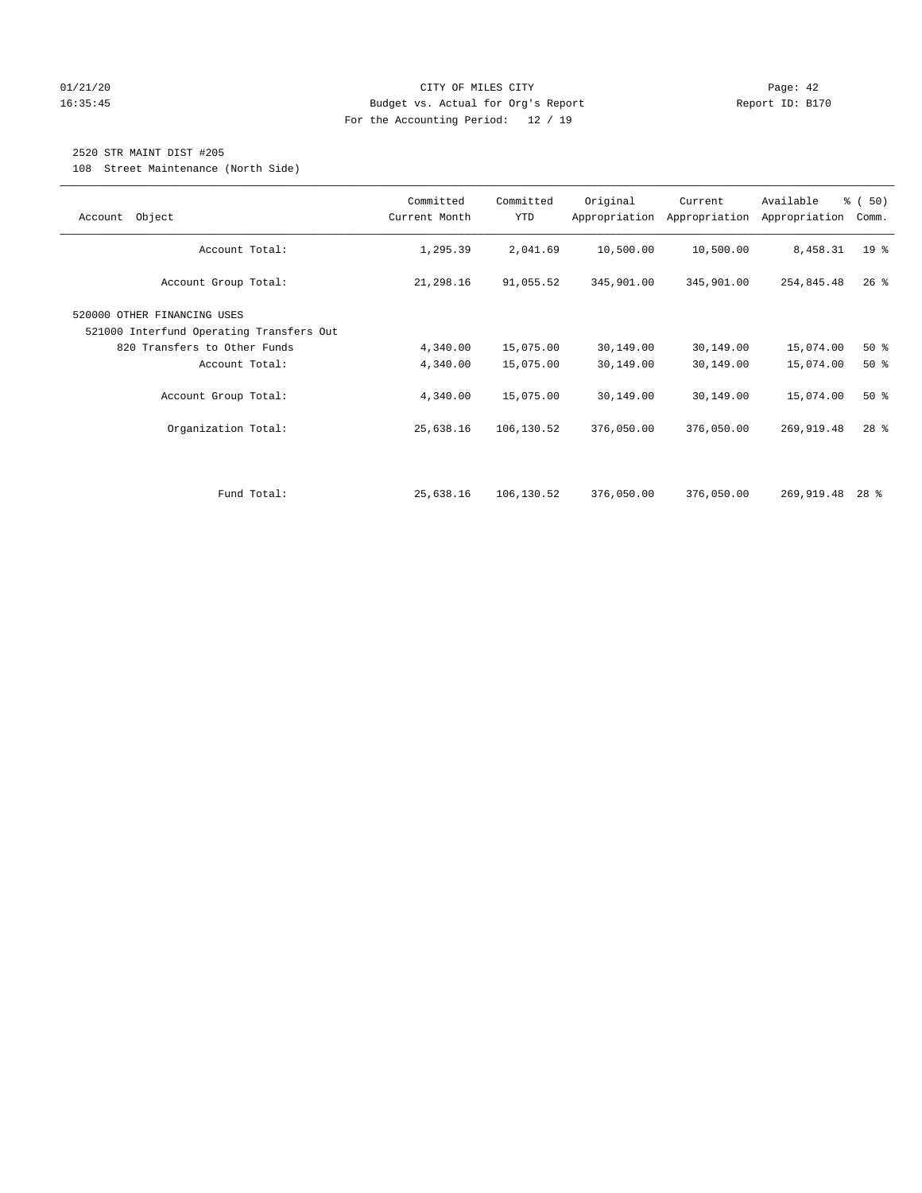CITY OF MILES CITY
Budget vs. Actual for Org's Report
For the Accounting Period: 12 / 19

01/21/20
16:35:45

Report ID: B170

2520 STR MAINT DIST #205
108 Street Maintenance (North Side)

| Account Object | Committed Current Month | Committed YTD | Original Appropriation | Current Appropriation | Available Appropriation | % ( 50) Comm. |
|---|---|---|---|---|---|---|
| Account Total: | 1,295.39 | 2,041.69 | 10,500.00 | 10,500.00 | 8,458.31 | 19 % |
| Account Group Total: | 21,298.16 | 91,055.52 | 345,901.00 | 345,901.00 | 254,845.48 | 26 % |
| 520000 OTHER FINANCING USES | | | | | | |
| 521000 Interfund Operating Transfers Out | | | | | | |
| 820 Transfers to Other Funds | 4,340.00 | 15,075.00 | 30,149.00 | 30,149.00 | 15,074.00 | 50 % |
| Account Total: | 4,340.00 | 15,075.00 | 30,149.00 | 30,149.00 | 15,074.00 | 50 % |
| Account Group Total: | 4,340.00 | 15,075.00 | 30,149.00 | 30,149.00 | 15,074.00 | 50 % |
| Organization Total: | 25,638.16 | 106,130.52 | 376,050.00 | 376,050.00 | 269,919.48 | 28 % |
| Fund Total: | 25,638.16 | 106,130.52 | 376,050.00 | 376,050.00 | 269,919.48 | 28 % |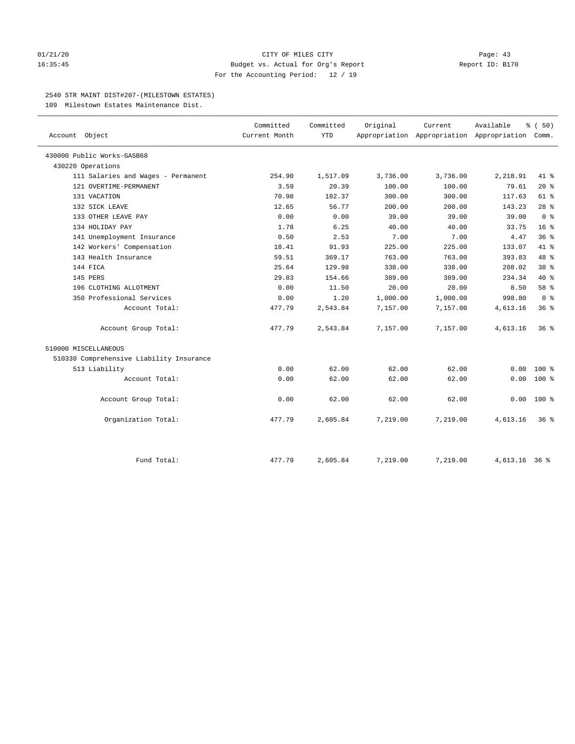01/21/20 CITY OF MILES CITY
16:35:45 Budget vs. Actual for Org's Report Report ID: B170
For the Accounting Period: 12 / 19

2540 STR MAINT DIST#207-(MILESTOWN ESTATES)
109 Milestown Estates Maintenance Dist.

| Account Object | Committed Current Month | Committed YTD | Original Appropriation | Current Appropriation | Available Appropriation | % ( 50) Comm. |
|---|---|---|---|---|---|---|
| 430000 Public Works-GASB68 | | | | | | |
| 430220 Operations | | | | | | |
| 111 Salaries and Wages - Permanent | 254.90 | 1,517.09 | 3,736.00 | 3,736.00 | 2,218.91 | 41 % |
| 121 OVERTIME-PERMANENT | 3.59 | 20.39 | 100.00 | 100.00 | 79.61 | 20 % |
| 131 VACATION | 70.98 | 182.37 | 300.00 | 300.00 | 117.63 | 61 % |
| 132 SICK LEAVE | 12.65 | 56.77 | 200.00 | 200.00 | 143.23 | 28 % |
| 133 OTHER LEAVE PAY | 0.00 | 0.00 | 39.00 | 39.00 | 39.00 | 0 % |
| 134 HOLIDAY PAY | 1.78 | 6.25 | 40.00 | 40.00 | 33.75 | 16 % |
| 141 Unemployment Insurance | 0.50 | 2.53 | 7.00 | 7.00 | 4.47 | 36 % |
| 142 Workers' Compensation | 18.41 | 91.93 | 225.00 | 225.00 | 133.07 | 41 % |
| 143 Health Insurance | 59.51 | 369.17 | 763.00 | 763.00 | 393.83 | 48 % |
| 144 FICA | 25.64 | 129.98 | 338.00 | 338.00 | 208.02 | 38 % |
| 145 PERS | 29.83 | 154.66 | 389.00 | 389.00 | 234.34 | 40 % |
| 196 CLOTHING ALLOTMENT | 0.00 | 11.50 | 20.00 | 20.00 | 8.50 | 58 % |
| 350 Professional Services | 0.00 | 1.20 | 1,000.00 | 1,000.00 | 998.80 | 0 % |
| Account Total: | 477.79 | 2,543.84 | 7,157.00 | 7,157.00 | 4,613.16 | 36 % |
| Account Group Total: | 477.79 | 2,543.84 | 7,157.00 | 7,157.00 | 4,613.16 | 36 % |
| 510000 MISCELLANEOUS | | | | | | |
| 510330 Comprehensive Liability Insurance | | | | | | |
| 513 Liability | 0.00 | 62.00 | 62.00 | 62.00 | 0.00 | 100 % |
| Account Total: | 0.00 | 62.00 | 62.00 | 62.00 | 0.00 | 100 % |
| Account Group Total: | 0.00 | 62.00 | 62.00 | 62.00 | 0.00 | 100 % |
| Organization Total: | 477.79 | 2,605.84 | 7,219.00 | 7,219.00 | 4,613.16 | 36 % |
| Fund Total: | 477.79 | 2,605.84 | 7,219.00 | 7,219.00 | 4,613.16 | 36 % |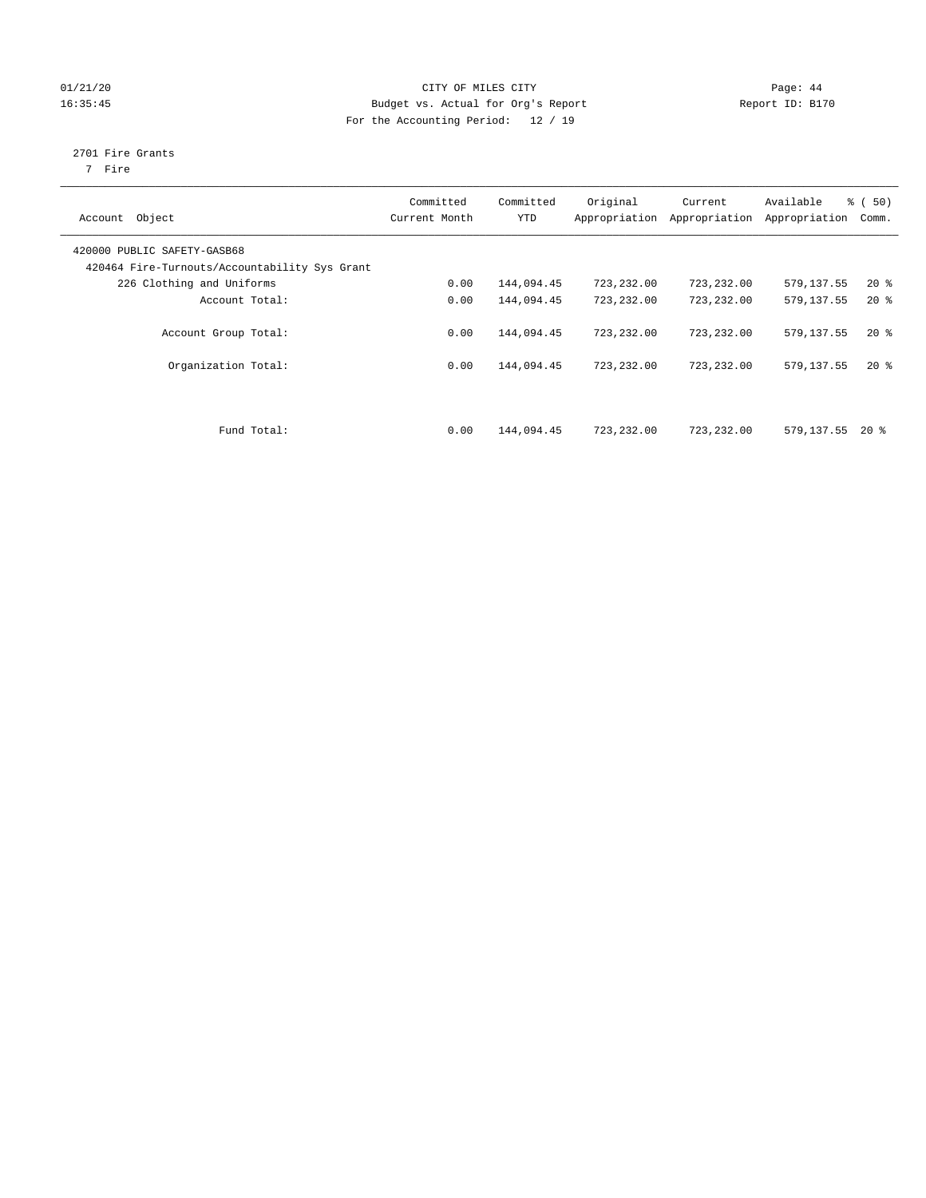01/21/20 CITY OF MILES CITY Page: 44
16:35:45 Budget vs. Actual for Org's Report Report ID: B170
For the Accounting Period: 12 / 19

2701 Fire Grants
7 Fire

| Account Object | Committed Current Month | Committed YTD | Original Appropriation | Current Appropriation | Available Appropriation | % ( 50) Comm. |
|---|---|---|---|---|---|---|
| 420000 PUBLIC SAFETY-GASB68 | | | | | | |
| 420464 Fire-Turnouts/Accountability Sys Grant | | | | | | |
| 226 Clothing and Uniforms | 0.00 | 144,094.45 | 723,232.00 | 723,232.00 | 579,137.55 | 20 % |
| Account Total: | 0.00 | 144,094.45 | 723,232.00 | 723,232.00 | 579,137.55 | 20 % |
| Account Group Total: | 0.00 | 144,094.45 | 723,232.00 | 723,232.00 | 579,137.55 | 20 % |
| Organization Total: | 0.00 | 144,094.45 | 723,232.00 | 723,232.00 | 579,137.55 | 20 % |
| Fund Total: | 0.00 | 144,094.45 | 723,232.00 | 723,232.00 | 579,137.55 | 20 % |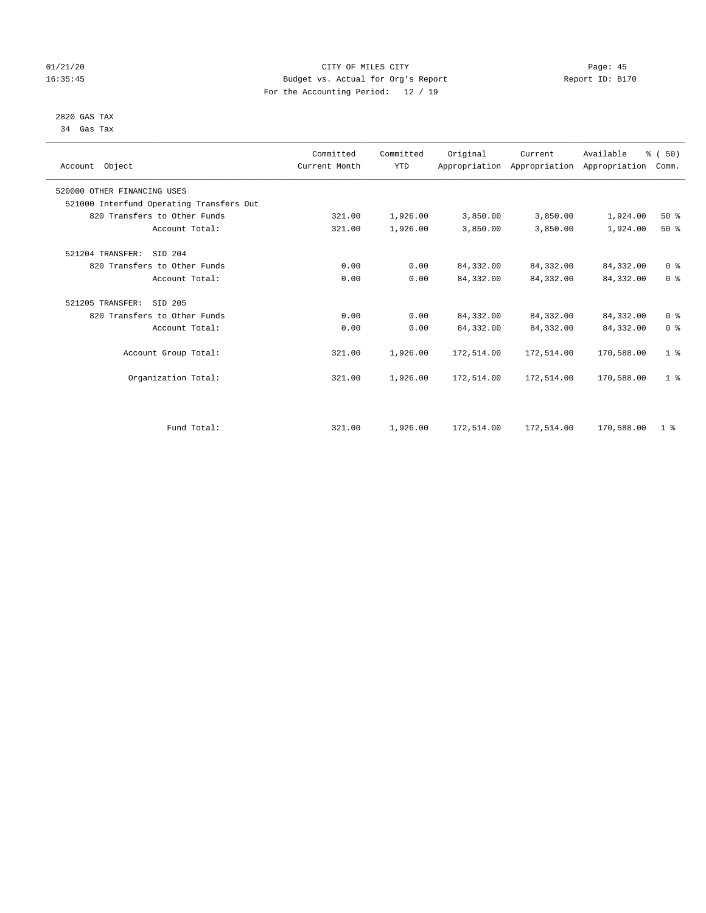01/21/20 CITY OF MILES CITY Page: 45
16:35:45 Budget vs. Actual for Org's Report Report ID: B170
For the Accounting Period: 12 / 19

2820 GAS TAX
34 Gas Tax

| Account Object | Committed Current Month | Committed YTD | Original Appropriation | Current Appropriation | Available Appropriation | % ( 50) Comm. |
|---|---|---|---|---|---|---|
| 520000 OTHER FINANCING USES | | | | | | |
| 521000 Interfund Operating Transfers Out | | | | | | |
| 820 Transfers to Other Funds | 321.00 | 1,926.00 | 3,850.00 | 3,850.00 | 1,924.00 | 50 % |
| Account Total: | 321.00 | 1,926.00 | 3,850.00 | 3,850.00 | 1,924.00 | 50 % |
| 521204 TRANSFER: SID 204 | | | | | | |
| 820 Transfers to Other Funds | 0.00 | 0.00 | 84,332.00 | 84,332.00 | 84,332.00 | 0 % |
| Account Total: | 0.00 | 0.00 | 84,332.00 | 84,332.00 | 84,332.00 | 0 % |
| 521205 TRANSFER: SID 205 | | | | | | |
| 820 Transfers to Other Funds | 0.00 | 0.00 | 84,332.00 | 84,332.00 | 84,332.00 | 0 % |
| Account Total: | 0.00 | 0.00 | 84,332.00 | 84,332.00 | 84,332.00 | 0 % |
| Account Group Total: | 321.00 | 1,926.00 | 172,514.00 | 172,514.00 | 170,588.00 | 1 % |
| Organization Total: | 321.00 | 1,926.00 | 172,514.00 | 172,514.00 | 170,588.00 | 1 % |
| Fund Total: | 321.00 | 1,926.00 | 172,514.00 | 172,514.00 | 170,588.00 | 1 % |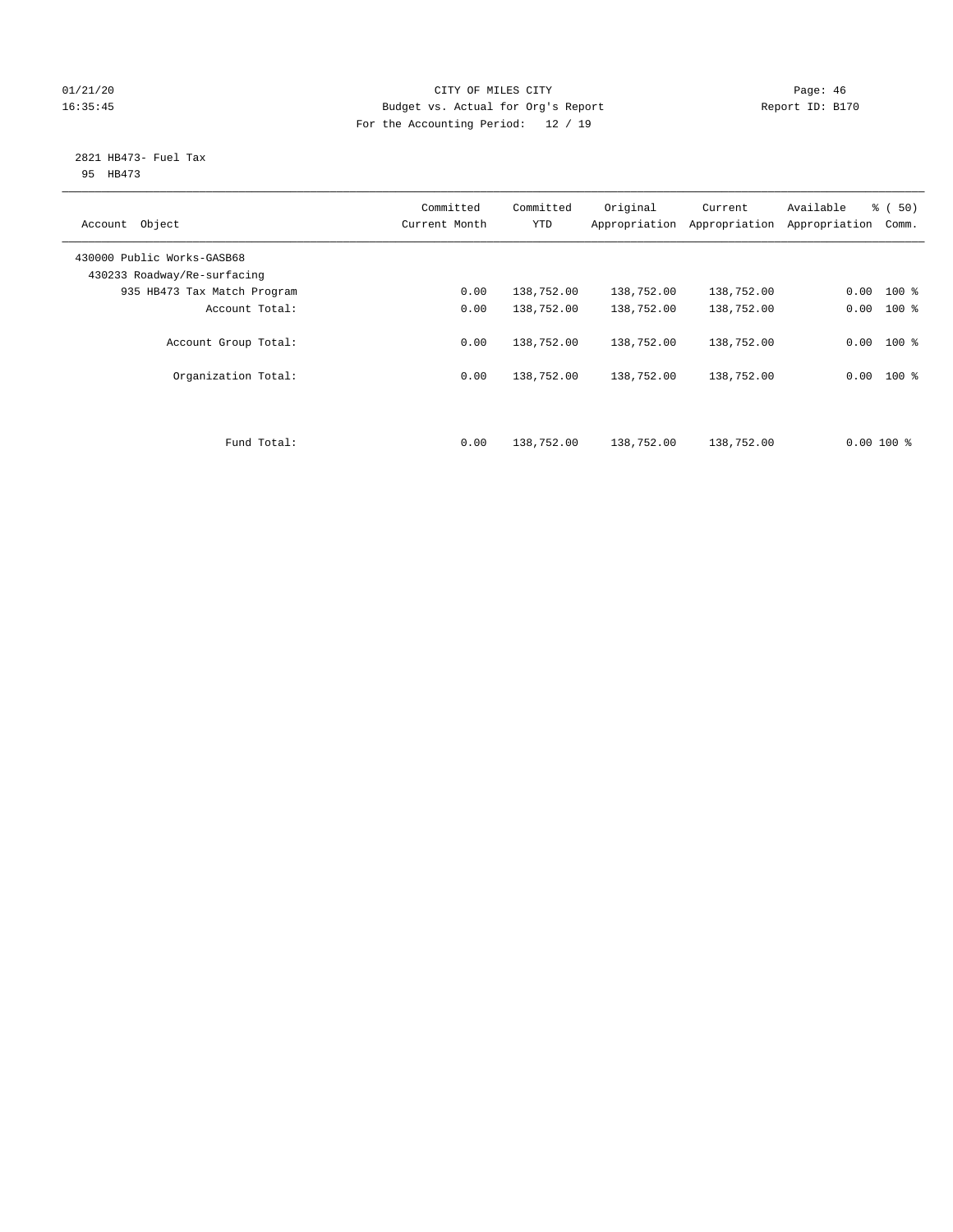CITY OF MILES CITY
Budget vs. Actual for Org's Report
For the Accounting Period: 12 / 19

01/21/20
16:35:45

Report ID: B170

2821 HB473- Fuel Tax
95 HB473

| Account Object | Committed Current Month | Committed YTD | Original Appropriation | Current Appropriation | Available Appropriation | % ( 50) Comm. |
|---|---|---|---|---|---|---|
| 430000 Public Works-GASB68 | | | | | | |
| 430233 Roadway/Re-surfacing | | | | | | |
| 935 HB473 Tax Match Program | 0.00 | 138,752.00 | 138,752.00 | 138,752.00 | 0.00 | 100 % |
| Account Total: | 0.00 | 138,752.00 | 138,752.00 | 138,752.00 | 0.00 | 100 % |
| Account Group Total: | 0.00 | 138,752.00 | 138,752.00 | 138,752.00 | 0.00 | 100 % |
| Organization Total: | 0.00 | 138,752.00 | 138,752.00 | 138,752.00 | 0.00 | 100 % |
| Fund Total: | 0.00 | 138,752.00 | 138,752.00 | 138,752.00 | 0.00 | 100 % |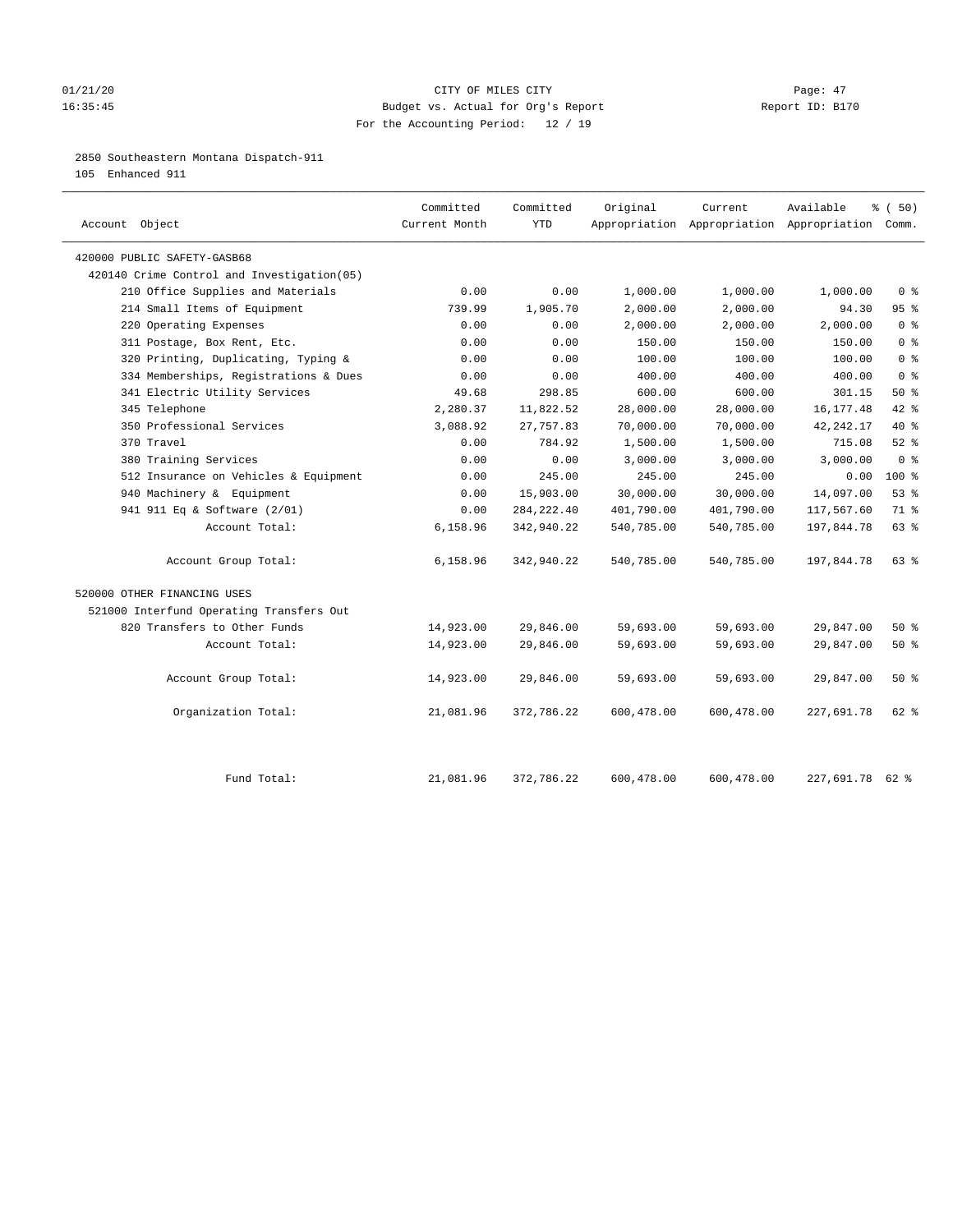01/21/20 CITY OF MILES CITY
16:35:45 Budget vs. Actual for Org's Report Report ID: B170
For the Accounting Period: 12 / 19

2850 Southeastern Montana Dispatch-911
105 Enhanced 911

| Account Object | Committed Current Month | Committed YTD | Original Appropriation | Current Appropriation | Available Appropriation | % ( 50) Comm. |
|---|---|---|---|---|---|---|
| 420000 PUBLIC SAFETY-GASB68 | | | | | | |
| 420140 Crime Control and Investigation(05) | | | | | | |
| 210 Office Supplies and Materials | 0.00 | 0.00 | 1,000.00 | 1,000.00 | 1,000.00 | 0 % |
| 214 Small Items of Equipment | 739.99 | 1,905.70 | 2,000.00 | 2,000.00 | 94.30 | 95 % |
| 220 Operating Expenses | 0.00 | 0.00 | 2,000.00 | 2,000.00 | 2,000.00 | 0 % |
| 311 Postage, Box Rent, Etc. | 0.00 | 0.00 | 150.00 | 150.00 | 150.00 | 0 % |
| 320 Printing, Duplicating, Typing & | 0.00 | 0.00 | 100.00 | 100.00 | 100.00 | 0 % |
| 334 Memberships, Registrations & Dues | 0.00 | 0.00 | 400.00 | 400.00 | 400.00 | 0 % |
| 341 Electric Utility Services | 49.68 | 298.85 | 600.00 | 600.00 | 301.15 | 50 % |
| 345 Telephone | 2,280.37 | 11,822.52 | 28,000.00 | 28,000.00 | 16,177.48 | 42 % |
| 350 Professional Services | 3,088.92 | 27,757.83 | 70,000.00 | 70,000.00 | 42,242.17 | 40 % |
| 370 Travel | 0.00 | 784.92 | 1,500.00 | 1,500.00 | 715.08 | 52 % |
| 380 Training Services | 0.00 | 0.00 | 3,000.00 | 3,000.00 | 3,000.00 | 0 % |
| 512 Insurance on Vehicles & Equipment | 0.00 | 245.00 | 245.00 | 245.00 | 0.00 | 100 % |
| 940 Machinery & Equipment | 0.00 | 15,903.00 | 30,000.00 | 30,000.00 | 14,097.00 | 53 % |
| 941 911 Eq & Software (2/01) | 0.00 | 284,222.40 | 401,790.00 | 401,790.00 | 117,567.60 | 71 % |
| Account Total: | 6,158.96 | 342,940.22 | 540,785.00 | 540,785.00 | 197,844.78 | 63 % |
| Account Group Total: | 6,158.96 | 342,940.22 | 540,785.00 | 540,785.00 | 197,844.78 | 63 % |
| 520000 OTHER FINANCING USES | | | | | | |
| 521000 Interfund Operating Transfers Out | | | | | | |
| 820 Transfers to Other Funds | 14,923.00 | 29,846.00 | 59,693.00 | 59,693.00 | 29,847.00 | 50 % |
| Account Total: | 14,923.00 | 29,846.00 | 59,693.00 | 59,693.00 | 29,847.00 | 50 % |
| Account Group Total: | 14,923.00 | 29,846.00 | 59,693.00 | 59,693.00 | 29,847.00 | 50 % |
| Organization Total: | 21,081.96 | 372,786.22 | 600,478.00 | 600,478.00 | 227,691.78 | 62 % |
| Fund Total: | 21,081.96 | 372,786.22 | 600,478.00 | 600,478.00 | 227,691.78 | 62 % |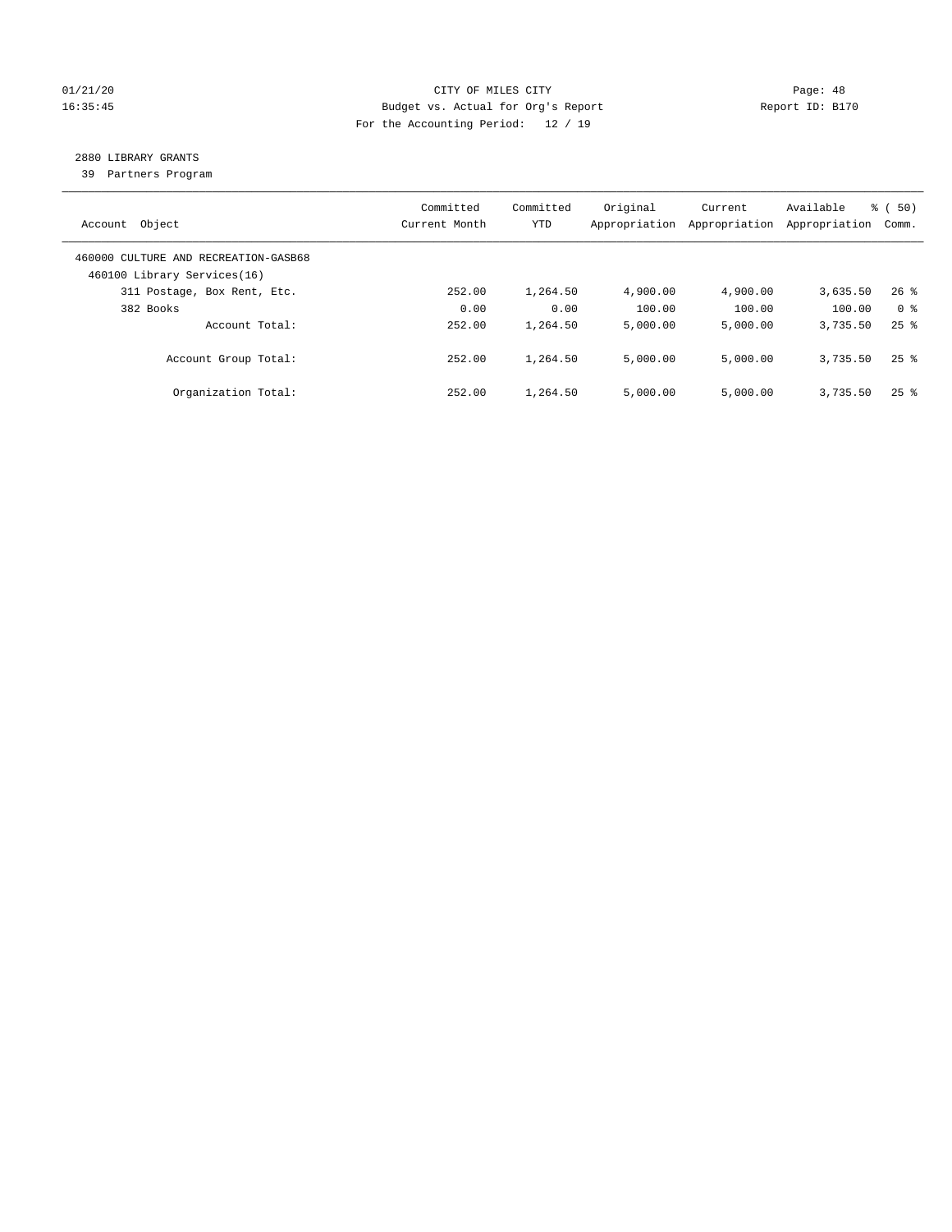01/21/20 CITY OF MILES CITY
16:35:45 Budget vs. Actual for Org's Report Report ID: B170
For the Accounting Period: 12 / 19

2880 LIBRARY GRANTS
39 Partners Program

| Account Object | Committed Current Month | Committed YTD | Original Appropriation | Current Appropriation | Available Appropriation | % ( 50) Comm. |
|---|---|---|---|---|---|---|
| 460000 CULTURE AND RECREATION-GASB68 | | | | | | |
| 460100 Library Services(16) | | | | | | |
| 311 Postage, Box Rent, Etc. | 252.00 | 1,264.50 | 4,900.00 | 4,900.00 | 3,635.50 | 26 % |
| 382 Books | 0.00 | 0.00 | 100.00 | 100.00 | 100.00 | 0 % |
| Account Total: | 252.00 | 1,264.50 | 5,000.00 | 5,000.00 | 3,735.50 | 25 % |
| Account Group Total: | 252.00 | 1,264.50 | 5,000.00 | 5,000.00 | 3,735.50 | 25 % |
| Organization Total: | 252.00 | 1,264.50 | 5,000.00 | 5,000.00 | 3,735.50 | 25 % |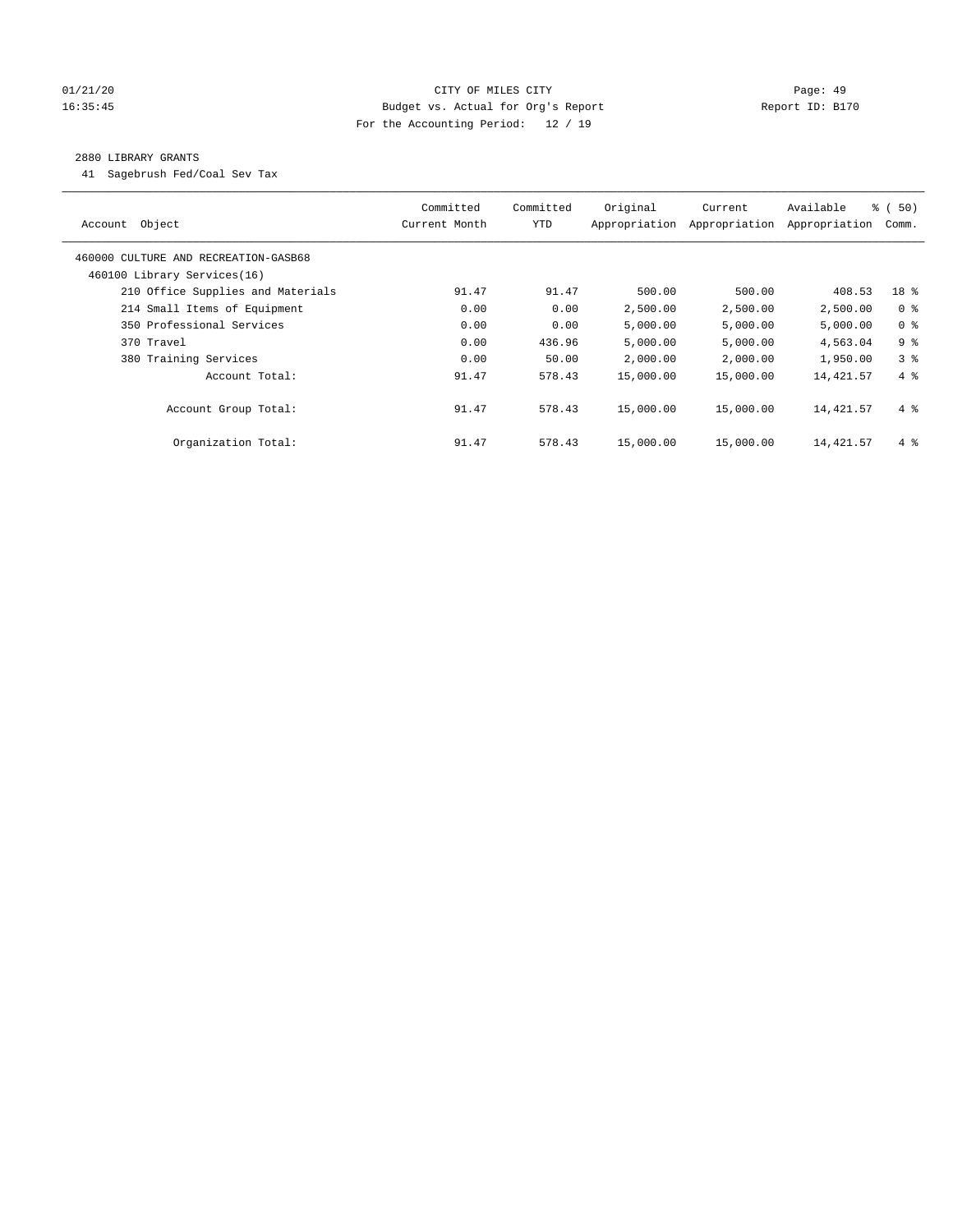01/21/20 CITY OF MILES CITY

16:35:45 Budget vs. Actual for Org's Report Report ID: B170

For the Accounting Period: 12 / 19

2880 LIBRARY GRANTS

41 Sagebrush Fed/Coal Sev Tax

| Account Object | Committed Current Month | Committed YTD | Original Appropriation | Current Appropriation | Available Appropriation | % ( 50) Comm. |
|---|---|---|---|---|---|---|
| 460000 CULTURE AND RECREATION-GASB68 | | | | | | |
| 460100 Library Services(16) | | | | | | |
| 210 Office Supplies and Materials | 91.47 | 91.47 | 500.00 | 500.00 | 408.53 | 18 % |
| 214 Small Items of Equipment | 0.00 | 0.00 | 2,500.00 | 2,500.00 | 2,500.00 | 0 % |
| 350 Professional Services | 0.00 | 0.00 | 5,000.00 | 5,000.00 | 5,000.00 | 0 % |
| 370 Travel | 0.00 | 436.96 | 5,000.00 | 5,000.00 | 4,563.04 | 9 % |
| 380 Training Services | 0.00 | 50.00 | 2,000.00 | 2,000.00 | 1,950.00 | 3 % |
| Account Total: | 91.47 | 578.43 | 15,000.00 | 15,000.00 | 14,421.57 | 4 % |
| Account Group Total: | 91.47 | 578.43 | 15,000.00 | 15,000.00 | 14,421.57 | 4 % |
| Organization Total: | 91.47 | 578.43 | 15,000.00 | 15,000.00 | 14,421.57 | 4 % |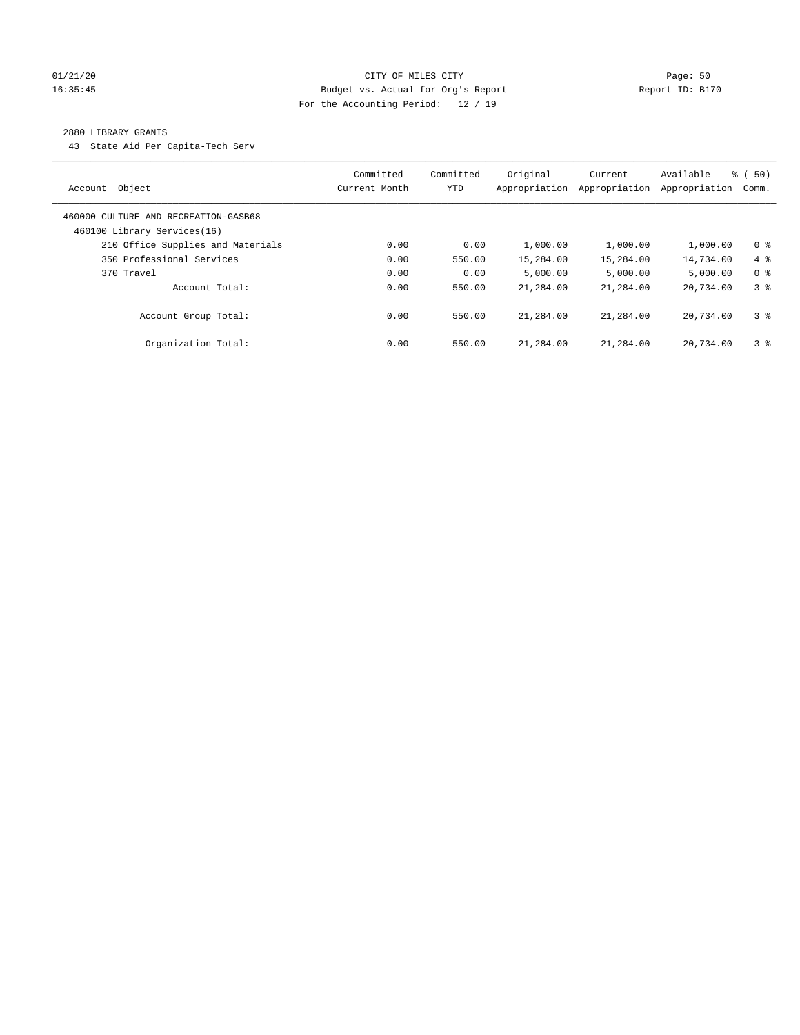01/21/20 CITY OF MILES CITY

16:35:45 Budget vs. Actual for Org's Report Report ID: B170

For the Accounting Period: 12 / 19

2880 LIBRARY GRANTS

43 State Aid Per Capita-Tech Serv

| Account Object | Committed Current Month | Committed YTD | Original Appropriation | Current Appropriation | Available Appropriation | % ( 50) Comm. |
|---|---|---|---|---|---|---|
| 460000 CULTURE AND RECREATION-GASB68 | | | | | | |
| 460100 Library Services(16) | | | | | | |
| 210 Office Supplies and Materials | 0.00 | 0.00 | 1,000.00 | 1,000.00 | 1,000.00 | 0 % |
| 350 Professional Services | 0.00 | 550.00 | 15,284.00 | 15,284.00 | 14,734.00 | 4 % |
| 370 Travel | 0.00 | 0.00 | 5,000.00 | 5,000.00 | 5,000.00 | 0 % |
| Account Total: | 0.00 | 550.00 | 21,284.00 | 21,284.00 | 20,734.00 | 3 % |
| Account Group Total: | 0.00 | 550.00 | 21,284.00 | 21,284.00 | 20,734.00 | 3 % |
| Organization Total: | 0.00 | 550.00 | 21,284.00 | 21,284.00 | 20,734.00 | 3 % |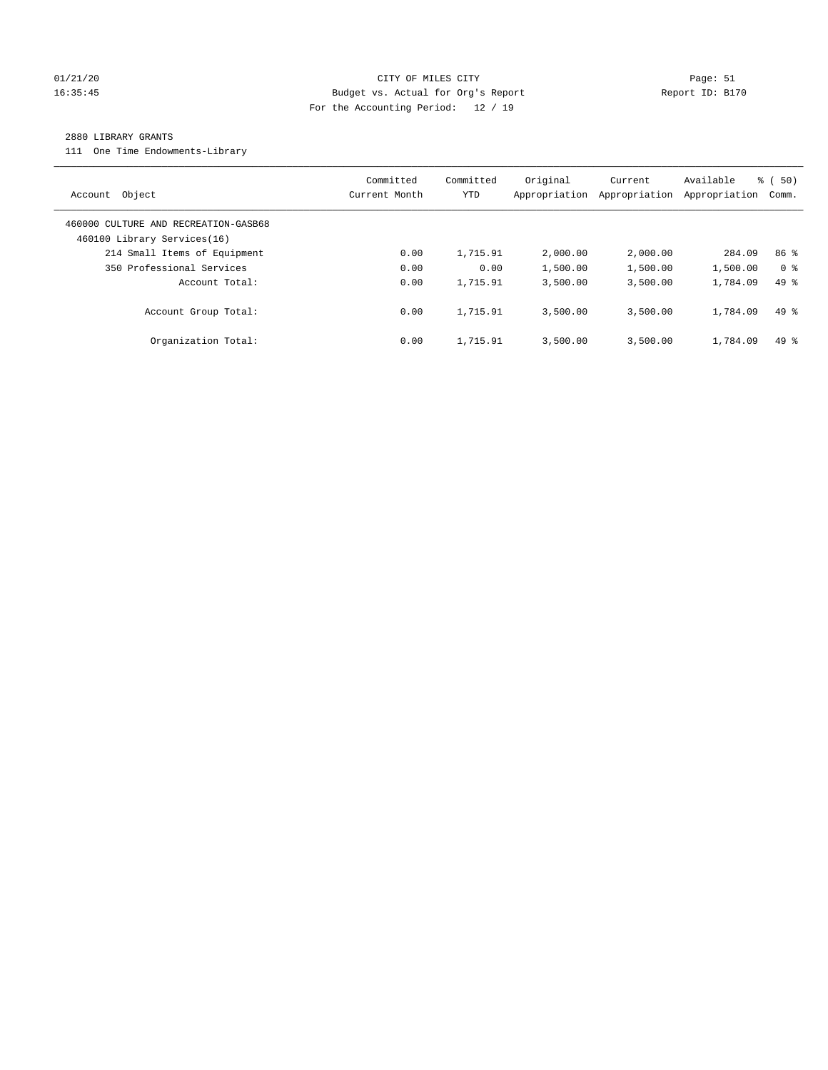CITY OF MILES CITY
Budget vs. Actual for Org's Report
For the Accounting Period: 12 / 19

01/21/20
16:35:45

Page: 51
Report ID: B170

## 2880 LIBRARY GRANTS

111 One Time Endowments-Library

| Account Object | Committed Current Month | Committed YTD | Original Appropriation | Current Appropriation | Available Appropriation | % ( 50) Comm. |
|---|---|---|---|---|---|---|
| 460000 CULTURE AND RECREATION-GASB68 | | | | | | |
| 460100 Library Services(16) | | | | | | |
| 214 Small Items of Equipment | 0.00 | 1,715.91 | 2,000.00 | 2,000.00 | 284.09 | 86 % |
| 350 Professional Services | 0.00 | 0.00 | 1,500.00 | 1,500.00 | 1,500.00 | 0 % |
| Account Total: | 0.00 | 1,715.91 | 3,500.00 | 3,500.00 | 1,784.09 | 49 % |
| Account Group Total: | 0.00 | 1,715.91 | 3,500.00 | 3,500.00 | 1,784.09 | 49 % |
| Organization Total: | 0.00 | 1,715.91 | 3,500.00 | 3,500.00 | 1,784.09 | 49 % |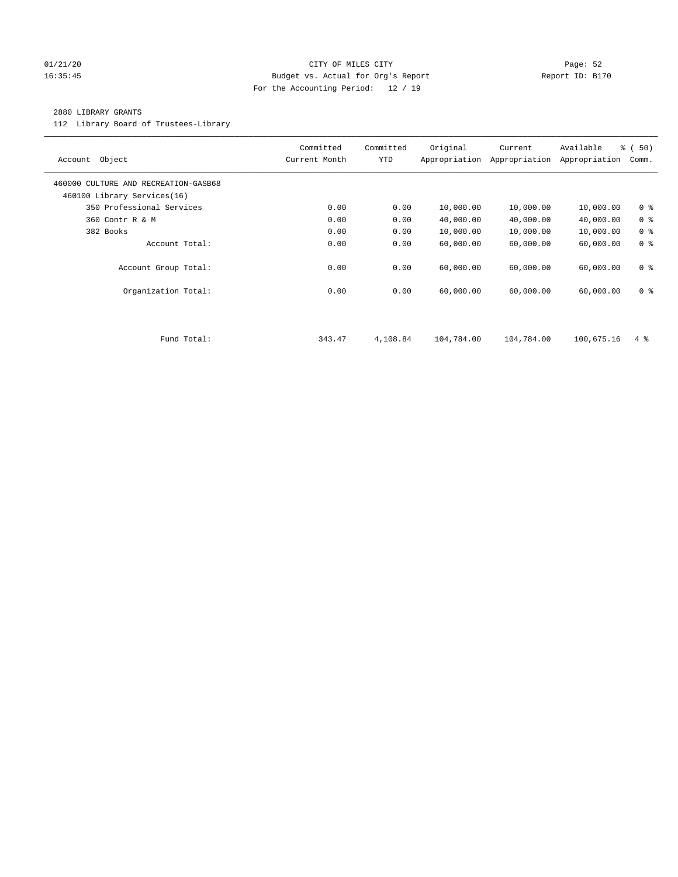01/21/20 CITY OF MILES CITY
16:35:45 Budget vs. Actual for Org's Report Report ID: B170
For the Accounting Period: 12 / 19

2880 LIBRARY GRANTS
112 Library Board of Trustees-Library

| Account Object | Committed Current Month | Committed YTD | Original Appropriation | Current Appropriation | Available Appropriation | % ( 50) Comm. |
|---|---|---|---|---|---|---|
| 460000 CULTURE AND RECREATION-GASB68 | | | | | | |
| 460100 Library Services(16) | | | | | | |
| 350 Professional Services | 0.00 | 0.00 | 10,000.00 | 10,000.00 | 10,000.00 | 0 % |
| 360 Contr R & M | 0.00 | 0.00 | 40,000.00 | 40,000.00 | 40,000.00 | 0 % |
| 382 Books | 0.00 | 0.00 | 10,000.00 | 10,000.00 | 10,000.00 | 0 % |
| Account Total: | 0.00 | 0.00 | 60,000.00 | 60,000.00 | 60,000.00 | 0 % |
| Account Group Total: | 0.00 | 0.00 | 60,000.00 | 60,000.00 | 60,000.00 | 0 % |
| Organization Total: | 0.00 | 0.00 | 60,000.00 | 60,000.00 | 60,000.00 | 0 % |
| Fund Total: | 343.47 | 4,108.84 | 104,784.00 | 104,784.00 | 100,675.16 | 4 % |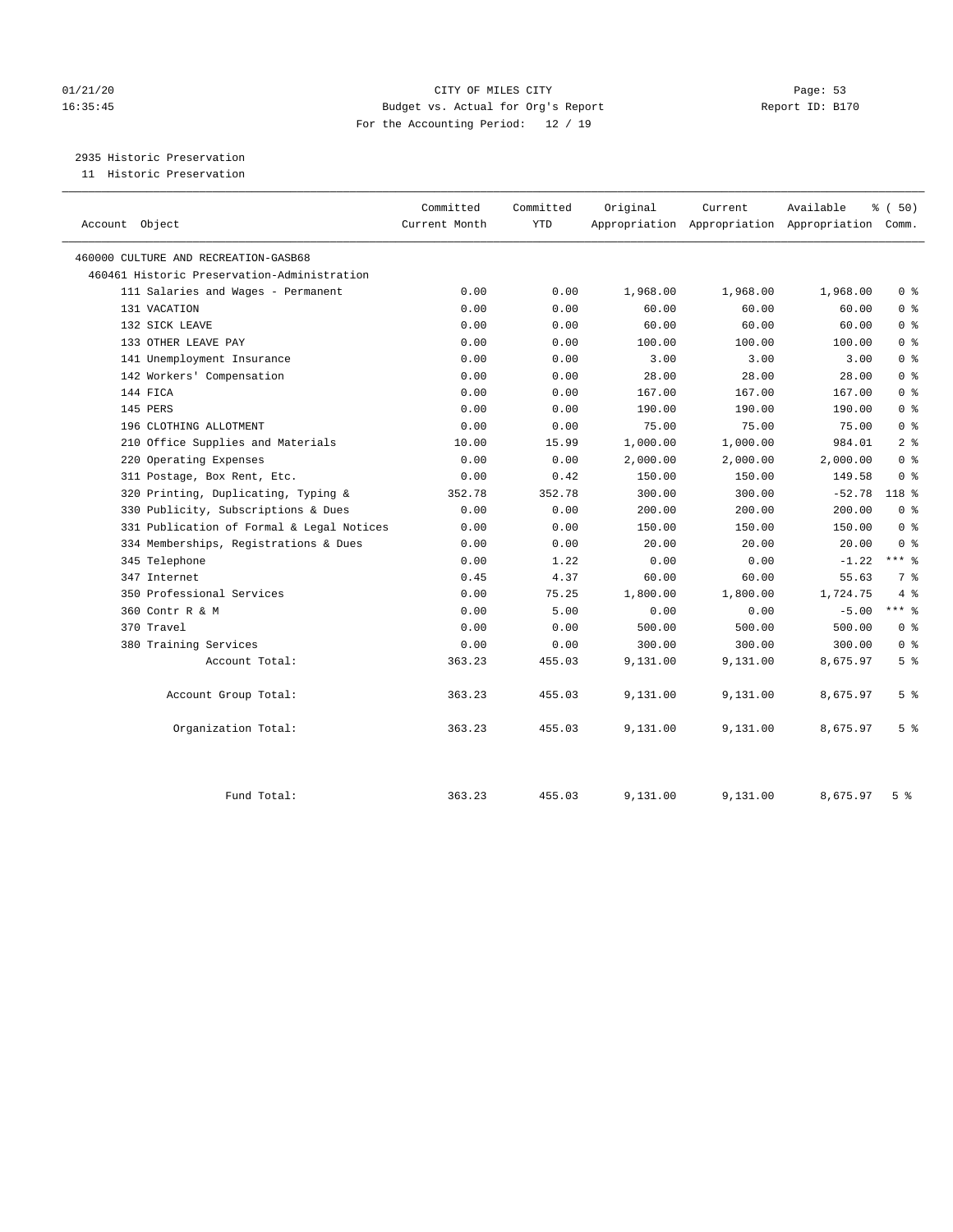01/21/20 CITY OF MILES CITY Page: 53
16:35:45 Budget vs. Actual for Org's Report Report ID: B170
For the Accounting Period: 12 / 19

2935 Historic Preservation
11 Historic Preservation

| Account Object | Committed Current Month | Committed YTD | Original Appropriation | Current Appropriation | Available Appropriation | % ( 50) Comm. |
|---|---|---|---|---|---|---|
| 460000 CULTURE AND RECREATION-GASB68 | | | | | | |
| 460461 Historic Preservation-Administration | | | | | | |
| 111 Salaries and Wages - Permanent | 0.00 | 0.00 | 1,968.00 | 1,968.00 | 1,968.00 | 0 % |
| 131 VACATION | 0.00 | 0.00 | 60.00 | 60.00 | 60.00 | 0 % |
| 132 SICK LEAVE | 0.00 | 0.00 | 60.00 | 60.00 | 60.00 | 0 % |
| 133 OTHER LEAVE PAY | 0.00 | 0.00 | 100.00 | 100.00 | 100.00 | 0 % |
| 141 Unemployment Insurance | 0.00 | 0.00 | 3.00 | 3.00 | 3.00 | 0 % |
| 142 Workers' Compensation | 0.00 | 0.00 | 28.00 | 28.00 | 28.00 | 0 % |
| 144 FICA | 0.00 | 0.00 | 167.00 | 167.00 | 167.00 | 0 % |
| 145 PERS | 0.00 | 0.00 | 190.00 | 190.00 | 190.00 | 0 % |
| 196 CLOTHING ALLOTMENT | 0.00 | 0.00 | 75.00 | 75.00 | 75.00 | 0 % |
| 210 Office Supplies and Materials | 10.00 | 15.99 | 1,000.00 | 1,000.00 | 984.01 | 2 % |
| 220 Operating Expenses | 0.00 | 0.00 | 2,000.00 | 2,000.00 | 2,000.00 | 0 % |
| 311 Postage, Box Rent, Etc. | 0.00 | 0.42 | 150.00 | 150.00 | 149.58 | 0 % |
| 320 Printing, Duplicating, Typing & | 352.78 | 352.78 | 300.00 | 300.00 | -52.78 | 118 % |
| 330 Publicity, Subscriptions & Dues | 0.00 | 0.00 | 200.00 | 200.00 | 200.00 | 0 % |
| 331 Publication of Formal & Legal Notices | 0.00 | 0.00 | 150.00 | 150.00 | 150.00 | 0 % |
| 334 Memberships, Registrations & Dues | 0.00 | 0.00 | 20.00 | 20.00 | 20.00 | 0 % |
| 345 Telephone | 0.00 | 1.22 | 0.00 | 0.00 | -1.22 | *** % |
| 347 Internet | 0.45 | 4.37 | 60.00 | 60.00 | 55.63 | 7 % |
| 350 Professional Services | 0.00 | 75.25 | 1,800.00 | 1,800.00 | 1,724.75 | 4 % |
| 360 Contr R & M | 0.00 | 5.00 | 0.00 | 0.00 | -5.00 | *** % |
| 370 Travel | 0.00 | 0.00 | 500.00 | 500.00 | 500.00 | 0 % |
| 380 Training Services | 0.00 | 0.00 | 300.00 | 300.00 | 300.00 | 0 % |
| Account Total: | 363.23 | 455.03 | 9,131.00 | 9,131.00 | 8,675.97 | 5 % |
| Account Group Total: | 363.23 | 455.03 | 9,131.00 | 9,131.00 | 8,675.97 | 5 % |
| Organization Total: | 363.23 | 455.03 | 9,131.00 | 9,131.00 | 8,675.97 | 5 % |
| Fund Total: | 363.23 | 455.03 | 9,131.00 | 9,131.00 | 8,675.97 | 5 % |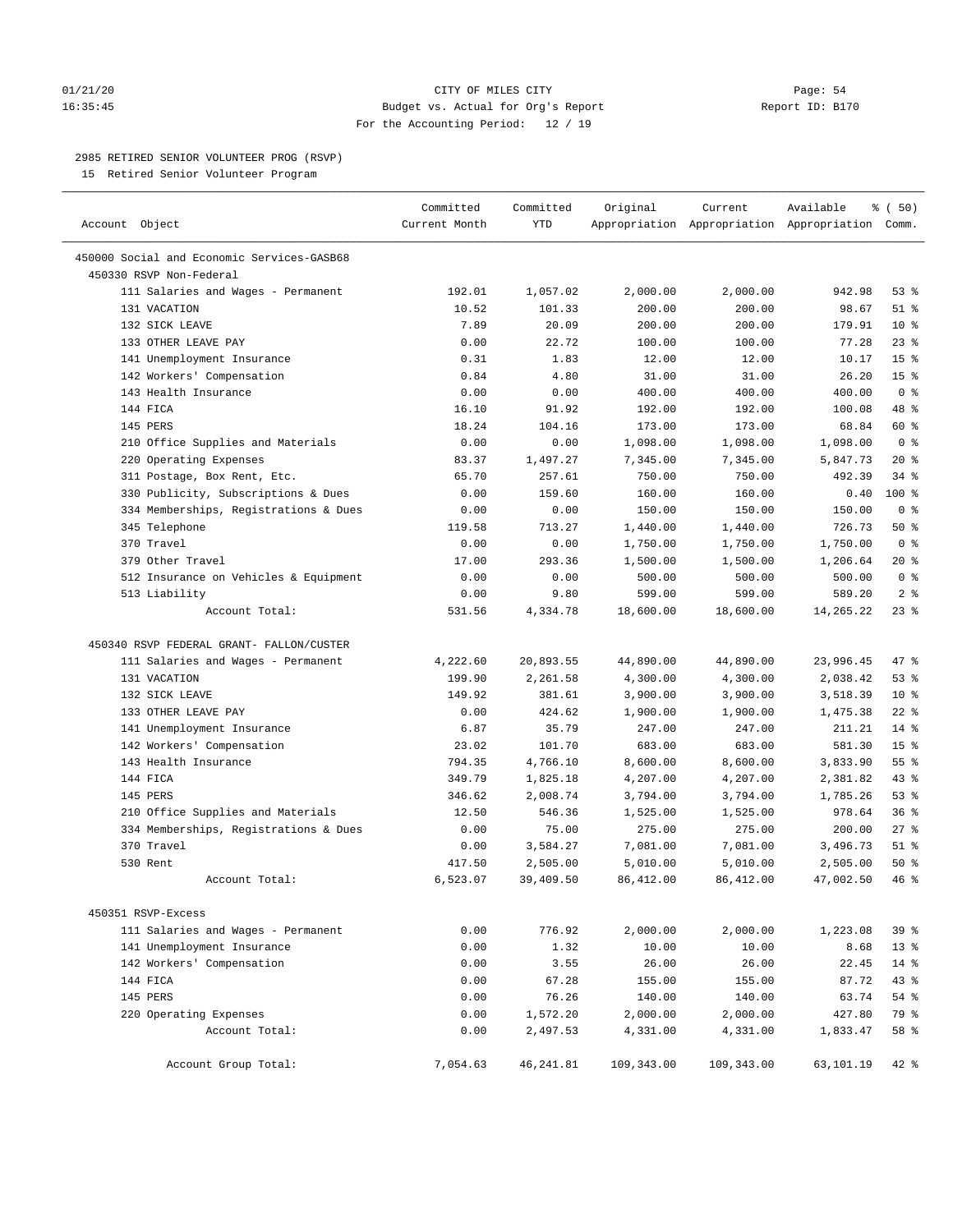01/21/20 CITY OF MILES CITY
16:35:45 Budget vs. Actual for Org's Report Report ID: B170
For the Accounting Period: 12 / 19

2985 RETIRED SENIOR VOLUNTEER PROG (RSVP)
15 Retired Senior Volunteer Program

| Account Object | Committed Current Month | Committed YTD | Original Appropriation | Current Appropriation | Available Appropriation | % ( 50) Comm. |
|---|---|---|---|---|---|---|
| 450000 Social and Economic Services-GASB68 | | | | | | |
| 450330 RSVP Non-Federal | | | | | | |
| 111 Salaries and Wages - Permanent | 192.01 | 1,057.02 | 2,000.00 | 2,000.00 | 942.98 | 53 % |
| 131 VACATION | 10.52 | 101.33 | 200.00 | 200.00 | 98.67 | 51 % |
| 132 SICK LEAVE | 7.89 | 20.09 | 200.00 | 200.00 | 179.91 | 10 % |
| 133 OTHER LEAVE PAY | 0.00 | 22.72 | 100.00 | 100.00 | 77.28 | 23 % |
| 141 Unemployment Insurance | 0.31 | 1.83 | 12.00 | 12.00 | 10.17 | 15 % |
| 142 Workers' Compensation | 0.84 | 4.80 | 31.00 | 31.00 | 26.20 | 15 % |
| 143 Health Insurance | 0.00 | 0.00 | 400.00 | 400.00 | 400.00 | 0 % |
| 144 FICA | 16.10 | 91.92 | 192.00 | 192.00 | 100.08 | 48 % |
| 145 PERS | 18.24 | 104.16 | 173.00 | 173.00 | 68.84 | 60 % |
| 210 Office Supplies and Materials | 0.00 | 0.00 | 1,098.00 | 1,098.00 | 1,098.00 | 0 % |
| 220 Operating Expenses | 83.37 | 1,497.27 | 7,345.00 | 7,345.00 | 5,847.73 | 20 % |
| 311 Postage, Box Rent, Etc. | 65.70 | 257.61 | 750.00 | 750.00 | 492.39 | 34 % |
| 330 Publicity, Subscriptions & Dues | 0.00 | 159.60 | 160.00 | 160.00 | 0.40 | 100 % |
| 334 Memberships, Registrations & Dues | 0.00 | 0.00 | 150.00 | 150.00 | 150.00 | 0 % |
| 345 Telephone | 119.58 | 713.27 | 1,440.00 | 1,440.00 | 726.73 | 50 % |
| 370 Travel | 0.00 | 0.00 | 1,750.00 | 1,750.00 | 1,750.00 | 0 % |
| 379 Other Travel | 17.00 | 293.36 | 1,500.00 | 1,500.00 | 1,206.64 | 20 % |
| 512 Insurance on Vehicles & Equipment | 0.00 | 0.00 | 500.00 | 500.00 | 500.00 | 0 % |
| 513 Liability | 0.00 | 9.80 | 599.00 | 599.00 | 589.20 | 2 % |
| Account Total: | 531.56 | 4,334.78 | 18,600.00 | 18,600.00 | 14,265.22 | 23 % |
| 450340 RSVP FEDERAL GRANT- FALLON/CUSTER | | | | | | |
| 111 Salaries and Wages - Permanent | 4,222.60 | 20,893.55 | 44,890.00 | 44,890.00 | 23,996.45 | 47 % |
| 131 VACATION | 199.90 | 2,261.58 | 4,300.00 | 4,300.00 | 2,038.42 | 53 % |
| 132 SICK LEAVE | 149.92 | 381.61 | 3,900.00 | 3,900.00 | 3,518.39 | 10 % |
| 133 OTHER LEAVE PAY | 0.00 | 424.62 | 1,900.00 | 1,900.00 | 1,475.38 | 22 % |
| 141 Unemployment Insurance | 6.87 | 35.79 | 247.00 | 247.00 | 211.21 | 14 % |
| 142 Workers' Compensation | 23.02 | 101.70 | 683.00 | 683.00 | 581.30 | 15 % |
| 143 Health Insurance | 794.35 | 4,766.10 | 8,600.00 | 8,600.00 | 3,833.90 | 55 % |
| 144 FICA | 349.79 | 1,825.18 | 4,207.00 | 4,207.00 | 2,381.82 | 43 % |
| 145 PERS | 346.62 | 2,008.74 | 3,794.00 | 3,794.00 | 1,785.26 | 53 % |
| 210 Office Supplies and Materials | 12.50 | 546.36 | 1,525.00 | 1,525.00 | 978.64 | 36 % |
| 334 Memberships, Registrations & Dues | 0.00 | 75.00 | 275.00 | 275.00 | 200.00 | 27 % |
| 370 Travel | 0.00 | 3,584.27 | 7,081.00 | 7,081.00 | 3,496.73 | 51 % |
| 530 Rent | 417.50 | 2,505.00 | 5,010.00 | 5,010.00 | 2,505.00 | 50 % |
| Account Total: | 6,523.07 | 39,409.50 | 86,412.00 | 86,412.00 | 47,002.50 | 46 % |
| 450351 RSVP-Excess | | | | | | |
| 111 Salaries and Wages - Permanent | 0.00 | 776.92 | 2,000.00 | 2,000.00 | 1,223.08 | 39 % |
| 141 Unemployment Insurance | 0.00 | 1.32 | 10.00 | 10.00 | 8.68 | 13 % |
| 142 Workers' Compensation | 0.00 | 3.55 | 26.00 | 26.00 | 22.45 | 14 % |
| 144 FICA | 0.00 | 67.28 | 155.00 | 155.00 | 87.72 | 43 % |
| 145 PERS | 0.00 | 76.26 | 140.00 | 140.00 | 63.74 | 54 % |
| 220 Operating Expenses | 0.00 | 1,572.20 | 2,000.00 | 2,000.00 | 427.80 | 79 % |
| Account Total: | 0.00 | 2,497.53 | 4,331.00 | 4,331.00 | 1,833.47 | 58 % |
| Account Group Total: | 7,054.63 | 46,241.81 | 109,343.00 | 109,343.00 | 63,101.19 | 42 % |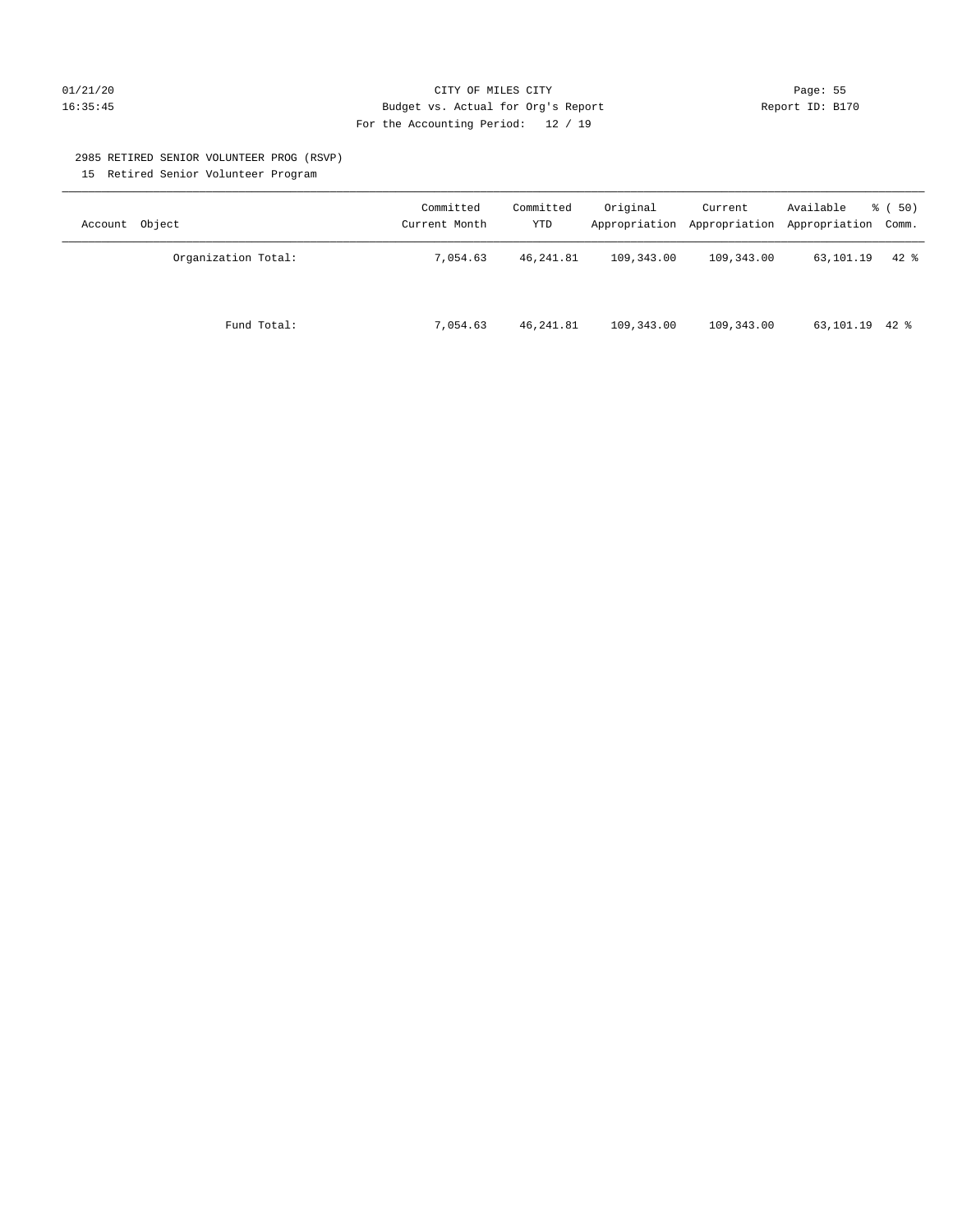CITY OF MILES CITY
Budget vs. Actual for Org's Report
For the Accounting Period: 12 / 19

2985 RETIRED SENIOR VOLUNTEER PROG (RSVP)

15 Retired Senior Volunteer Program

| Account Object | Committed Current Month | Committed YTD | Original Appropriation | Current Appropriation | Available Appropriation | % ( 50) Comm. |
|---|---|---|---|---|---|---|
| Organization Total: | 7,054.63 | 46,241.81 | 109,343.00 | 109,343.00 | 63,101.19 | 42 % |
| Fund Total: | 7,054.63 | 46,241.81 | 109,343.00 | 109,343.00 | 63,101.19 | 42 % |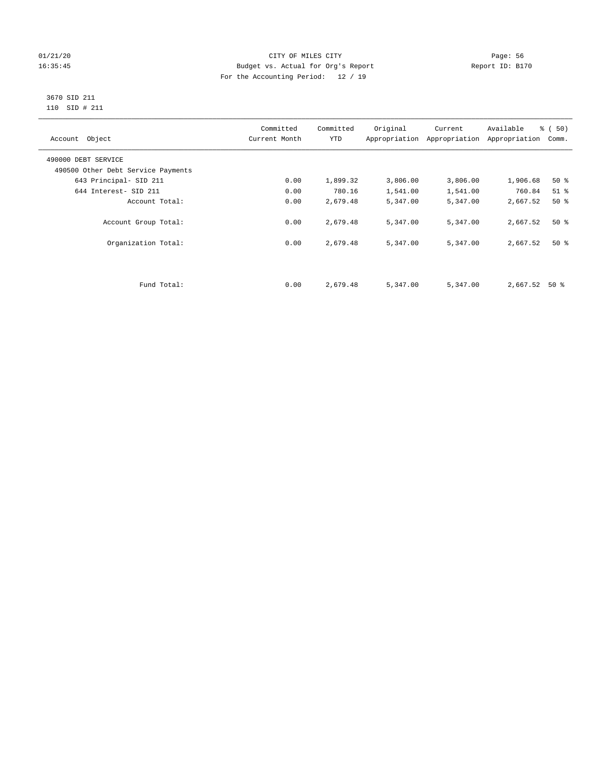CITY OF MILES CITY
Budget vs. Actual for Org's Report
For the Accounting Period: 12 / 19

01/21/20
16:35:45

Report ID: B170

3670 SID 211
110 SID # 211

| Account Object | Committed Current Month | Committed YTD | Original Appropriation | Current Appropriation | Available Appropriation | % ( 50) Comm. |
|---|---|---|---|---|---|---|
| 490000 DEBT SERVICE | | | | | | |
| 490500 Other Debt Service Payments | | | | | | |
| 643 Principal- SID 211 | 0.00 | 1,899.32 | 3,806.00 | 3,806.00 | 1,906.68 | 50 % |
| 644 Interest- SID 211 | 0.00 | 780.16 | 1,541.00 | 1,541.00 | 760.84 | 51 % |
| Account Total: | 0.00 | 2,679.48 | 5,347.00 | 5,347.00 | 2,667.52 | 50 % |
| Account Group Total: | 0.00 | 2,679.48 | 5,347.00 | 5,347.00 | 2,667.52 | 50 % |
| Organization Total: | 0.00 | 2,679.48 | 5,347.00 | 5,347.00 | 2,667.52 | 50 % |
| Fund Total: | 0.00 | 2,679.48 | 5,347.00 | 5,347.00 | 2,667.52 | 50 % |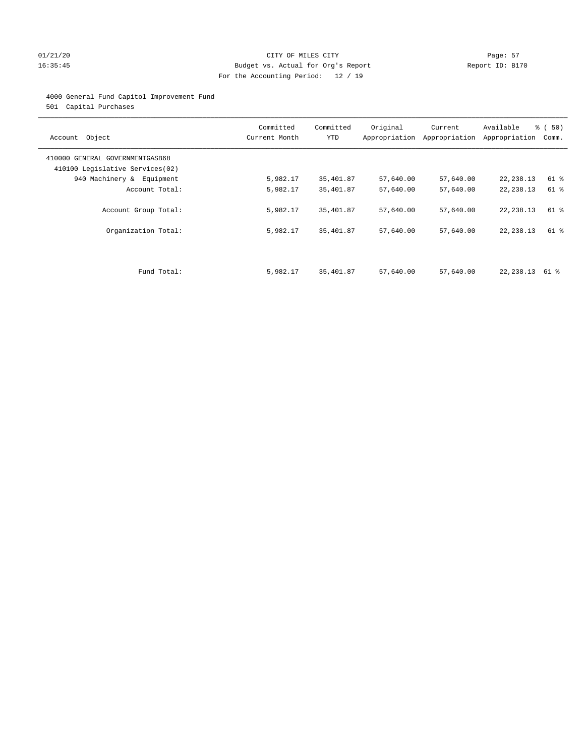01/21/20 CITY OF MILES CITY Page: 57
16:35:45 Budget vs. Actual for Org's Report Report ID: B170
For the Accounting Period: 12 / 19

4000 General Fund Capitol Improvement Fund
501 Capital Purchases

| Account Object | Committed Current Month | Committed YTD | Original Appropriation | Current Appropriation | Available Appropriation | % ( 50) Comm. |
|---|---|---|---|---|---|---|
| 410000 GENERAL GOVERNMENTGASB68 | | | | | | |
| 410100 Legislative Services(02) | | | | | | |
| 940 Machinery & Equipment | 5,982.17 | 35,401.87 | 57,640.00 | 57,640.00 | 22,238.13 | 61 % |
| Account Total: | 5,982.17 | 35,401.87 | 57,640.00 | 57,640.00 | 22,238.13 | 61 % |
| Account Group Total: | 5,982.17 | 35,401.87 | 57,640.00 | 57,640.00 | 22,238.13 | 61 % |
| Organization Total: | 5,982.17 | 35,401.87 | 57,640.00 | 57,640.00 | 22,238.13 | 61 % |
| Fund Total: | 5,982.17 | 35,401.87 | 57,640.00 | 57,640.00 | 22,238.13 | 61 % |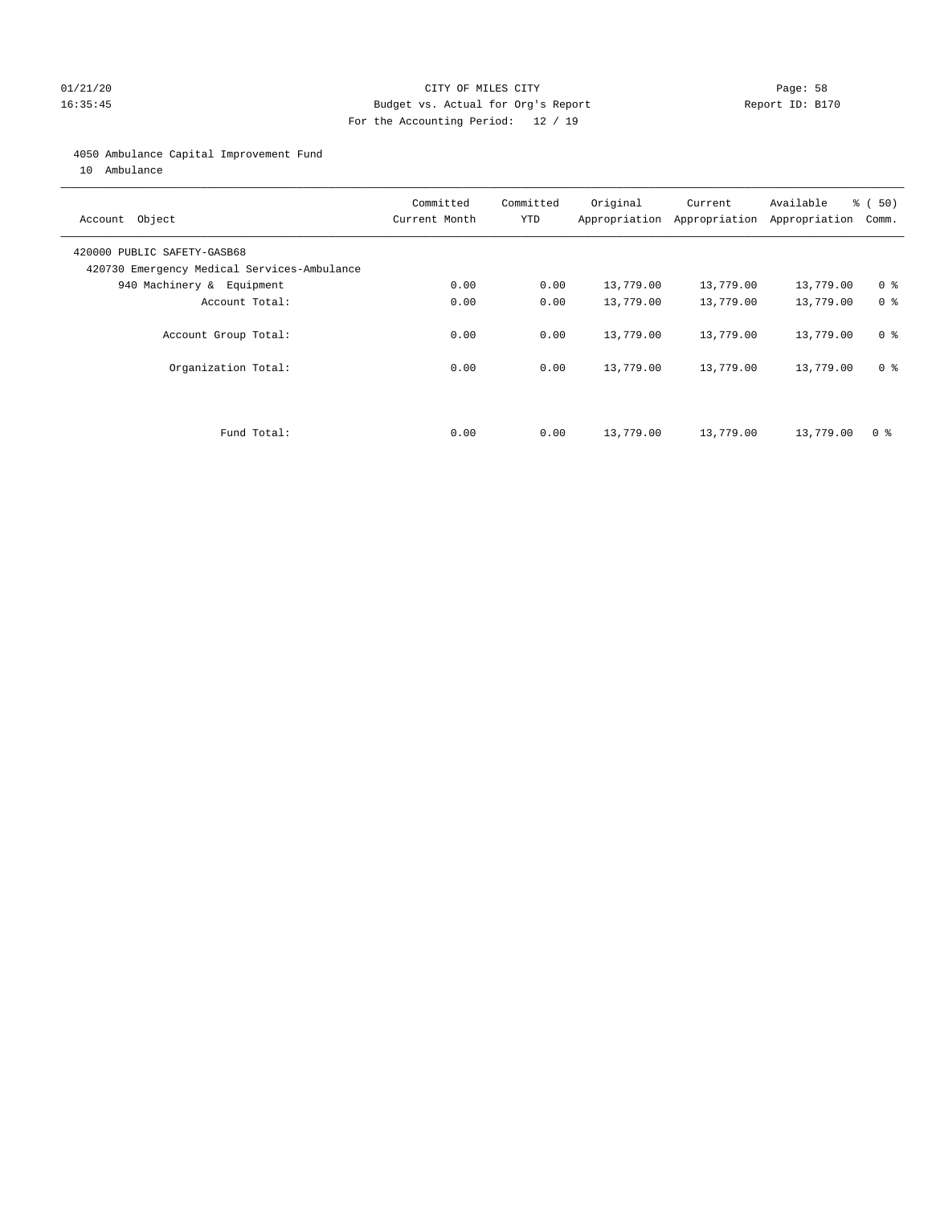01/21/20 CITY OF MILES CITY
16:35:45 Budget vs. Actual for Org's Report Report ID: B170
For the Accounting Period: 12 / 19

4050 Ambulance Capital Improvement Fund
10 Ambulance

| Account Object | Committed Current Month | Committed YTD | Original Appropriation | Current Appropriation | Available Appropriation | % ( 50) Comm. |
|---|---|---|---|---|---|---|
| 420000 PUBLIC SAFETY-GASB68 | | | | | | |
| 420730 Emergency Medical Services-Ambulance | | | | | | |
| 940 Machinery & Equipment | 0.00 | 0.00 | 13,779.00 | 13,779.00 | 13,779.00 | 0 % |
| Account Total: | 0.00 | 0.00 | 13,779.00 | 13,779.00 | 13,779.00 | 0 % |
| Account Group Total: | 0.00 | 0.00 | 13,779.00 | 13,779.00 | 13,779.00 | 0 % |
| Organization Total: | 0.00 | 0.00 | 13,779.00 | 13,779.00 | 13,779.00 | 0 % |
| Fund Total: | 0.00 | 0.00 | 13,779.00 | 13,779.00 | 13,779.00 | 0 % |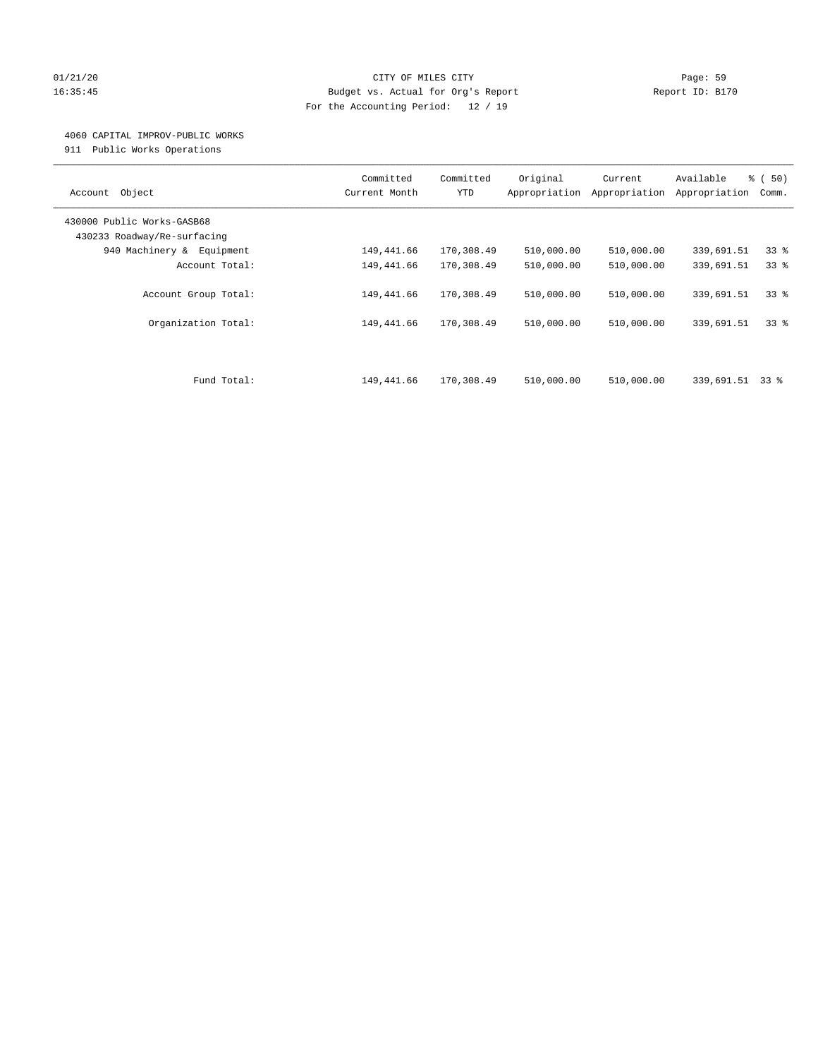01/21/20 CITY OF MILES CITY
16:35:45 Budget vs. Actual for Org's Report Report ID: B170
For the Accounting Period: 12 / 19

4060 CAPITAL IMPROV-PUBLIC WORKS
911 Public Works Operations

| Account Object | Committed Current Month | Committed YTD | Original Appropriation | Current Appropriation | Available Appropriation | % ( 50) Comm. |
|---|---|---|---|---|---|---|
| 430000 Public Works-GASB68 | | | | | | |
| 430233 Roadway/Re-surfacing | | | | | | |
| 940 Machinery & Equipment | 149,441.66 | 170,308.49 | 510,000.00 | 510,000.00 | 339,691.51 | 33 % |
| Account Total: | 149,441.66 | 170,308.49 | 510,000.00 | 510,000.00 | 339,691.51 | 33 % |
| Account Group Total: | 149,441.66 | 170,308.49 | 510,000.00 | 510,000.00 | 339,691.51 | 33 % |
| Organization Total: | 149,441.66 | 170,308.49 | 510,000.00 | 510,000.00 | 339,691.51 | 33 % |
| Fund Total: | 149,441.66 | 170,308.49 | 510,000.00 | 510,000.00 | 339,691.51 | 33 % |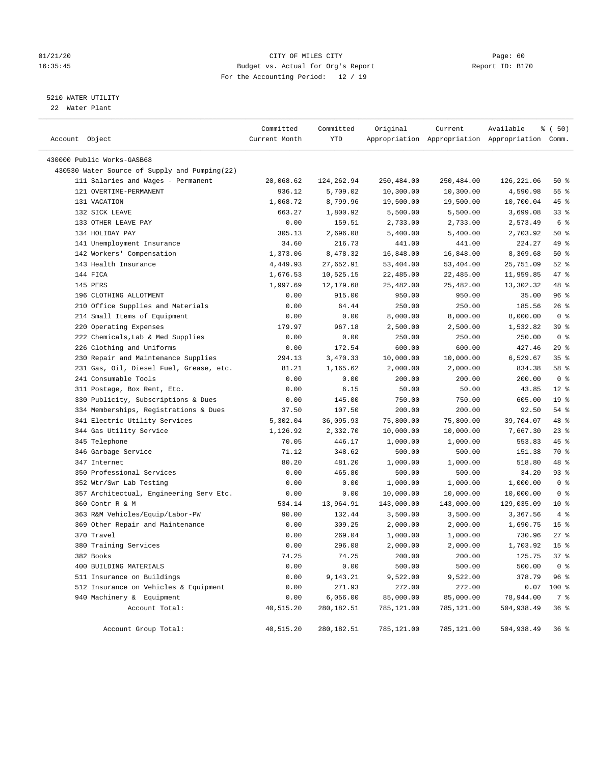CITY OF MILES CITY
Budget vs. Actual for Org's Report
For the Accounting Period: 12 / 19

01/21/20 16:35:45 — Report ID: B170

5210 WATER UTILITY
22 Water Plant

| Account Object | Committed Current Month | Committed YTD | Original Appropriation | Current Appropriation | Available Appropriation | % ( 50) Comm. |
|---|---|---|---|---|---|---|
| 430000 Public Works-GASB68 | | | | | | |
| 430530 Water Source of Supply and Pumping(22) | | | | | | |
| 111 Salaries and Wages - Permanent | 20,068.62 | 124,262.94 | 250,484.00 | 250,484.00 | 126,221.06 | 50 % |
| 121 OVERTIME-PERMANENT | 936.12 | 5,709.02 | 10,300.00 | 10,300.00 | 4,590.98 | 55 % |
| 131 VACATION | 1,068.72 | 8,799.96 | 19,500.00 | 19,500.00 | 10,700.04 | 45 % |
| 132 SICK LEAVE | 663.27 | 1,800.92 | 5,500.00 | 5,500.00 | 3,699.08 | 33 % |
| 133 OTHER LEAVE PAY | 0.00 | 159.51 | 2,733.00 | 2,733.00 | 2,573.49 | 6 % |
| 134 HOLIDAY PAY | 305.13 | 2,696.08 | 5,400.00 | 5,400.00 | 2,703.92 | 50 % |
| 141 Unemployment Insurance | 34.60 | 216.73 | 441.00 | 441.00 | 224.27 | 49 % |
| 142 Workers' Compensation | 1,373.06 | 8,478.32 | 16,848.00 | 16,848.00 | 8,369.68 | 50 % |
| 143 Health Insurance | 4,449.93 | 27,652.91 | 53,404.00 | 53,404.00 | 25,751.09 | 52 % |
| 144 FICA | 1,676.53 | 10,525.15 | 22,485.00 | 22,485.00 | 11,959.85 | 47 % |
| 145 PERS | 1,997.69 | 12,179.68 | 25,482.00 | 25,482.00 | 13,302.32 | 48 % |
| 196 CLOTHING ALLOTMENT | 0.00 | 915.00 | 950.00 | 950.00 | 35.00 | 96 % |
| 210 Office Supplies and Materials | 0.00 | 64.44 | 250.00 | 250.00 | 185.56 | 26 % |
| 214 Small Items of Equipment | 0.00 | 0.00 | 8,000.00 | 8,000.00 | 8,000.00 | 0 % |
| 220 Operating Expenses | 179.97 | 967.18 | 2,500.00 | 2,500.00 | 1,532.82 | 39 % |
| 222 Chemicals,Lab & Med Supplies | 0.00 | 0.00 | 250.00 | 250.00 | 250.00 | 0 % |
| 226 Clothing and Uniforms | 0.00 | 172.54 | 600.00 | 600.00 | 427.46 | 29 % |
| 230 Repair and Maintenance Supplies | 294.13 | 3,470.33 | 10,000.00 | 10,000.00 | 6,529.67 | 35 % |
| 231 Gas, Oil, Diesel Fuel, Grease, etc. | 81.21 | 1,165.62 | 2,000.00 | 2,000.00 | 834.38 | 58 % |
| 241 Consumable Tools | 0.00 | 0.00 | 200.00 | 200.00 | 200.00 | 0 % |
| 311 Postage, Box Rent, Etc. | 0.00 | 6.15 | 50.00 | 50.00 | 43.85 | 12 % |
| 330 Publicity, Subscriptions & Dues | 0.00 | 145.00 | 750.00 | 750.00 | 605.00 | 19 % |
| 334 Memberships, Registrations & Dues | 37.50 | 107.50 | 200.00 | 200.00 | 92.50 | 54 % |
| 341 Electric Utility Services | 5,302.04 | 36,095.93 | 75,800.00 | 75,800.00 | 39,704.07 | 48 % |
| 344 Gas Utility Service | 1,126.92 | 2,332.70 | 10,000.00 | 10,000.00 | 7,667.30 | 23 % |
| 345 Telephone | 70.05 | 446.17 | 1,000.00 | 1,000.00 | 553.83 | 45 % |
| 346 Garbage Service | 71.12 | 348.62 | 500.00 | 500.00 | 151.38 | 70 % |
| 347 Internet | 80.20 | 481.20 | 1,000.00 | 1,000.00 | 518.80 | 48 % |
| 350 Professional Services | 0.00 | 465.80 | 500.00 | 500.00 | 34.20 | 93 % |
| 352 Wtr/Swr Lab Testing | 0.00 | 0.00 | 1,000.00 | 1,000.00 | 1,000.00 | 0 % |
| 357 Architectual, Engineering Serv Etc. | 0.00 | 0.00 | 10,000.00 | 10,000.00 | 10,000.00 | 0 % |
| 360 Contr R & M | 534.14 | 13,964.91 | 143,000.00 | 143,000.00 | 129,035.09 | 10 % |
| 363 R&M Vehicles/Equip/Labor-PW | 90.00 | 132.44 | 3,500.00 | 3,500.00 | 3,367.56 | 4 % |
| 369 Other Repair and Maintenance | 0.00 | 309.25 | 2,000.00 | 2,000.00 | 1,690.75 | 15 % |
| 370 Travel | 0.00 | 269.04 | 1,000.00 | 1,000.00 | 730.96 | 27 % |
| 380 Training Services | 0.00 | 296.08 | 2,000.00 | 2,000.00 | 1,703.92 | 15 % |
| 382 Books | 74.25 | 74.25 | 200.00 | 200.00 | 125.75 | 37 % |
| 400 BUILDING MATERIALS | 0.00 | 0.00 | 500.00 | 500.00 | 500.00 | 0 % |
| 511 Insurance on Buildings | 0.00 | 9,143.21 | 9,522.00 | 9,522.00 | 378.79 | 96 % |
| 512 Insurance on Vehicles & Equipment | 0.00 | 271.93 | 272.00 | 272.00 | 0.07 | 100 % |
| 940 Machinery & Equipment | 0.00 | 6,056.00 | 85,000.00 | 85,000.00 | 78,944.00 | 7 % |
| Account Total: | 40,515.20 | 280,182.51 | 785,121.00 | 785,121.00 | 504,938.49 | 36 % |
| Account Group Total: | 40,515.20 | 280,182.51 | 785,121.00 | 785,121.00 | 504,938.49 | 36 % |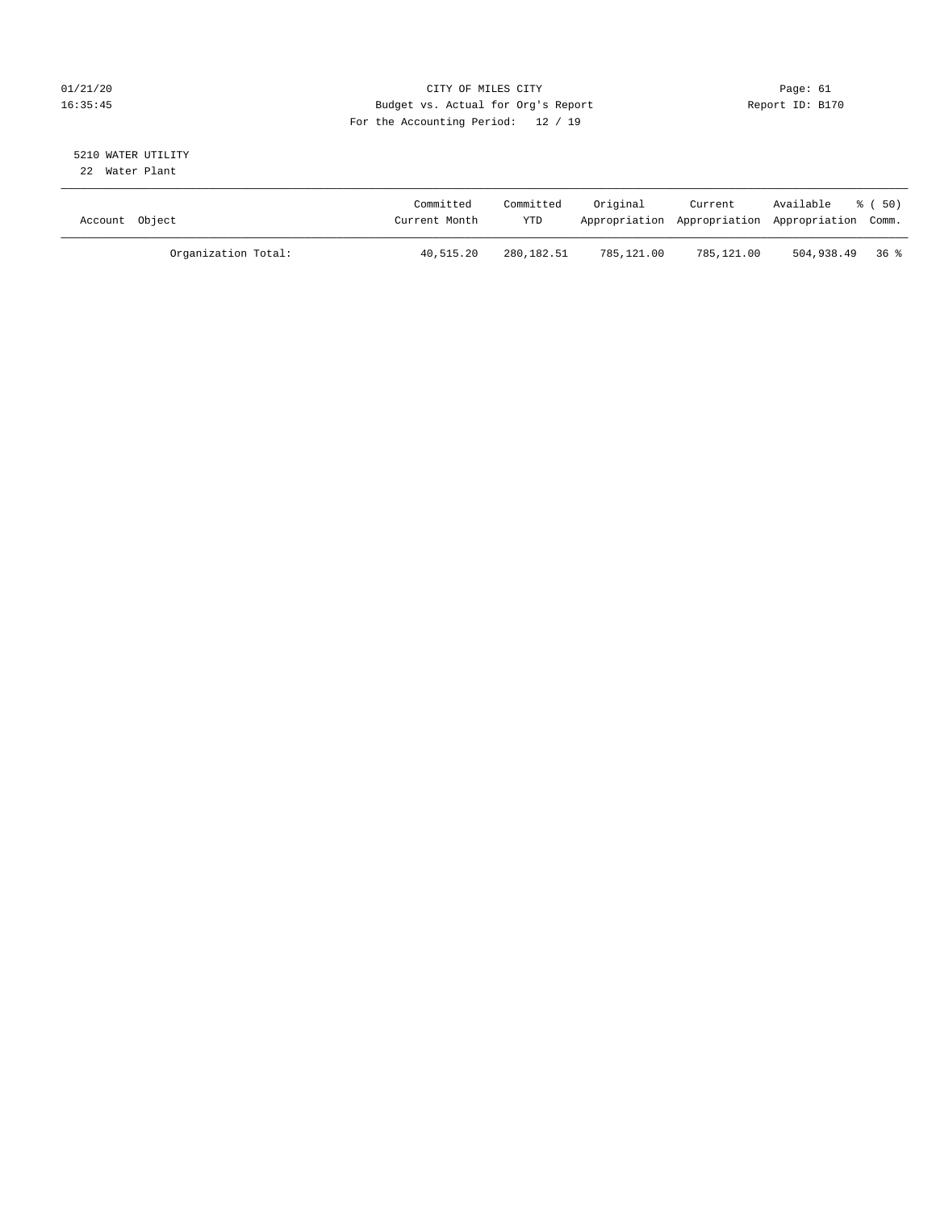01/21/20 CITY OF MILES CITY
16:35:45 Budget vs. Actual for Org's Report Report ID: B170
For the Accounting Period: 12 / 19

5210 WATER UTILITY
22 Water Plant

| Account Object | Committed Current Month | Committed YTD | Original Appropriation | Current Appropriation | Available Appropriation | % ( 50) Comm. |
|---|---|---|---|---|---|---|
| Organization Total: | 40,515.20 | 280,182.51 | 785,121.00 | 785,121.00 | 504,938.49 | 36 % |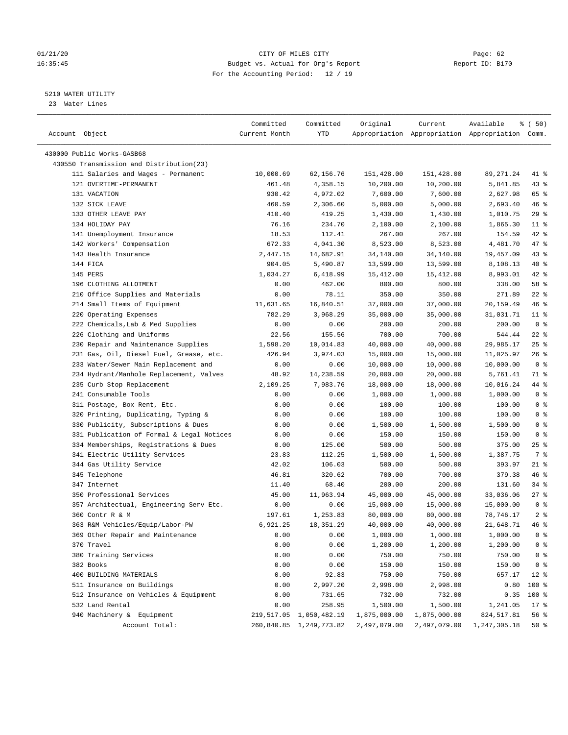01/21/20 CITY OF MILES CITY Page: 62
16:35:45 Budget vs. Actual for Org's Report Report ID: B170
For the Accounting Period: 12 / 19

5210 WATER UTILITY
23 Water Lines

| Account Object | Committed Current Month | Committed YTD | Original Appropriation | Current Appropriation | Available Appropriation | % ( 50) Comm. |
|---|---|---|---|---|---|---|
| 430000 Public Works-GASB68 | | | | | | |
| 430550 Transmission and Distribution(23) | | | | | | |
| 111 Salaries and Wages - Permanent | 10,000.69 | 62,156.76 | 151,428.00 | 151,428.00 | 89,271.24 | 41 % |
| 121 OVERTIME-PERMANENT | 461.48 | 4,358.15 | 10,200.00 | 10,200.00 | 5,841.85 | 43 % |
| 131 VACATION | 930.42 | 4,972.02 | 7,600.00 | 7,600.00 | 2,627.98 | 65 % |
| 132 SICK LEAVE | 460.59 | 2,306.60 | 5,000.00 | 5,000.00 | 2,693.40 | 46 % |
| 133 OTHER LEAVE PAY | 410.40 | 419.25 | 1,430.00 | 1,430.00 | 1,010.75 | 29 % |
| 134 HOLIDAY PAY | 76.16 | 234.70 | 2,100.00 | 2,100.00 | 1,865.30 | 11 % |
| 141 Unemployment Insurance | 18.53 | 112.41 | 267.00 | 267.00 | 154.59 | 42 % |
| 142 Workers' Compensation | 672.33 | 4,041.30 | 8,523.00 | 8,523.00 | 4,481.70 | 47 % |
| 143 Health Insurance | 2,447.15 | 14,682.91 | 34,140.00 | 34,140.00 | 19,457.09 | 43 % |
| 144 FICA | 904.05 | 5,490.87 | 13,599.00 | 13,599.00 | 8,108.13 | 40 % |
| 145 PERS | 1,034.27 | 6,418.99 | 15,412.00 | 15,412.00 | 8,993.01 | 42 % |
| 196 CLOTHING ALLOTMENT | 0.00 | 462.00 | 800.00 | 800.00 | 338.00 | 58 % |
| 210 Office Supplies and Materials | 0.00 | 78.11 | 350.00 | 350.00 | 271.89 | 22 % |
| 214 Small Items of Equipment | 11,631.65 | 16,840.51 | 37,000.00 | 37,000.00 | 20,159.49 | 46 % |
| 220 Operating Expenses | 782.29 | 3,968.29 | 35,000.00 | 35,000.00 | 31,031.71 | 11 % |
| 222 Chemicals,Lab & Med Supplies | 0.00 | 0.00 | 200.00 | 200.00 | 200.00 | 0 % |
| 226 Clothing and Uniforms | 22.56 | 155.56 | 700.00 | 700.00 | 544.44 | 22 % |
| 230 Repair and Maintenance Supplies | 1,598.20 | 10,014.83 | 40,000.00 | 40,000.00 | 29,985.17 | 25 % |
| 231 Gas, Oil, Diesel Fuel, Grease, etc. | 426.94 | 3,974.03 | 15,000.00 | 15,000.00 | 11,025.97 | 26 % |
| 233 Water/Sewer Main Replacement and | 0.00 | 0.00 | 10,000.00 | 10,000.00 | 10,000.00 | 0 % |
| 234 Hydrant/Manhole Replacement, Valves | 48.92 | 14,238.59 | 20,000.00 | 20,000.00 | 5,761.41 | 71 % |
| 235 Curb Stop Replacement | 2,109.25 | 7,983.76 | 18,000.00 | 18,000.00 | 10,016.24 | 44 % |
| 241 Consumable Tools | 0.00 | 0.00 | 1,000.00 | 1,000.00 | 1,000.00 | 0 % |
| 311 Postage, Box Rent, Etc. | 0.00 | 0.00 | 100.00 | 100.00 | 100.00 | 0 % |
| 320 Printing, Duplicating, Typing & | 0.00 | 0.00 | 100.00 | 100.00 | 100.00 | 0 % |
| 330 Publicity, Subscriptions & Dues | 0.00 | 0.00 | 1,500.00 | 1,500.00 | 1,500.00 | 0 % |
| 331 Publication of Formal & Legal Notices | 0.00 | 0.00 | 150.00 | 150.00 | 150.00 | 0 % |
| 334 Memberships, Registrations & Dues | 0.00 | 125.00 | 500.00 | 500.00 | 375.00 | 25 % |
| 341 Electric Utility Services | 23.83 | 112.25 | 1,500.00 | 1,500.00 | 1,387.75 | 7 % |
| 344 Gas Utility Service | 42.02 | 106.03 | 500.00 | 500.00 | 393.97 | 21 % |
| 345 Telephone | 46.81 | 320.62 | 700.00 | 700.00 | 379.38 | 46 % |
| 347 Internet | 11.40 | 68.40 | 200.00 | 200.00 | 131.60 | 34 % |
| 350 Professional Services | 45.00 | 11,963.94 | 45,000.00 | 45,000.00 | 33,036.06 | 27 % |
| 357 Architectual, Engineering Serv Etc. | 0.00 | 0.00 | 15,000.00 | 15,000.00 | 15,000.00 | 0 % |
| 360 Contr R & M | 197.61 | 1,253.83 | 80,000.00 | 80,000.00 | 78,746.17 | 2 % |
| 363 R&M Vehicles/Equip/Labor-PW | 6,921.25 | 18,351.29 | 40,000.00 | 40,000.00 | 21,648.71 | 46 % |
| 369 Other Repair and Maintenance | 0.00 | 0.00 | 1,000.00 | 1,000.00 | 1,000.00 | 0 % |
| 370 Travel | 0.00 | 0.00 | 1,200.00 | 1,200.00 | 1,200.00 | 0 % |
| 380 Training Services | 0.00 | 0.00 | 750.00 | 750.00 | 750.00 | 0 % |
| 382 Books | 0.00 | 0.00 | 150.00 | 150.00 | 150.00 | 0 % |
| 400 BUILDING MATERIALS | 0.00 | 92.83 | 750.00 | 750.00 | 657.17 | 12 % |
| 511 Insurance on Buildings | 0.00 | 2,997.20 | 2,998.00 | 2,998.00 | 0.80 | 100 % |
| 512 Insurance on Vehicles & Equipment | 0.00 | 731.65 | 732.00 | 732.00 | 0.35 | 100 % |
| 532 Land Rental | 0.00 | 258.95 | 1,500.00 | 1,500.00 | 1,241.05 | 17 % |
| 940 Machinery & Equipment | 219,517.05 | 1,050,482.19 | 1,875,000.00 | 1,875,000.00 | 824,517.81 | 56 % |
| Account Total: | 260,840.85 | 1,249,773.82 | 2,497,079.00 | 2,497,079.00 | 1,247,305.18 | 50 % |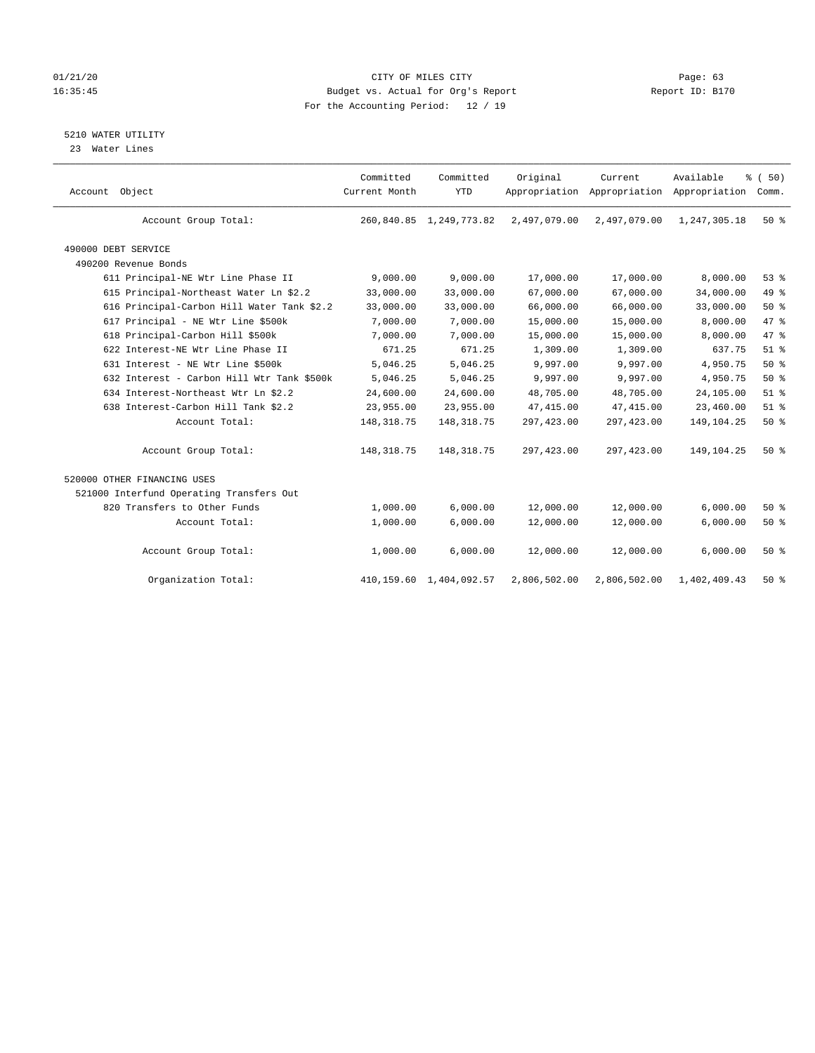01/21/20 CITY OF MILES CITY

16:35:45 Budget vs. Actual for Org's Report Report ID: B170

For the Accounting Period: 12 / 19

5210 WATER UTILITY

23 Water Lines

| Account Object | Committed Current Month | Committed YTD | Original Appropriation | Current Appropriation | Available Appropriation | % ( 50) Comm. |
|---|---|---|---|---|---|---|
| Account Group Total: | 260,840.85 | 1,249,773.82 | 2,497,079.00 | 2,497,079.00 | 1,247,305.18 | 50 % |
| 490000 DEBT SERVICE | | | | | | |
| 490200 Revenue Bonds | | | | | | |
| 611 Principal-NE Wtr Line Phase II | 9,000.00 | 9,000.00 | 17,000.00 | 17,000.00 | 8,000.00 | 53 % |
| 615 Principal-Northeast Water Ln $2.2 | 33,000.00 | 33,000.00 | 67,000.00 | 67,000.00 | 34,000.00 | 49 % |
| 616 Principal-Carbon Hill Water Tank $2.2 | 33,000.00 | 33,000.00 | 66,000.00 | 66,000.00 | 33,000.00 | 50 % |
| 617 Principal - NE Wtr Line $500k | 7,000.00 | 7,000.00 | 15,000.00 | 15,000.00 | 8,000.00 | 47 % |
| 618 Principal-Carbon Hill $500k | 7,000.00 | 7,000.00 | 15,000.00 | 15,000.00 | 8,000.00 | 47 % |
| 622 Interest-NE Wtr Line Phase II | 671.25 | 671.25 | 1,309.00 | 1,309.00 | 637.75 | 51 % |
| 631 Interest - NE Wtr Line $500k | 5,046.25 | 5,046.25 | 9,997.00 | 9,997.00 | 4,950.75 | 50 % |
| 632 Interest - Carbon Hill Wtr Tank $500k | 5,046.25 | 5,046.25 | 9,997.00 | 9,997.00 | 4,950.75 | 50 % |
| 634 Interest-Northeast Wtr Ln $2.2 | 24,600.00 | 24,600.00 | 48,705.00 | 48,705.00 | 24,105.00 | 51 % |
| 638 Interest-Carbon Hill Tank $2.2 | 23,955.00 | 23,955.00 | 47,415.00 | 47,415.00 | 23,460.00 | 51 % |
| Account Total: | 148,318.75 | 148,318.75 | 297,423.00 | 297,423.00 | 149,104.25 | 50 % |
| Account Group Total: | 148,318.75 | 148,318.75 | 297,423.00 | 297,423.00 | 149,104.25 | 50 % |
| 520000 OTHER FINANCING USES | | | | | | |
| 521000 Interfund Operating Transfers Out | | | | | | |
| 820 Transfers to Other Funds | 1,000.00 | 6,000.00 | 12,000.00 | 12,000.00 | 6,000.00 | 50 % |
| Account Total: | 1,000.00 | 6,000.00 | 12,000.00 | 12,000.00 | 6,000.00 | 50 % |
| Account Group Total: | 1,000.00 | 6,000.00 | 12,000.00 | 12,000.00 | 6,000.00 | 50 % |
| Organization Total: | 410,159.60 | 1,404,092.57 | 2,806,502.00 | 2,806,502.00 | 1,402,409.43 | 50 % |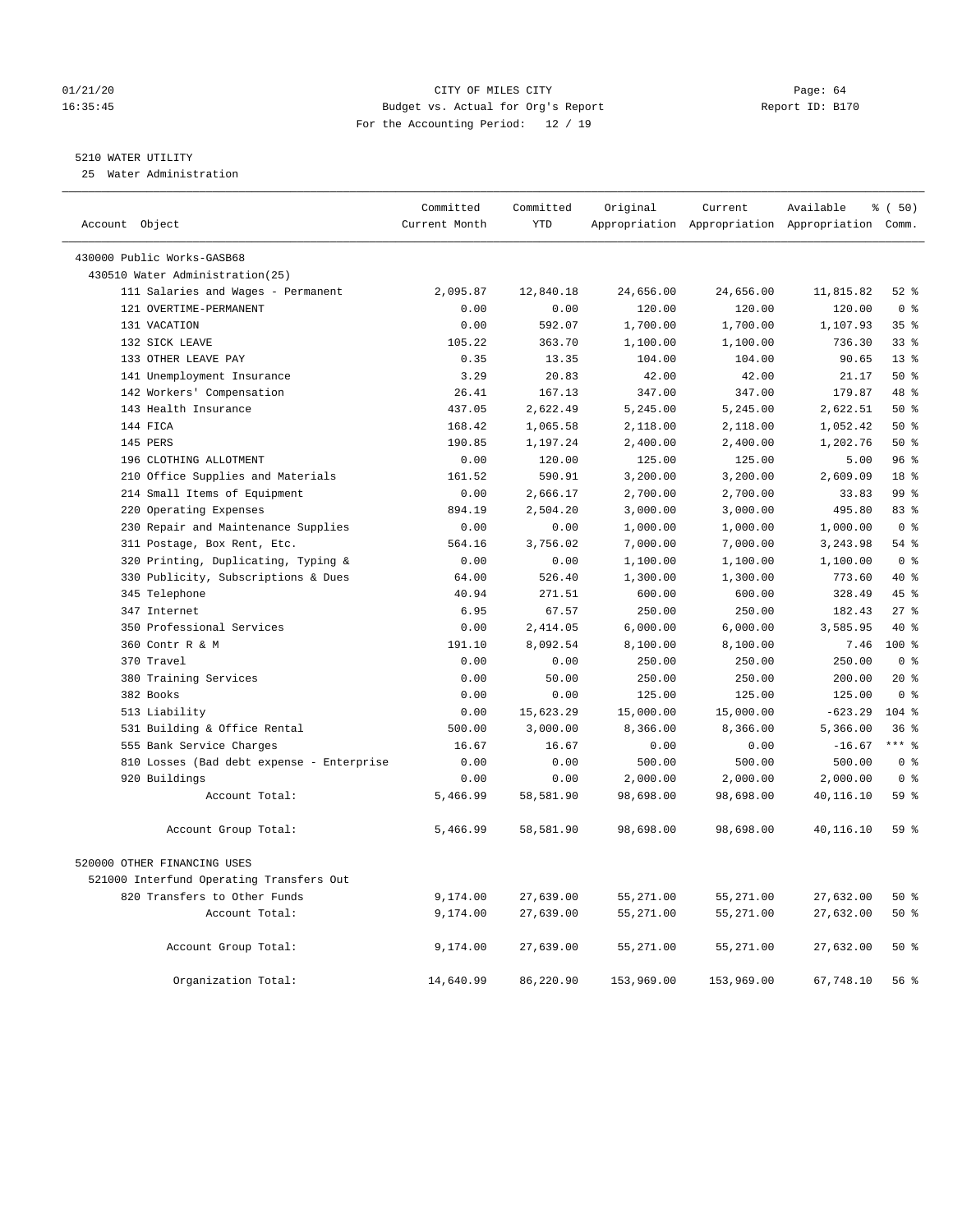01/21/20 CITY OF MILES CITY

16:35:45 Budget vs. Actual for Org's Report Report ID: B170

For the Accounting Period: 12 / 19

5210 WATER UTILITY

25 Water Administration

| Account Object | Committed Current Month | Committed YTD | Original Appropriation | Current Appropriation | Available Appropriation | % ( 50) Comm. |
|---|---|---|---|---|---|---|
| 430000 Public Works-GASB68 | | | | | | |
| 430510 Water Administration(25) | | | | | | |
| 111 Salaries and Wages - Permanent | 2,095.87 | 12,840.18 | 24,656.00 | 24,656.00 | 11,815.82 | 52 % |
| 121 OVERTIME-PERMANENT | 0.00 | 0.00 | 120.00 | 120.00 | 120.00 | 0 % |
| 131 VACATION | 0.00 | 592.07 | 1,700.00 | 1,700.00 | 1,107.93 | 35 % |
| 132 SICK LEAVE | 105.22 | 363.70 | 1,100.00 | 1,100.00 | 736.30 | 33 % |
| 133 OTHER LEAVE PAY | 0.35 | 13.35 | 104.00 | 104.00 | 90.65 | 13 % |
| 141 Unemployment Insurance | 3.29 | 20.83 | 42.00 | 42.00 | 21.17 | 50 % |
| 142 Workers' Compensation | 26.41 | 167.13 | 347.00 | 347.00 | 179.87 | 48 % |
| 143 Health Insurance | 437.05 | 2,622.49 | 5,245.00 | 5,245.00 | 2,622.51 | 50 % |
| 144 FICA | 168.42 | 1,065.58 | 2,118.00 | 2,118.00 | 1,052.42 | 50 % |
| 145 PERS | 190.85 | 1,197.24 | 2,400.00 | 2,400.00 | 1,202.76 | 50 % |
| 196 CLOTHING ALLOTMENT | 0.00 | 120.00 | 125.00 | 125.00 | 5.00 | 96 % |
| 210 Office Supplies and Materials | 161.52 | 590.91 | 3,200.00 | 3,200.00 | 2,609.09 | 18 % |
| 214 Small Items of Equipment | 0.00 | 2,666.17 | 2,700.00 | 2,700.00 | 33.83 | 99 % |
| 220 Operating Expenses | 894.19 | 2,504.20 | 3,000.00 | 3,000.00 | 495.80 | 83 % |
| 230 Repair and Maintenance Supplies | 0.00 | 0.00 | 1,000.00 | 1,000.00 | 1,000.00 | 0 % |
| 311 Postage, Box Rent, Etc. | 564.16 | 3,756.02 | 7,000.00 | 7,000.00 | 3,243.98 | 54 % |
| 320 Printing, Duplicating, Typing & | 0.00 | 0.00 | 1,100.00 | 1,100.00 | 1,100.00 | 0 % |
| 330 Publicity, Subscriptions & Dues | 64.00 | 526.40 | 1,300.00 | 1,300.00 | 773.60 | 40 % |
| 345 Telephone | 40.94 | 271.51 | 600.00 | 600.00 | 328.49 | 45 % |
| 347 Internet | 6.95 | 67.57 | 250.00 | 250.00 | 182.43 | 27 % |
| 350 Professional Services | 0.00 | 2,414.05 | 6,000.00 | 6,000.00 | 3,585.95 | 40 % |
| 360 Contr R & M | 191.10 | 8,092.54 | 8,100.00 | 8,100.00 | 7.46 | 100 % |
| 370 Travel | 0.00 | 0.00 | 250.00 | 250.00 | 250.00 | 0 % |
| 380 Training Services | 0.00 | 50.00 | 250.00 | 250.00 | 200.00 | 20 % |
| 382 Books | 0.00 | 0.00 | 125.00 | 125.00 | 125.00 | 0 % |
| 513 Liability | 0.00 | 15,623.29 | 15,000.00 | 15,000.00 | -623.29 | 104 % |
| 531 Building & Office Rental | 500.00 | 3,000.00 | 8,366.00 | 8,366.00 | 5,366.00 | 36 % |
| 555 Bank Service Charges | 16.67 | 16.67 | 0.00 | 0.00 | -16.67 | *** % |
| 810 Losses (Bad debt expense - Enterprise | 0.00 | 0.00 | 500.00 | 500.00 | 500.00 | 0 % |
| 920 Buildings | 0.00 | 0.00 | 2,000.00 | 2,000.00 | 2,000.00 | 0 % |
| Account Total: | 5,466.99 | 58,581.90 | 98,698.00 | 98,698.00 | 40,116.10 | 59 % |
| Account Group Total: | 5,466.99 | 58,581.90 | 98,698.00 | 98,698.00 | 40,116.10 | 59 % |
| 520000 OTHER FINANCING USES | | | | | | |
| 521000 Interfund Operating Transfers Out | | | | | | |
| 820 Transfers to Other Funds | 9,174.00 | 27,639.00 | 55,271.00 | 55,271.00 | 27,632.00 | 50 % |
| Account Total: | 9,174.00 | 27,639.00 | 55,271.00 | 55,271.00 | 27,632.00 | 50 % |
| Account Group Total: | 9,174.00 | 27,639.00 | 55,271.00 | 55,271.00 | 27,632.00 | 50 % |
| Organization Total: | 14,640.99 | 86,220.90 | 153,969.00 | 153,969.00 | 67,748.10 | 56 % |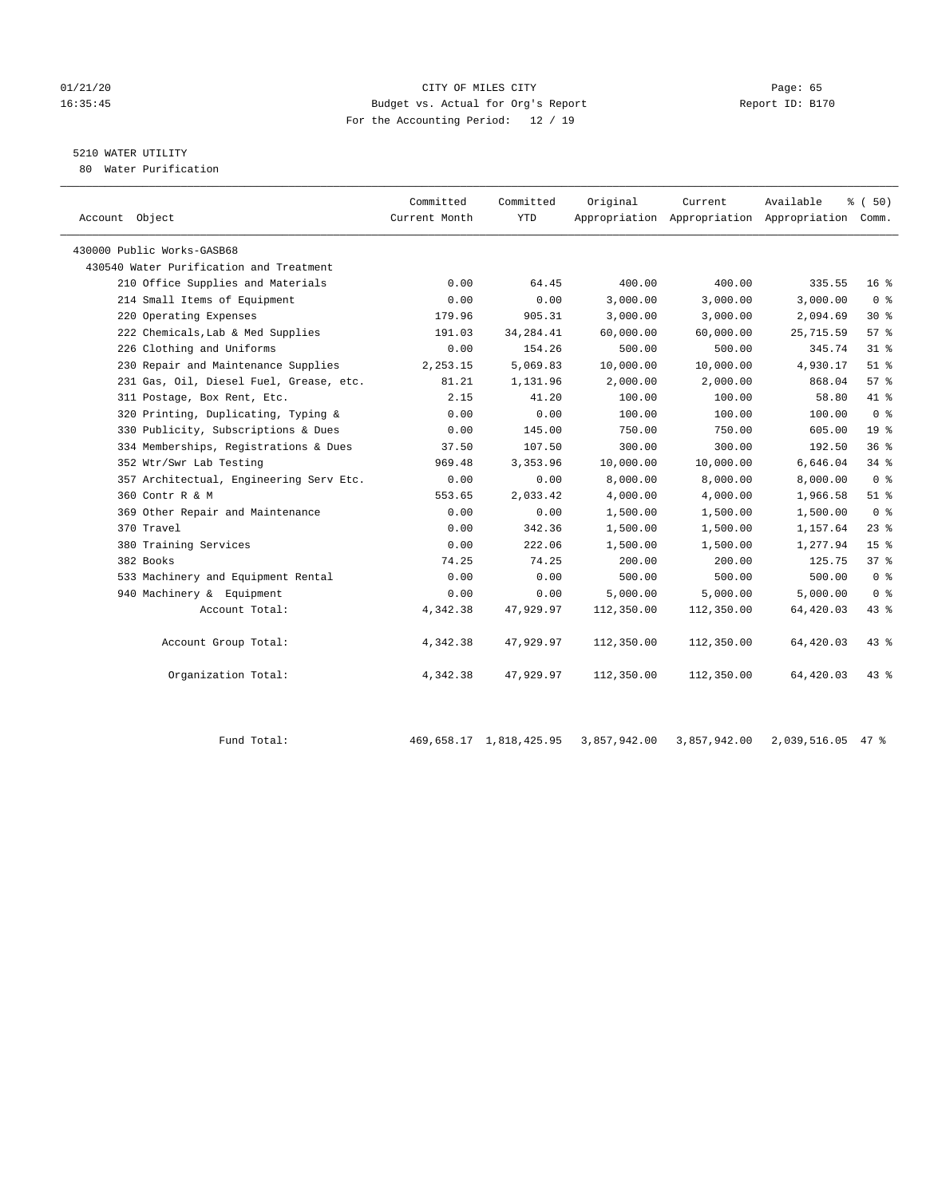01/21/20
16:35:45

# CITY OF MILES CITY
## Budget vs. Actual for Org's Report
For the Accounting Period: 12 / 19

Page: 65
Report ID: B170

5210 WATER UTILITY
80 Water Purification

| Account Object | Committed Current Month | Committed YTD | Original Appropriation | Current Appropriation | Available Appropriation | % ( 50) Comm. |
|---|---|---|---|---|---|---|
| 430000 Public Works-GASB68 | | | | | | |
| 430540 Water Purification and Treatment | | | | | | |
| 210 Office Supplies and Materials | 0.00 | 64.45 | 400.00 | 400.00 | 335.55 | 16 % |
| 214 Small Items of Equipment | 0.00 | 0.00 | 3,000.00 | 3,000.00 | 3,000.00 | 0 % |
| 220 Operating Expenses | 179.96 | 905.31 | 3,000.00 | 3,000.00 | 2,094.69 | 30 % |
| 222 Chemicals,Lab & Med Supplies | 191.03 | 34,284.41 | 60,000.00 | 60,000.00 | 25,715.59 | 57 % |
| 226 Clothing and Uniforms | 0.00 | 154.26 | 500.00 | 500.00 | 345.74 | 31 % |
| 230 Repair and Maintenance Supplies | 2,253.15 | 5,069.83 | 10,000.00 | 10,000.00 | 4,930.17 | 51 % |
| 231 Gas, Oil, Diesel Fuel, Grease, etc. | 81.21 | 1,131.96 | 2,000.00 | 2,000.00 | 868.04 | 57 % |
| 311 Postage, Box Rent, Etc. | 2.15 | 41.20 | 100.00 | 100.00 | 58.80 | 41 % |
| 320 Printing, Duplicating, Typing & | 0.00 | 0.00 | 100.00 | 100.00 | 100.00 | 0 % |
| 330 Publicity, Subscriptions & Dues | 0.00 | 145.00 | 750.00 | 750.00 | 605.00 | 19 % |
| 334 Memberships, Registrations & Dues | 37.50 | 107.50 | 300.00 | 300.00 | 192.50 | 36 % |
| 352 Wtr/Swr Lab Testing | 969.48 | 3,353.96 | 10,000.00 | 10,000.00 | 6,646.04 | 34 % |
| 357 Architectual, Engineering Serv Etc. | 0.00 | 0.00 | 8,000.00 | 8,000.00 | 8,000.00 | 0 % |
| 360 Contr R & M | 553.65 | 2,033.42 | 4,000.00 | 4,000.00 | 1,966.58 | 51 % |
| 369 Other Repair and Maintenance | 0.00 | 0.00 | 1,500.00 | 1,500.00 | 1,500.00 | 0 % |
| 370 Travel | 0.00 | 342.36 | 1,500.00 | 1,500.00 | 1,157.64 | 23 % |
| 380 Training Services | 0.00 | 222.06 | 1,500.00 | 1,500.00 | 1,277.94 | 15 % |
| 382 Books | 74.25 | 74.25 | 200.00 | 200.00 | 125.75 | 37 % |
| 533 Machinery and Equipment Rental | 0.00 | 0.00 | 500.00 | 500.00 | 500.00 | 0 % |
| 940 Machinery & Equipment | 0.00 | 0.00 | 5,000.00 | 5,000.00 | 5,000.00 | 0 % |
| Account Total: | 4,342.38 | 47,929.97 | 112,350.00 | 112,350.00 | 64,420.03 | 43 % |
| Account Group Total: | 4,342.38 | 47,929.97 | 112,350.00 | 112,350.00 | 64,420.03 | 43 % |
| Organization Total: | 4,342.38 | 47,929.97 | 112,350.00 | 112,350.00 | 64,420.03 | 43 % |
| Fund Total: | 469,658.17 | 1,818,425.95 | 3,857,942.00 | 3,857,942.00 | 2,039,516.05 | 47 % |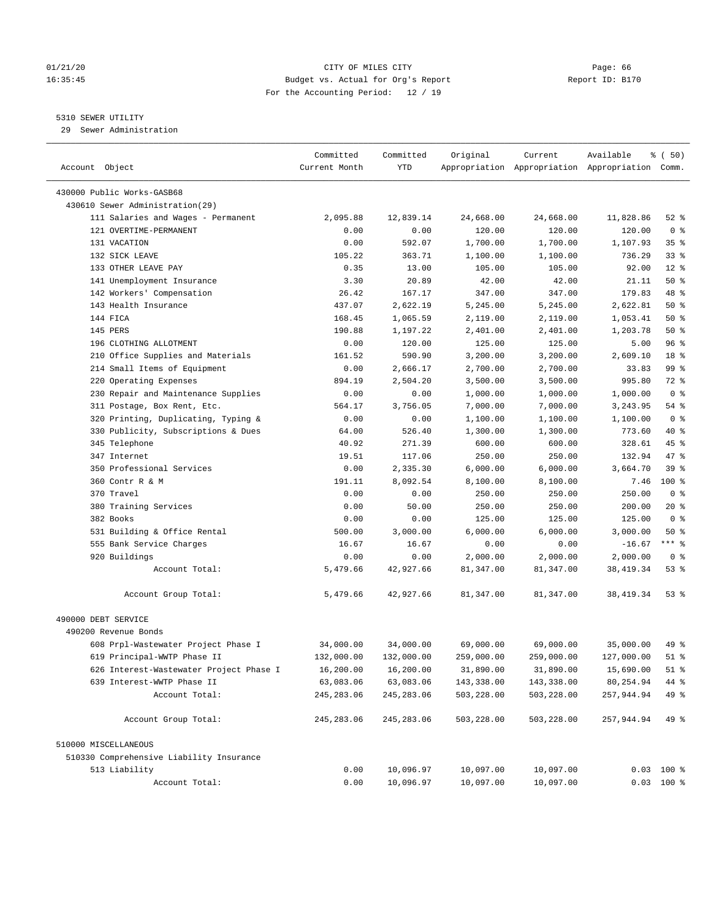01/21/20 CITY OF MILES CITY Page: 66
16:35:45 Budget vs. Actual for Org's Report Report ID: B170
For the Accounting Period: 12 / 19

5310 SEWER UTILITY
29 Sewer Administration

| Account Object | Committed Current Month | Committed YTD | Original Appropriation | Current Appropriation | Available Appropriation | % ( 50) Comm. |
|---|---|---|---|---|---|---|
| 430000 Public Works-GASB68 | | | | | | |
| 430610 Sewer Administration(29) | | | | | | |
| 111 Salaries and Wages - Permanent | 2,095.88 | 12,839.14 | 24,668.00 | 24,668.00 | 11,828.86 | 52 % |
| 121 OVERTIME-PERMANENT | 0.00 | 0.00 | 120.00 | 120.00 | 120.00 | 0 % |
| 131 VACATION | 0.00 | 592.07 | 1,700.00 | 1,700.00 | 1,107.93 | 35 % |
| 132 SICK LEAVE | 105.22 | 363.71 | 1,100.00 | 1,100.00 | 736.29 | 33 % |
| 133 OTHER LEAVE PAY | 0.35 | 13.00 | 105.00 | 105.00 | 92.00 | 12 % |
| 141 Unemployment Insurance | 3.30 | 20.89 | 42.00 | 42.00 | 21.11 | 50 % |
| 142 Workers' Compensation | 26.42 | 167.17 | 347.00 | 347.00 | 179.83 | 48 % |
| 143 Health Insurance | 437.07 | 2,622.19 | 5,245.00 | 5,245.00 | 2,622.81 | 50 % |
| 144 FICA | 168.45 | 1,065.59 | 2,119.00 | 2,119.00 | 1,053.41 | 50 % |
| 145 PERS | 190.88 | 1,197.22 | 2,401.00 | 2,401.00 | 1,203.78 | 50 % |
| 196 CLOTHING ALLOTMENT | 0.00 | 120.00 | 125.00 | 125.00 | 5.00 | 96 % |
| 210 Office Supplies and Materials | 161.52 | 590.90 | 3,200.00 | 3,200.00 | 2,609.10 | 18 % |
| 214 Small Items of Equipment | 0.00 | 2,666.17 | 2,700.00 | 2,700.00 | 33.83 | 99 % |
| 220 Operating Expenses | 894.19 | 2,504.20 | 3,500.00 | 3,500.00 | 995.80 | 72 % |
| 230 Repair and Maintenance Supplies | 0.00 | 0.00 | 1,000.00 | 1,000.00 | 1,000.00 | 0 % |
| 311 Postage, Box Rent, Etc. | 564.17 | 3,756.05 | 7,000.00 | 7,000.00 | 3,243.95 | 54 % |
| 320 Printing, Duplicating, Typing & | 0.00 | 0.00 | 1,100.00 | 1,100.00 | 1,100.00 | 0 % |
| 330 Publicity, Subscriptions & Dues | 64.00 | 526.40 | 1,300.00 | 1,300.00 | 773.60 | 40 % |
| 345 Telephone | 40.92 | 271.39 | 600.00 | 600.00 | 328.61 | 45 % |
| 347 Internet | 19.51 | 117.06 | 250.00 | 250.00 | 132.94 | 47 % |
| 350 Professional Services | 0.00 | 2,335.30 | 6,000.00 | 6,000.00 | 3,664.70 | 39 % |
| 360 Contr R & M | 191.11 | 8,092.54 | 8,100.00 | 8,100.00 | 7.46 | 100 % |
| 370 Travel | 0.00 | 0.00 | 250.00 | 250.00 | 250.00 | 0 % |
| 380 Training Services | 0.00 | 50.00 | 250.00 | 250.00 | 200.00 | 20 % |
| 382 Books | 0.00 | 0.00 | 125.00 | 125.00 | 125.00 | 0 % |
| 531 Building & Office Rental | 500.00 | 3,000.00 | 6,000.00 | 6,000.00 | 3,000.00 | 50 % |
| 555 Bank Service Charges | 16.67 | 16.67 | 0.00 | 0.00 | -16.67 | *** % |
| 920 Buildings | 0.00 | 0.00 | 2,000.00 | 2,000.00 | 2,000.00 | 0 % |
| Account Total: | 5,479.66 | 42,927.66 | 81,347.00 | 81,347.00 | 38,419.34 | 53 % |
| Account Group Total: | 5,479.66 | 42,927.66 | 81,347.00 | 81,347.00 | 38,419.34 | 53 % |
| 490000 DEBT SERVICE | | | | | | |
| 490200 Revenue Bonds | | | | | | |
| 608 Prpl-Wastewater Project Phase I | 34,000.00 | 34,000.00 | 69,000.00 | 69,000.00 | 35,000.00 | 49 % |
| 619 Principal-WWTP Phase II | 132,000.00 | 132,000.00 | 259,000.00 | 259,000.00 | 127,000.00 | 51 % |
| 626 Interest-Wastewater Project Phase I | 16,200.00 | 16,200.00 | 31,890.00 | 31,890.00 | 15,690.00 | 51 % |
| 639 Interest-WWTP Phase II | 63,083.06 | 63,083.06 | 143,338.00 | 143,338.00 | 80,254.94 | 44 % |
| Account Total: | 245,283.06 | 245,283.06 | 503,228.00 | 503,228.00 | 257,944.94 | 49 % |
| Account Group Total: | 245,283.06 | 245,283.06 | 503,228.00 | 503,228.00 | 257,944.94 | 49 % |
| 510000 MISCELLANEOUS | | | | | | |
| 510330 Comprehensive Liability Insurance | | | | | | |
| 513 Liability | 0.00 | 10,096.97 | 10,097.00 | 10,097.00 | 0.03 | 100 % |
| Account Total: | 0.00 | 10,096.97 | 10,097.00 | 10,097.00 | 0.03 | 100 % |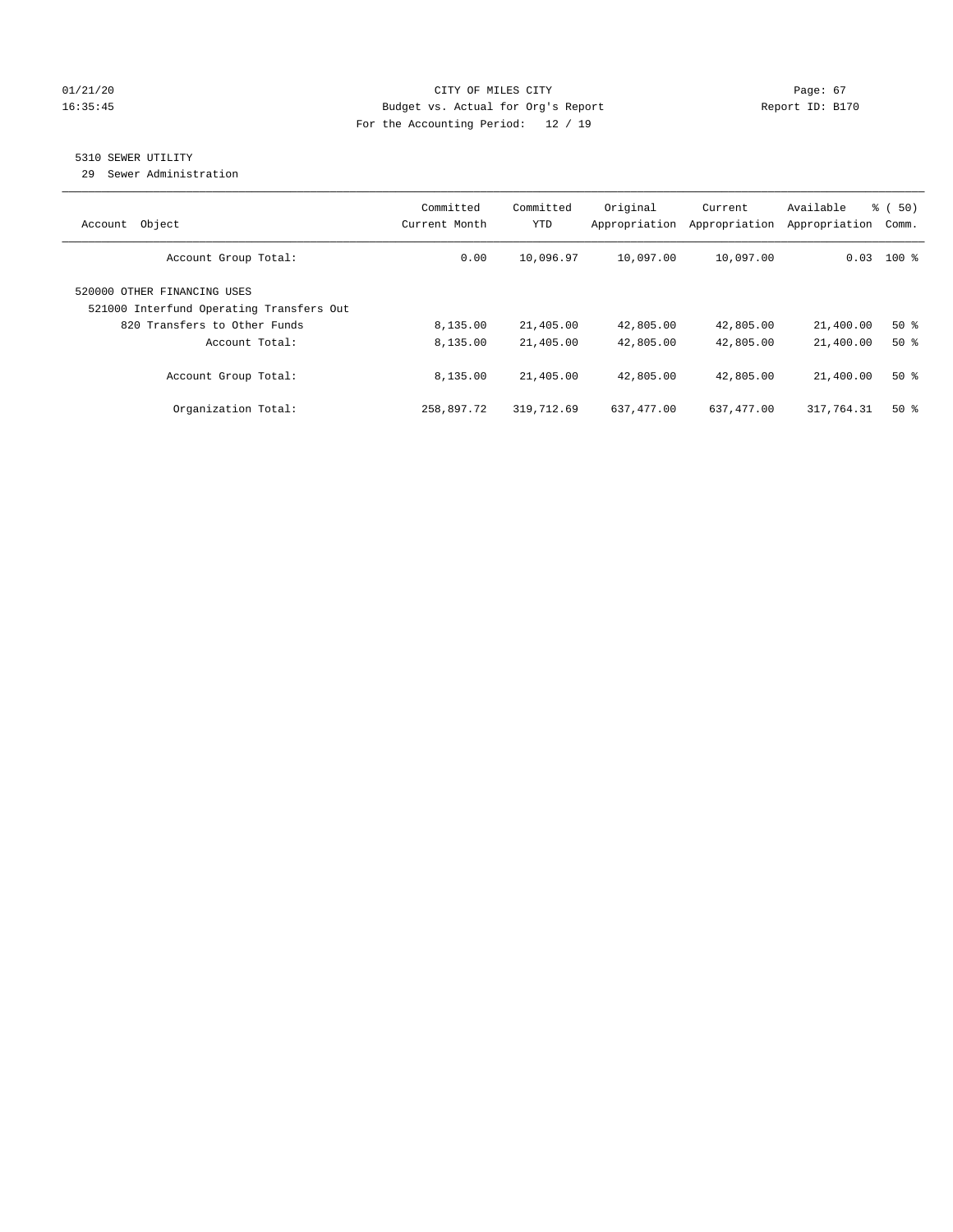01/21/20 CITY OF MILES CITY Page: 67
16:35:45 Budget vs. Actual for Org's Report Report ID: B170
For the Accounting Period: 12 / 19

5310 SEWER UTILITY
29 Sewer Administration

| Account Object | Committed Current Month | Committed YTD | Original Appropriation | Current Appropriation | Available Appropriation | % ( 50) Comm. |
|---|---|---|---|---|---|---|
| Account Group Total: | 0.00 | 10,096.97 | 10,097.00 | 10,097.00 | 0.03 | 100 % |
| 520000 OTHER FINANCING USES | | | | | | |
| 521000 Interfund Operating Transfers Out | | | | | | |
| 820 Transfers to Other Funds | 8,135.00 | 21,405.00 | 42,805.00 | 42,805.00 | 21,400.00 | 50 % |
| Account Total: | 8,135.00 | 21,405.00 | 42,805.00 | 42,805.00 | 21,400.00 | 50 % |
| Account Group Total: | 8,135.00 | 21,405.00 | 42,805.00 | 42,805.00 | 21,400.00 | 50 % |
| Organization Total: | 258,897.72 | 319,712.69 | 637,477.00 | 637,477.00 | 317,764.31 | 50 % |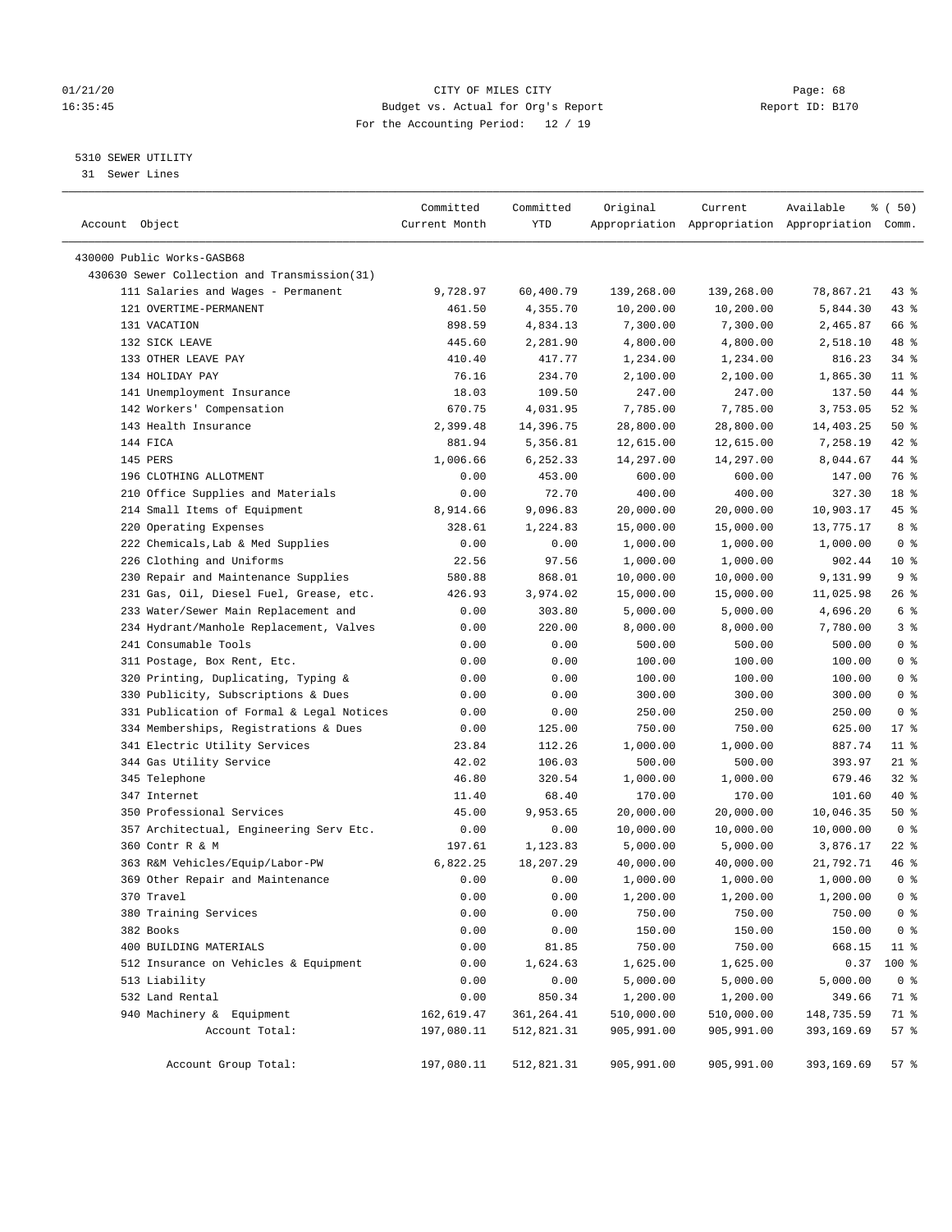01/21/20 CITY OF MILES CITY Page: 68
16:35:45 Budget vs. Actual for Org's Report Report ID: B170
For the Accounting Period: 12 / 19

5310 SEWER UTILITY
31 Sewer Lines

| Account Object | Committed Current Month | Committed YTD | Original Appropriation | Current Appropriation | Available Appropriation | % ( 50) Comm. |
|---|---|---|---|---|---|---|
| 430000 Public Works-GASB68 | | | | | | |
| 430630 Sewer Collection and Transmission(31) | | | | | | |
| 111 Salaries and Wages - Permanent | 9,728.97 | 60,400.79 | 139,268.00 | 139,268.00 | 78,867.21 | 43 % |
| 121 OVERTIME-PERMANENT | 461.50 | 4,355.70 | 10,200.00 | 10,200.00 | 5,844.30 | 43 % |
| 131 VACATION | 898.59 | 4,834.13 | 7,300.00 | 7,300.00 | 2,465.87 | 66 % |
| 132 SICK LEAVE | 445.60 | 2,281.90 | 4,800.00 | 4,800.00 | 2,518.10 | 48 % |
| 133 OTHER LEAVE PAY | 410.40 | 417.77 | 1,234.00 | 1,234.00 | 816.23 | 34 % |
| 134 HOLIDAY PAY | 76.16 | 234.70 | 2,100.00 | 2,100.00 | 1,865.30 | 11 % |
| 141 Unemployment Insurance | 18.03 | 109.50 | 247.00 | 247.00 | 137.50 | 44 % |
| 142 Workers' Compensation | 670.75 | 4,031.95 | 7,785.00 | 7,785.00 | 3,753.05 | 52 % |
| 143 Health Insurance | 2,399.48 | 14,396.75 | 28,800.00 | 28,800.00 | 14,403.25 | 50 % |
| 144 FICA | 881.94 | 5,356.81 | 12,615.00 | 12,615.00 | 7,258.19 | 42 % |
| 145 PERS | 1,006.66 | 6,252.33 | 14,297.00 | 14,297.00 | 8,044.67 | 44 % |
| 196 CLOTHING ALLOTMENT | 0.00 | 453.00 | 600.00 | 600.00 | 147.00 | 76 % |
| 210 Office Supplies and Materials | 0.00 | 72.70 | 400.00 | 400.00 | 327.30 | 18 % |
| 214 Small Items of Equipment | 8,914.66 | 9,096.83 | 20,000.00 | 20,000.00 | 10,903.17 | 45 % |
| 220 Operating Expenses | 328.61 | 1,224.83 | 15,000.00 | 15,000.00 | 13,775.17 | 8 % |
| 222 Chemicals,Lab & Med Supplies | 0.00 | 0.00 | 1,000.00 | 1,000.00 | 1,000.00 | 0 % |
| 226 Clothing and Uniforms | 22.56 | 97.56 | 1,000.00 | 1,000.00 | 902.44 | 10 % |
| 230 Repair and Maintenance Supplies | 580.88 | 868.01 | 10,000.00 | 10,000.00 | 9,131.99 | 9 % |
| 231 Gas, Oil, Diesel Fuel, Grease, etc. | 426.93 | 3,974.02 | 15,000.00 | 15,000.00 | 11,025.98 | 26 % |
| 233 Water/Sewer Main Replacement and | 0.00 | 303.80 | 5,000.00 | 5,000.00 | 4,696.20 | 6 % |
| 234 Hydrant/Manhole Replacement, Valves | 0.00 | 220.00 | 8,000.00 | 8,000.00 | 7,780.00 | 3 % |
| 241 Consumable Tools | 0.00 | 0.00 | 500.00 | 500.00 | 500.00 | 0 % |
| 311 Postage, Box Rent, Etc. | 0.00 | 0.00 | 100.00 | 100.00 | 100.00 | 0 % |
| 320 Printing, Duplicating, Typing & | 0.00 | 0.00 | 100.00 | 100.00 | 100.00 | 0 % |
| 330 Publicity, Subscriptions & Dues | 0.00 | 0.00 | 300.00 | 300.00 | 300.00 | 0 % |
| 331 Publication of Formal & Legal Notices | 0.00 | 0.00 | 250.00 | 250.00 | 250.00 | 0 % |
| 334 Memberships, Registrations & Dues | 0.00 | 125.00 | 750.00 | 750.00 | 625.00 | 17 % |
| 341 Electric Utility Services | 23.84 | 112.26 | 1,000.00 | 1,000.00 | 887.74 | 11 % |
| 344 Gas Utility Service | 42.02 | 106.03 | 500.00 | 500.00 | 393.97 | 21 % |
| 345 Telephone | 46.80 | 320.54 | 1,000.00 | 1,000.00 | 679.46 | 32 % |
| 347 Internet | 11.40 | 68.40 | 170.00 | 170.00 | 101.60 | 40 % |
| 350 Professional Services | 45.00 | 9,953.65 | 20,000.00 | 20,000.00 | 10,046.35 | 50 % |
| 357 Architectual, Engineering Serv Etc. | 0.00 | 0.00 | 10,000.00 | 10,000.00 | 10,000.00 | 0 % |
| 360 Contr R & M | 197.61 | 1,123.83 | 5,000.00 | 5,000.00 | 3,876.17 | 22 % |
| 363 R&M Vehicles/Equip/Labor-PW | 6,822.25 | 18,207.29 | 40,000.00 | 40,000.00 | 21,792.71 | 46 % |
| 369 Other Repair and Maintenance | 0.00 | 0.00 | 1,000.00 | 1,000.00 | 1,000.00 | 0 % |
| 370 Travel | 0.00 | 0.00 | 1,200.00 | 1,200.00 | 1,200.00 | 0 % |
| 380 Training Services | 0.00 | 0.00 | 750.00 | 750.00 | 750.00 | 0 % |
| 382 Books | 0.00 | 0.00 | 150.00 | 150.00 | 150.00 | 0 % |
| 400 BUILDING MATERIALS | 0.00 | 81.85 | 750.00 | 750.00 | 668.15 | 11 % |
| 512 Insurance on Vehicles & Equipment | 0.00 | 1,624.63 | 1,625.00 | 1,625.00 | 0.37 | 100 % |
| 513 Liability | 0.00 | 0.00 | 5,000.00 | 5,000.00 | 5,000.00 | 0 % |
| 532 Land Rental | 0.00 | 850.34 | 1,200.00 | 1,200.00 | 349.66 | 71 % |
| 940 Machinery & Equipment | 162,619.47 | 361,264.41 | 510,000.00 | 510,000.00 | 148,735.59 | 71 % |
| Account Total: | 197,080.11 | 512,821.31 | 905,991.00 | 905,991.00 | 393,169.69 | 57 % |
| Account Group Total: | 197,080.11 | 512,821.31 | 905,991.00 | 905,991.00 | 393,169.69 | 57 % |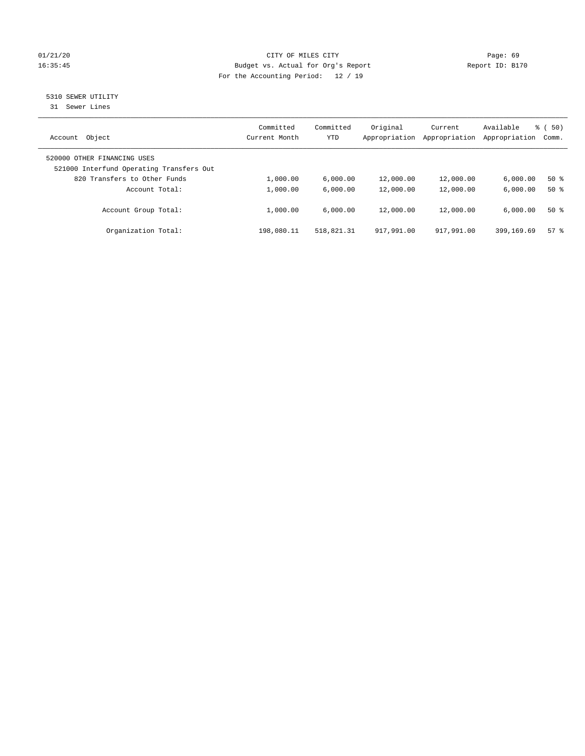01/21/20 CITY OF MILES CITY

16:35:45 Budget vs. Actual for Org's Report Report ID: B170

For the Accounting Period: 12 / 19

5310 SEWER UTILITY

31 Sewer Lines

| Account Object | Committed Current Month | Committed YTD | Original Appropriation | Current Appropriation | Available Appropriation | % ( 50) Comm. |
|---|---|---|---|---|---|---|
| 520000 OTHER FINANCING USES | | | | | | |
| 521000 Interfund Operating Transfers Out | | | | | | |
| 820 Transfers to Other Funds | 1,000.00 | 6,000.00 | 12,000.00 | 12,000.00 | 6,000.00 | 50 % |
| Account Total: | 1,000.00 | 6,000.00 | 12,000.00 | 12,000.00 | 6,000.00 | 50 % |
| Account Group Total: | 1,000.00 | 6,000.00 | 12,000.00 | 12,000.00 | 6,000.00 | 50 % |
| Organization Total: | 198,080.11 | 518,821.31 | 917,991.00 | 917,991.00 | 399,169.69 | 57 % |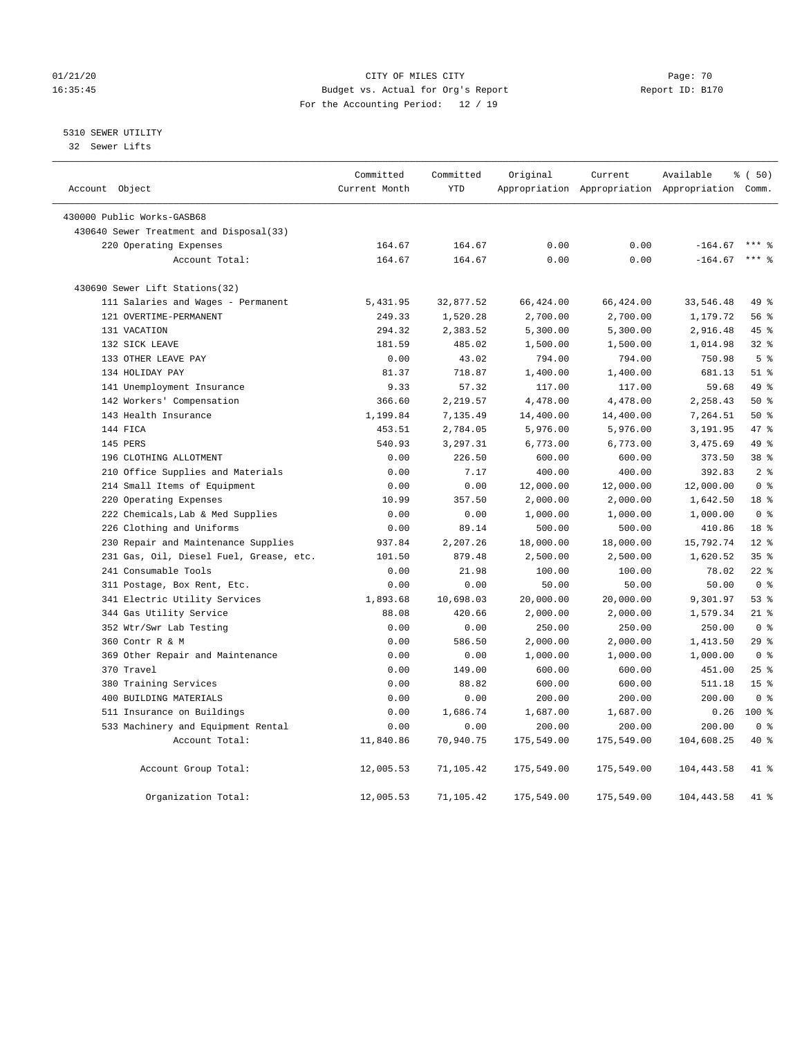CITY OF MILES CITY

Budget vs. Actual for Org's Report

For the Accounting Period: 12 / 19

5310 SEWER UTILITY

32 Sewer Lifts

| Account Object | Committed Current Month | Committed YTD | Original Appropriation | Current Appropriation | Available Appropriation | % ( 50) Comm. |
|---|---|---|---|---|---|---|
| 430000 Public Works-GASB68 | | | | | | |
| 430640 Sewer Treatment and Disposal(33) | | | | | | |
| 220 Operating Expenses | 164.67 | 164.67 | 0.00 | 0.00 | -164.67 | *** % |
| Account Total: | 164.67 | 164.67 | 0.00 | 0.00 | -164.67 | *** % |
| 430690 Sewer Lift Stations(32) | | | | | | |
| 111 Salaries and Wages - Permanent | 5,431.95 | 32,877.52 | 66,424.00 | 66,424.00 | 33,546.48 | 49 % |
| 121 OVERTIME-PERMANENT | 249.33 | 1,520.28 | 2,700.00 | 2,700.00 | 1,179.72 | 56 % |
| 131 VACATION | 294.32 | 2,383.52 | 5,300.00 | 5,300.00 | 2,916.48 | 45 % |
| 132 SICK LEAVE | 181.59 | 485.02 | 1,500.00 | 1,500.00 | 1,014.98 | 32 % |
| 133 OTHER LEAVE PAY | 0.00 | 43.02 | 794.00 | 794.00 | 750.98 | 5 % |
| 134 HOLIDAY PAY | 81.37 | 718.87 | 1,400.00 | 1,400.00 | 681.13 | 51 % |
| 141 Unemployment Insurance | 9.33 | 57.32 | 117.00 | 117.00 | 59.68 | 49 % |
| 142 Workers' Compensation | 366.60 | 2,219.57 | 4,478.00 | 4,478.00 | 2,258.43 | 50 % |
| 143 Health Insurance | 1,199.84 | 7,135.49 | 14,400.00 | 14,400.00 | 7,264.51 | 50 % |
| 144 FICA | 453.51 | 2,784.05 | 5,976.00 | 5,976.00 | 3,191.95 | 47 % |
| 145 PERS | 540.93 | 3,297.31 | 6,773.00 | 6,773.00 | 3,475.69 | 49 % |
| 196 CLOTHING ALLOTMENT | 0.00 | 226.50 | 600.00 | 600.00 | 373.50 | 38 % |
| 210 Office Supplies and Materials | 0.00 | 7.17 | 400.00 | 400.00 | 392.83 | 2 % |
| 214 Small Items of Equipment | 0.00 | 0.00 | 12,000.00 | 12,000.00 | 12,000.00 | 0 % |
| 220 Operating Expenses | 10.99 | 357.50 | 2,000.00 | 2,000.00 | 1,642.50 | 18 % |
| 222 Chemicals,Lab & Med Supplies | 0.00 | 0.00 | 1,000.00 | 1,000.00 | 1,000.00 | 0 % |
| 226 Clothing and Uniforms | 0.00 | 89.14 | 500.00 | 500.00 | 410.86 | 18 % |
| 230 Repair and Maintenance Supplies | 937.84 | 2,207.26 | 18,000.00 | 18,000.00 | 15,792.74 | 12 % |
| 231 Gas, Oil, Diesel Fuel, Grease, etc. | 101.50 | 879.48 | 2,500.00 | 2,500.00 | 1,620.52 | 35 % |
| 241 Consumable Tools | 0.00 | 21.98 | 100.00 | 100.00 | 78.02 | 22 % |
| 311 Postage, Box Rent, Etc. | 0.00 | 0.00 | 50.00 | 50.00 | 50.00 | 0 % |
| 341 Electric Utility Services | 1,893.68 | 10,698.03 | 20,000.00 | 20,000.00 | 9,301.97 | 53 % |
| 344 Gas Utility Service | 88.08 | 420.66 | 2,000.00 | 2,000.00 | 1,579.34 | 21 % |
| 352 Wtr/Swr Lab Testing | 0.00 | 0.00 | 250.00 | 250.00 | 250.00 | 0 % |
| 360 Contr R & M | 0.00 | 586.50 | 2,000.00 | 2,000.00 | 1,413.50 | 29 % |
| 369 Other Repair and Maintenance | 0.00 | 0.00 | 1,000.00 | 1,000.00 | 1,000.00 | 0 % |
| 370 Travel | 0.00 | 149.00 | 600.00 | 600.00 | 451.00 | 25 % |
| 380 Training Services | 0.00 | 88.82 | 600.00 | 600.00 | 511.18 | 15 % |
| 400 BUILDING MATERIALS | 0.00 | 0.00 | 200.00 | 200.00 | 200.00 | 0 % |
| 511 Insurance on Buildings | 0.00 | 1,686.74 | 1,687.00 | 1,687.00 | 0.26 | 100 % |
| 533 Machinery and Equipment Rental | 0.00 | 0.00 | 200.00 | 200.00 | 200.00 | 0 % |
| Account Total: | 11,840.86 | 70,940.75 | 175,549.00 | 175,549.00 | 104,608.25 | 40 % |
| Account Group Total: | 12,005.53 | 71,105.42 | 175,549.00 | 175,549.00 | 104,443.58 | 41 % |
| Organization Total: | 12,005.53 | 71,105.42 | 175,549.00 | 175,549.00 | 104,443.58 | 41 % |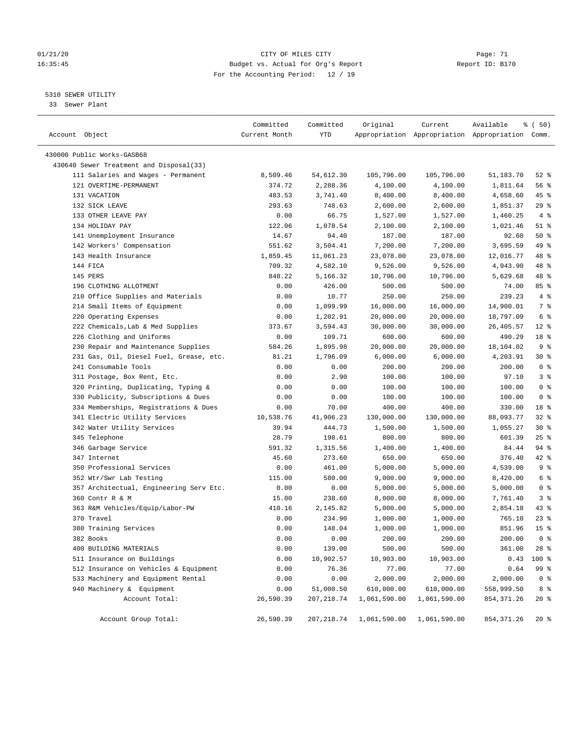CITY OF MILES CITY
Budget vs. Actual for Org's Report
For the Accounting Period: 12 / 19

01/21/20
16:35:45

Page: 71
Report ID: B170

5310 SEWER UTILITY
33 Sewer Plant

| Account Object | Committed Current Month | Committed YTD | Original Appropriation | Current Appropriation | Available Appropriation | % ( 50) Comm. |
|---|---|---|---|---|---|---|
| 430000 Public Works-GASB68 | | | | | | |
| 430640 Sewer Treatment and Disposal(33) | | | | | | |
| 111 Salaries and Wages - Permanent | 8,509.46 | 54,612.30 | 105,796.00 | 105,796.00 | 51,183.70 | 52 % |
| 121 OVERTIME-PERMANENT | 374.72 | 2,288.36 | 4,100.00 | 4,100.00 | 1,811.64 | 56 % |
| 131 VACATION | 483.53 | 3,741.40 | 8,400.00 | 8,400.00 | 4,658.60 | 45 % |
| 132 SICK LEAVE | 293.63 | 748.63 | 2,600.00 | 2,600.00 | 1,851.37 | 29 % |
| 133 OTHER LEAVE PAY | 0.00 | 66.75 | 1,527.00 | 1,527.00 | 1,460.25 | 4 % |
| 134 HOLIDAY PAY | 122.06 | 1,078.54 | 2,100.00 | 2,100.00 | 1,021.46 | 51 % |
| 141 Unemployment Insurance | 14.67 | 94.40 | 187.00 | 187.00 | 92.60 | 50 % |
| 142 Workers' Compensation | 551.62 | 3,504.41 | 7,200.00 | 7,200.00 | 3,695.59 | 49 % |
| 143 Health Insurance | 1,859.45 | 11,061.23 | 23,078.00 | 23,078.00 | 12,016.77 | 48 % |
| 144 FICA | 709.32 | 4,582.10 | 9,526.00 | 9,526.00 | 4,943.90 | 48 % |
| 145 PERS | 848.22 | 5,166.32 | 10,796.00 | 10,796.00 | 5,629.68 | 48 % |
| 196 CLOTHING ALLOTMENT | 0.00 | 426.00 | 500.00 | 500.00 | 74.00 | 85 % |
| 210 Office Supplies and Materials | 0.00 | 10.77 | 250.00 | 250.00 | 239.23 | 4 % |
| 214 Small Items of Equipment | 0.00 | 1,099.99 | 16,000.00 | 16,000.00 | 14,900.01 | 7 % |
| 220 Operating Expenses | 0.00 | 1,202.91 | 20,000.00 | 20,000.00 | 18,797.09 | 6 % |
| 222 Chemicals,Lab & Med Supplies | 373.67 | 3,594.43 | 30,000.00 | 30,000.00 | 26,405.57 | 12 % |
| 226 Clothing and Uniforms | 0.00 | 109.71 | 600.00 | 600.00 | 490.29 | 18 % |
| 230 Repair and Maintenance Supplies | 584.26 | 1,895.98 | 20,000.00 | 20,000.00 | 18,104.02 | 9 % |
| 231 Gas, Oil, Diesel Fuel, Grease, etc. | 81.21 | 1,796.09 | 6,000.00 | 6,000.00 | 4,203.91 | 30 % |
| 241 Consumable Tools | 0.00 | 0.00 | 200.00 | 200.00 | 200.00 | 0 % |
| 311 Postage, Box Rent, Etc. | 0.00 | 2.90 | 100.00 | 100.00 | 97.10 | 3 % |
| 320 Printing, Duplicating, Typing & | 0.00 | 0.00 | 100.00 | 100.00 | 100.00 | 0 % |
| 330 Publicity, Subscriptions & Dues | 0.00 | 0.00 | 100.00 | 100.00 | 100.00 | 0 % |
| 334 Memberships, Registrations & Dues | 0.00 | 70.00 | 400.00 | 400.00 | 330.00 | 18 % |
| 341 Electric Utility Services | 10,538.76 | 41,906.23 | 130,000.00 | 130,000.00 | 88,093.77 | 32 % |
| 342 Water Utility Services | 39.94 | 444.73 | 1,500.00 | 1,500.00 | 1,055.27 | 30 % |
| 345 Telephone | 28.79 | 198.61 | 800.00 | 800.00 | 601.39 | 25 % |
| 346 Garbage Service | 591.32 | 1,315.56 | 1,400.00 | 1,400.00 | 84.44 | 94 % |
| 347 Internet | 45.60 | 273.60 | 650.00 | 650.00 | 376.40 | 42 % |
| 350 Professional Services | 0.00 | 461.00 | 5,000.00 | 5,000.00 | 4,539.00 | 9 % |
| 352 Wtr/Swr Lab Testing | 115.00 | 580.00 | 9,000.00 | 9,000.00 | 8,420.00 | 6 % |
| 357 Architectual, Engineering Serv Etc. | 0.00 | 0.00 | 5,000.00 | 5,000.00 | 5,000.00 | 0 % |
| 360 Contr R & M | 15.00 | 238.60 | 8,000.00 | 8,000.00 | 7,761.40 | 3 % |
| 363 R&M Vehicles/Equip/Labor-PW | 410.16 | 2,145.82 | 5,000.00 | 5,000.00 | 2,854.18 | 43 % |
| 370 Travel | 0.00 | 234.90 | 1,000.00 | 1,000.00 | 765.10 | 23 % |
| 380 Training Services | 0.00 | 148.04 | 1,000.00 | 1,000.00 | 851.96 | 15 % |
| 382 Books | 0.00 | 0.00 | 200.00 | 200.00 | 200.00 | 0 % |
| 400 BUILDING MATERIALS | 0.00 | 139.00 | 500.00 | 500.00 | 361.00 | 28 % |
| 511 Insurance on Buildings | 0.00 | 10,902.57 | 10,903.00 | 10,903.00 | 0.43 | 100 % |
| 512 Insurance on Vehicles & Equipment | 0.00 | 76.36 | 77.00 | 77.00 | 0.64 | 99 % |
| 533 Machinery and Equipment Rental | 0.00 | 0.00 | 2,000.00 | 2,000.00 | 2,000.00 | 0 % |
| 940 Machinery & Equipment | 0.00 | 51,000.50 | 610,000.00 | 610,000.00 | 558,999.50 | 8 % |
| Account Total: | 26,590.39 | 207,218.74 | 1,061,590.00 | 1,061,590.00 | 854,371.26 | 20 % |
| Account Group Total: | 26,590.39 | 207,218.74 | 1,061,590.00 | 1,061,590.00 | 854,371.26 | 20 % |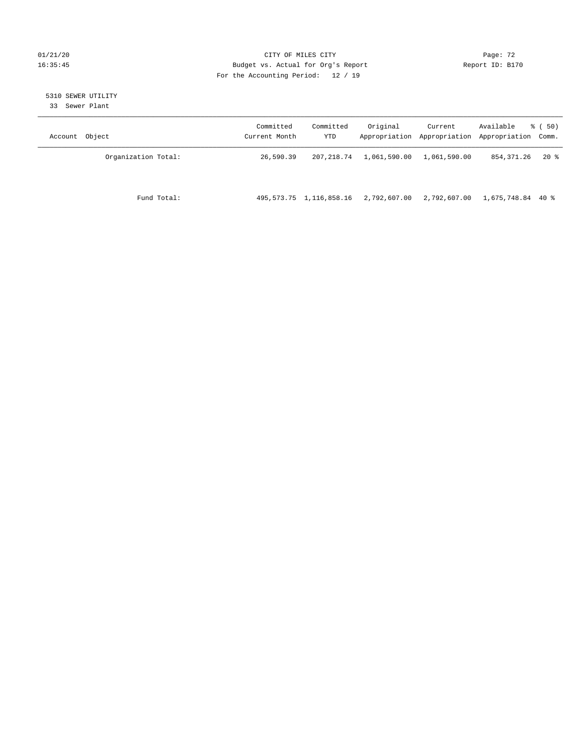01/21/20 CITY OF MILES CITY
16:35:45 Budget vs. Actual for Org's Report Report ID: B170
For the Accounting Period: 12 / 19

5310 SEWER UTILITY
33 Sewer Plant

| Account Object | Committed Current Month | Committed YTD | Original Appropriation | Current Appropriation | Available Appropriation | % ( 50) Comm. |
|---|---|---|---|---|---|---|
| Organization Total: | 26,590.39 | 207,218.74 | 1,061,590.00 | 1,061,590.00 | 854,371.26 | 20 % |
| Fund Total: | 495,573.75 | 1,116,858.16 | 2,792,607.00 | 2,792,607.00 | 1,675,748.84 | 40 % |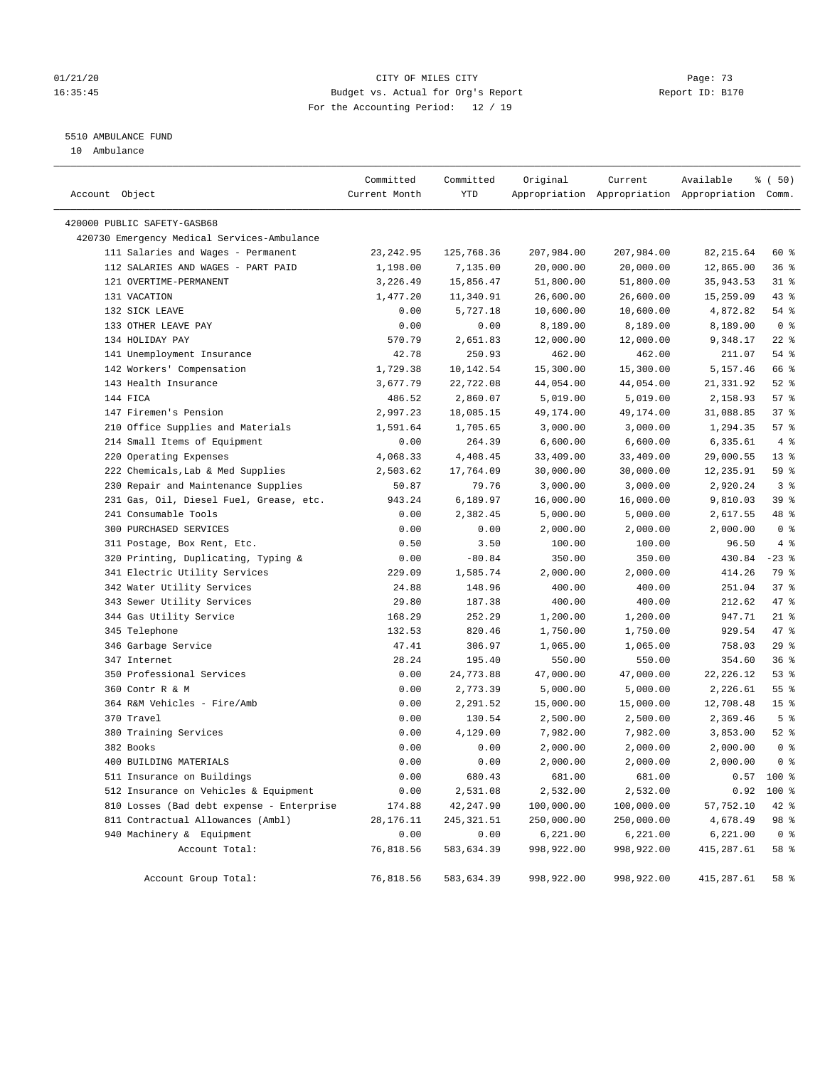# CITY OF MILES CITY

Budget vs. Actual for Org's Report

For the Accounting Period: 12 / 19

01/21/20 16:35:45 — Report ID: B170

## 5510 AMBULANCE FUND

10 Ambulance

| Account Object | Committed Current Month | Committed YTD | Original Appropriation | Current Appropriation | Available Appropriation | % ( 50) Comm. |
|---|---|---|---|---|---|---|
| 420000 PUBLIC SAFETY-GASB68 | | | | | | |
| 420730 Emergency Medical Services-Ambulance | | | | | | |
| 111 Salaries and Wages - Permanent | 23,242.95 | 125,768.36 | 207,984.00 | 207,984.00 | 82,215.64 | 60 % |
| 112 SALARIES AND WAGES - PART PAID | 1,198.00 | 7,135.00 | 20,000.00 | 20,000.00 | 12,865.00 | 36 % |
| 121 OVERTIME-PERMANENT | 3,226.49 | 15,856.47 | 51,800.00 | 51,800.00 | 35,943.53 | 31 % |
| 131 VACATION | 1,477.20 | 11,340.91 | 26,600.00 | 26,600.00 | 15,259.09 | 43 % |
| 132 SICK LEAVE | 0.00 | 5,727.18 | 10,600.00 | 10,600.00 | 4,872.82 | 54 % |
| 133 OTHER LEAVE PAY | 0.00 | 0.00 | 8,189.00 | 8,189.00 | 8,189.00 | 0 % |
| 134 HOLIDAY PAY | 570.79 | 2,651.83 | 12,000.00 | 12,000.00 | 9,348.17 | 22 % |
| 141 Unemployment Insurance | 42.78 | 250.93 | 462.00 | 462.00 | 211.07 | 54 % |
| 142 Workers' Compensation | 1,729.38 | 10,142.54 | 15,300.00 | 15,300.00 | 5,157.46 | 66 % |
| 143 Health Insurance | 3,677.79 | 22,722.08 | 44,054.00 | 44,054.00 | 21,331.92 | 52 % |
| 144 FICA | 486.52 | 2,860.07 | 5,019.00 | 5,019.00 | 2,158.93 | 57 % |
| 147 Firemen's Pension | 2,997.23 | 18,085.15 | 49,174.00 | 49,174.00 | 31,088.85 | 37 % |
| 210 Office Supplies and Materials | 1,591.64 | 1,705.65 | 3,000.00 | 3,000.00 | 1,294.35 | 57 % |
| 214 Small Items of Equipment | 0.00 | 264.39 | 6,600.00 | 6,600.00 | 6,335.61 | 4 % |
| 220 Operating Expenses | 4,068.33 | 4,408.45 | 33,409.00 | 33,409.00 | 29,000.55 | 13 % |
| 222 Chemicals,Lab & Med Supplies | 2,503.62 | 17,764.09 | 30,000.00 | 30,000.00 | 12,235.91 | 59 % |
| 230 Repair and Maintenance Supplies | 50.87 | 79.76 | 3,000.00 | 3,000.00 | 2,920.24 | 3 % |
| 231 Gas, Oil, Diesel Fuel, Grease, etc. | 943.24 | 6,189.97 | 16,000.00 | 16,000.00 | 9,810.03 | 39 % |
| 241 Consumable Tools | 0.00 | 2,382.45 | 5,000.00 | 5,000.00 | 2,617.55 | 48 % |
| 300 PURCHASED SERVICES | 0.00 | 0.00 | 2,000.00 | 2,000.00 | 2,000.00 | 0 % |
| 311 Postage, Box Rent, Etc. | 0.50 | 3.50 | 100.00 | 100.00 | 96.50 | 4 % |
| 320 Printing, Duplicating, Typing & | 0.00 | -80.84 | 350.00 | 350.00 | 430.84 | -23 % |
| 341 Electric Utility Services | 229.09 | 1,585.74 | 2,000.00 | 2,000.00 | 414.26 | 79 % |
| 342 Water Utility Services | 24.88 | 148.96 | 400.00 | 400.00 | 251.04 | 37 % |
| 343 Sewer Utility Services | 29.80 | 187.38 | 400.00 | 400.00 | 212.62 | 47 % |
| 344 Gas Utility Service | 168.29 | 252.29 | 1,200.00 | 1,200.00 | 947.71 | 21 % |
| 345 Telephone | 132.53 | 820.46 | 1,750.00 | 1,750.00 | 929.54 | 47 % |
| 346 Garbage Service | 47.41 | 306.97 | 1,065.00 | 1,065.00 | 758.03 | 29 % |
| 347 Internet | 28.24 | 195.40 | 550.00 | 550.00 | 354.60 | 36 % |
| 350 Professional Services | 0.00 | 24,773.88 | 47,000.00 | 47,000.00 | 22,226.12 | 53 % |
| 360 Contr R & M | 0.00 | 2,773.39 | 5,000.00 | 5,000.00 | 2,226.61 | 55 % |
| 364 R&M Vehicles - Fire/Amb | 0.00 | 2,291.52 | 15,000.00 | 15,000.00 | 12,708.48 | 15 % |
| 370 Travel | 0.00 | 130.54 | 2,500.00 | 2,500.00 | 2,369.46 | 5 % |
| 380 Training Services | 0.00 | 4,129.00 | 7,982.00 | 7,982.00 | 3,853.00 | 52 % |
| 382 Books | 0.00 | 0.00 | 2,000.00 | 2,000.00 | 2,000.00 | 0 % |
| 400 BUILDING MATERIALS | 0.00 | 0.00 | 2,000.00 | 2,000.00 | 2,000.00 | 0 % |
| 511 Insurance on Buildings | 0.00 | 680.43 | 681.00 | 681.00 | 0.57 | 100 % |
| 512 Insurance on Vehicles & Equipment | 0.00 | 2,531.08 | 2,532.00 | 2,532.00 | 0.92 | 100 % |
| 810 Losses (Bad debt expense - Enterprise | 174.88 | 42,247.90 | 100,000.00 | 100,000.00 | 57,752.10 | 42 % |
| 811 Contractual Allowances (Ambl) | 28,176.11 | 245,321.51 | 250,000.00 | 250,000.00 | 4,678.49 | 98 % |
| 940 Machinery & Equipment | 0.00 | 0.00 | 6,221.00 | 6,221.00 | 6,221.00 | 0 % |
| Account Total: | 76,818.56 | 583,634.39 | 998,922.00 | 998,922.00 | 415,287.61 | 58 % |
| Account Group Total: | 76,818.56 | 583,634.39 | 998,922.00 | 998,922.00 | 415,287.61 | 58 % |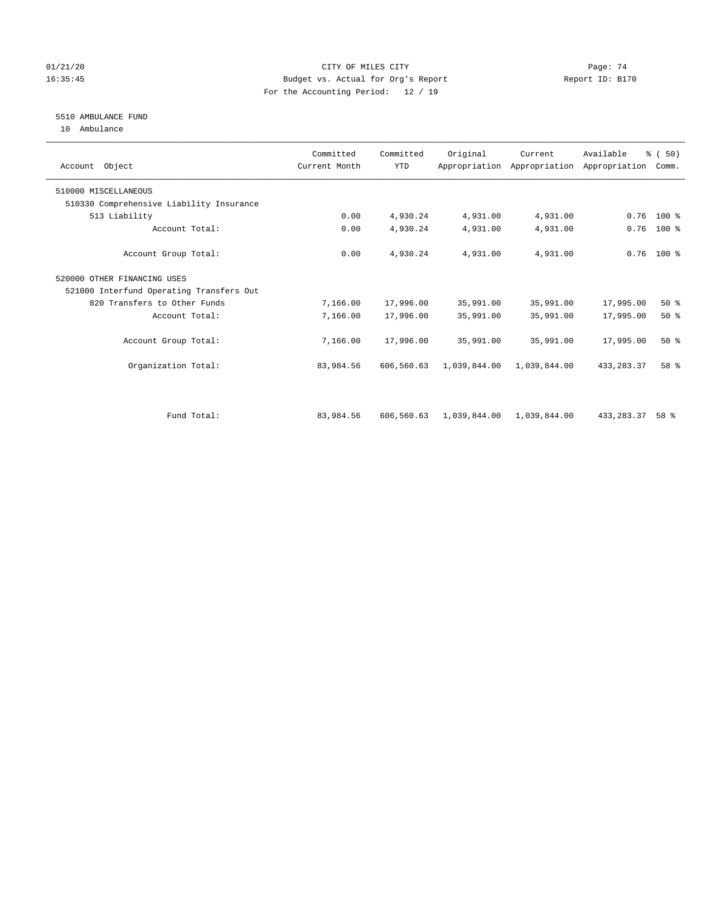CITY OF MILES CITY
Budget vs. Actual for Org's Report
For the Accounting Period: 12 / 19

01/21/20 16:35:45 — Page: 74 — Report ID: B170

5510 AMBULANCE FUND
10 Ambulance

| Account Object | Committed Current Month | Committed YTD | Original Appropriation | Current Appropriation | Available Appropriation | % ( 50) Comm. |
|---|---|---|---|---|---|---|
| 510000 MISCELLANEOUS | | | | | | |
| 510330 Comprehensive Liability Insurance | | | | | | |
| 513 Liability | 0.00 | 4,930.24 | 4,931.00 | 4,931.00 | 0.76 | 100 % |
| Account Total: | 0.00 | 4,930.24 | 4,931.00 | 4,931.00 | 0.76 | 100 % |
| Account Group Total: | 0.00 | 4,930.24 | 4,931.00 | 4,931.00 | 0.76 | 100 % |
| 520000 OTHER FINANCING USES | | | | | | |
| 521000 Interfund Operating Transfers Out | | | | | | |
| 820 Transfers to Other Funds | 7,166.00 | 17,996.00 | 35,991.00 | 35,991.00 | 17,995.00 | 50 % |
| Account Total: | 7,166.00 | 17,996.00 | 35,991.00 | 35,991.00 | 17,995.00 | 50 % |
| Account Group Total: | 7,166.00 | 17,996.00 | 35,991.00 | 35,991.00 | 17,995.00 | 50 % |
| Organization Total: | 83,984.56 | 606,560.63 | 1,039,844.00 | 1,039,844.00 | 433,283.37 | 58 % |
| Fund Total: | 83,984.56 | 606,560.63 | 1,039,844.00 | 1,039,844.00 | 433,283.37 | 58 % |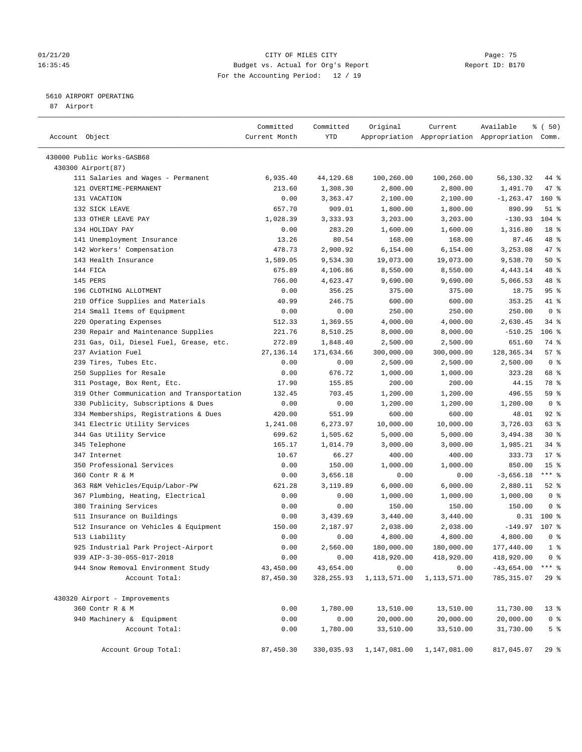01/21/20 CITY OF MILES CITY Page: 75
16:35:45 Budget vs. Actual for Org's Report Report ID: B170
For the Accounting Period: 12 / 19

5610 AIRPORT OPERATING
87 Airport

| Account Object | Committed Current Month | Committed YTD | Original Appropriation | Current Appropriation | Available Appropriation | % ( 50) Comm. |
|---|---|---|---|---|---|---|
| 430000 Public Works-GASB68 | | | | | | |
| 430300 Airport(87) | | | | | | |
| 111 Salaries and Wages - Permanent | 6,935.40 | 44,129.68 | 100,260.00 | 100,260.00 | 56,130.32 | 44 % |
| 121 OVERTIME-PERMANENT | 213.60 | 1,308.30 | 2,800.00 | 2,800.00 | 1,491.70 | 47 % |
| 131 VACATION | 0.00 | 3,363.47 | 2,100.00 | 2,100.00 | -1,263.47 | 160 % |
| 132 SICK LEAVE | 657.70 | 909.01 | 1,800.00 | 1,800.00 | 890.99 | 51 % |
| 133 OTHER LEAVE PAY | 1,028.39 | 3,333.93 | 3,203.00 | 3,203.00 | -130.93 | 104 % |
| 134 HOLIDAY PAY | 0.00 | 283.20 | 1,600.00 | 1,600.00 | 1,316.80 | 18 % |
| 141 Unemployment Insurance | 13.26 | 80.54 | 168.00 | 168.00 | 87.46 | 48 % |
| 142 Workers' Compensation | 478.73 | 2,900.92 | 6,154.00 | 6,154.00 | 3,253.08 | 47 % |
| 143 Health Insurance | 1,589.05 | 9,534.30 | 19,073.00 | 19,073.00 | 9,538.70 | 50 % |
| 144 FICA | 675.89 | 4,106.86 | 8,550.00 | 8,550.00 | 4,443.14 | 48 % |
| 145 PERS | 766.00 | 4,623.47 | 9,690.00 | 9,690.00 | 5,066.53 | 48 % |
| 196 CLOTHING ALLOTMENT | 0.00 | 356.25 | 375.00 | 375.00 | 18.75 | 95 % |
| 210 Office Supplies and Materials | 40.99 | 246.75 | 600.00 | 600.00 | 353.25 | 41 % |
| 214 Small Items of Equipment | 0.00 | 0.00 | 250.00 | 250.00 | 250.00 | 0 % |
| 220 Operating Expenses | 512.33 | 1,369.55 | 4,000.00 | 4,000.00 | 2,630.45 | 34 % |
| 230 Repair and Maintenance Supplies | 221.76 | 8,510.25 | 8,000.00 | 8,000.00 | -510.25 | 106 % |
| 231 Gas, Oil, Diesel Fuel, Grease, etc. | 272.89 | 1,848.40 | 2,500.00 | 2,500.00 | 651.60 | 74 % |
| 237 Aviation Fuel | 27,136.14 | 171,634.66 | 300,000.00 | 300,000.00 | 128,365.34 | 57 % |
| 239 Tires, Tubes Etc. | 0.00 | 0.00 | 2,500.00 | 2,500.00 | 2,500.00 | 0 % |
| 250 Supplies for Resale | 0.00 | 676.72 | 1,000.00 | 1,000.00 | 323.28 | 68 % |
| 311 Postage, Box Rent, Etc. | 17.90 | 155.85 | 200.00 | 200.00 | 44.15 | 78 % |
| 319 Other Communication and Transportation | 132.45 | 703.45 | 1,200.00 | 1,200.00 | 496.55 | 59 % |
| 330 Publicity, Subscriptions & Dues | 0.00 | 0.00 | 1,200.00 | 1,200.00 | 1,200.00 | 0 % |
| 334 Memberships, Registrations & Dues | 420.00 | 551.99 | 600.00 | 600.00 | 48.01 | 92 % |
| 341 Electric Utility Services | 1,241.08 | 6,273.97 | 10,000.00 | 10,000.00 | 3,726.03 | 63 % |
| 344 Gas Utility Service | 699.62 | 1,505.62 | 5,000.00 | 5,000.00 | 3,494.38 | 30 % |
| 345 Telephone | 165.17 | 1,014.79 | 3,000.00 | 3,000.00 | 1,985.21 | 34 % |
| 347 Internet | 10.67 | 66.27 | 400.00 | 400.00 | 333.73 | 17 % |
| 350 Professional Services | 0.00 | 150.00 | 1,000.00 | 1,000.00 | 850.00 | 15 % |
| 360 Contr R & M | 0.00 | 3,656.18 | 0.00 | 0.00 | -3,656.18 | *** % |
| 363 R&M Vehicles/Equip/Labor-PW | 621.28 | 3,119.89 | 6,000.00 | 6,000.00 | 2,880.11 | 52 % |
| 367 Plumbing, Heating, Electrical | 0.00 | 0.00 | 1,000.00 | 1,000.00 | 1,000.00 | 0 % |
| 380 Training Services | 0.00 | 0.00 | 150.00 | 150.00 | 150.00 | 0 % |
| 511 Insurance on Buildings | 0.00 | 3,439.69 | 3,440.00 | 3,440.00 | 0.31 | 100 % |
| 512 Insurance on Vehicles & Equipment | 150.00 | 2,187.97 | 2,038.00 | 2,038.00 | -149.97 | 107 % |
| 513 Liability | 0.00 | 0.00 | 4,800.00 | 4,800.00 | 4,800.00 | 0 % |
| 925 Industrial Park Project-Airport | 0.00 | 2,560.00 | 180,000.00 | 180,000.00 | 177,440.00 | 1 % |
| 939 AIP-3-30-055-017-2018 | 0.00 | 0.00 | 418,920.00 | 418,920.00 | 418,920.00 | 0 % |
| 944 Snow Removal Environment Study | 43,450.00 | 43,654.00 | 0.00 | 0.00 | -43,654.00 | *** % |
| Account Total: | 87,450.30 | 328,255.93 | 1,113,571.00 | 1,113,571.00 | 785,315.07 | 29 % |
| 430320 Airport - Improvements | | | | | | |
| 360 Contr R & M | 0.00 | 1,780.00 | 13,510.00 | 13,510.00 | 11,730.00 | 13 % |
| 940 Machinery & Equipment | 0.00 | 0.00 | 20,000.00 | 20,000.00 | 20,000.00 | 0 % |
| Account Total: | 0.00 | 1,780.00 | 33,510.00 | 33,510.00 | 31,730.00 | 5 % |
| Account Group Total: | 87,450.30 | 330,035.93 | 1,147,081.00 | 1,147,081.00 | 817,045.07 | 29 % |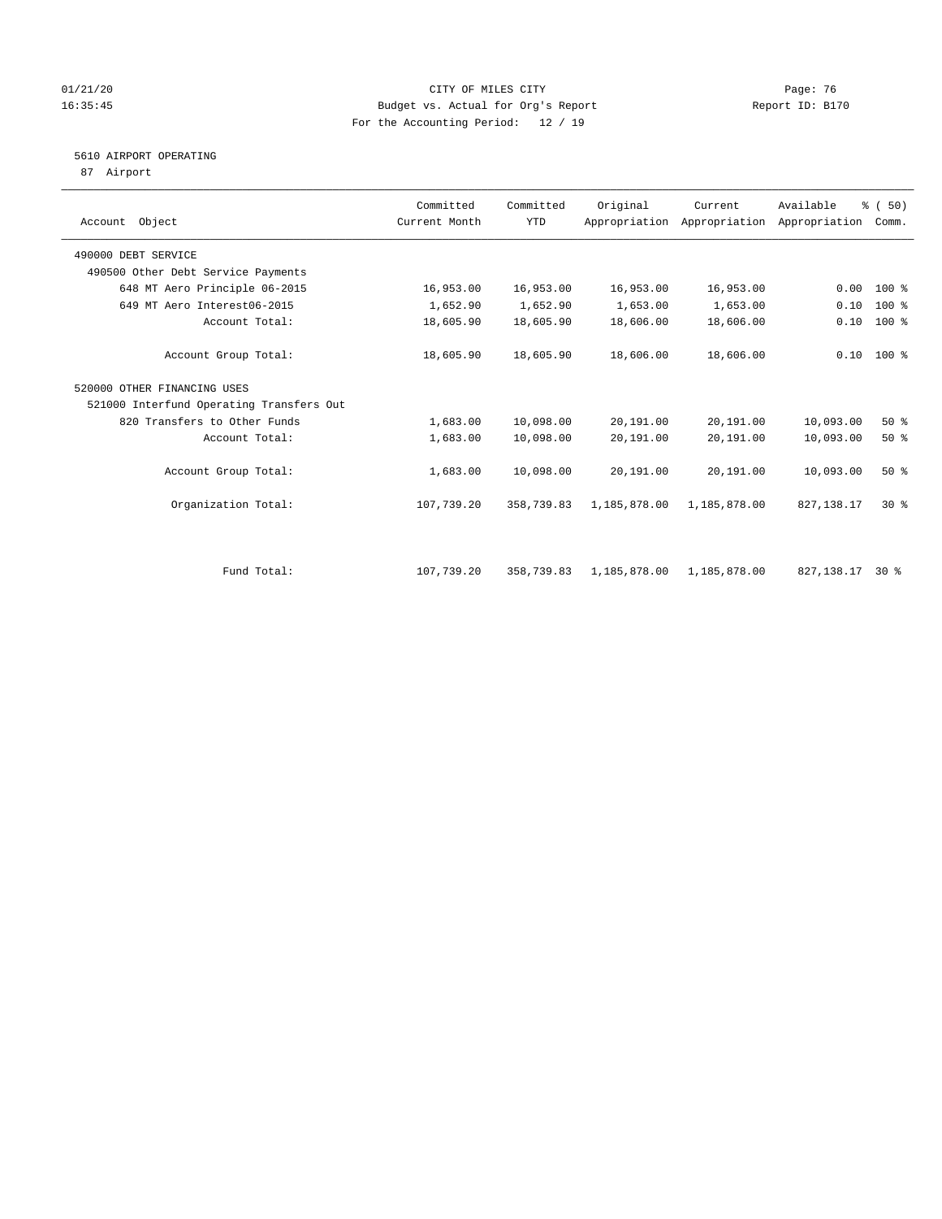CITY OF MILES CITY
Budget vs. Actual for Org's Report
For the Accounting Period: 12 / 19

01/21/20
16:35:45

Report ID: B170

5610 AIRPORT OPERATING
87 Airport

| Account Object | Committed Current Month | Committed YTD | Original Appropriation | Current Appropriation | Available Appropriation | % ( 50) Comm. |
|---|---|---|---|---|---|---|
| 490000 DEBT SERVICE | | | | | | |
| 490500 Other Debt Service Payments | | | | | | |
| 648 MT Aero Principle 06-2015 | 16,953.00 | 16,953.00 | 16,953.00 | 16,953.00 | 0.00 | 100 % |
| 649 MT Aero Interest06-2015 | 1,652.90 | 1,652.90 | 1,653.00 | 1,653.00 | 0.10 | 100 % |
| Account Total: | 18,605.90 | 18,605.90 | 18,606.00 | 18,606.00 | 0.10 | 100 % |
| Account Group Total: | 18,605.90 | 18,605.90 | 18,606.00 | 18,606.00 | 0.10 | 100 % |
| 520000 OTHER FINANCING USES | | | | | | |
| 521000 Interfund Operating Transfers Out | | | | | | |
| 820 Transfers to Other Funds | 1,683.00 | 10,098.00 | 20,191.00 | 20,191.00 | 10,093.00 | 50 % |
| Account Total: | 1,683.00 | 10,098.00 | 20,191.00 | 20,191.00 | 10,093.00 | 50 % |
| Account Group Total: | 1,683.00 | 10,098.00 | 20,191.00 | 20,191.00 | 10,093.00 | 50 % |
| Organization Total: | 107,739.20 | 358,739.83 | 1,185,878.00 | 1,185,878.00 | 827,138.17 | 30 % |
| Fund Total: | 107,739.20 | 358,739.83 | 1,185,878.00 | 1,185,878.00 | 827,138.17 | 30 % |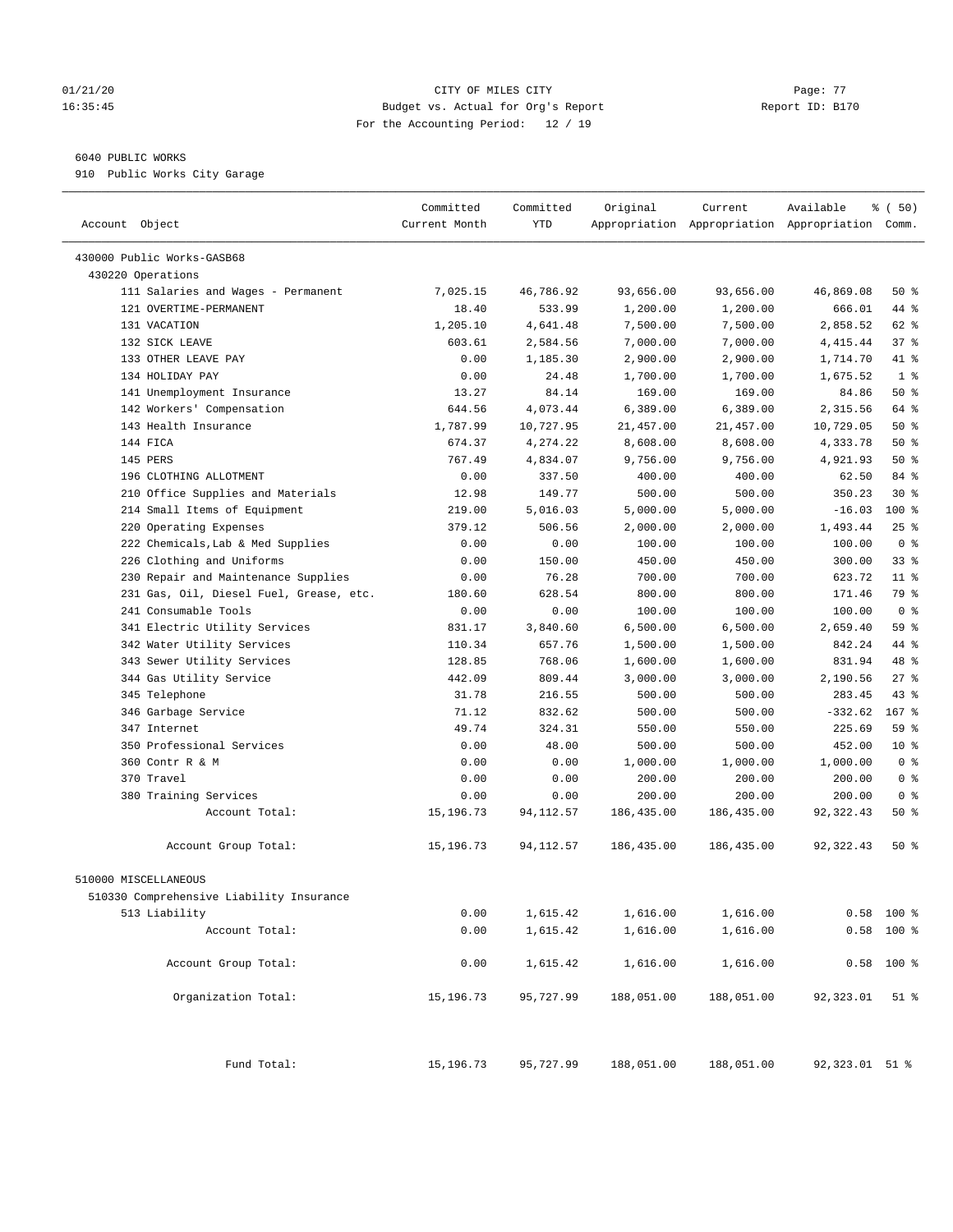01/21/20 CITY OF MILES CITY
16:35:45 Budget vs. Actual for Org's Report Report ID: B170
For the Accounting Period: 12 / 19

6040 PUBLIC WORKS
910 Public Works City Garage

| Account Object | Committed Current Month | Committed YTD | Original Appropriation | Current Appropriation | Available Appropriation | % ( 50) Comm. |
|---|---|---|---|---|---|---|
| 430000 Public Works-GASB68 | | | | | | |
| 430220 Operations | | | | | | |
| 111 Salaries and Wages - Permanent | 7,025.15 | 46,786.92 | 93,656.00 | 93,656.00 | 46,869.08 | 50 % |
| 121 OVERTIME-PERMANENT | 18.40 | 533.99 | 1,200.00 | 1,200.00 | 666.01 | 44 % |
| 131 VACATION | 1,205.10 | 4,641.48 | 7,500.00 | 7,500.00 | 2,858.52 | 62 % |
| 132 SICK LEAVE | 603.61 | 2,584.56 | 7,000.00 | 7,000.00 | 4,415.44 | 37 % |
| 133 OTHER LEAVE PAY | 0.00 | 1,185.30 | 2,900.00 | 2,900.00 | 1,714.70 | 41 % |
| 134 HOLIDAY PAY | 0.00 | 24.48 | 1,700.00 | 1,700.00 | 1,675.52 | 1 % |
| 141 Unemployment Insurance | 13.27 | 84.14 | 169.00 | 169.00 | 84.86 | 50 % |
| 142 Workers' Compensation | 644.56 | 4,073.44 | 6,389.00 | 6,389.00 | 2,315.56 | 64 % |
| 143 Health Insurance | 1,787.99 | 10,727.95 | 21,457.00 | 21,457.00 | 10,729.05 | 50 % |
| 144 FICA | 674.37 | 4,274.22 | 8,608.00 | 8,608.00 | 4,333.78 | 50 % |
| 145 PERS | 767.49 | 4,834.07 | 9,756.00 | 9,756.00 | 4,921.93 | 50 % |
| 196 CLOTHING ALLOTMENT | 0.00 | 337.50 | 400.00 | 400.00 | 62.50 | 84 % |
| 210 Office Supplies and Materials | 12.98 | 149.77 | 500.00 | 500.00 | 350.23 | 30 % |
| 214 Small Items of Equipment | 219.00 | 5,016.03 | 5,000.00 | 5,000.00 | -16.03 | 100 % |
| 220 Operating Expenses | 379.12 | 506.56 | 2,000.00 | 2,000.00 | 1,493.44 | 25 % |
| 222 Chemicals,Lab & Med Supplies | 0.00 | 0.00 | 100.00 | 100.00 | 100.00 | 0 % |
| 226 Clothing and Uniforms | 0.00 | 150.00 | 450.00 | 450.00 | 300.00 | 33 % |
| 230 Repair and Maintenance Supplies | 0.00 | 76.28 | 700.00 | 700.00 | 623.72 | 11 % |
| 231 Gas, Oil, Diesel Fuel, Grease, etc. | 180.60 | 628.54 | 800.00 | 800.00 | 171.46 | 79 % |
| 241 Consumable Tools | 0.00 | 0.00 | 100.00 | 100.00 | 100.00 | 0 % |
| 341 Electric Utility Services | 831.17 | 3,840.60 | 6,500.00 | 6,500.00 | 2,659.40 | 59 % |
| 342 Water Utility Services | 110.34 | 657.76 | 1,500.00 | 1,500.00 | 842.24 | 44 % |
| 343 Sewer Utility Services | 128.85 | 768.06 | 1,600.00 | 1,600.00 | 831.94 | 48 % |
| 344 Gas Utility Service | 442.09 | 809.44 | 3,000.00 | 3,000.00 | 2,190.56 | 27 % |
| 345 Telephone | 31.78 | 216.55 | 500.00 | 500.00 | 283.45 | 43 % |
| 346 Garbage Service | 71.12 | 832.62 | 500.00 | 500.00 | -332.62 | 167 % |
| 347 Internet | 49.74 | 324.31 | 550.00 | 550.00 | 225.69 | 59 % |
| 350 Professional Services | 0.00 | 48.00 | 500.00 | 500.00 | 452.00 | 10 % |
| 360 Contr R & M | 0.00 | 0.00 | 1,000.00 | 1,000.00 | 1,000.00 | 0 % |
| 370 Travel | 0.00 | 0.00 | 200.00 | 200.00 | 200.00 | 0 % |
| 380 Training Services | 0.00 | 0.00 | 200.00 | 200.00 | 200.00 | 0 % |
| Account Total: | 15,196.73 | 94,112.57 | 186,435.00 | 186,435.00 | 92,322.43 | 50 % |
| Account Group Total: | 15,196.73 | 94,112.57 | 186,435.00 | 186,435.00 | 92,322.43 | 50 % |
| 510000 MISCELLANEOUS | | | | | | |
| 510330 Comprehensive Liability Insurance | | | | | | |
| 513 Liability | 0.00 | 1,615.42 | 1,616.00 | 1,616.00 | 0.58 | 100 % |
| Account Total: | 0.00 | 1,615.42 | 1,616.00 | 1,616.00 | 0.58 | 100 % |
| Account Group Total: | 0.00 | 1,615.42 | 1,616.00 | 1,616.00 | 0.58 | 100 % |
| Organization Total: | 15,196.73 | 95,727.99 | 188,051.00 | 188,051.00 | 92,323.01 | 51 % |
| Fund Total: | 15,196.73 | 95,727.99 | 188,051.00 | 188,051.00 | 92,323.01 | 51 % |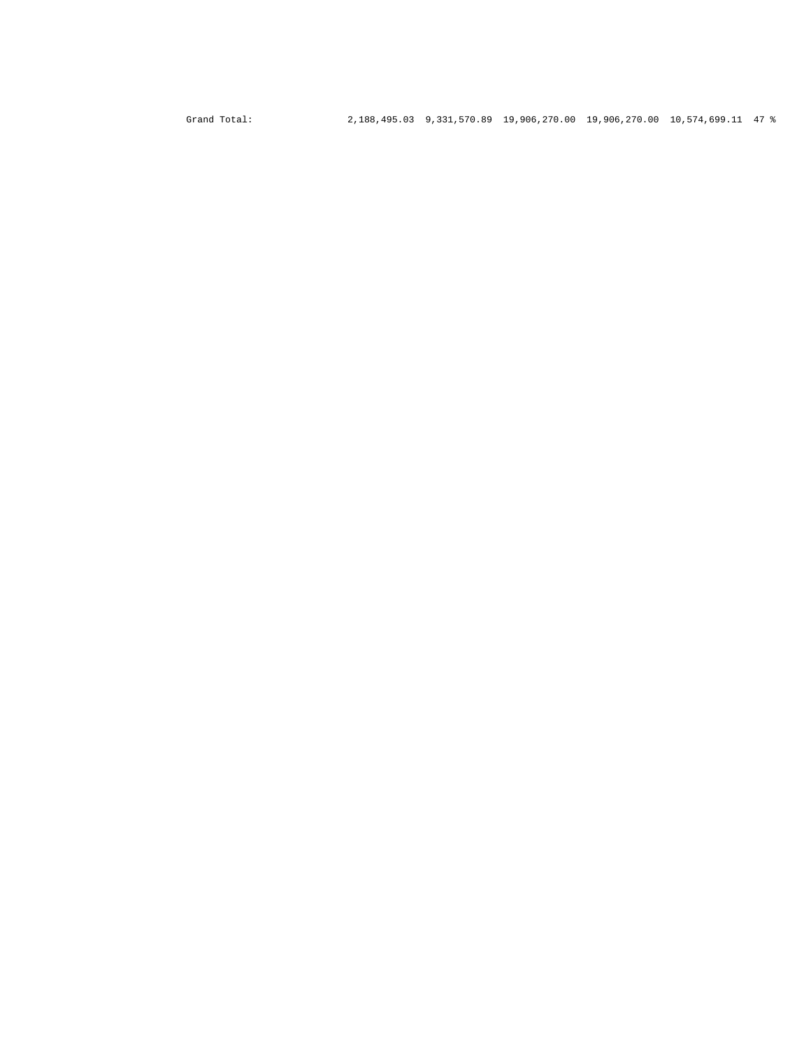| | | | | | | |
|---|---|---|---|---|---|---|
| Grand Total: | 2,188,495.03 | 9,331,570.89 | 19,906,270.00 | 19,906,270.00 | 10,574,699.11 | 47 % |